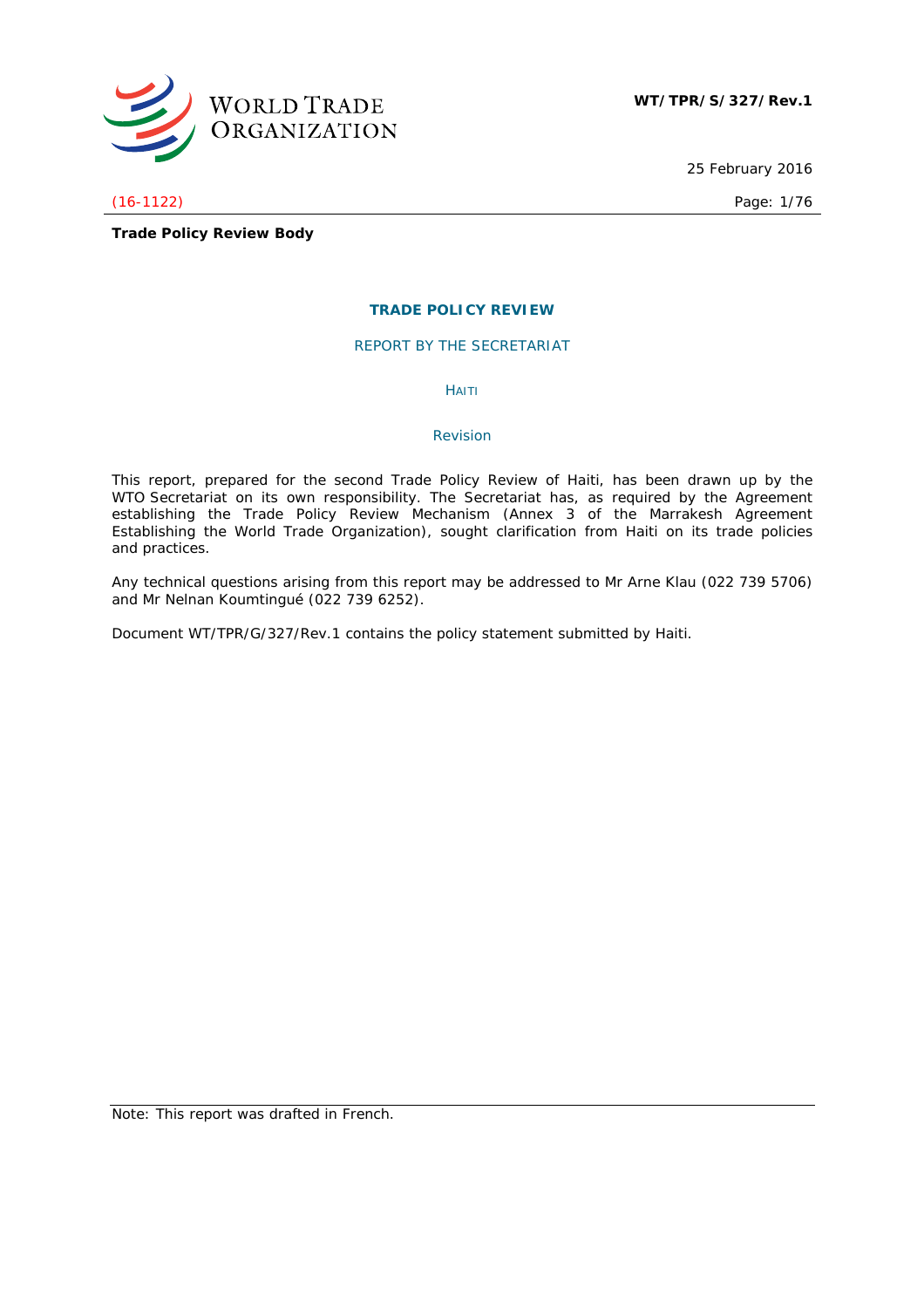WORLD TRADE ORGANIZATION

**WT/TPR/S/327/Rev.1**

25 February 2016

(16-1122)

**Trade Policy Review Body**

# TRADE POLICY REVIEW

## REPORT BY THE SECRETARIAT

## HAITI

### Revision

This report, prepared for the second Trade Policy Review of Haiti, has been drawn up by the WTO Secretariat on its own responsibility. The Secretariat has, as required by the Agreement establishing the Trade Policy Review Mechanism (Annex 3 of the Marrakesh Agreement Establishing the World Trade Organization), sought clarification from Haiti on its trade policies and practices.

Any technical questions arising from this report may be addressed to Mr Arne Klau (022 739 5706) and Mr Nelnan Koumtingué (022 739 6252).

Document WT/TPR/G/327/Rev.1 contains the policy statement submitted by Haiti.

Note: This report was drafted in French.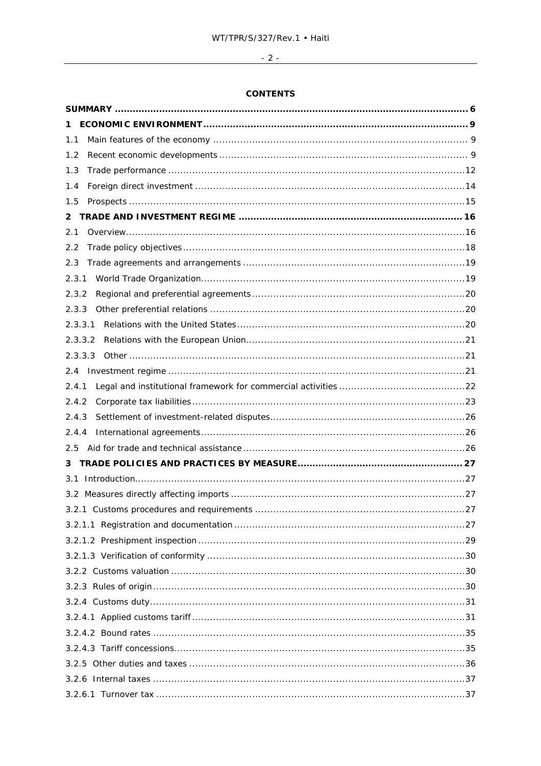**CONTENTS**

| | |
|---|---|
| **SUMMARY** | **6** |
| **1 ECONOMIC ENVIRONMENT** | **9** |
| 1.1 Main features of the economy | 9 |
| 1.2 Recent economic developments | 9 |
| 1.3 Trade performance | 12 |
| 1.4 Foreign direct investment | 14 |
| 1.5 Prospects | 15 |
| **2 TRADE AND INVESTMENT REGIME** | **16** |
| 2.1 Overview | 16 |
| 2.2 Trade policy objectives | 18 |
| 2.3 Trade agreements and arrangements | 19 |
| 2.3.1 World Trade Organization | 19 |
| 2.3.2 Regional and preferential agreements | 20 |
| 2.3.3 Other preferential relations | 20 |
| 2.3.3.1 Relations with the United States | 20 |
| 2.3.3.2 Relations with the European Union | 21 |
| 2.3.3.3 Other | 21 |
| 2.4 Investment regime | 21 |
| 2.4.1 Legal and institutional framework for commercial activities | 22 |
| 2.4.2 Corporate tax liabilities | 23 |
| 2.4.3 Settlement of investment-related disputes | 26 |
| 2.4.4 International agreements | 26 |
| 2.5 Aid for trade and technical assistance | 26 |
| **3 TRADE POLICIES AND PRACTICES BY MEASURE** | **27** |
| 3.1 Introduction | 27 |
| 3.2 Measures directly affecting imports | 27 |
| 3.2.1 Customs procedures and requirements | 27 |
| 3.2.1.1 Registration and documentation | 27 |
| 3.2.1.2 Preshipment inspection | 29 |
| 3.2.1.3 Verification of conformity | 30 |
| 3.2.2 Customs valuation | 30 |
| 3.2.3 Rules of origin | 30 |
| 3.2.4 Customs duty | 31 |
| 3.2.4.1 Applied customs tariff | 31 |
| 3.2.4.2 Bound rates | 35 |
| 3.2.4.3 Tariff concessions | 35 |
| 3.2.5 Other duties and taxes | 36 |
| 3.2.6 Internal taxes | 37 |
| 3.2.6.1 Turnover tax | 37 |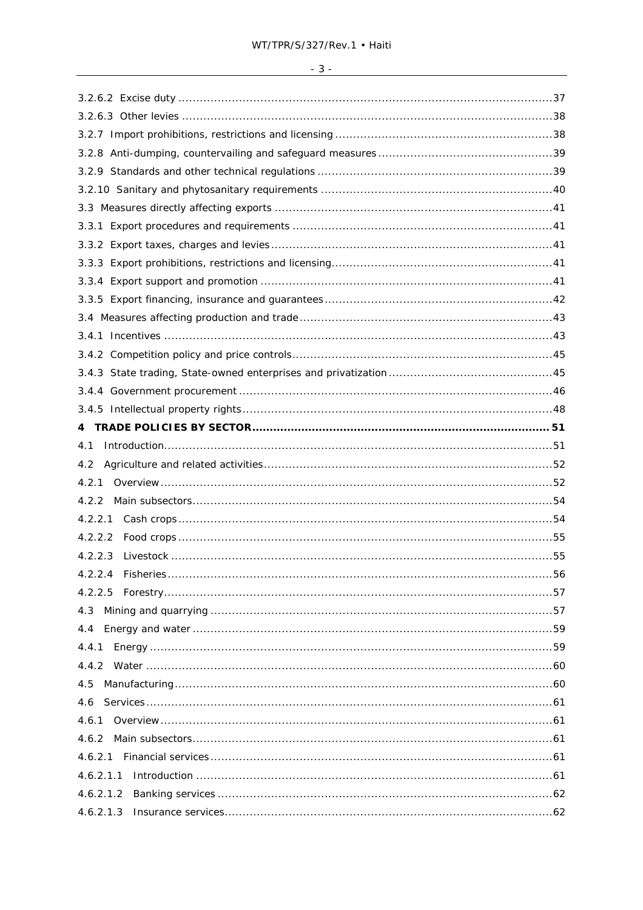3.2.6.2 Excise duty ..........37
3.2.6.3 Other levies ..........38
3.2.7 Import prohibitions, restrictions and licensing ..........38
3.2.8 Anti-dumping, countervailing and safeguard measures ..........39
3.2.9 Standards and other technical regulations ..........39
3.2.10 Sanitary and phytosanitary requirements ..........40
3.3 Measures directly affecting exports ..........41
3.3.1 Export procedures and requirements ..........41
3.3.2 Export taxes, charges and levies ..........41
3.3.3 Export prohibitions, restrictions and licensing ..........41
3.3.4 Export support and promotion ..........41
3.3.5 Export financing, insurance and guarantees ..........42
3.4 Measures affecting production and trade ..........43
3.4.1 Incentives ..........43
3.4.2 Competition policy and price controls ..........45
3.4.3 State trading, State-owned enterprises and privatization ..........45
3.4.4 Government procurement ..........46
3.4.5 Intellectual property rights ..........48
**4 TRADE POLICIES BY SECTOR ..........51**
4.1 Introduction ..........51
4.2 Agriculture and related activities ..........52
4.2.1 Overview ..........52
4.2.2 Main subsectors ..........54
4.2.2.1 Cash crops ..........54
4.2.2.2 Food crops ..........55
4.2.2.3 Livestock ..........55
4.2.2.4 Fisheries ..........56
4.2.2.5 Forestry ..........57
4.3 Mining and quarrying ..........57
4.4 Energy and water ..........59
4.4.1 Energy ..........59
4.4.2 Water ..........60
4.5 Manufacturing ..........60
4.6 Services ..........61
4.6.1 Overview ..........61
4.6.2 Main subsectors ..........61
4.6.2.1 Financial services ..........61
4.6.2.1.1 Introduction ..........61
4.6.2.1.2 Banking services ..........62
4.6.2.1.3 Insurance services ..........62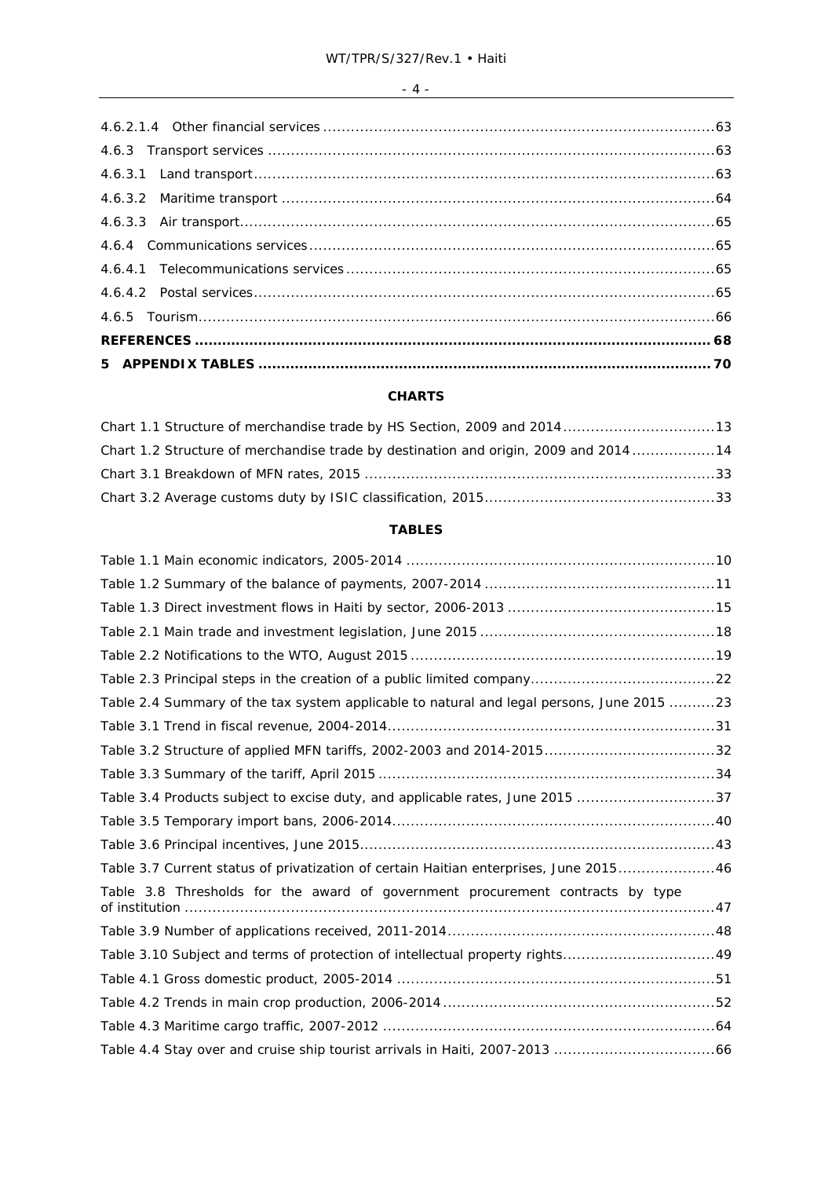4.6.2.1.4 Other financial services ....................................................................................63

4.6.3 Transport services ................................................................................................63

4.6.3.1 Land transport....................................................................................................63

4.6.3.2 Maritime transport .............................................................................................64

4.6.3.3 Air transport.......................................................................................................65

4.6.4 Communications services .......................................................................................65

4.6.4.1 Telecommunications services ...............................................................................65

4.6.4.2 Postal services....................................................................................................65

4.6.5 Tourism................................................................................................................66

**REFERENCES ................................................................................................................68**

**5 APPENDIX TABLES ....................................................................................................70**

**CHARTS**

Chart 1.1 Structure of merchandise trade by HS Section, 2009 and 2014................................13

Chart 1.2 Structure of merchandise trade by destination and origin, 2009 and 2014..................14

Chart 3.1 Breakdown of MFN rates, 2015 ...........................................................................33

Chart 3.2 Average customs duty by ISIC classification, 2015.................................................33

**TABLES**

Table 1.1 Main economic indicators, 2005-2014 ..................................................................10

Table 1.2 Summary of the balance of payments, 2007-2014 .................................................11

Table 1.3 Direct investment flows in Haiti by sector, 2006-2013 ............................................15

Table 2.1 Main trade and investment legislation, June 2015 ..................................................18

Table 2.2 Notifications to the WTO, August 2015 .................................................................19

Table 2.3 Principal steps in the creation of a public limited company.......................................22

Table 2.4 Summary of the tax system applicable to natural and legal persons, June 2015 ..........23

Table 3.1 Trend in fiscal revenue, 2004-2014.......................................................................31

Table 3.2 Structure of applied MFN tariffs, 2002-2003 and 2014-2015.....................................32

Table 3.3 Summary of the tariff, April 2015 .........................................................................34

Table 3.4 Products subject to excise duty, and applicable rates, June 2015 ..............................37

Table 3.5 Temporary import bans, 2006-2014......................................................................40

Table 3.6 Principal incentives, June 2015.............................................................................43

Table 3.7 Current status of privatization of certain Haitian enterprises, June 2015.....................46

Table 3.8 Thresholds for the award of government procurement contracts by type of institution ...................................................................................................................47

Table 3.9 Number of applications received, 2011-2014..........................................................48

Table 3.10 Subject and terms of protection of intellectual property rights.................................49

Table 4.1 Gross domestic product, 2005-2014 .....................................................................51

Table 4.2 Trends in main crop production, 2006-2014...........................................................52

Table 4.3 Maritime cargo traffic, 2007-2012 ........................................................................64

Table 4.4 Stay over and cruise ship tourist arrivals in Haiti, 2007-2013 ...................................66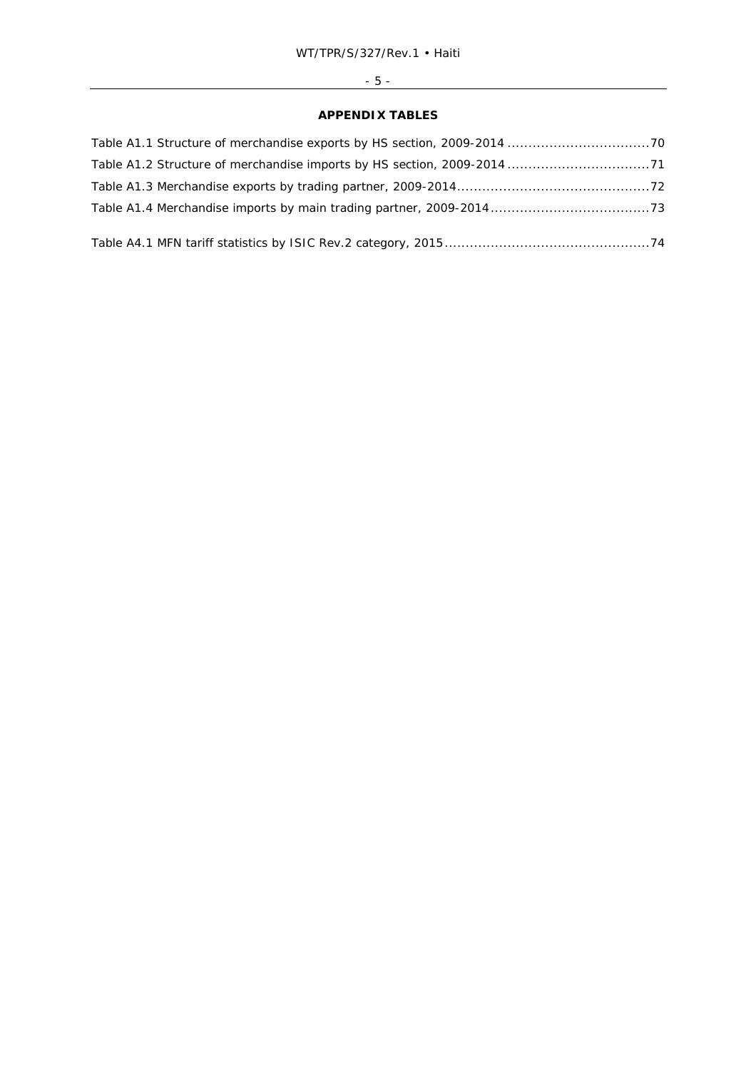**APPENDIX TABLES**

Table A1.1 Structure of merchandise exports by HS section, 2009-2014 ..................................70

Table A1.2 Structure of merchandise imports by HS section, 2009-2014 ..................................71

Table A1.3 Merchandise exports by trading partner, 2009-2014..............................................72

Table A1.4 Merchandise imports by main trading partner, 2009-2014......................................73

Table A4.1 MFN tariff statistics by ISIC Rev.2 category, 2015.................................................74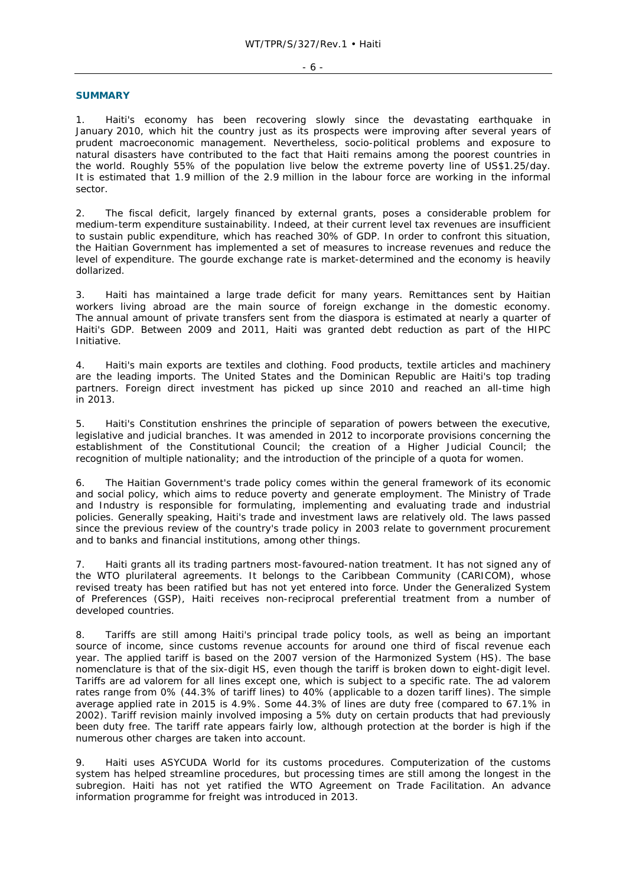## SUMMARY

1. Haiti's economy has been recovering slowly since the devastating earthquake in January 2010, which hit the country just as its prospects were improving after several years of prudent macroeconomic management. Nevertheless, socio-political problems and exposure to natural disasters have contributed to the fact that Haiti remains among the poorest countries in the world. Roughly 55% of the population live below the extreme poverty line of US$1.25/day. It is estimated that 1.9 million of the 2.9 million in the labour force are working in the informal sector.

2. The fiscal deficit, largely financed by external grants, poses a considerable problem for medium-term expenditure sustainability. Indeed, at their current level tax revenues are insufficient to sustain public expenditure, which has reached 30% of GDP. In order to confront this situation, the Haitian Government has implemented a set of measures to increase revenues and reduce the level of expenditure. The gourde exchange rate is market-determined and the economy is heavily dollarized.

3. Haiti has maintained a large trade deficit for many years. Remittances sent by Haitian workers living abroad are the main source of foreign exchange in the domestic economy. The annual amount of private transfers sent from the diaspora is estimated at nearly a quarter of Haiti's GDP. Between 2009 and 2011, Haiti was granted debt reduction as part of the HIPC Initiative.

4. Haiti's main exports are textiles and clothing. Food products, textile articles and machinery are the leading imports. The United States and the Dominican Republic are Haiti's top trading partners. Foreign direct investment has picked up since 2010 and reached an all-time high in 2013.

5. Haiti's Constitution enshrines the principle of separation of powers between the executive, legislative and judicial branches. It was amended in 2012 to incorporate provisions concerning the establishment of the Constitutional Council; the creation of a Higher Judicial Council; the recognition of multiple nationality; and the introduction of the principle of a quota for women.

6. The Haitian Government's trade policy comes within the general framework of its economic and social policy, which aims to reduce poverty and generate employment. The Ministry of Trade and Industry is responsible for formulating, implementing and evaluating trade and industrial policies. Generally speaking, Haiti's trade and investment laws are relatively old. The laws passed since the previous review of the country's trade policy in 2003 relate to government procurement and to banks and financial institutions, among other things.

7. Haiti grants all its trading partners most-favoured-nation treatment. It has not signed any of the WTO plurilateral agreements. It belongs to the Caribbean Community (CARICOM), whose revised treaty has been ratified but has not yet entered into force. Under the Generalized System of Preferences (GSP), Haiti receives non-reciprocal preferential treatment from a number of developed countries.

8. Tariffs are still among Haiti's principal trade policy tools, as well as being an important source of income, since customs revenue accounts for around one third of fiscal revenue each year. The applied tariff is based on the 2007 version of the Harmonized System (HS). The base nomenclature is that of the six-digit HS, even though the tariff is broken down to eight-digit level. Tariffs are ad valorem for all lines except one, which is subject to a specific rate. The ad valorem rates range from 0% (44.3% of tariff lines) to 40% (applicable to a dozen tariff lines). The simple average applied rate in 2015 is 4.9%. Some 44.3% of lines are duty free (compared to 67.1% in 2002). Tariff revision mainly involved imposing a 5% duty on certain products that had previously been duty free. The tariff rate appears fairly low, although protection at the border is high if the numerous other charges are taken into account.

9. Haiti uses ASYCUDA World for its customs procedures. Computerization of the customs system has helped streamline procedures, but processing times are still among the longest in the subregion. Haiti has not yet ratified the WTO Agreement on Trade Facilitation. An advance information programme for freight was introduced in 2013.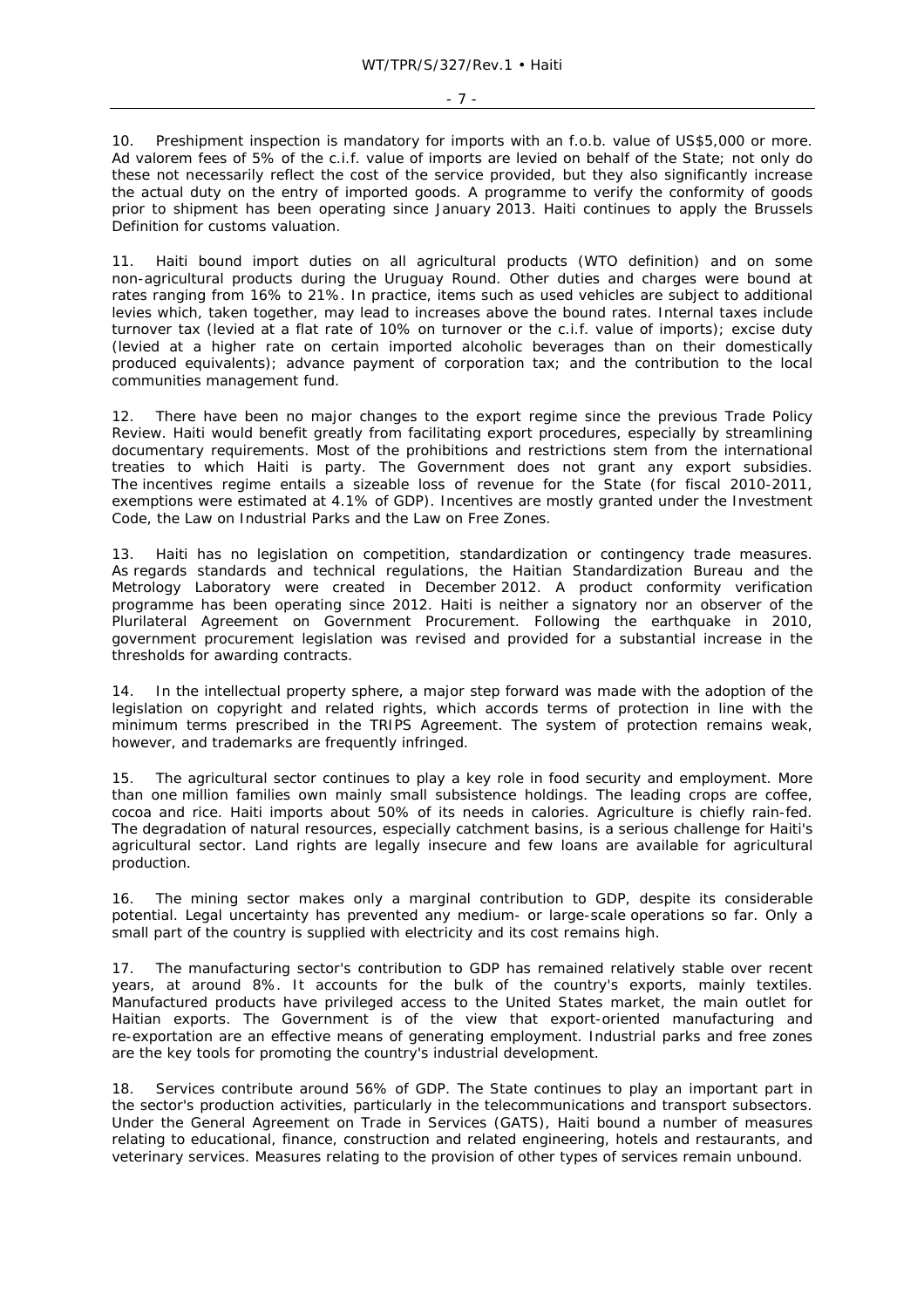10. Preshipment inspection is mandatory for imports with an f.o.b. value of US$5,000 or more. Ad valorem fees of 5% of the c.i.f. value of imports are levied on behalf of the State; not only do these not necessarily reflect the cost of the service provided, but they also significantly increase the actual duty on the entry of imported goods. A programme to verify the conformity of goods prior to shipment has been operating since January 2013. Haiti continues to apply the Brussels Definition for customs valuation.

11. Haiti bound import duties on all agricultural products (WTO definition) and on some non-agricultural products during the Uruguay Round. Other duties and charges were bound at rates ranging from 16% to 21%. In practice, items such as used vehicles are subject to additional levies which, taken together, may lead to increases above the bound rates. Internal taxes include turnover tax (levied at a flat rate of 10% on turnover or the c.i.f. value of imports); excise duty (levied at a higher rate on certain imported alcoholic beverages than on their domestically produced equivalents); advance payment of corporation tax; and the contribution to the local communities management fund.

12. There have been no major changes to the export regime since the previous Trade Policy Review. Haiti would benefit greatly from facilitating export procedures, especially by streamlining documentary requirements. Most of the prohibitions and restrictions stem from the international treaties to which Haiti is party. The Government does not grant any export subsidies. The incentives regime entails a sizeable loss of revenue for the State (for fiscal 2010-2011, exemptions were estimated at 4.1% of GDP). Incentives are mostly granted under the Investment Code, the Law on Industrial Parks and the Law on Free Zones.

13. Haiti has no legislation on competition, standardization or contingency trade measures. As regards standards and technical regulations, the Haitian Standardization Bureau and the Metrology Laboratory were created in December 2012. A product conformity verification programme has been operating since 2012. Haiti is neither a signatory nor an observer of the Plurilateral Agreement on Government Procurement. Following the earthquake in 2010, government procurement legislation was revised and provided for a substantial increase in the thresholds for awarding contracts.

14. In the intellectual property sphere, a major step forward was made with the adoption of the legislation on copyright and related rights, which accords terms of protection in line with the minimum terms prescribed in the TRIPS Agreement. The system of protection remains weak, however, and trademarks are frequently infringed.

15. The agricultural sector continues to play a key role in food security and employment. More than one million families own mainly small subsistence holdings. The leading crops are coffee, cocoa and rice. Haiti imports about 50% of its needs in calories. Agriculture is chiefly rain-fed. The degradation of natural resources, especially catchment basins, is a serious challenge for Haiti's agricultural sector. Land rights are legally insecure and few loans are available for agricultural production.

16. The mining sector makes only a marginal contribution to GDP, despite its considerable potential. Legal uncertainty has prevented any medium- or large-scale operations so far. Only a small part of the country is supplied with electricity and its cost remains high.

17. The manufacturing sector's contribution to GDP has remained relatively stable over recent years, at around 8%. It accounts for the bulk of the country's exports, mainly textiles. Manufactured products have privileged access to the United States market, the main outlet for Haitian exports. The Government is of the view that export-oriented manufacturing and re-exportation are an effective means of generating employment. Industrial parks and free zones are the key tools for promoting the country's industrial development.

18. Services contribute around 56% of GDP. The State continues to play an important part in the sector's production activities, particularly in the telecommunications and transport subsectors. Under the General Agreement on Trade in Services (GATS), Haiti bound a number of measures relating to educational, finance, construction and related engineering, hotels and restaurants, and veterinary services. Measures relating to the provision of other types of services remain unbound.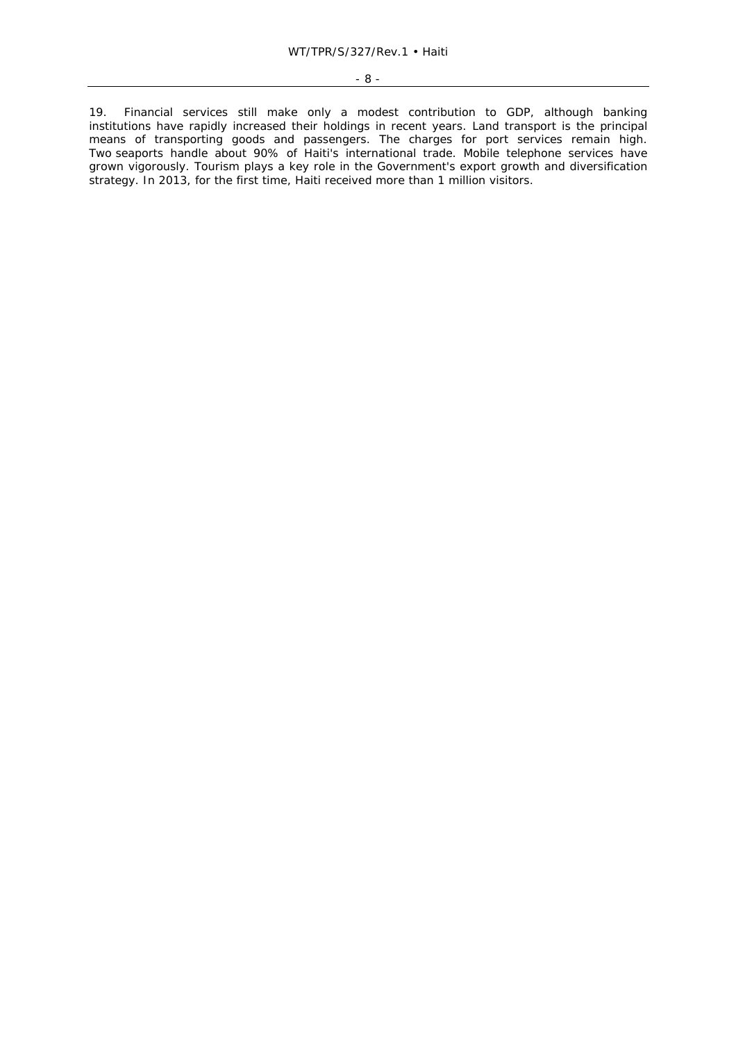19. Financial services still make only a modest contribution to GDP, although banking institutions have rapidly increased their holdings in recent years. Land transport is the principal means of transporting goods and passengers. The charges for port services remain high. Two seaports handle about 90% of Haiti's international trade. Mobile telephone services have grown vigorously. Tourism plays a key role in the Government's export growth and diversification strategy. In 2013, for the first time, Haiti received more than 1 million visitors.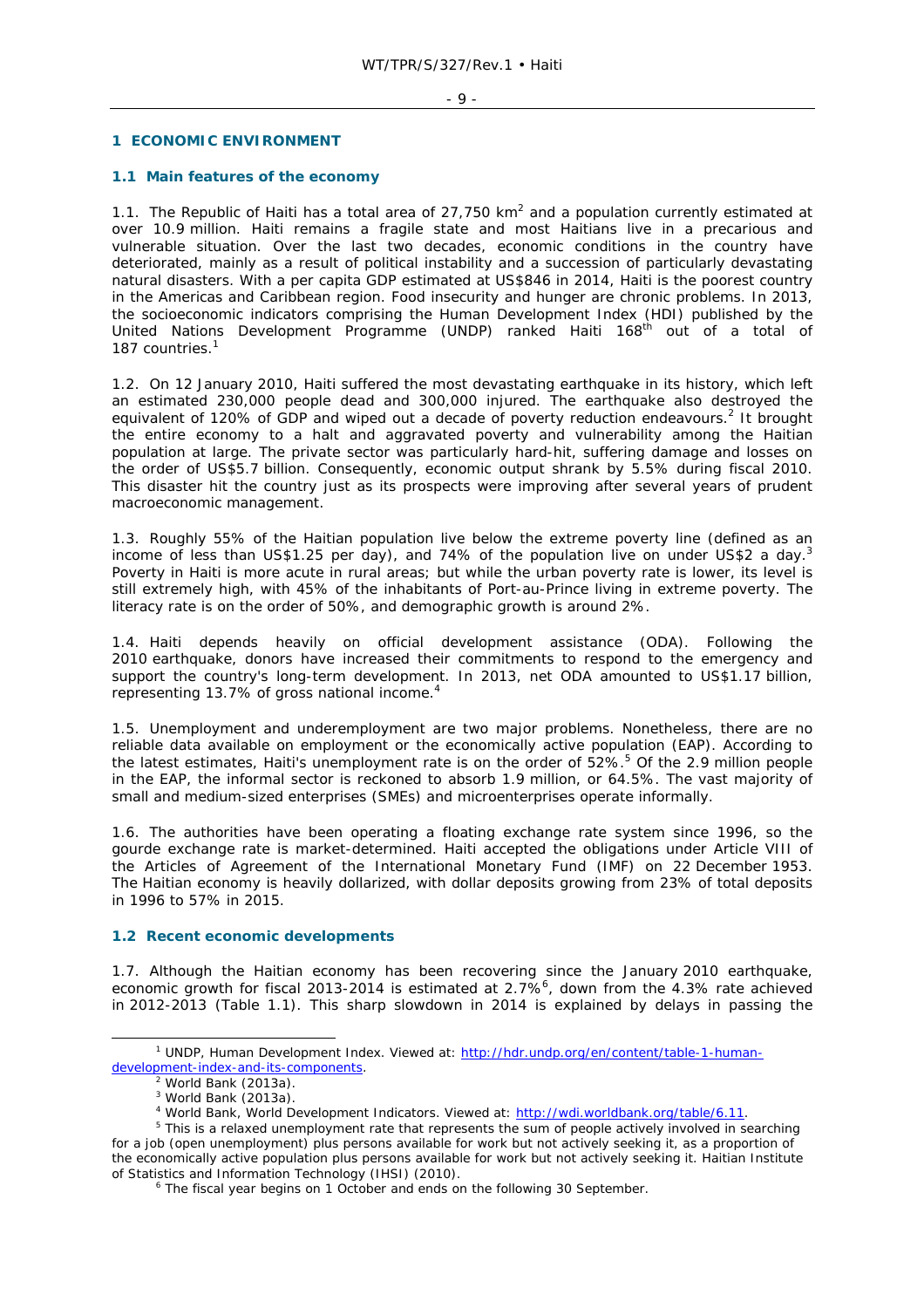# 1 ECONOMIC ENVIRONMENT

## 1.1 Main features of the economy

1.1. The Republic of Haiti has a total area of 27,750 km$^2$ and a population currently estimated at over 10.9 million. Haiti remains a fragile state and most Haitians live in a precarious and vulnerable situation. Over the last two decades, economic conditions in the country have deteriorated, mainly as a result of political instability and a succession of particularly devastating natural disasters. With a per capita GDP estimated at US$846 in 2014, Haiti is the poorest country in the Americas and Caribbean region. Food insecurity and hunger are chronic problems. In 2013, the socioeconomic indicators comprising the Human Development Index (HDI) published by the United Nations Development Programme (UNDP) ranked Haiti 168$^{th}$ out of a total of 187 countries.[1]

1.2. On 12 January 2010, Haiti suffered the most devastating earthquake in its history, which left an estimated 230,000 people dead and 300,000 injured. The earthquake also destroyed the equivalent of 120% of GDP and wiped out a decade of poverty reduction endeavours.[2] It brought the entire economy to a halt and aggravated poverty and vulnerability among the Haitian population at large. The private sector was particularly hard-hit, suffering damage and losses on the order of US$5.7 billion. Consequently, economic output shrank by 5.5% during fiscal 2010. This disaster hit the country just as its prospects were improving after several years of prudent macroeconomic management.

1.3. Roughly 55% of the Haitian population live below the extreme poverty line (defined as an income of less than US$1.25 per day), and 74% of the population live on under US$2 a day.[3] Poverty in Haiti is more acute in rural areas; but while the urban poverty rate is lower, its level is still extremely high, with 45% of the inhabitants of Port-au-Prince living in extreme poverty. The literacy rate is on the order of 50%, and demographic growth is around 2%.

1.4. Haiti depends heavily on official development assistance (ODA). Following the 2010 earthquake, donors have increased their commitments to respond to the emergency and support the country's long-term development. In 2013, net ODA amounted to US$1.17 billion, representing 13.7% of gross national income.[4]

1.5. Unemployment and underemployment are two major problems. Nonetheless, there are no reliable data available on employment or the economically active population (EAP). According to the latest estimates, Haiti's unemployment rate is on the order of 52%.[5] Of the 2.9 million people in the EAP, the informal sector is reckoned to absorb 1.9 million, or 64.5%. The vast majority of small and medium-sized enterprises (SMEs) and microenterprises operate informally.

1.6. The authorities have been operating a floating exchange rate system since 1996, so the gourde exchange rate is market-determined. Haiti accepted the obligations under Article VIII of the Articles of Agreement of the International Monetary Fund (IMF) on 22 December 1953. The Haitian economy is heavily dollarized, with dollar deposits growing from 23% of total deposits in 1996 to 57% in 2015.

## 1.2 Recent economic developments

1.7. Although the Haitian economy has been recovering since the January 2010 earthquake, economic growth for fiscal 2013-2014 is estimated at 2.7%[6], down from the 4.3% rate achieved in 2012-2013 (Table 1.1). This sharp slowdown in 2014 is explained by delays in passing the

---

[1] UNDP, Human Development Index. Viewed at: http://hdr.undp.org/en/content/table-1-human-development-index-and-its-components.

[2] World Bank (2013a).

[3] World Bank (2013a).

[4] World Bank, World Development Indicators. Viewed at: http://wdi.worldbank.org/table/6.11.

[5] This is a relaxed unemployment rate that represents the sum of people actively involved in searching for a job (open unemployment) plus persons available for work but not actively seeking it, as a proportion of the economically active population plus persons available for work but not actively seeking it. Haitian Institute of Statistics and Information Technology (IHSI) (2010).

[6] The fiscal year begins on 1 October and ends on the following 30 September.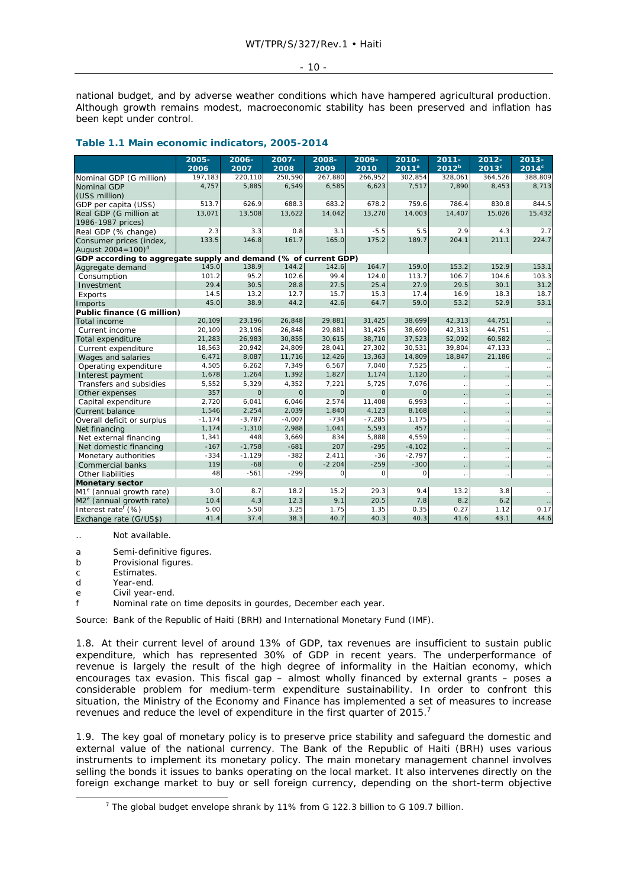national budget, and by adverse weather conditions which have hampered agricultural production. Although growth remains modest, macroeconomic stability has been preserved and inflation has been kept under control.

### Table 1.1 Main economic indicators, 2005-2014

| | 2005-2006 | 2006-2007 | 2007-2008 | 2008-2009 | 2009-2010 | 2010-2011[a] | 2011-2012[b] | 2012-2013[c] | 2013-2014[c] |
|---|---|---|---|---|---|---|---|---|---|
| Nominal GDP (G million) | 197,183 | 220,110 | 250,590 | 267,880 | 266,952 | 302,854 | 328,061 | 364,526 | 388,809 |
| Nominal GDP (US$ million) | 4,757 | 5,885 | 6,549 | 6,585 | 6,623 | 7,517 | 7,890 | 8,453 | 8,713 |
| GDP per capita (US$) | 513.7 | 626.9 | 688.3 | 683.2 | 678.2 | 759.6 | 786.4 | 830.8 | 844.5 |
| Real GDP (G million at 1986-1987 prices) | 13,071 | 13,508 | 13,622 | 14,042 | 13,270 | 14,003 | 14,407 | 15,026 | 15,432 |
| Real GDP (% change) | 2.3 | 3.3 | 0.8 | 3.1 | -5.5 | 5.5 | 2.9 | 4.3 | 2.7 |
| Consumer prices (index, August 2004=100)[d] | 133.5 | 146.8 | 161.7 | 165.0 | 175.2 | 189.7 | 204.1 | 211.1 | 224.7 |
| **GDP according to aggregate supply and demand (% of current GDP)** | | | | | | | | | |
| Aggregate demand | 145.0 | 138.9 | 144.2 | 142.6 | 164.7 | 159.0 | 153.2 | 152.9 | 153.1 |
| Consumption | 101.2 | 95.2 | 102.6 | 99.4 | 124.0 | 113.7 | 106.7 | 104.6 | 103.3 |
| Investment | 29.4 | 30.5 | 28.8 | 27.5 | 25.4 | 27.9 | 29.5 | 30.1 | 31.2 |
| Exports | 14.5 | 13.2 | 12.7 | 15.7 | 15.3 | 17.4 | 16.9 | 18.3 | 18.7 |
| Imports | 45.0 | 38.9 | 44.2 | 42.6 | 64.7 | 59.0 | 53.2 | 52.9 | 53.1 |
| **Public finance (G million)** | | | | | | | | | |
| Total income | 20,109 | 23,196 | 26,848 | 29,881 | 31,425 | 38,699 | 42,313 | 44,751 | .. |
| Current income | 20,109 | 23,196 | 26,848 | 29,881 | 31,425 | 38,699 | 42,313 | 44,751 | .. |
| Total expenditure | 21,283 | 26,983 | 30,855 | 30,615 | 38,710 | 37,523 | 52,092 | 60,582 | .. |
| Current expenditure | 18,563 | 20,942 | 24,809 | 28,041 | 27,302 | 30,531 | 39,804 | 47,133 | .. |
| Wages and salaries | 6,471 | 8,087 | 11,716 | 12,426 | 13,363 | 14,809 | 18,847 | 21,186 | .. |
| Operating expenditure | 4,505 | 6,262 | 7,349 | 6,567 | 7,040 | 7,525 | .. | .. | .. |
| Interest payment | 1,678 | 1,264 | 1,392 | 1,827 | 1,174 | 1,120 | .. | .. | .. |
| Transfers and subsidies | 5,552 | 5,329 | 4,352 | 7,221 | 5,725 | 7,076 | .. | .. | .. |
| Other expenses | 357 | 0 | 0 | 0 | 0 | 0 | .. | .. | .. |
| Capital expenditure | 2,720 | 6,041 | 6,046 | 2,574 | 11,408 | 6,993 | .. | .. | .. |
| Current balance | 1,546 | 2,254 | 2,039 | 1,840 | 4,123 | 8,168 | .. | .. | .. |
| Overall deficit or surplus | -1,174 | -3,787 | -4,007 | -734 | -7,285 | 1,175 | .. | .. | .. |
| Net financing | 1,174 | -1,310 | 2,988 | 1,041 | 5,593 | 457 | .. | .. | .. |
| Net external financing | 1,341 | 448 | 3,669 | 834 | 5,888 | 4,559 | .. | .. | .. |
| Net domestic financing | -167 | -1,758 | -681 | 207 | -295 | -4,102 | .. | .. | .. |
| Monetary authorities | -334 | -1,129 | -382 | 2,411 | -36 | -2,797 | .. | .. | .. |
| Commercial banks | 119 | -68 | 0 | -2 204 | -259 | -300 | .. | .. | .. |
| Other liabilities | 48 | -561 | -299 | 0 | 0 | 0 | .. | .. | .. |
| **Monetary sector** | | | | | | | | | |
| M1[e] (annual growth rate) | 3.0 | 8.7 | 18.2 | 15.2 | 29.3 | 9.4 | 13.2 | 3.8 | .. |
| M2[e] (annual growth rate) | 10.4 | 4.3 | 12.3 | 9.1 | 20.5 | 7.8 | 8.2 | 6.2 | .. |
| Interest rate[f] (%) | 5.00 | 5.50 | 3.25 | 1.75 | 1.35 | 0.35 | 0.27 | 1.12 | 0.17 |
| Exchange rate (G/US$) | 41.4 | 37.4 | 38.3 | 40.7 | 40.3 | 40.3 | 41.6 | 43.1 | 44.6 |

.. Not available.

a Semi-definitive figures.
b Provisional figures.
c Estimates.
d Year-end.
e Civil year-end.
f Nominal rate on time deposits in gourdes, December each year.

Source: Bank of the Republic of Haiti (BRH) and International Monetary Fund (IMF).

1.8. At their current level of around 13% of GDP, tax revenues are insufficient to sustain public expenditure, which has represented 30% of GDP in recent years. The underperformance of revenue is largely the result of the high degree of informality in the Haitian economy, which encourages tax evasion. This fiscal gap – almost wholly financed by external grants – poses a considerable problem for medium-term expenditure sustainability. In order to confront this situation, the Ministry of the Economy and Finance has implemented a set of measures to increase revenues and reduce the level of expenditure in the first quarter of 2015.[7]

1.9. The key goal of monetary policy is to preserve price stability and safeguard the domestic and external value of the national currency. The Bank of the Republic of Haiti (BRH) uses various instruments to implement its monetary policy. The main monetary management channel involves selling the bonds it issues to banks operating on the local market. It also intervenes directly on the foreign exchange market to buy or sell foreign currency, depending on the short-term objective

[7] The global budget envelope shrank by 11% from G 122.3 billion to G 109.7 billion.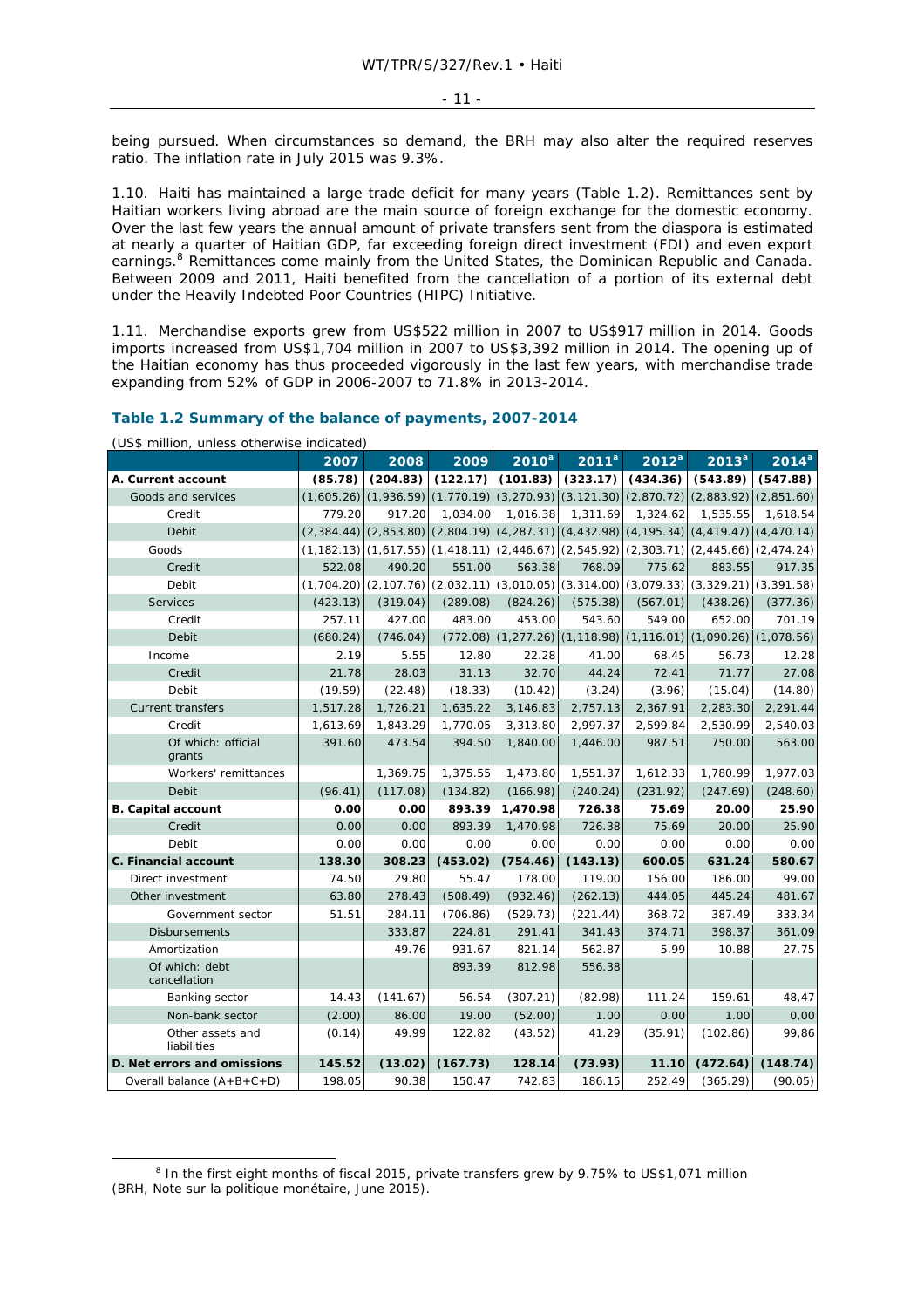being pursued. When circumstances so demand, the BRH may also alter the required reserves ratio. The inflation rate in July 2015 was 9.3%.

1.10. Haiti has maintained a large trade deficit for many years (Table 1.2). Remittances sent by Haitian workers living abroad are the main source of foreign exchange for the domestic economy. Over the last few years the annual amount of private transfers sent from the diaspora is estimated at nearly a quarter of Haitian GDP, far exceeding foreign direct investment (FDI) and even export earnings.[8] Remittances come mainly from the United States, the Dominican Republic and Canada. Between 2009 and 2011, Haiti benefited from the cancellation of a portion of its external debt under the Heavily Indebted Poor Countries (HIPC) Initiative.

1.11. Merchandise exports grew from US$522 million in 2007 to US$917 million in 2014. Goods imports increased from US$1,704 million in 2007 to US$3,392 million in 2014. The opening up of the Haitian economy has thus proceeded vigorously in the last few years, with merchandise trade expanding from 52% of GDP in 2006-2007 to 71.8% in 2013-2014.

### Table 1.2 Summary of the balance of payments, 2007-2014

(US$ million, unless otherwise indicated)

| | 2007 | 2008 | 2009 | 2010[a] | 2011[a] | 2012[a] | 2013[a] | 2014[a] |
|---|---|---|---|---|---|---|---|---|
| **A. Current account** | **(85.78)** | **(204.83)** | **(122.17)** | **(101.83)** | **(323.17)** | **(434.36)** | **(543.89)** | **(547.88)** |
| Goods and services | (1,605.26) | (1,936.59) | (1,770.19) | (3,270.93) | (3,121.30) | (2,870.72) | (2,883.92) | (2,851.60) |
| Credit | 779.20 | 917.20 | 1,034.00 | 1,016.38 | 1,311.69 | 1,324.62 | 1,535.55 | 1,618.54 |
| Debit | (2,384.44) | (2,853.80) | (2,804.19) | (4,287.31) | (4,432.98) | (4,195.34) | (4,419.47) | (4,470.14) |
| Goods | (1,182.13) | (1,617.55) | (1,418.11) | (2,446.67) | (2,545.92) | (2,303.71) | (2,445.66) | (2,474.24) |
| Credit | 522.08 | 490.20 | 551.00 | 563.38 | 768.09 | 775.62 | 883.55 | 917.35 |
| Debit | (1,704.20) | (2,107.76) | (2,032.11) | (3,010.05) | (3,314.00) | (3,079.33) | (3,329.21) | (3,391.58) |
| Services | (423.13) | (319.04) | (289.08) | (824.26) | (575.38) | (567.01) | (438.26) | (377.36) |
| Credit | 257.11 | 427.00 | 483.00 | 453.00 | 543.60 | 549.00 | 652.00 | 701.19 |
| Debit | (680.24) | (746.04) | (772.08) | (1,277.26) | (1,118.98) | (1,116.01) | (1,090.26) | (1,078.56) |
| Income | 2.19 | 5.55 | 12.80 | 22.28 | 41.00 | 68.45 | 56.73 | 12.28 |
| Credit | 21.78 | 28.03 | 31.13 | 32.70 | 44.24 | 72.41 | 71.77 | 27.08 |
| Debit | (19.59) | (22.48) | (18.33) | (10.42) | (3.24) | (3.96) | (15.04) | (14.80) |
| Current transfers | 1,517.28 | 1,726.21 | 1,635.22 | 3,146.83 | 2,757.13 | 2,367.91 | 2,283.30 | 2,291.44 |
| Credit | 1,613.69 | 1,843.29 | 1,770.05 | 3,313.80 | 2,997.37 | 2,599.84 | 2,530.99 | 2,540.03 |
| Of which: official grants | 391.60 | 473.54 | 394.50 | 1,840.00 | 1,446.00 | 987.51 | 750.00 | 563.00 |
| Workers' remittances | | 1,369.75 | 1,375.55 | 1,473.80 | 1,551.37 | 1,612.33 | 1,780.99 | 1,977.03 |
| Debit | (96.41) | (117.08) | (134.82) | (166.98) | (240.24) | (231.92) | (247.69) | (248.60) |
| **B. Capital account** | **0.00** | **0.00** | **893.39** | **1,470.98** | **726.38** | **75.69** | **20.00** | **25.90** |
| Credit | 0.00 | 0.00 | 893.39 | 1,470.98 | 726.38 | 75.69 | 20.00 | 25.90 |
| Debit | 0.00 | 0.00 | 0.00 | 0.00 | 0.00 | 0.00 | 0.00 | 0.00 |
| **C. Financial account** | **138.30** | **308.23** | **(453.02)** | **(754.46)** | **(143.13)** | **600.05** | **631.24** | **580.67** |
| Direct investment | 74.50 | 29.80 | 55.47 | 178.00 | 119.00 | 156.00 | 186.00 | 99.00 |
| Other investment | 63.80 | 278.43 | (508.49) | (932.46) | (262.13) | 444.05 | 445.24 | 481.67 |
| Government sector | 51.51 | 284.11 | (706.86) | (529.73) | (221.44) | 368.72 | 387.49 | 333.34 |
| Disbursements | | 333.87 | 224.81 | 291.41 | 341.43 | 374.71 | 398.37 | 361.09 |
| Amortization | | 49.76 | 931.67 | 821.14 | 562.87 | 5.99 | 10.88 | 27.75 |
| Of which: debt cancellation | | | 893.39 | 812.98 | 556.38 | | | |
| Banking sector | 14.43 | (141.67) | 56.54 | (307.21) | (82.98) | 111.24 | 159.61 | 48,47 |
| Non-bank sector | (2.00) | 86.00 | 19.00 | (52.00) | 1.00 | 0.00 | 1.00 | 0,00 |
| Other assets and liabilities | (0.14) | 49.99 | 122.82 | (43.52) | 41.29 | (35.91) | (102.86) | 99,86 |
| **D. Net errors and omissions** | **145.52** | **(13.02)** | **(167.73)** | **128.14** | **(73.93)** | **11.10** | **(472.64)** | **(148.74)** |
| Overall balance (A+B+C+D) | 198.05 | 90.38 | 150.47 | 742.83 | 186.15 | 252.49 | (365.29) | (90.05) |

[8] In the first eight months of fiscal 2015, private transfers grew by 9.75% to US$1,071 million (BRH, Note sur la politique monétaire, June 2015).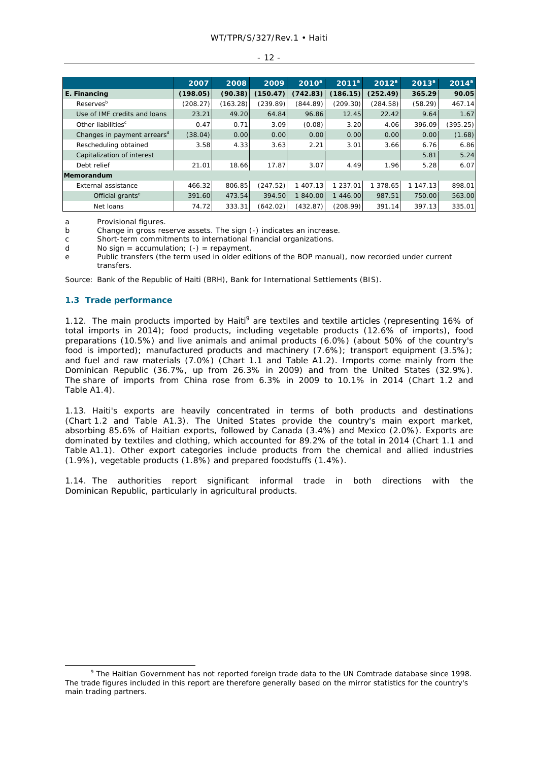| | 2007 | 2008 | 2009 | 2010[a] | 2011[a] | 2012[a] | 2013[a] | 2014[a] |
|---|---|---|---|---|---|---|---|---|
| **E. Financing** | **(198.05)** | **(90.38)** | **(150.47)** | **(742.83)** | **(186.15)** | **(252.49)** | **365.29** | **90.05** |
| Reserves[b] | (208.27) | (163.28) | (239.89) | (844.89) | (209.30) | (284.58) | (58.29) | 467.14 |
| Use of IMF credits and loans | 23.21 | 49.20 | 64.84 | 96.86 | 12.45 | 22.42 | 9.64 | 1.67 |
| Other liabilities[c] | 0.47 | 0.71 | 3.09 | (0.08) | 3.20 | 4.06 | 396.09 | (395.25) |
| Changes in payment arrears[d] | (38.04) | 0.00 | 0.00 | 0.00 | 0.00 | 0.00 | 0.00 | (1.68) |
| Rescheduling obtained | 3.58 | 4.33 | 3.63 | 2.21 | 3.01 | 3.66 | 6.76 | 6.86 |
| Capitalization of interest | | | | | | | 5.81 | 5.24 |
| Debt relief | 21.01 | 18.66 | 17.87 | 3.07 | 4.49 | 1.96 | 5.28 | 6.07 |
| **Memorandum** | | | | | | | | |
| External assistance | 466.32 | 806.85 | (247.52) | 1 407.13 | 1 237.01 | 1 378.65 | 1 147.13 | 898.01 |
| Official grants[e] | 391.60 | 473.54 | 394.50 | 1 840.00 | 1 446.00 | 987.51 | 750.00 | 563.00 |
| Net loans | 74.72 | 333.31 | (642.02) | (432.87) | (208.99) | 391.14 | 397.13 | 335.01 |

a Provisional figures.
b Change in gross reserve assets. The sign (-) indicates an increase.
c Short-term commitments to international financial organizations.
d No sign = accumulation; (-) = repayment.
e Public transfers (the term used in older editions of the BOP manual), now recorded under current transfers.

Source: Bank of the Republic of Haiti (BRH), Bank for International Settlements (BIS).

### 1.3 Trade performance

1.12. The main products imported by Haiti[9] are textiles and textile articles (representing 16% of total imports in 2014); food products, including vegetable products (12.6% of imports), food preparations (10.5%) and live animals and animal products (6.0%) (about 50% of the country's food is imported); manufactured products and machinery (7.6%); transport equipment (3.5%); and fuel and raw materials (7.0%) (Chart 1.1 and Table A1.2). Imports come mainly from the Dominican Republic (36.7%, up from 26.3% in 2009) and from the United States (32.9%). The share of imports from China rose from 6.3% in 2009 to 10.1% in 2014 (Chart 1.2 and Table A1.4).

1.13. Haiti's exports are heavily concentrated in terms of both products and destinations (Chart 1.2 and Table A1.3). The United States provide the country's main export market, absorbing 85.6% of Haitian exports, followed by Canada (3.4%) and Mexico (2.0%). Exports are dominated by textiles and clothing, which accounted for 89.2% of the total in 2014 (Chart 1.1 and Table A1.1). Other export categories include products from the chemical and allied industries (1.9%), vegetable products (1.8%) and prepared foodstuffs (1.4%).

1.14. The authorities report significant informal trade in both directions with the Dominican Republic, particularly in agricultural products.

[9] The Haitian Government has not reported foreign trade data to the UN Comtrade database since 1998. The trade figures included in this report are therefore generally based on the mirror statistics for the country's main trading partners.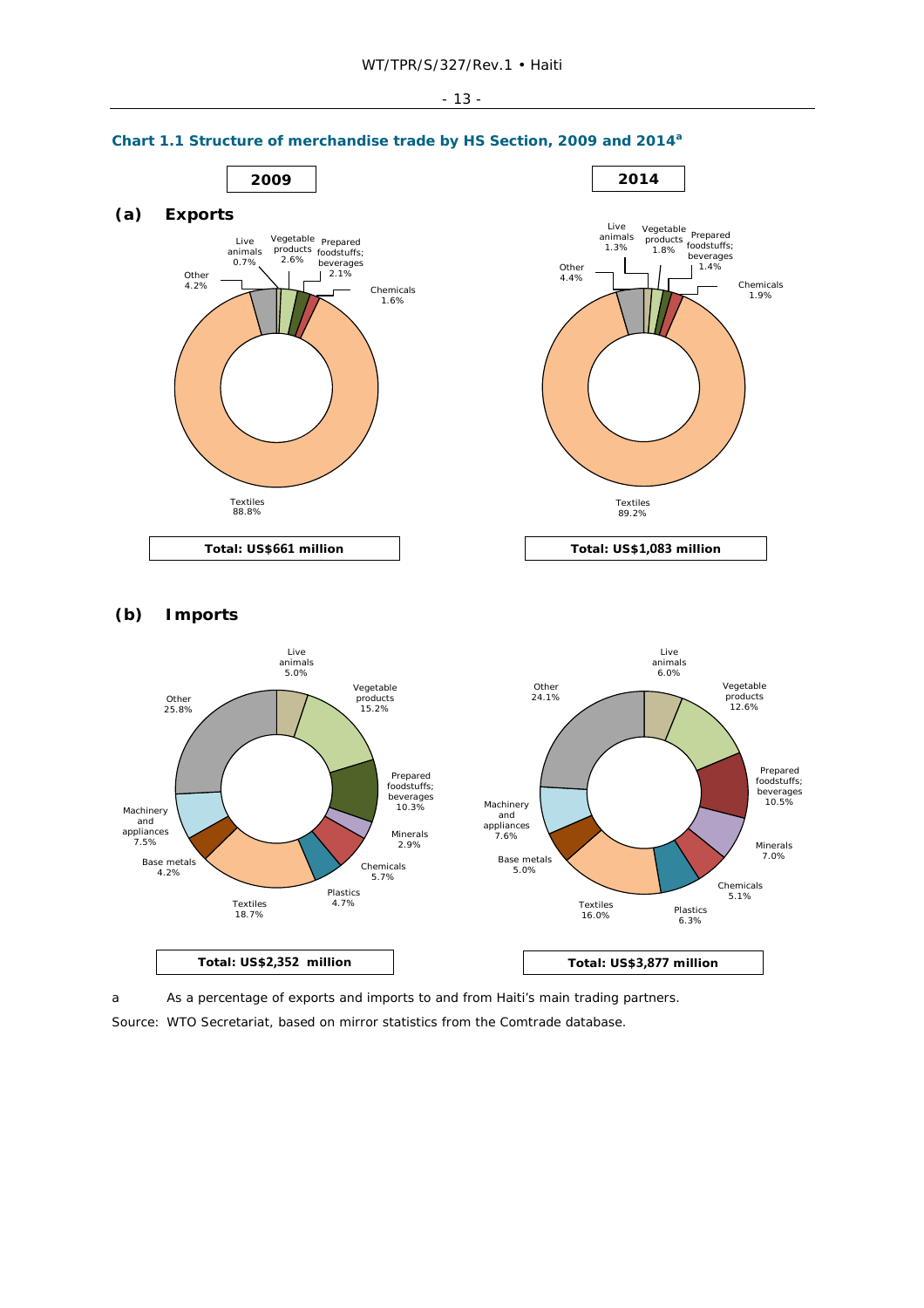**Chart 1.1 Structure of merchandise trade by HS Section, 2009 and 2014[a]**

**2009** | **2014**

**(a) Exports**

2009: Live animals 0.7%; Vegetable products 2.6%; Prepared foodstuffs; beverages 2.1%; Chemicals 1.6%; Textiles 88.8%; Other 4.2%

**Total: US$661 million**

2014: Live animals 1.3%; Vegetable products 1.8%; Prepared foodstuffs; beverages 1.4%; Chemicals 1.9%; Textiles 89.2%; Other 4.4%

**Total: US$1,083 million**

**(b) Imports**

2009: Live animals 5.0%; Vegetable products 15.2%; Prepared foodstuffs; beverages 10.3%; Minerals 2.9%; Chemicals 5.7%; Plastics 4.7%; Textiles 18.7%; Base metals 4.2%; Machinery and appliances 7.5%; Other 25.8%

**Total: US$2,352 million**

2014: Live animals 6.0%; Vegetable products 12.6%; Prepared foodstuffs; beverages 10.5%; Minerals 7.0%; Chemicals 5.1%; Plastics 6.3%; Textiles 16.0%; Base metals 5.0%; Machinery and appliances 7.6%; Other 24.1%

**Total: US$3,877 million**

a As a percentage of exports and imports to and from Haiti's main trading partners.

Source: WTO Secretariat, based on mirror statistics from the Comtrade database.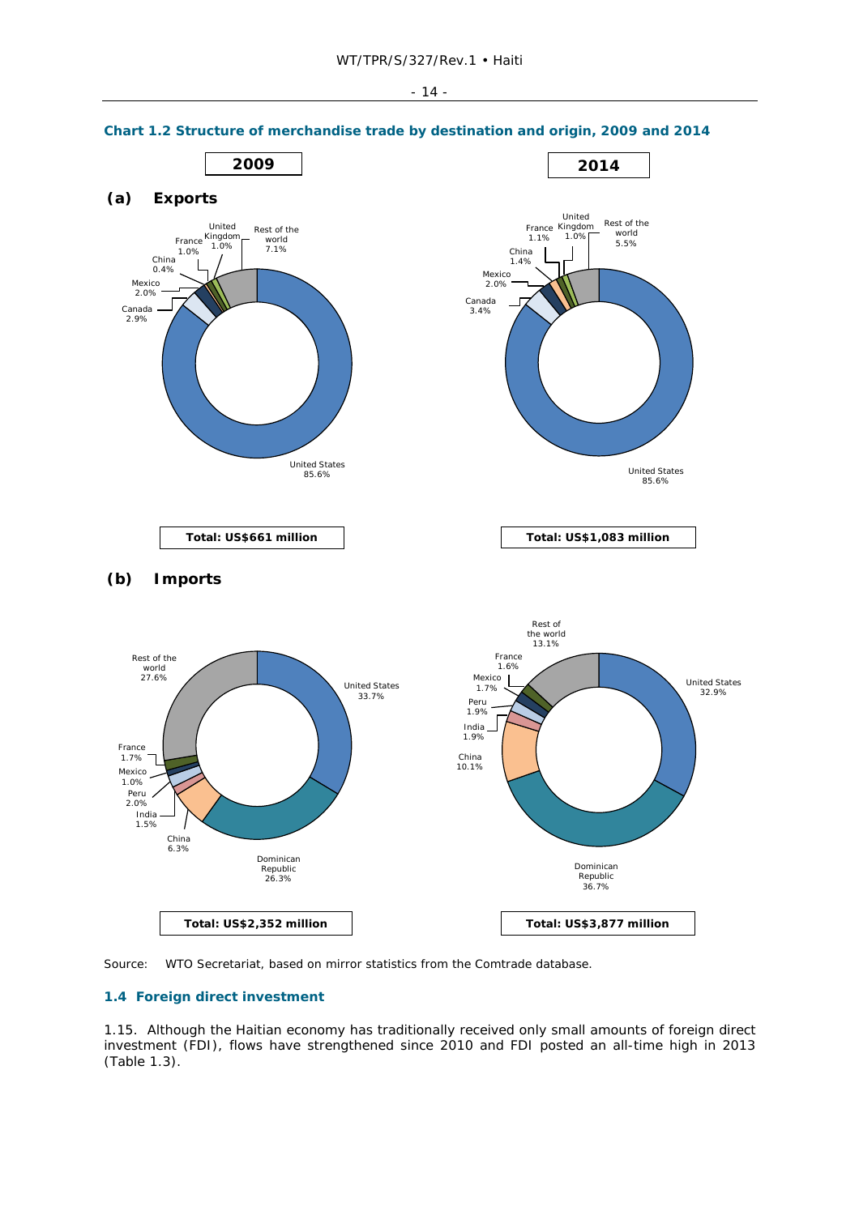**Chart 1.2 Structure of merchandise trade by destination and origin, 2009 and 2014**

**(a) Exports**

| | 2009 | 2014 |
|---|---|---|
| United States | 85.6% | 85.6% |
| Canada | 2.9% | 3.4% |
| Mexico | 2.0% | 2.0% |
| China | 0.4% | 1.4% |
| France | 1.0% | 1.1% |
| United Kingdom | 1.0% | 1.0% |
| Rest of the world | 7.1% | 5.5% |
| **Total** | **US$661 million** | **US$1,083 million** |

**(b) Imports**

| | 2009 | 2014 |
|---|---|---|
| United States | 33.7% | 32.9% |
| Dominican Republic | 26.3% | 36.7% |
| China | 6.3% | 10.1% |
| India | 1.5% | 1.9% |
| Peru | 2.0% | 1.9% |
| Mexico | 1.0% | 1.7% |
| France | 1.7% | 1.6% |
| Rest of the world | 27.6% | 13.1% |
| **Total** | **US$2,352 million** | **US$3,877 million** |

Source: WTO Secretariat, based on mirror statistics from the Comtrade database.

## 1.4 Foreign direct investment

1.15. Although the Haitian economy has traditionally received only small amounts of foreign direct investment (FDI), flows have strengthened since 2010 and FDI posted an all-time high in 2013 (Table 1.3).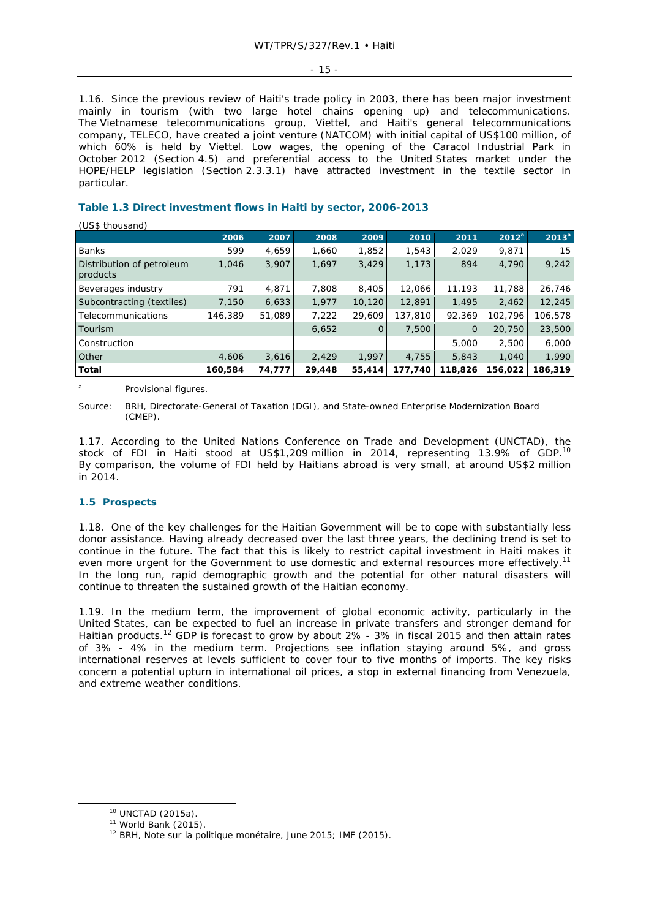1.16. Since the previous review of Haiti's trade policy in 2003, there has been major investment mainly in tourism (with two large hotel chains opening up) and telecommunications. The Vietnamese telecommunications group, Viettel, and Haiti's general telecommunications company, TELECO, have created a joint venture (NATCOM) with initial capital of US$100 million, of which 60% is held by Viettel. Low wages, the opening of the Caracol Industrial Park in October 2012 (Section 4.5) and preferential access to the United States market under the HOPE/HELP legislation (Section 2.3.3.1) have attracted investment in the textile sector in particular.

### Table 1.3 Direct investment flows in Haiti by sector, 2006-2013

(US$ thousand)

| | 2006 | 2007 | 2008 | 2009 | 2010 | 2011 | 2012[a] | 2013[a] |
|---|---|---|---|---|---|---|---|---|
| Banks | 599 | 4,659 | 1,660 | 1,852 | 1,543 | 2,029 | 9,871 | 15 |
| Distribution of petroleum products | 1,046 | 3,907 | 1,697 | 3,429 | 1,173 | 894 | 4,790 | 9,242 |
| Beverages industry | 791 | 4,871 | 7,808 | 8,405 | 12,066 | 11,193 | 11,788 | 26,746 |
| Subcontracting (textiles) | 7,150 | 6,633 | 1,977 | 10,120 | 12,891 | 1,495 | 2,462 | 12,245 |
| Telecommunications | 146,389 | 51,089 | 7,222 | 29,609 | 137,810 | 92,369 | 102,796 | 106,578 |
| Tourism | | | 6,652 | 0 | 7,500 | 0 | 20,750 | 23,500 |
| Construction | | | | | | 5,000 | 2,500 | 6,000 |
| Other | 4,606 | 3,616 | 2,429 | 1,997 | 4,755 | 5,843 | 1,040 | 1,990 |
| **Total** | **160,584** | **74,777** | **29,448** | **55,414** | **177,740** | **118,826** | **156,022** | **186,319** |

a Provisional figures.

Source: BRH, Directorate-General of Taxation (DGI), and State-owned Enterprise Modernization Board (CMEP).

1.17. According to the United Nations Conference on Trade and Development (UNCTAD), the stock of FDI in Haiti stood at US$1,209 million in 2014, representing 13.9% of GDP.[10] By comparison, the volume of FDI held by Haitians abroad is very small, at around US$2 million in 2014.

## 1.5 Prospects

1.18. One of the key challenges for the Haitian Government will be to cope with substantially less donor assistance. Having already decreased over the last three years, the declining trend is set to continue in the future. The fact that this is likely to restrict capital investment in Haiti makes it even more urgent for the Government to use domestic and external resources more effectively.[11] In the long run, rapid demographic growth and the potential for other natural disasters will continue to threaten the sustained growth of the Haitian economy.

1.19. In the medium term, the improvement of global economic activity, particularly in the United States, can be expected to fuel an increase in private transfers and stronger demand for Haitian products.[12] GDP is forecast to grow by about 2% - 3% in fiscal 2015 and then attain rates of 3% - 4% in the medium term. Projections see inflation staying around 5%, and gross international reserves at levels sufficient to cover four to five months of imports. The key risks concern a potential upturn in international oil prices, a stop in external financing from Venezuela, and extreme weather conditions.

---

[10] UNCTAD (2015a).

[11] World Bank (2015).

[12] BRH, Note sur la politique monétaire, June 2015; IMF (2015).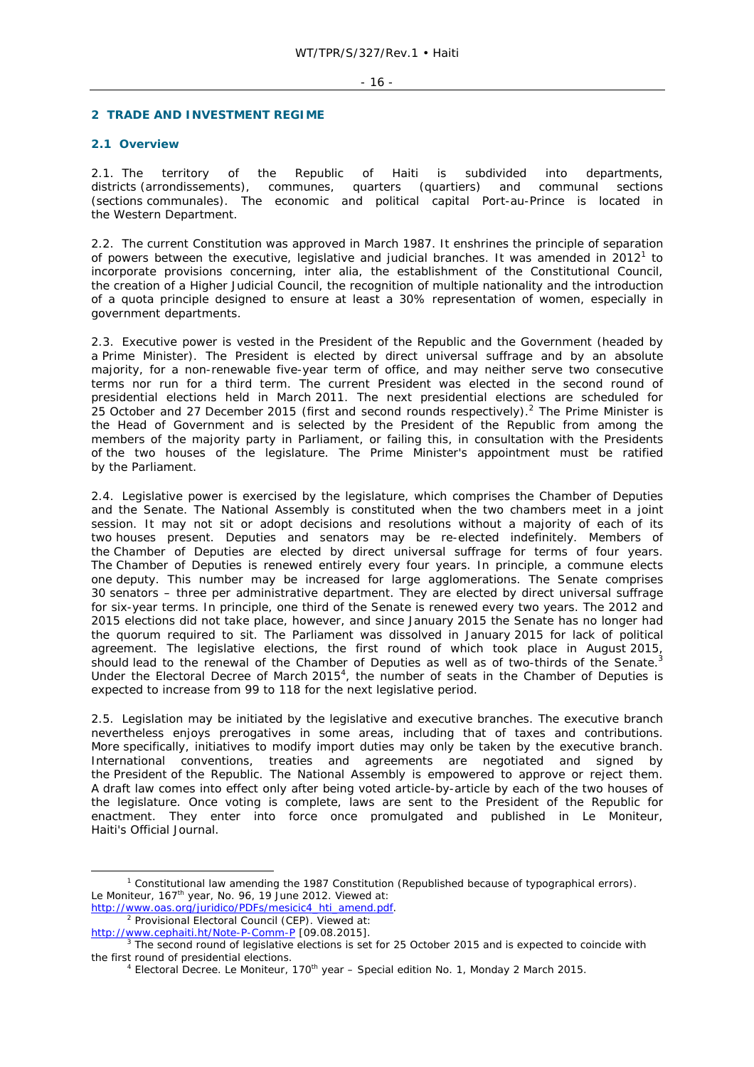## 2 TRADE AND INVESTMENT REGIME

### 2.1 Overview

2.1. The territory of the Republic of Haiti is subdivided into departments, districts (*arrondissements*), communes, quarters (*quartiers*) and communal sections (*sections communales*). The economic and political capital Port-au-Prince is located in the Western Department.

2.2. The current Constitution was approved in March 1987. It enshrines the principle of separation of powers between the executive, legislative and judicial branches. It was amended in 2012[1] to incorporate provisions concerning, *inter alia*, the establishment of the Constitutional Council, the creation of a Higher Judicial Council, the recognition of multiple nationality and the introduction of a quota principle designed to ensure at least a 30% representation of women, especially in government departments.

2.3. Executive power is vested in the President of the Republic and the Government (headed by a Prime Minister). The President is elected by direct universal suffrage and by an absolute majority, for a non-renewable five-year term of office, and may neither serve two consecutive terms nor run for a third term. The current President was elected in the second round of presidential elections held in March 2011. The next presidential elections are scheduled for 25 October and 27 December 2015 (first and second rounds respectively).[2] The Prime Minister is the Head of Government and is selected by the President of the Republic from among the members of the majority party in Parliament, or failing this, in consultation with the Presidents of the two houses of the legislature. The Prime Minister's appointment must be ratified by the Parliament.

2.4. Legislative power is exercised by the legislature, which comprises the Chamber of Deputies and the Senate. The National Assembly is constituted when the two chambers meet in a joint session. It may not sit or adopt decisions and resolutions without a majority of each of its two houses present. Deputies and senators may be re-elected indefinitely. Members of the Chamber of Deputies are elected by direct universal suffrage for terms of four years. The Chamber of Deputies is renewed entirely every four years. In principle, a commune elects one deputy. This number may be increased for large agglomerations. The Senate comprises 30 senators – three per administrative department. They are elected by direct universal suffrage for six-year terms. In principle, one third of the Senate is renewed every two years. The 2012 and 2015 elections did not take place, however, and since January 2015 the Senate has no longer had the quorum required to sit. The Parliament was dissolved in January 2015 for lack of political agreement. The legislative elections, the first round of which took place in August 2015, should lead to the renewal of the Chamber of Deputies as well as of two-thirds of the Senate.[3] Under the Electoral Decree of March 2015[4], the number of seats in the Chamber of Deputies is expected to increase from 99 to 118 for the next legislative period.

2.5. Legislation may be initiated by the legislative and executive branches. The executive branch nevertheless enjoys prerogatives in some areas, including that of taxes and contributions. More specifically, initiatives to modify import duties may only be taken by the executive branch. International conventions, treaties and agreements are negotiated and signed by the President of the Republic. The National Assembly is empowered to approve or reject them. A draft law comes into effect only after being voted article-by-article by each of the two houses of the legislature. Once voting is complete, laws are sent to the President of the Republic for enactment. They enter into force once promulgated and published in *Le Moniteur*, Haiti's Official Journal.

---

[1] Constitutional law amending the 1987 Constitution (Republished because of typographical errors). Le Moniteur, 167th year, No. 96, 19 June 2012. Viewed at: http://www.oas.org/juridico/PDFs/mesicic4_hti_amend.pdf.

[2] Provisional Electoral Council (CEP). Viewed at: http://www.cephaiti.ht/Note-P-Comm-P [09.08.2015].

[3] The second round of legislative elections is set for 25 October 2015 and is expected to coincide with the first round of presidential elections.

[4] Electoral Decree. Le Moniteur, 170th year – Special edition No. 1, Monday 2 March 2015.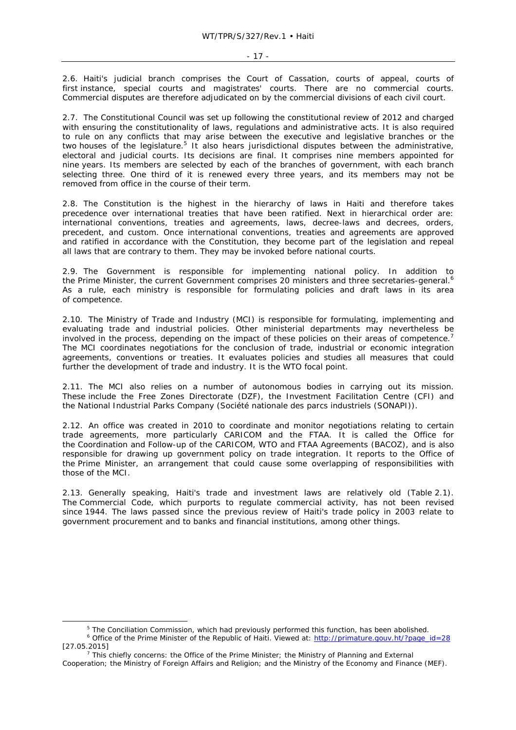2.6. Haiti's judicial branch comprises the Court of Cassation, courts of appeal, courts of first instance, special courts and magistrates' courts. There are no commercial courts. Commercial disputes are therefore adjudicated on by the commercial divisions of each civil court.

2.7. The Constitutional Council was set up following the constitutional review of 2012 and charged with ensuring the constitutionality of laws, regulations and administrative acts. It is also required to rule on any conflicts that may arise between the executive and legislative branches or the two houses of the legislature.[5] It also hears jurisdictional disputes between the administrative, electoral and judicial courts. Its decisions are final. It comprises nine members appointed for nine years. Its members are selected by each of the branches of government, with each branch selecting three. One third of it is renewed every three years, and its members may not be removed from office in the course of their term.

2.8. The Constitution is the highest in the hierarchy of laws in Haiti and therefore takes precedence over international treaties that have been ratified. Next in hierarchical order are: international conventions, treaties and agreements, laws, decree-laws and decrees, orders, precedent, and custom. Once international conventions, treaties and agreements are approved and ratified in accordance with the Constitution, they become part of the legislation and repeal all laws that are contrary to them. They may be invoked before national courts.

2.9. The Government is responsible for implementing national policy. In addition to the Prime Minister, the current Government comprises 20 ministers and three secretaries-general.[6] As a rule, each ministry is responsible for formulating policies and draft laws in its area of competence.

2.10. The Ministry of Trade and Industry (MCI) is responsible for formulating, implementing and evaluating trade and industrial policies. Other ministerial departments may nevertheless be involved in the process, depending on the impact of these policies on their areas of competence.[7] The MCI coordinates negotiations for the conclusion of trade, industrial or economic integration agreements, conventions or treaties. It evaluates policies and studies all measures that could further the development of trade and industry. It is the WTO focal point.

2.11. The MCI also relies on a number of autonomous bodies in carrying out its mission. These include the Free Zones Directorate (DZF), the Investment Facilitation Centre (CFI) and the National Industrial Parks Company (Société nationale des parcs industriels (SONAPI)).

2.12. An office was created in 2010 to coordinate and monitor negotiations relating to certain trade agreements, more particularly CARICOM and the FTAA. It is called the Office for the Coordination and Follow-up of the CARICOM, WTO and FTAA Agreements (BACOZ), and is also responsible for drawing up government policy on trade integration. It reports to the Office of the Prime Minister, an arrangement that could cause some overlapping of responsibilities with those of the MCI.

2.13. Generally speaking, Haiti's trade and investment laws are relatively old (Table 2.1). The Commercial Code, which purports to regulate commercial activity, has not been revised since 1944. The laws passed since the previous review of Haiti's trade policy in 2003 relate to government procurement and to banks and financial institutions, among other things.

---

[5] The Conciliation Commission, which had previously performed this function, has been abolished.

[6] Office of the Prime Minister of the Republic of Haiti. Viewed at: http://primature.gouv.ht/?page_id=28 [27.05.2015]

[7] This chiefly concerns: the Office of the Prime Minister; the Ministry of Planning and External Cooperation; the Ministry of Foreign Affairs and Religion; and the Ministry of the Economy and Finance (MEF).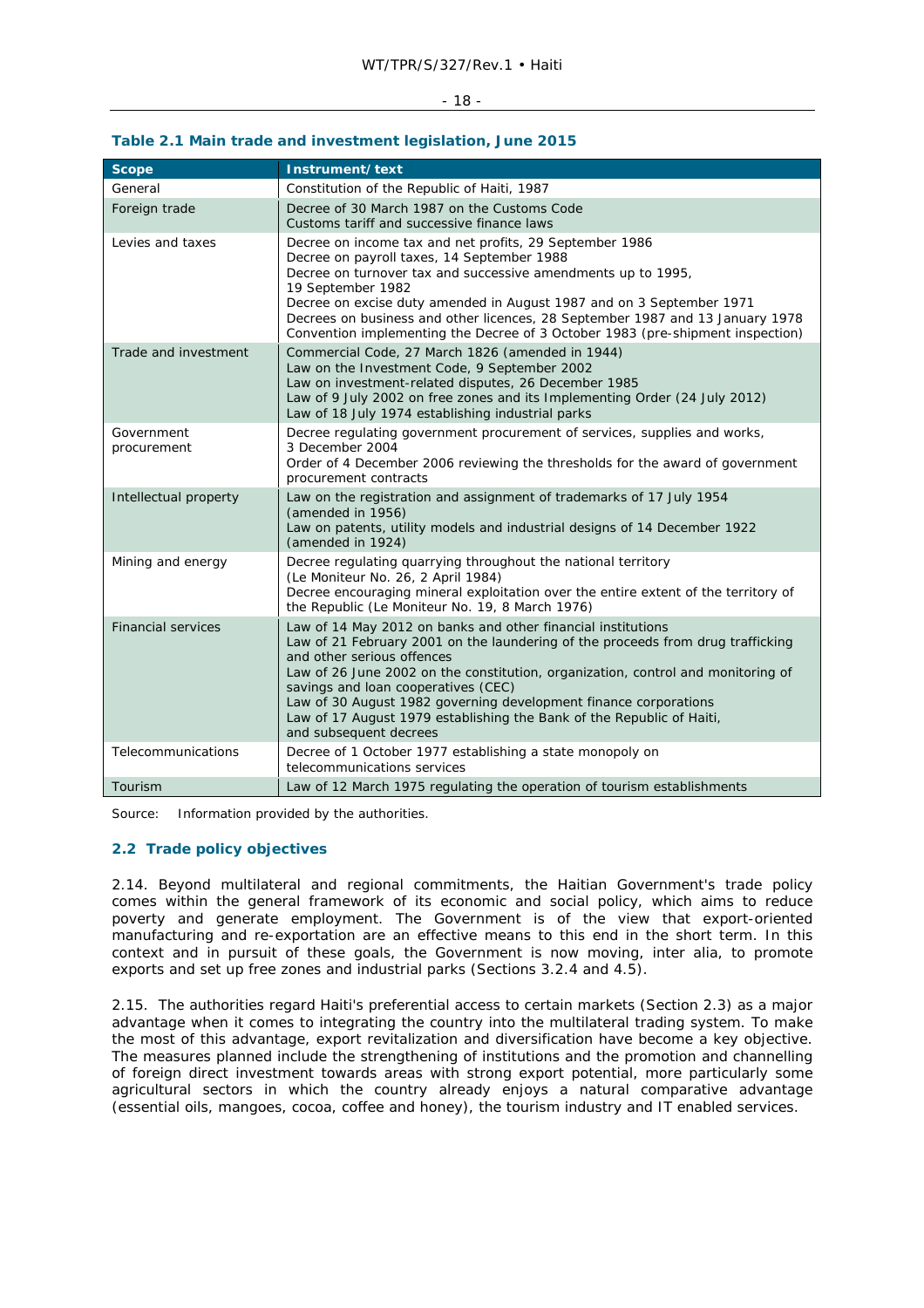**Table 2.1 Main trade and investment legislation, June 2015**

| Scope | Instrument/text |
|---|---|
| General | Constitution of the Republic of Haiti, 1987 |
| Foreign trade | Decree of 30 March 1987 on the Customs Code<br>Customs tariff and successive finance laws |
| Levies and taxes | Decree on income tax and net profits, 29 September 1986<br>Decree on payroll taxes, 14 September 1988<br>Decree on turnover tax and successive amendments up to 1995, 19 September 1982<br>Decree on excise duty amended in August 1987 and on 3 September 1971<br>Decrees on business and other licences, 28 September 1987 and 13 January 1978<br>Convention implementing the Decree of 3 October 1983 (pre-shipment inspection) |
| Trade and investment | Commercial Code, 27 March 1826 (amended in 1944)<br>Law on the Investment Code, 9 September 2002<br>Law on investment-related disputes, 26 December 1985<br>Law of 9 July 2002 on free zones and its Implementing Order (24 July 2012)<br>Law of 18 July 1974 establishing industrial parks |
| Government procurement | Decree regulating government procurement of services, supplies and works, 3 December 2004<br>Order of 4 December 2006 reviewing the thresholds for the award of government procurement contracts |
| Intellectual property | Law on the registration and assignment of trademarks of 17 July 1954 (amended in 1956)<br>Law on patents, utility models and industrial designs of 14 December 1922 (amended in 1924) |
| Mining and energy | Decree regulating quarrying throughout the national territory (Le Moniteur No. 26, 2 April 1984)<br>Decree encouraging mineral exploitation over the entire extent of the territory of the Republic (Le Moniteur No. 19, 8 March 1976) |
| Financial services | Law of 14 May 2012 on banks and other financial institutions<br>Law of 21 February 2001 on the laundering of the proceeds from drug trafficking and other serious offences<br>Law of 26 June 2002 on the constitution, organization, control and monitoring of savings and loan cooperatives (CEC)<br>Law of 30 August 1982 governing development finance corporations<br>Law of 17 August 1979 establishing the Bank of the Republic of Haiti, and subsequent decrees |
| Telecommunications | Decree of 1 October 1977 establishing a state monopoly on telecommunications services |
| Tourism | Law of 12 March 1975 regulating the operation of tourism establishments |

Source: Information provided by the authorities.

## 2.2 Trade policy objectives

2.14. Beyond multilateral and regional commitments, the Haitian Government's trade policy comes within the general framework of its economic and social policy, which aims to reduce poverty and generate employment. The Government is of the view that export-oriented manufacturing and re-exportation are an effective means to this end in the short term. In this context and in pursuit of these goals, the Government is now moving, inter alia, to promote exports and set up free zones and industrial parks (Sections 3.2.4 and 4.5).

2.15. The authorities regard Haiti's preferential access to certain markets (Section 2.3) as a major advantage when it comes to integrating the country into the multilateral trading system. To make the most of this advantage, export revitalization and diversification have become a key objective. The measures planned include the strengthening of institutions and the promotion and channelling of foreign direct investment towards areas with strong export potential, more particularly some agricultural sectors in which the country already enjoys a natural comparative advantage (essential oils, mangoes, cocoa, coffee and honey), the tourism industry and IT enabled services.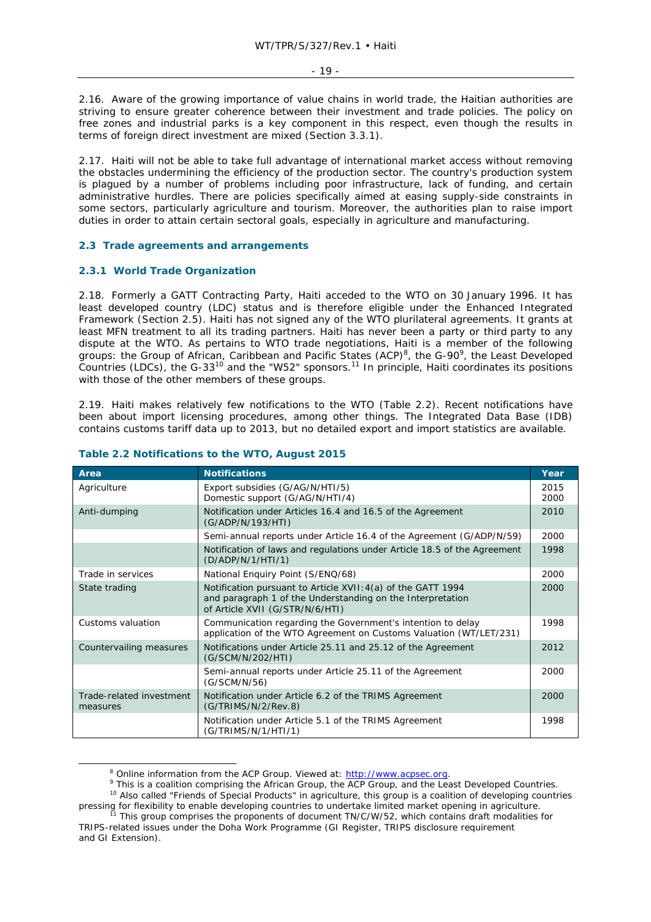2.16. Aware of the growing importance of value chains in world trade, the Haitian authorities are striving to ensure greater coherence between their investment and trade policies. The policy on free zones and industrial parks is a key component in this respect, even though the results in terms of foreign direct investment are mixed (Section 3.3.1).

2.17. Haiti will not be able to take full advantage of international market access without removing the obstacles undermining the efficiency of the production sector. The country's production system is plagued by a number of problems including poor infrastructure, lack of funding, and certain administrative hurdles. There are policies specifically aimed at easing supply-side constraints in some sectors, particularly agriculture and tourism. Moreover, the authorities plan to raise import duties in order to attain certain sectoral goals, especially in agriculture and manufacturing.

### 2.3 Trade agreements and arrangements

#### 2.3.1 World Trade Organization

2.18. Formerly a GATT Contracting Party, Haiti acceded to the WTO on 30 January 1996. It has least developed country (LDC) status and is therefore eligible under the Enhanced Integrated Framework (Section 2.5). Haiti has not signed any of the WTO plurilateral agreements. It grants at least MFN treatment to all its trading partners. Haiti has never been a party or third party to any dispute at the WTO. As pertains to WTO trade negotiations, Haiti is a member of the following groups: the Group of African, Caribbean and Pacific States (ACP)[8], the G-90[9], the Least Developed Countries (LDCs), the G-33[10] and the "W52" sponsors.[11] In principle, Haiti coordinates its positions with those of the other members of these groups.

2.19. Haiti makes relatively few notifications to the WTO (Table 2.2). Recent notifications have been about import licensing procedures, among other things. The Integrated Data Base (IDB) contains customs tariff data up to 2013, but no detailed export and import statistics are available.

**Table 2.2 Notifications to the WTO, August 2015**

| Area | Notifications | Year |
|---|---|---|
| Agriculture | Export subsidies (G/AG/N/HTI/5)<br>Domestic support (G/AG/N/HTI/4) | 2015<br>2000 |
| Anti-dumping | Notification under Articles 16.4 and 16.5 of the Agreement (G/ADP/N/193/HTI) | 2010 |
| | Semi-annual reports under Article 16.4 of the Agreement (G/ADP/N/59) | 2000 |
| | Notification of laws and regulations under Article 18.5 of the Agreement (D/ADP/N/1/HTI/1) | 1998 |
| Trade in services | National Enquiry Point (S/ENQ/68) | 2000 |
| State trading | Notification pursuant to Article XVII:4(a) of the GATT 1994 and paragraph 1 of the Understanding on the Interpretation of Article XVII (G/STR/N/6/HTI) | 2000 |
| Customs valuation | Communication regarding the Government's intention to delay application of the WTO Agreement on Customs Valuation (WT/LET/231) | 1998 |
| Countervailing measures | Notifications under Article 25.11 and 25.12 of the Agreement (G/SCM/N/202/HTI) | 2012 |
| | Semi-annual reports under Article 25.11 of the Agreement (G/SCM/N/56) | 2000 |
| Trade-related investment measures | Notification under Article 6.2 of the TRIMS Agreement (G/TRIMS/N/2/Rev.8) | 2000 |
| | Notification under Article 5.1 of the TRIMS Agreement (G/TRIMS/N/1/HTI/1) | 1998 |

[8] Online information from the ACP Group. Viewed at: http://www.acpsec.org.

[9] This is a coalition comprising the African Group, the ACP Group, and the Least Developed Countries.

[10] Also called "Friends of Special Products" in agriculture, this group is a coalition of developing countries pressing for flexibility to enable developing countries to undertake limited market opening in agriculture.

[11] This group comprises the proponents of document TN/C/W/52, which contains draft modalities for TRIPS-related issues under the Doha Work Programme (GI Register, TRIPS disclosure requirement and GI Extension).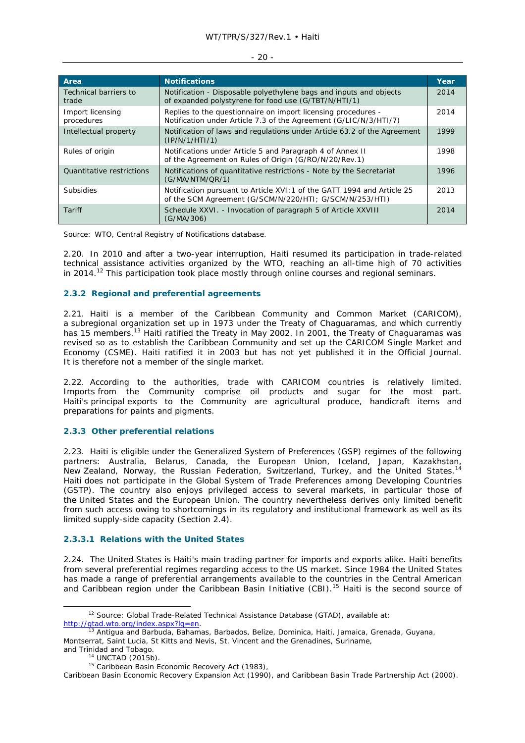| Area | Notifications | Year |
|---|---|---|
| Technical barriers to trade | Notification - Disposable polyethylene bags and inputs and objects of expanded polystyrene for food use (G/TBT/N/HTI/1) | 2014 |
| Import licensing procedures | Replies to the questionnaire on import licensing procedures - Notification under Article 7.3 of the Agreement (G/LIC/N/3/HTI/7) | 2014 |
| Intellectual property | Notification of laws and regulations under Article 63.2 of the Agreement (IP/N/1/HTI/1) | 1999 |
| Rules of origin | Notifications under Article 5 and Paragraph 4 of Annex II of the Agreement on Rules of Origin (G/RO/N/20/Rev.1) | 1998 |
| Quantitative restrictions | Notifications of quantitative restrictions - Note by the Secretariat (G/MA/NTM/QR/1) | 1996 |
| Subsidies | Notification pursuant to Article XVI:1 of the GATT 1994 and Article 25 of the SCM Agreement (G/SCM/N/220/HTI; G/SCM/N/253/HTI) | 2013 |
| Tariff | Schedule XXVI. - Invocation of paragraph 5 of Article XXVIII (G/MA/306) | 2014 |

Source: WTO, Central Registry of Notifications database.

2.20. In 2010 and after a two-year interruption, Haiti resumed its participation in trade-related technical assistance activities organized by the WTO, reaching an all-time high of 70 activities in 2014.[12] This participation took place mostly through online courses and regional seminars.

### 2.3.2 Regional and preferential agreements

2.21. Haiti is a member of the Caribbean Community and Common Market (CARICOM), a subregional organization set up in 1973 under the Treaty of Chaguaramas, and which currently has 15 members.[13] Haiti ratified the Treaty in May 2002. In 2001, the Treaty of Chaguaramas was revised so as to establish the Caribbean Community and set up the CARICOM Single Market and Economy (CSME). Haiti ratified it in 2003 but has not yet published it in the Official Journal. It is therefore not a member of the single market.

2.22. According to the authorities, trade with CARICOM countries is relatively limited. Imports from the Community comprise oil products and sugar for the most part. Haiti's principal exports to the Community are agricultural produce, handicraft items and preparations for paints and pigments.

### 2.3.3 Other preferential relations

2.23. Haiti is eligible under the Generalized System of Preferences (GSP) regimes of the following partners: Australia, Belarus, Canada, the European Union, Iceland, Japan, Kazakhstan, New Zealand, Norway, the Russian Federation, Switzerland, Turkey, and the United States.[14] Haiti does not participate in the Global System of Trade Preferences among Developing Countries (GSTP). The country also enjoys privileged access to several markets, in particular those of the United States and the European Union. The country nevertheless derives only limited benefit from such access owing to shortcomings in its regulatory and institutional framework as well as its limited supply-side capacity (Section 2.4).

#### 2.3.3.1 Relations with the United States

2.24. The United States is Haiti's main trading partner for imports and exports alike. Haiti benefits from several preferential regimes regarding access to the US market. Since 1984 the United States has made a range of preferential arrangements available to the countries in the Central American and Caribbean region under the Caribbean Basin Initiative (CBI).[15] Haiti is the second source of

---

[12] Source: Global Trade-Related Technical Assistance Database (GTAD), available at: http://gtad.wto.org/index.aspx?lg=en.

[13] Antigua and Barbuda, Bahamas, Barbados, Belize, Dominica, Haiti, Jamaica, Grenada, Guyana, Montserrat, Saint Lucia, St Kitts and Nevis, St. Vincent and the Grenadines, Suriname, and Trinidad and Tobago.

[14] UNCTAD (2015b).

[15] Caribbean Basin Economic Recovery Act (1983), Caribbean Basin Economic Recovery Expansion Act (1990), and Caribbean Basin Trade Partnership Act (2000).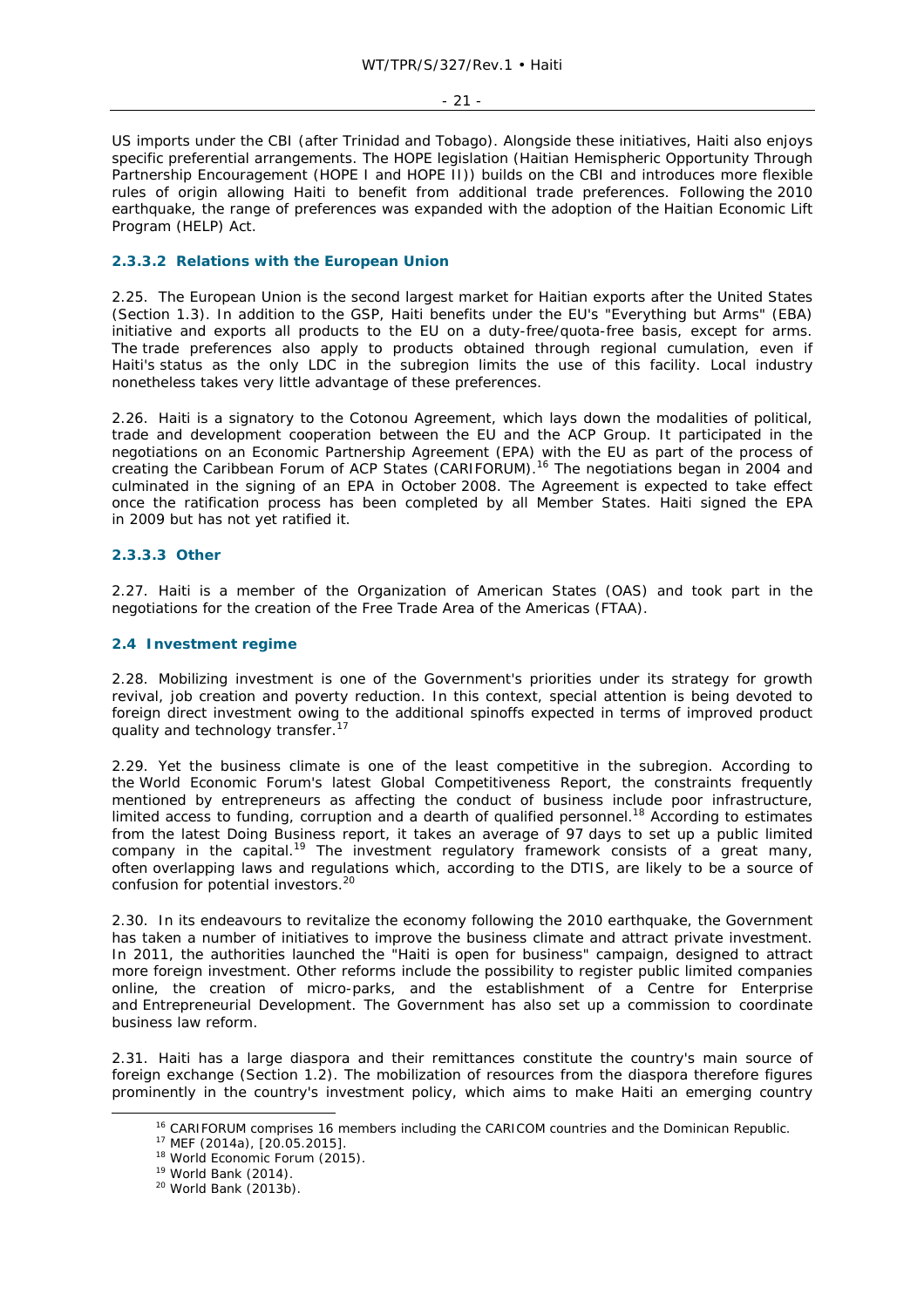US imports under the CBI (after Trinidad and Tobago). Alongside these initiatives, Haiti also enjoys specific preferential arrangements. The HOPE legislation (Haitian Hemispheric Opportunity Through Partnership Encouragement (HOPE I and HOPE II)) builds on the CBI and introduces more flexible rules of origin allowing Haiti to benefit from additional trade preferences. Following the 2010 earthquake, the range of preferences was expanded with the adoption of the Haitian Economic Lift Program (HELP) Act.

#### 2.3.3.2 Relations with the European Union

2.25. The European Union is the second largest market for Haitian exports after the United States (Section 1.3). In addition to the GSP, Haiti benefits under the EU's "Everything but Arms" (EBA) initiative and exports all products to the EU on a duty-free/quota-free basis, except for arms. The trade preferences also apply to products obtained through regional cumulation, even if Haiti's status as the only LDC in the subregion limits the use of this facility. Local industry nonetheless takes very little advantage of these preferences.

2.26. Haiti is a signatory to the Cotonou Agreement, which lays down the modalities of political, trade and development cooperation between the EU and the ACP Group. It participated in the negotiations on an Economic Partnership Agreement (EPA) with the EU as part of the process of creating the Caribbean Forum of ACP States (CARIFORUM).[16] The negotiations began in 2004 and culminated in the signing of an EPA in October 2008. The Agreement is expected to take effect once the ratification process has been completed by all Member States. Haiti signed the EPA in 2009 but has not yet ratified it.

#### 2.3.3.3 Other

2.27. Haiti is a member of the Organization of American States (OAS) and took part in the negotiations for the creation of the Free Trade Area of the Americas (FTAA).

### 2.4 Investment regime

2.28. Mobilizing investment is one of the Government's priorities under its strategy for growth revival, job creation and poverty reduction. In this context, special attention is being devoted to foreign direct investment owing to the additional spinoffs expected in terms of improved product quality and technology transfer.[17]

2.29. Yet the business climate is one of the least competitive in the subregion. According to the World Economic Forum's latest Global Competitiveness Report, the constraints frequently mentioned by entrepreneurs as affecting the conduct of business include poor infrastructure, limited access to funding, corruption and a dearth of qualified personnel.[18] According to estimates from the latest Doing Business report, it takes an average of 97 days to set up a public limited company in the capital.[19] The investment regulatory framework consists of a great many, often overlapping laws and regulations which, according to the DTIS, are likely to be a source of confusion for potential investors.[20]

2.30. In its endeavours to revitalize the economy following the 2010 earthquake, the Government has taken a number of initiatives to improve the business climate and attract private investment. In 2011, the authorities launched the "Haiti is open for business" campaign, designed to attract more foreign investment. Other reforms include the possibility to register public limited companies online, the creation of micro-parks, and the establishment of a Centre for Enterprise and Entrepreneurial Development. The Government has also set up a commission to coordinate business law reform.

2.31. Haiti has a large diaspora and their remittances constitute the country's main source of foreign exchange (Section 1.2). The mobilization of resources from the diaspora therefore figures prominently in the country's investment policy, which aims to make Haiti an emerging country

---

[16] CARIFORUM comprises 16 members including the CARICOM countries and the Dominican Republic.
[17] MEF (2014a), [20.05.2015].
[18] World Economic Forum (2015).
[19] World Bank (2014).
[20] World Bank (2013b).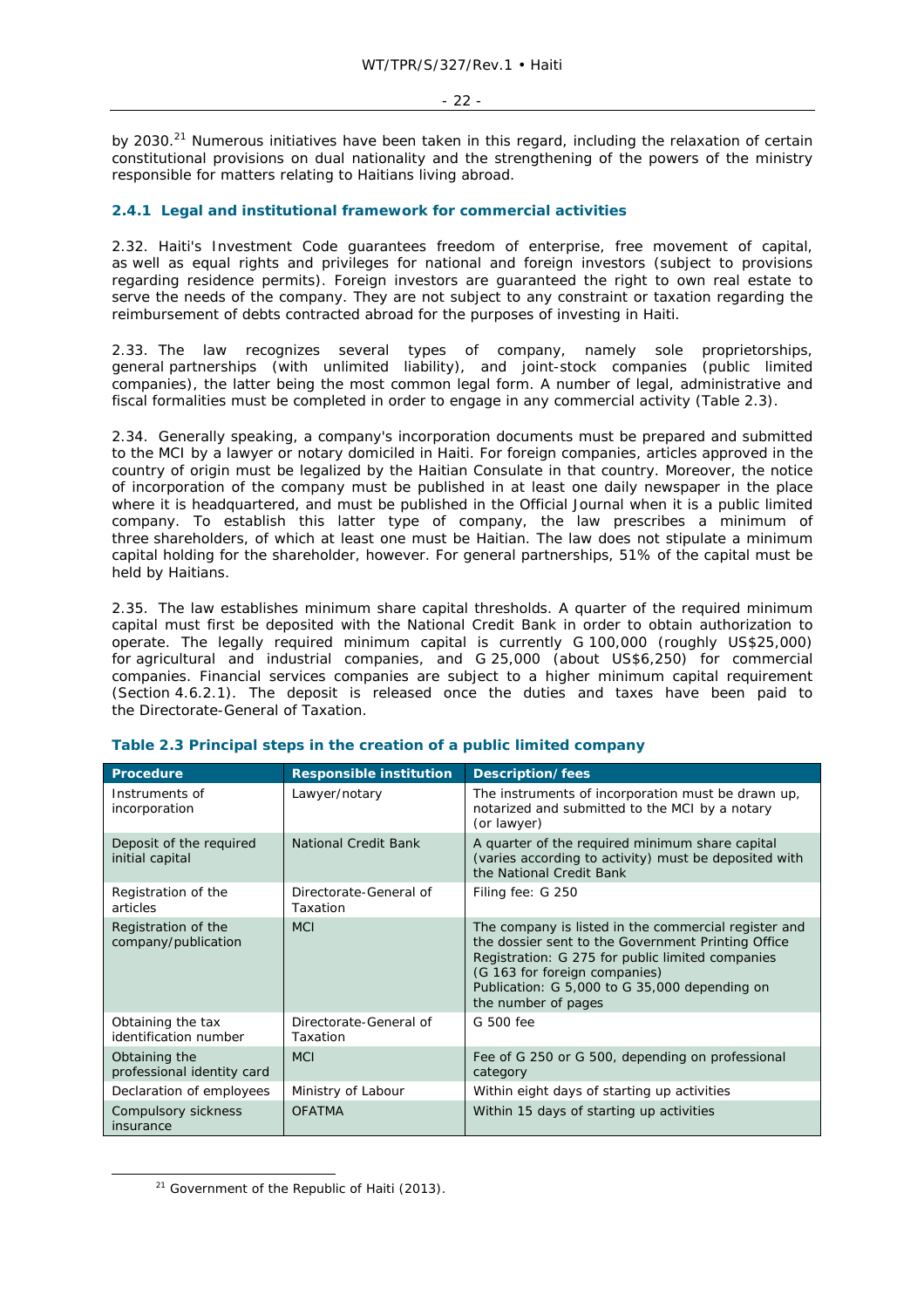by 2030.[21] Numerous initiatives have been taken in this regard, including the relaxation of certain constitutional provisions on dual nationality and the strengthening of the powers of the ministry responsible for matters relating to Haitians living abroad.

### 2.4.1 Legal and institutional framework for commercial activities

2.32. Haiti's Investment Code guarantees freedom of enterprise, free movement of capital, as well as equal rights and privileges for national and foreign investors (subject to provisions regarding residence permits). Foreign investors are guaranteed the right to own real estate to serve the needs of the company. They are not subject to any constraint or taxation regarding the reimbursement of debts contracted abroad for the purposes of investing in Haiti.

2.33. The law recognizes several types of company, namely sole proprietorships, general partnerships (with unlimited liability), and joint-stock companies (public limited companies), the latter being the most common legal form. A number of legal, administrative and fiscal formalities must be completed in order to engage in any commercial activity (Table 2.3).

2.34. Generally speaking, a company's incorporation documents must be prepared and submitted to the MCI by a lawyer or notary domiciled in Haiti. For foreign companies, articles approved in the country of origin must be legalized by the Haitian Consulate in that country. Moreover, the notice of incorporation of the company must be published in at least one daily newspaper in the place where it is headquartered, and must be published in the Official Journal when it is a public limited company. To establish this latter type of company, the law prescribes a minimum of three shareholders, of which at least one must be Haitian. The law does not stipulate a minimum capital holding for the shareholder, however. For general partnerships, 51% of the capital must be held by Haitians.

2.35. The law establishes minimum share capital thresholds. A quarter of the required minimum capital must first be deposited with the National Credit Bank in order to obtain authorization to operate. The legally required minimum capital is currently G 100,000 (roughly US$25,000) for agricultural and industrial companies, and G 25,000 (about US$6,250) for commercial companies. Financial services companies are subject to a higher minimum capital requirement (Section 4.6.2.1). The deposit is released once the duties and taxes have been paid to the Directorate-General of Taxation.

**Table 2.3 Principal steps in the creation of a public limited company**

| Procedure | Responsible institution | Description/fees |
|---|---|---|
| Instruments of incorporation | Lawyer/notary | The instruments of incorporation must be drawn up, notarized and submitted to the MCI by a notary (or lawyer) |
| Deposit of the required initial capital | National Credit Bank | A quarter of the required minimum share capital (varies according to activity) must be deposited with the National Credit Bank |
| Registration of the articles | Directorate-General of Taxation | Filing fee: G 250 |
| Registration of the company/publication | MCI | The company is listed in the commercial register and the dossier sent to the Government Printing Office<br>Registration: G 275 for public limited companies (G 163 for foreign companies)<br>Publication: G 5,000 to G 35,000 depending on the number of pages |
| Obtaining the tax identification number | Directorate-General of Taxation | G 500 fee |
| Obtaining the professional identity card | MCI | Fee of G 250 or G 500, depending on professional category |
| Declaration of employees | Ministry of Labour | Within eight days of starting up activities |
| Compulsory sickness insurance | OFATMA | Within 15 days of starting up activities |

[21] Government of the Republic of Haiti (2013).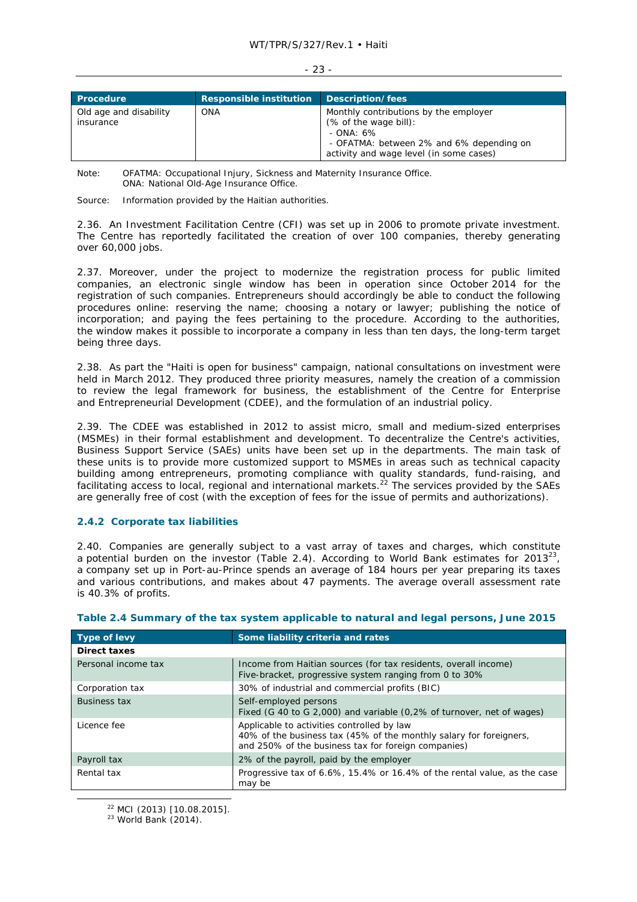| Procedure | Responsible institution | Description/fees |
| --- | --- | --- |
| Old age and disability insurance | ONA | Monthly contributions by the employer (% of the wage bill): - ONA: 6% - OFATMA: between 2% and 6% depending on activity and wage level (in some cases) |

Note: OFATMA: Occupational Injury, Sickness and Maternity Insurance Office.
ONA: National Old-Age Insurance Office.

Source: Information provided by the Haitian authorities.

2.36. An Investment Facilitation Centre (CFI) was set up in 2006 to promote private investment. The Centre has reportedly facilitated the creation of over 100 companies, thereby generating over 60,000 jobs.

2.37. Moreover, under the project to modernize the registration process for public limited companies, an electronic single window has been in operation since October 2014 for the registration of such companies. Entrepreneurs should accordingly be able to conduct the following procedures online: reserving the name; choosing a notary or lawyer; publishing the notice of incorporation; and paying the fees pertaining to the procedure. According to the authorities, the window makes it possible to incorporate a company in less than ten days, the long-term target being three days.

2.38. As part the "Haiti is open for business" campaign, national consultations on investment were held in March 2012. They produced three priority measures, namely the creation of a commission to review the legal framework for business, the establishment of the Centre for Enterprise and Entrepreneurial Development (CDEE), and the formulation of an industrial policy.

2.39. The CDEE was established in 2012 to assist micro, small and medium-sized enterprises (MSMEs) in their formal establishment and development. To decentralize the Centre's activities, Business Support Service (SAEs) units have been set up in the departments. The main task of these units is to provide more customized support to MSMEs in areas such as technical capacity building among entrepreneurs, promoting compliance with quality standards, fund-raising, and facilitating access to local, regional and international markets.[22] The services provided by the SAEs are generally free of cost (with the exception of fees for the issue of permits and authorizations).

### 2.4.2 Corporate tax liabilities

2.40. Companies are generally subject to a vast array of taxes and charges, which constitute a potential burden on the investor (Table 2.4). According to World Bank estimates for 2013[23], a company set up in Port-au-Prince spends an average of 184 hours per year preparing its taxes and various contributions, and makes about 47 payments. The average overall assessment rate is 40.3% of profits.

**Table 2.4 Summary of the tax system applicable to natural and legal persons, June 2015**

| Type of levy | Some liability criteria and rates |
| --- | --- |
| **Direct taxes** | |
| Personal income tax | Income from Haitian sources (for tax residents, overall income) Five-bracket, progressive system ranging from 0 to 30% |
| Corporation tax | 30% of industrial and commercial profits (BIC) |
| Business tax | Self-employed persons Fixed (G 40 to G 2,000) and variable (0,2% of turnover, net of wages) |
| Licence fee | Applicable to activities controlled by law 40% of the business tax (45% of the monthly salary for foreigners, and 250% of the business tax for foreign companies) |
| Payroll tax | 2% of the payroll, paid by the employer |
| Rental tax | Progressive tax of 6.6%, 15.4% or 16.4% of the rental value, as the case may be |

[22] MCI (2013) [10.08.2015].
[23] World Bank (2014).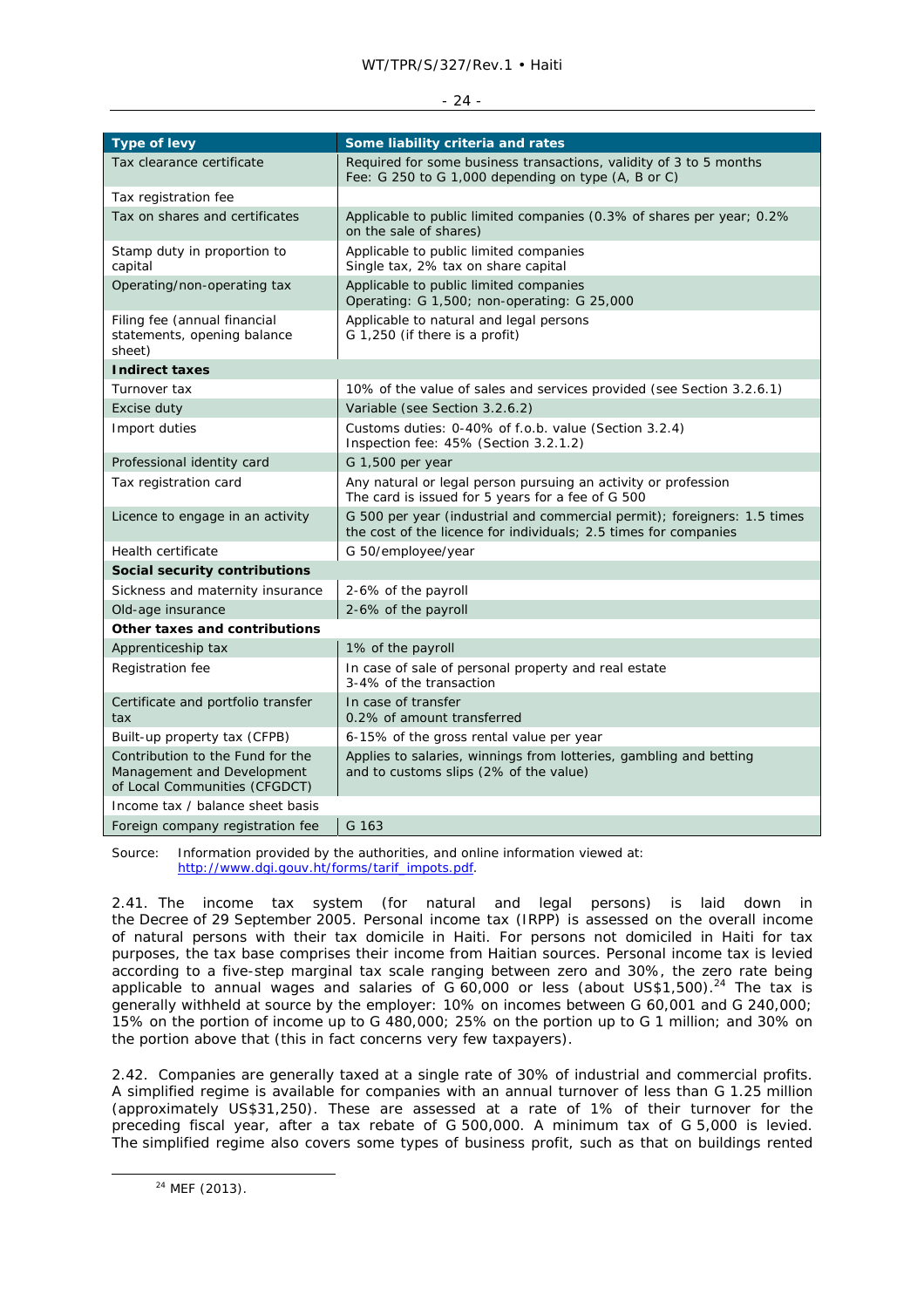| Type of levy | Some liability criteria and rates |
|---|---|
| Tax clearance certificate | Required for some business transactions, validity of 3 to 5 months<br>Fee: G 250 to G 1,000 depending on type (A, B or C) |
| Tax registration fee | |
| Tax on shares and certificates | Applicable to public limited companies (0.3% of shares per year; 0.2% on the sale of shares) |
| Stamp duty in proportion to capital | Applicable to public limited companies<br>Single tax, 2% tax on share capital |
| Operating/non-operating tax | Applicable to public limited companies<br>Operating: G 1,500; non-operating: G 25,000 |
| Filing fee (annual financial statements, opening balance sheet) | Applicable to natural and legal persons<br>G 1,250 (if there is a profit) |
| **Indirect taxes** | |
| Turnover tax | 10% of the value of sales and services provided (see Section 3.2.6.1) |
| Excise duty | Variable (see Section 3.2.6.2) |
| Import duties | Customs duties: 0-40% of f.o.b. value (Section 3.2.4)<br>Inspection fee: 45% (Section 3.2.1.2) |
| Professional identity card | G 1,500 per year |
| Tax registration card | Any natural or legal person pursuing an activity or profession<br>The card is issued for 5 years for a fee of G 500 |
| Licence to engage in an activity | G 500 per year (industrial and commercial permit); foreigners: 1.5 times the cost of the licence for individuals; 2.5 times for companies |
| Health certificate | G 50/employee/year |
| **Social security contributions** | |
| Sickness and maternity insurance | 2-6% of the payroll |
| Old-age insurance | 2-6% of the payroll |
| **Other taxes and contributions** | |
| Apprenticeship tax | 1% of the payroll |
| Registration fee | In case of sale of personal property and real estate<br>3-4% of the transaction |
| Certificate and portfolio transfer tax | In case of transfer<br>0.2% of amount transferred |
| Built-up property tax (CFPB) | 6-15% of the gross rental value per year |
| Contribution to the Fund for the Management and Development of Local Communities (CFGDCT) | Applies to salaries, winnings from lotteries, gambling and betting and to customs slips (2% of the value) |
| Income tax / balance sheet basis | |
| Foreign company registration fee | G 163 |

Source: Information provided by the authorities, and online information viewed at: http://www.dgi.gouv.ht/forms/tarif_impots.pdf.

2.41. The income tax system (for natural and legal persons) is laid down in the Decree of 29 September 2005. Personal income tax (IRPP) is assessed on the overall income of natural persons with their tax domicile in Haiti. For persons not domiciled in Haiti for tax purposes, the tax base comprises their income from Haitian sources. Personal income tax is levied according to a five-step marginal tax scale ranging between zero and 30%, the zero rate being applicable to annual wages and salaries of G 60,000 or less (about US$1,500).[24] The tax is generally withheld at source by the employer: 10% on incomes between G 60,001 and G 240,000; 15% on the portion of income up to G 480,000; 25% on the portion up to G 1 million; and 30% on the portion above that (this in fact concerns very few taxpayers).

2.42. Companies are generally taxed at a single rate of 30% of industrial and commercial profits. A simplified regime is available for companies with an annual turnover of less than G 1.25 million (approximately US$31,250). These are assessed at a rate of 1% of their turnover for the preceding fiscal year, after a tax rebate of G 500,000. A minimum tax of G 5,000 is levied. The simplified regime also covers some types of business profit, such as that on buildings rented

[24] MEF (2013).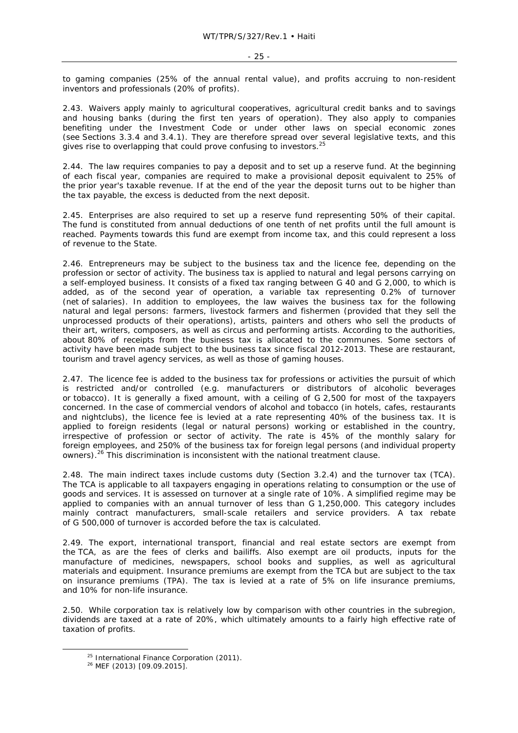to gaming companies (25% of the annual rental value), and profits accruing to non-resident inventors and professionals (20% of profits).

2.43. Waivers apply mainly to agricultural cooperatives, agricultural credit banks and to savings and housing banks (during the first ten years of operation). They also apply to companies benefiting under the Investment Code or under other laws on special economic zones (see Sections 3.3.4 and 3.4.1). They are therefore spread over several legislative texts, and this gives rise to overlapping that could prove confusing to investors.[25]

2.44. The law requires companies to pay a deposit and to set up a reserve fund. At the beginning of each fiscal year, companies are required to make a provisional deposit equivalent to 25% of the prior year's taxable revenue. If at the end of the year the deposit turns out to be higher than the tax payable, the excess is deducted from the next deposit.

2.45. Enterprises are also required to set up a reserve fund representing 50% of their capital. The fund is constituted from annual deductions of one tenth of net profits until the full amount is reached. Payments towards this fund are exempt from income tax, and this could represent a loss of revenue to the State.

2.46. Entrepreneurs may be subject to the business tax and the licence fee, depending on the profession or sector of activity. The business tax is applied to natural and legal persons carrying on a self-employed business. It consists of a fixed tax ranging between G 40 and G 2,000, to which is added, as of the second year of operation, a variable tax representing 0.2% of turnover (net of salaries). In addition to employees, the law waives the business tax for the following natural and legal persons: farmers, livestock farmers and fishermen (provided that they sell the unprocessed products of their operations), artists, painters and others who sell the products of their art, writers, composers, as well as circus and performing artists. According to the authorities, about 80% of receipts from the business tax is allocated to the communes. Some sectors of activity have been made subject to the business tax since fiscal 2012-2013. These are restaurant, tourism and travel agency services, as well as those of gaming houses.

2.47. The licence fee is added to the business tax for professions or activities the pursuit of which is restricted and/or controlled (e.g. manufacturers or distributors of alcoholic beverages or tobacco). It is generally a fixed amount, with a ceiling of G 2,500 for most of the taxpayers concerned. In the case of commercial vendors of alcohol and tobacco (in hotels, cafes, restaurants and nightclubs), the licence fee is levied at a rate representing 40% of the business tax. It is applied to foreign residents (legal or natural persons) working or established in the country, irrespective of profession or sector of activity. The rate is 45% of the monthly salary for foreign employees, and 250% of the business tax for foreign legal persons (and individual property owners).[26] This discrimination is inconsistent with the national treatment clause.

2.48. The main indirect taxes include customs duty (Section 3.2.4) and the turnover tax (TCA). The TCA is applicable to all taxpayers engaging in operations relating to consumption or the use of goods and services. It is assessed on turnover at a single rate of 10%. A simplified regime may be applied to companies with an annual turnover of less than G 1,250,000. This category includes mainly contract manufacturers, small-scale retailers and service providers. A tax rebate of G 500,000 of turnover is accorded before the tax is calculated.

2.49. The export, international transport, financial and real estate sectors are exempt from the TCA, as are the fees of clerks and bailiffs. Also exempt are oil products, inputs for the manufacture of medicines, newspapers, school books and supplies, as well as agricultural materials and equipment. Insurance premiums are exempt from the TCA but are subject to the tax on insurance premiums (TPA). The tax is levied at a rate of 5% on life insurance premiums, and 10% for non-life insurance.

2.50. While corporation tax is relatively low by comparison with other countries in the subregion, dividends are taxed at a rate of 20%, which ultimately amounts to a fairly high effective rate of taxation of profits.

---

[25] International Finance Corporation (2011).

[26] MEF (2013) [09.09.2015].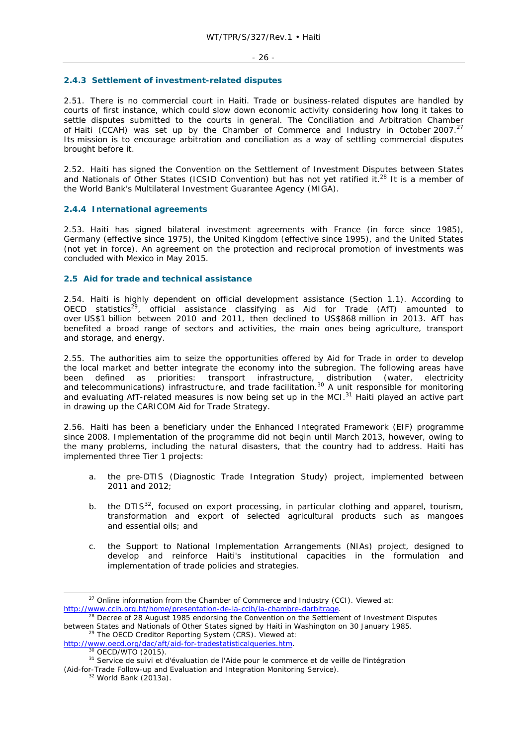### 2.4.3 Settlement of investment-related disputes

2.51. There is no commercial court in Haiti. Trade or business-related disputes are handled by courts of first instance, which could slow down economic activity considering how long it takes to settle disputes submitted to the courts in general. The Conciliation and Arbitration Chamber of Haiti (CCAH) was set up by the Chamber of Commerce and Industry in October 2007.[27] Its mission is to encourage arbitration and conciliation as a way of settling commercial disputes brought before it.

2.52. Haiti has signed the Convention on the Settlement of Investment Disputes between States and Nationals of Other States (ICSID Convention) but has not yet ratified it.[28] It is a member of the World Bank's Multilateral Investment Guarantee Agency (MIGA).

### 2.4.4 International agreements

2.53. Haiti has signed bilateral investment agreements with France (in force since 1985), Germany (effective since 1975), the United Kingdom (effective since 1995), and the United States (not yet in force). An agreement on the protection and reciprocal promotion of investments was concluded with Mexico in May 2015.

## 2.5 Aid for trade and technical assistance

2.54. Haiti is highly dependent on official development assistance (Section 1.1). According to OECD statistics[29], official assistance classifying as Aid for Trade (AfT) amounted to over US$1 billion between 2010 and 2011, then declined to US$868 million in 2013. AfT has benefited a broad range of sectors and activities, the main ones being agriculture, transport and storage, and energy.

2.55. The authorities aim to seize the opportunities offered by Aid for Trade in order to develop the local market and better integrate the economy into the subregion. The following areas have been defined as priorities: transport infrastructure, distribution (water, electricity and telecommunications) infrastructure, and trade facilitation.[30] A unit responsible for monitoring and evaluating AfT-related measures is now being set up in the MCI.[31] Haiti played an active part in drawing up the CARICOM Aid for Trade Strategy.

2.56. Haiti has been a beneficiary under the Enhanced Integrated Framework (EIF) programme since 2008. Implementation of the programme did not begin until March 2013, however, owing to the many problems, including the natural disasters, that the country had to address. Haiti has implemented three Tier 1 projects:

a. the pre-DTIS (Diagnostic Trade Integration Study) project, implemented between 2011 and 2012;

b. the DTIS[32], focused on export processing, in particular clothing and apparel, tourism, transformation and export of selected agricultural products such as mangoes and essential oils; and

c. the Support to National Implementation Arrangements (NIAs) project, designed to develop and reinforce Haiti's institutional capacities in the formulation and implementation of trade policies and strategies.

---

[27] Online information from the Chamber of Commerce and Industry (CCI). Viewed at: http://www.ccih.org.ht/home/presentation-de-la-ccih/la-chambre-darbitrage.

[28] Decree of 28 August 1985 endorsing the Convention on the Settlement of Investment Disputes between States and Nationals of Other States signed by Haiti in Washington on 30 January 1985.

[29] The OECD Creditor Reporting System (CRS). Viewed at: http://www.oecd.org/dac/aft/aid-for-tradestatisticalqueries.htm.

[30] OECD/WTO (2015).

[31] Service de suivi et d'évaluation de l'Aide pour le commerce et de veille de l'intégration (Aid-for-Trade Follow-up and Evaluation and Integration Monitoring Service).

[32] World Bank (2013a).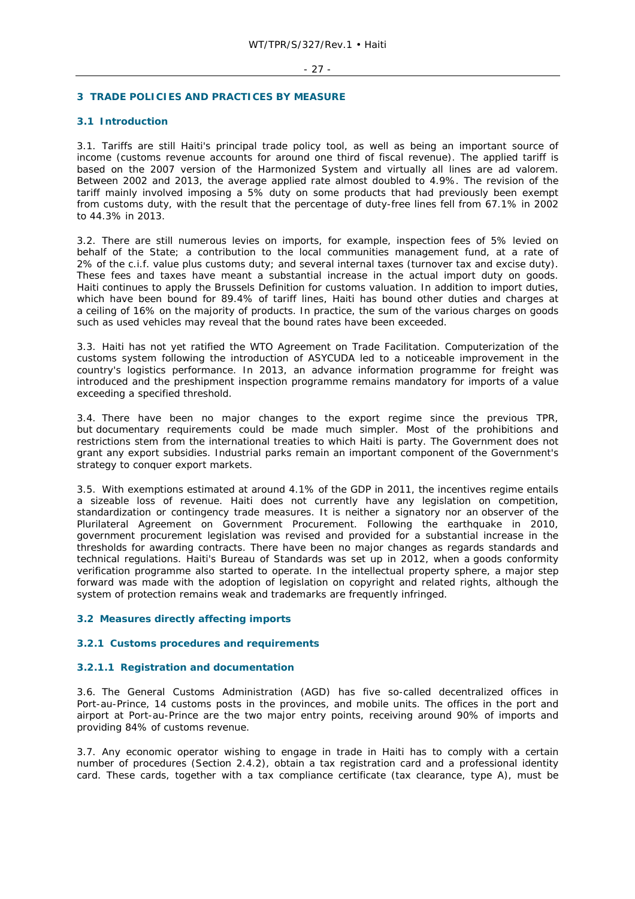## 3 TRADE POLICIES AND PRACTICES BY MEASURE

### 3.1 Introduction

3.1. Tariffs are still Haiti's principal trade policy tool, as well as being an important source of income (customs revenue accounts for around one third of fiscal revenue). The applied tariff is based on the 2007 version of the Harmonized System and virtually all lines are ad valorem. Between 2002 and 2013, the average applied rate almost doubled to 4.9%. The revision of the tariff mainly involved imposing a 5% duty on some products that had previously been exempt from customs duty, with the result that the percentage of duty-free lines fell from 67.1% in 2002 to 44.3% in 2013.

3.2. There are still numerous levies on imports, for example, inspection fees of 5% levied on behalf of the State; a contribution to the local communities management fund, at a rate of 2% of the c.i.f. value plus customs duty; and several internal taxes (turnover tax and excise duty). These fees and taxes have meant a substantial increase in the actual import duty on goods. Haiti continues to apply the Brussels Definition for customs valuation. In addition to import duties, which have been bound for 89.4% of tariff lines, Haiti has bound other duties and charges at a ceiling of 16% on the majority of products. In practice, the sum of the various charges on goods such as used vehicles may reveal that the bound rates have been exceeded.

3.3. Haiti has not yet ratified the WTO Agreement on Trade Facilitation. Computerization of the customs system following the introduction of ASYCUDA led to a noticeable improvement in the country's logistics performance. In 2013, an advance information programme for freight was introduced and the preshipment inspection programme remains mandatory for imports of a value exceeding a specified threshold.

3.4. There have been no major changes to the export regime since the previous TPR, but documentary requirements could be made much simpler. Most of the prohibitions and restrictions stem from the international treaties to which Haiti is party. The Government does not grant any export subsidies. Industrial parks remain an important component of the Government's strategy to conquer export markets.

3.5. With exemptions estimated at around 4.1% of the GDP in 2011, the incentives regime entails a sizeable loss of revenue. Haiti does not currently have any legislation on competition, standardization or contingency trade measures. It is neither a signatory nor an observer of the Plurilateral Agreement on Government Procurement. Following the earthquake in 2010, government procurement legislation was revised and provided for a substantial increase in the thresholds for awarding contracts. There have been no major changes as regards standards and technical regulations. Haiti's Bureau of Standards was set up in 2012, when a goods conformity verification programme also started to operate. In the intellectual property sphere, a major step forward was made with the adoption of legislation on copyright and related rights, although the system of protection remains weak and trademarks are frequently infringed.

### 3.2 Measures directly affecting imports

#### 3.2.1 Customs procedures and requirements

##### 3.2.1.1 Registration and documentation

3.6. The General Customs Administration (AGD) has five so-called decentralized offices in Port-au-Prince, 14 customs posts in the provinces, and mobile units. The offices in the port and airport at Port-au-Prince are the two major entry points, receiving around 90% of imports and providing 84% of customs revenue.

3.7. Any economic operator wishing to engage in trade in Haiti has to comply with a certain number of procedures (Section 2.4.2), obtain a tax registration card and a professional identity card. These cards, together with a tax compliance certificate (tax clearance, type A), must be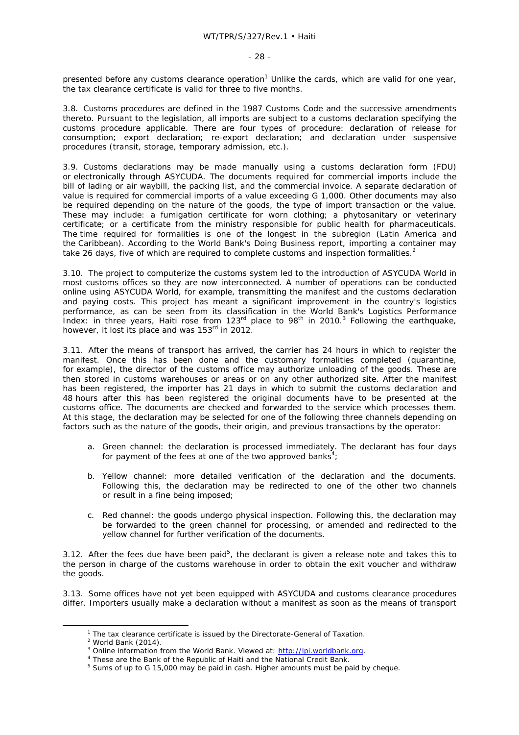presented before any customs clearance operation[1] Unlike the cards, which are valid for one year, the tax clearance certificate is valid for three to five months.

3.8. Customs procedures are defined in the 1987 Customs Code and the successive amendments thereto. Pursuant to the legislation, all imports are subject to a customs declaration specifying the customs procedure applicable. There are four types of procedure: declaration of release for consumption; export declaration; re-export declaration; and declaration under suspensive procedures (transit, storage, temporary admission, etc.).

3.9. Customs declarations may be made manually using a customs declaration form (FDU) or electronically through ASYCUDA. The documents required for commercial imports include the bill of lading or air waybill, the packing list, and the commercial invoice. A separate declaration of value is required for commercial imports of a value exceeding G 1,000. Other documents may also be required depending on the nature of the goods, the type of import transaction or the value. These may include: a fumigation certificate for worn clothing; a phytosanitary or veterinary certificate; or a certificate from the ministry responsible for public health for pharmaceuticals. The time required for formalities is one of the longest in the subregion (Latin America and the Caribbean). According to the World Bank's Doing Business report, importing a container may take 26 days, five of which are required to complete customs and inspection formalities.[2]

3.10. The project to computerize the customs system led to the introduction of ASYCUDA World in most customs offices so they are now interconnected. A number of operations can be conducted online using ASYCUDA World, for example, transmitting the manifest and the customs declaration and paying costs. This project has meant a significant improvement in the country's logistics performance, as can be seen from its classification in the World Bank's Logistics Performance Index: in three years, Haiti rose from 123rd place to 98th in 2010.[3] Following the earthquake, however, it lost its place and was 153rd in 2012.

3.11. After the means of transport has arrived, the carrier has 24 hours in which to register the manifest. Once this has been done and the customary formalities completed (quarantine, for example), the director of the customs office may authorize unloading of the goods. These are then stored in customs warehouses or areas or on any other authorized site. After the manifest has been registered, the importer has 21 days in which to submit the customs declaration and 48 hours after this has been registered the original documents have to be presented at the customs office. The documents are checked and forwarded to the service which processes them. At this stage, the declaration may be selected for one of the following three channels depending on factors such as the nature of the goods, their origin, and previous transactions by the operator:

a. Green channel: the declaration is processed immediately. The declarant has four days for payment of the fees at one of the two approved banks[4];

b. Yellow channel: more detailed verification of the declaration and the documents. Following this, the declaration may be redirected to one of the other two channels or result in a fine being imposed;

c. Red channel: the goods undergo physical inspection. Following this, the declaration may be forwarded to the green channel for processing, or amended and redirected to the yellow channel for further verification of the documents.

3.12. After the fees due have been paid[5], the declarant is given a release note and takes this to the person in charge of the customs warehouse in order to obtain the exit voucher and withdraw the goods.

3.13. Some offices have not yet been equipped with ASYCUDA and customs clearance procedures differ. Importers usually make a declaration without a manifest as soon as the means of transport

---

[1] The tax clearance certificate is issued by the Directorate-General of Taxation.

[2] World Bank (2014).

[3] Online information from the World Bank. Viewed at: http://lpi.worldbank.org.

[4] These are the Bank of the Republic of Haiti and the National Credit Bank.

[5] Sums of up to G 15,000 may be paid in cash. Higher amounts must be paid by cheque.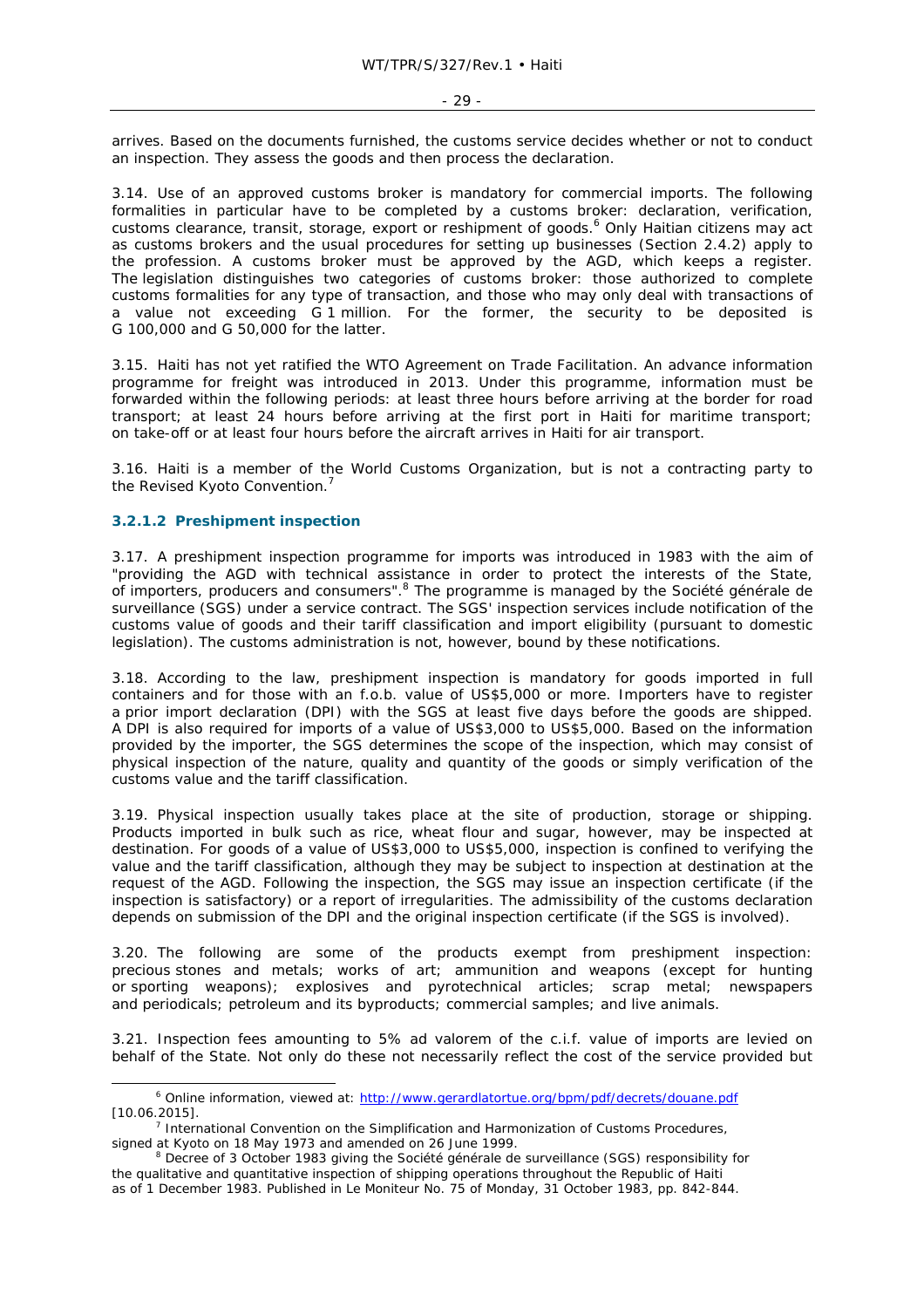arrives. Based on the documents furnished, the customs service decides whether or not to conduct an inspection. They assess the goods and then process the declaration.

3.14. Use of an approved customs broker is mandatory for commercial imports. The following formalities in particular have to be completed by a customs broker: declaration, verification, customs clearance, transit, storage, export or reshipment of goods.[6] Only Haitian citizens may act as customs brokers and the usual procedures for setting up businesses (Section 2.4.2) apply to the profession. A customs broker must be approved by the AGD, which keeps a register. The legislation distinguishes two categories of customs broker: those authorized to complete customs formalities for any type of transaction, and those who may only deal with transactions of a value not exceeding G 1 million. For the former, the security to be deposited is G 100,000 and G 50,000 for the latter.

3.15. Haiti has not yet ratified the WTO Agreement on Trade Facilitation. An advance information programme for freight was introduced in 2013. Under this programme, information must be forwarded within the following periods: at least three hours before arriving at the border for road transport; at least 24 hours before arriving at the first port in Haiti for maritime transport; on take-off or at least four hours before the aircraft arrives in Haiti for air transport.

3.16. Haiti is a member of the World Customs Organization, but is not a contracting party to the Revised Kyoto Convention.[7]

#### 3.2.1.2 Preshipment inspection

3.17. A preshipment inspection programme for imports was introduced in 1983 with the aim of "providing the AGD with technical assistance in order to protect the interests of the State, of importers, producers and consumers".[8] The programme is managed by the Société générale de surveillance (SGS) under a service contract. The SGS' inspection services include notification of the customs value of goods and their tariff classification and import eligibility (pursuant to domestic legislation). The customs administration is not, however, bound by these notifications.

3.18. According to the law, preshipment inspection is mandatory for goods imported in full containers and for those with an f.o.b. value of US$5,000 or more. Importers have to register a prior import declaration (DPI) with the SGS at least five days before the goods are shipped. A DPI is also required for imports of a value of US$3,000 to US$5,000. Based on the information provided by the importer, the SGS determines the scope of the inspection, which may consist of physical inspection of the nature, quality and quantity of the goods or simply verification of the customs value and the tariff classification.

3.19. Physical inspection usually takes place at the site of production, storage or shipping. Products imported in bulk such as rice, wheat flour and sugar, however, may be inspected at destination. For goods of a value of US$3,000 to US$5,000, inspection is confined to verifying the value and the tariff classification, although they may be subject to inspection at destination at the request of the AGD. Following the inspection, the SGS may issue an inspection certificate (if the inspection is satisfactory) or a report of irregularities. The admissibility of the customs declaration depends on submission of the DPI and the original inspection certificate (if the SGS is involved).

3.20. The following are some of the products exempt from preshipment inspection: precious stones and metals; works of art; ammunition and weapons (except for hunting or sporting weapons); explosives and pyrotechnical articles; scrap metal; newspapers and periodicals; petroleum and its byproducts; commercial samples; and live animals.

3.21. Inspection fees amounting to 5% ad valorem of the c.i.f. value of imports are levied on behalf of the State. Not only do these not necessarily reflect the cost of the service provided but

---

[6] Online information, viewed at: http://www.gerardlatortue.org/bpm/pdf/decrets/douane.pdf [10.06.2015].

[7] International Convention on the Simplification and Harmonization of Customs Procedures, signed at Kyoto on 18 May 1973 and amended on 26 June 1999.

[8] Decree of 3 October 1983 giving the Société générale de surveillance (SGS) responsibility for the qualitative and quantitative inspection of shipping operations throughout the Republic of Haiti as of 1 December 1983. Published in Le Moniteur No. 75 of Monday, 31 October 1983, pp. 842-844.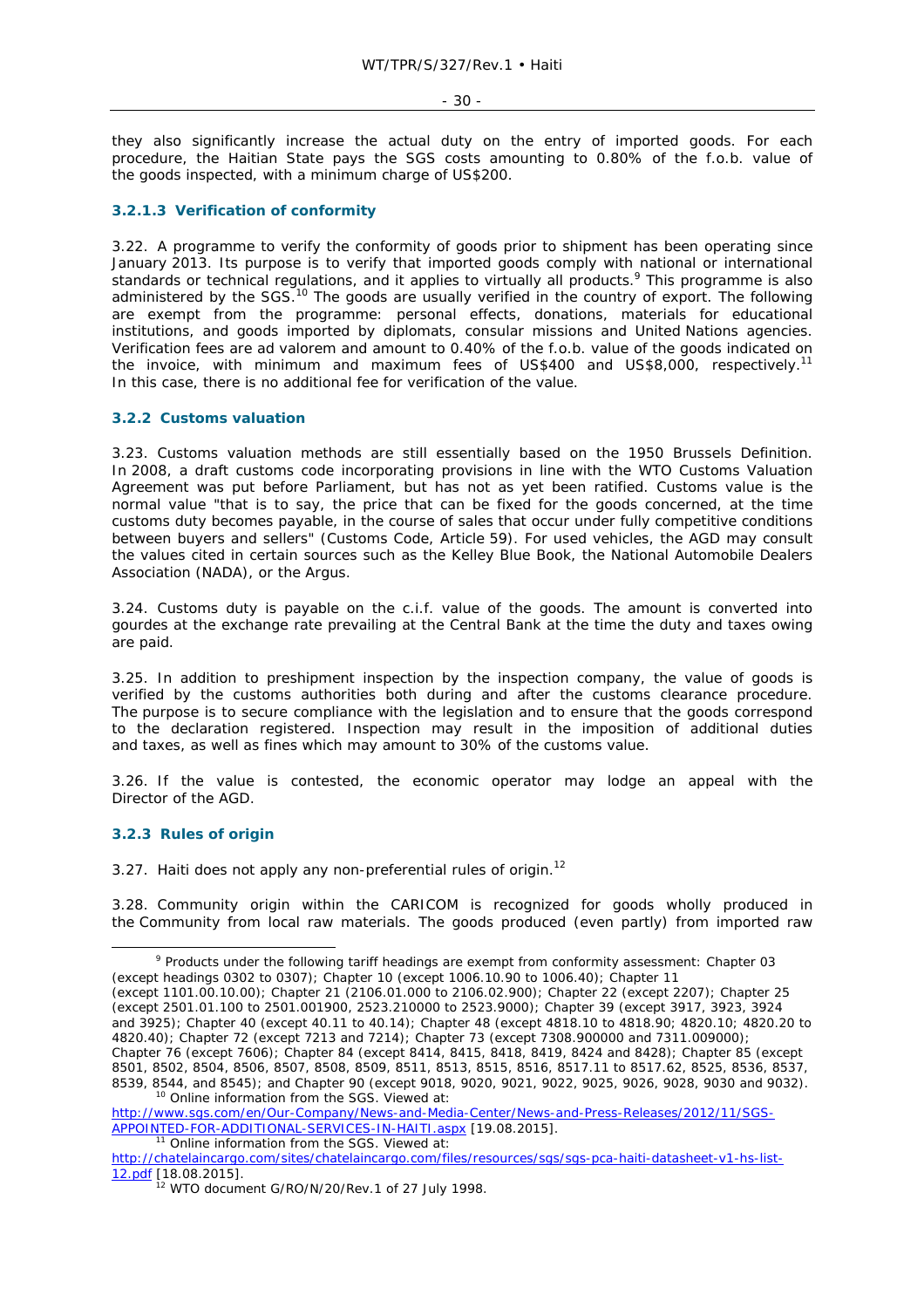they also significantly increase the actual duty on the entry of imported goods. For each procedure, the Haitian State pays the SGS costs amounting to 0.80% of the f.o.b. value of the goods inspected, with a minimum charge of US$200.

#### 3.2.1.3 Verification of conformity

3.22. A programme to verify the conformity of goods prior to shipment has been operating since January 2013. Its purpose is to verify that imported goods comply with national or international standards or technical regulations, and it applies to virtually all products.[9] This programme is also administered by the SGS.[10] The goods are usually verified in the country of export. The following are exempt from the programme: personal effects, donations, materials for educational institutions, and goods imported by diplomats, consular missions and United Nations agencies. Verification fees are ad valorem and amount to 0.40% of the f.o.b. value of the goods indicated on the invoice, with minimum and maximum fees of US$400 and US$8,000, respectively.[11] In this case, there is no additional fee for verification of the value.

### 3.2.2 Customs valuation

3.23. Customs valuation methods are still essentially based on the 1950 Brussels Definition. In 2008, a draft customs code incorporating provisions in line with the WTO Customs Valuation Agreement was put before Parliament, but has not as yet been ratified. Customs value is the normal value "that is to say, the price that can be fixed for the goods concerned, at the time customs duty becomes payable, in the course of sales that occur under fully competitive conditions between buyers and sellers" (Customs Code, Article 59). For used vehicles, the AGD may consult the values cited in certain sources such as the Kelley Blue Book, the National Automobile Dealers Association (NADA), or the Argus.

3.24. Customs duty is payable on the c.i.f. value of the goods. The amount is converted into gourdes at the exchange rate prevailing at the Central Bank at the time the duty and taxes owing are paid.

3.25. In addition to preshipment inspection by the inspection company, the value of goods is verified by the customs authorities both during and after the customs clearance procedure. The purpose is to secure compliance with the legislation and to ensure that the goods correspond to the declaration registered. Inspection may result in the imposition of additional duties and taxes, as well as fines which may amount to 30% of the customs value.

3.26. If the value is contested, the economic operator may lodge an appeal with the Director of the AGD.

### 3.2.3 Rules of origin

3.27. Haiti does not apply any non-preferential rules of origin.[12]

3.28. Community origin within the CARICOM is recognized for goods wholly produced in the Community from local raw materials. The goods produced (even partly) from imported raw

---

[9] Products under the following tariff headings are exempt from conformity assessment: Chapter 03 (except headings 0302 to 0307); Chapter 10 (except 1006.10.90 to 1006.40); Chapter 11 (except 1101.00.10.00); Chapter 21 (2106.01.000 to 2106.02.900); Chapter 22 (except 2207); Chapter 25 (except 2501.01.100 to 2501.001900, 2523.210000 to 2523.9000); Chapter 39 (except 3917, 3923, 3924 and 3925); Chapter 40 (except 40.11 to 40.14); Chapter 48 (except 4818.10 to 4818.90; 4820.10; 4820.20 to 4820.40); Chapter 72 (except 7213 and 7214); Chapter 73 (except 7308.900000 and 7311.009000); Chapter 76 (except 7606); Chapter 84 (except 8414, 8415, 8418, 8419, 8424 and 8428); Chapter 85 (except 8501, 8502, 8504, 8506, 8507, 8508, 8509, 8511, 8513, 8515, 8516, 8517.11 to 8517.62, 8525, 8536, 8537, 8539, 8544, and 8545); and Chapter 90 (except 9018, 9020, 9021, 9022, 9025, 9026, 9028, 9030 and 9032).

[10] Online information from the SGS. Viewed at: http://www.sgs.com/en/Our-Company/News-and-Media-Center/News-and-Press-Releases/2012/11/SGS-APPOINTED-FOR-ADDITIONAL-SERVICES-IN-HAITI.aspx [19.08.2015].

[11] Online information from the SGS. Viewed at: http://chatelaincargo.com/sites/chatelaincargo.com/files/resources/sgs/sgs-pca-haiti-datasheet-v1-hs-list-12.pdf [18.08.2015].

[12] WTO document G/RO/N/20/Rev.1 of 27 July 1998.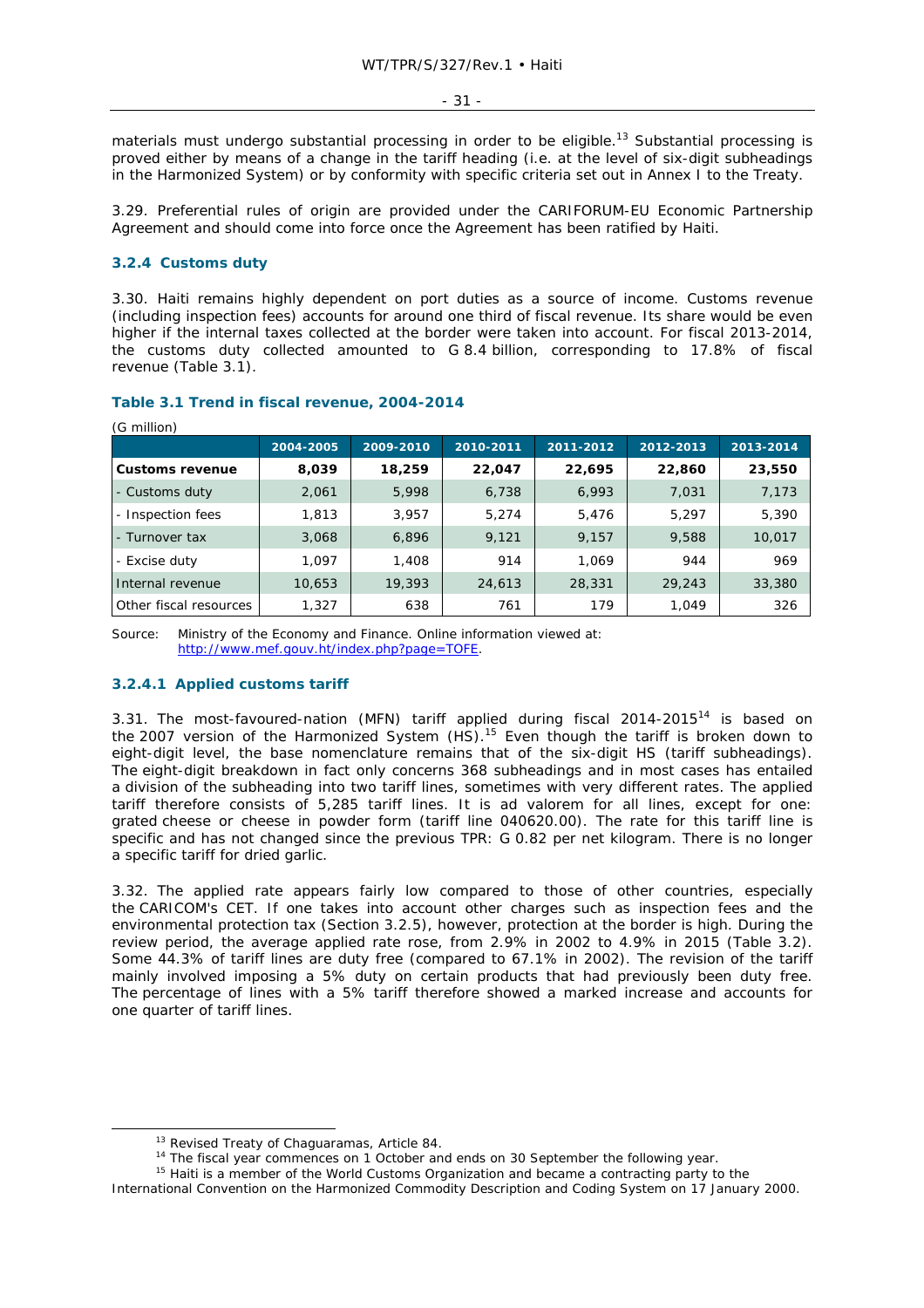materials must undergo substantial processing in order to be eligible.[13] Substantial processing is proved either by means of a change in the tariff heading (i.e. at the level of six-digit subheadings in the Harmonized System) or by conformity with specific criteria set out in Annex I to the Treaty.

3.29. Preferential rules of origin are provided under the CARIFORUM-EU Economic Partnership Agreement and should come into force once the Agreement has been ratified by Haiti.

### 3.2.4 Customs duty

3.30. Haiti remains highly dependent on port duties as a source of income. Customs revenue (including inspection fees) accounts for around one third of fiscal revenue. Its share would be even higher if the internal taxes collected at the border were taken into account. For fiscal 2013-2014, the customs duty collected amounted to G 8.4 billion, corresponding to 17.8% of fiscal revenue (Table 3.1).

**Table 3.1 Trend in fiscal revenue, 2004-2014**

(G million)

| | 2004-2005 | 2009-2010 | 2010-2011 | 2011-2012 | 2012-2013 | 2013-2014 |
|---|---|---|---|---|---|---|
| **Customs revenue** | **8,039** | **18,259** | **22,047** | **22,695** | **22,860** | **23,550** |
| - Customs duty | 2,061 | 5,998 | 6,738 | 6,993 | 7,031 | 7,173 |
| - Inspection fees | 1,813 | 3,957 | 5,274 | 5,476 | 5,297 | 5,390 |
| - Turnover tax | 3,068 | 6,896 | 9,121 | 9,157 | 9,588 | 10,017 |
| - Excise duty | 1,097 | 1,408 | 914 | 1,069 | 944 | 969 |
| Internal revenue | 10,653 | 19,393 | 24,613 | 28,331 | 29,243 | 33,380 |
| Other fiscal resources | 1,327 | 638 | 761 | 179 | 1,049 | 326 |

Source: Ministry of the Economy and Finance. Online information viewed at: http://www.mef.gouv.ht/index.php?page=TOFE.

#### 3.2.4.1 Applied customs tariff

3.31. The most-favoured-nation (MFN) tariff applied during fiscal 2014-2015[14] is based on the 2007 version of the Harmonized System (HS).[15] Even though the tariff is broken down to eight-digit level, the base nomenclature remains that of the six-digit HS (tariff subheadings). The eight-digit breakdown in fact only concerns 368 subheadings and in most cases has entailed a division of the subheading into two tariff lines, sometimes with very different rates. The applied tariff therefore consists of 5,285 tariff lines. It is ad valorem for all lines, except for one: grated cheese or cheese in powder form (tariff line 040620.00). The rate for this tariff line is specific and has not changed since the previous TPR: G 0.82 per net kilogram. There is no longer a specific tariff for dried garlic.

3.32. The applied rate appears fairly low compared to those of other countries, especially the CARICOM's CET. If one takes into account other charges such as inspection fees and the environmental protection tax (Section 3.2.5), however, protection at the border is high. During the review period, the average applied rate rose, from 2.9% in 2002 to 4.9% in 2015 (Table 3.2). Some 44.3% of tariff lines are duty free (compared to 67.1% in 2002). The revision of the tariff mainly involved imposing a 5% duty on certain products that had previously been duty free. The percentage of lines with a 5% tariff therefore showed a marked increase and accounts for one quarter of tariff lines.

[13] Revised Treaty of Chaguaramas, Article 84.

[14] The fiscal year commences on 1 October and ends on 30 September the following year.

[15] Haiti is a member of the World Customs Organization and became a contracting party to the International Convention on the Harmonized Commodity Description and Coding System on 17 January 2000.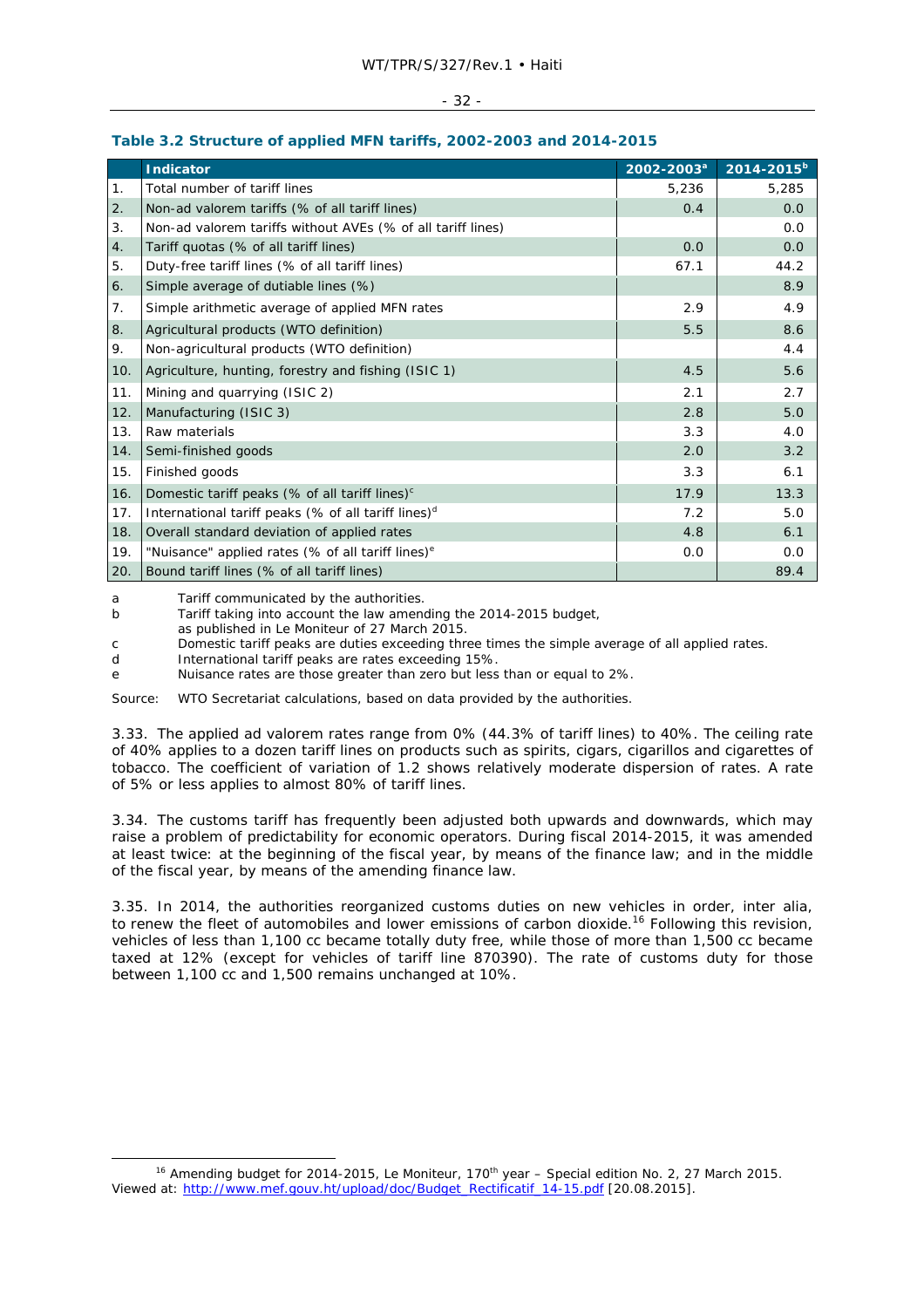**Table 3.2 Structure of applied MFN tariffs, 2002-2003 and 2014-2015**

| | Indicator | 2002-2003[a] | 2014-2015[b] |
|---|---|---|---|
| 1. | Total number of tariff lines | 5,236 | 5,285 |
| 2. | Non-ad valorem tariffs (% of all tariff lines) | 0.4 | 0.0 |
| 3. | Non-ad valorem tariffs without AVEs (% of all tariff lines) | | 0.0 |
| 4. | Tariff quotas (% of all tariff lines) | 0.0 | 0.0 |
| 5. | Duty-free tariff lines (% of all tariff lines) | 67.1 | 44.2 |
| 6. | Simple average of dutiable lines (%) | | 8.9 |
| 7. | Simple arithmetic average of applied MFN rates | 2.9 | 4.9 |
| 8. | Agricultural products (WTO definition) | 5.5 | 8.6 |
| 9. | Non-agricultural products (WTO definition) | | 4.4 |
| 10. | Agriculture, hunting, forestry and fishing (ISIC 1) | 4.5 | 5.6 |
| 11. | Mining and quarrying (ISIC 2) | 2.1 | 2.7 |
| 12. | Manufacturing (ISIC 3) | 2.8 | 5.0 |
| 13. | Raw materials | 3.3 | 4.0 |
| 14. | Semi-finished goods | 2.0 | 3.2 |
| 15. | Finished goods | 3.3 | 6.1 |
| 16. | Domestic tariff peaks (% of all tariff lines)[c] | 17.9 | 13.3 |
| 17. | International tariff peaks (% of all tariff lines)[d] | 7.2 | 5.0 |
| 18. | Overall standard deviation of applied rates | 4.8 | 6.1 |
| 19. | "Nuisance" applied rates (% of all tariff lines)[e] | 0.0 | 0.0 |
| 20. | Bound tariff lines (% of all tariff lines) | | 89.4 |

a Tariff communicated by the authorities.
b Tariff taking into account the law amending the 2014-2015 budget, as published in Le Moniteur of 27 March 2015.
c Domestic tariff peaks are duties exceeding three times the simple average of all applied rates.
d International tariff peaks are rates exceeding 15%.
e Nuisance rates are those greater than zero but less than or equal to 2%.

Source: WTO Secretariat calculations, based on data provided by the authorities.

3.33. The applied ad valorem rates range from 0% (44.3% of tariff lines) to 40%. The ceiling rate of 40% applies to a dozen tariff lines on products such as spirits, cigars, cigarillos and cigarettes of tobacco. The coefficient of variation of 1.2 shows relatively moderate dispersion of rates. A rate of 5% or less applies to almost 80% of tariff lines.

3.34. The customs tariff has frequently been adjusted both upwards and downwards, which may raise a problem of predictability for economic operators. During fiscal 2014-2015, it was amended at least twice: at the beginning of the fiscal year, by means of the finance law; and in the middle of the fiscal year, by means of the amending finance law.

3.35. In 2014, the authorities reorganized customs duties on new vehicles in order, inter alia, to renew the fleet of automobiles and lower emissions of carbon dioxide.[16] Following this revision, vehicles of less than 1,100 cc became totally duty free, while those of more than 1,500 cc became taxed at 12% (except for vehicles of tariff line 870390). The rate of customs duty for those between 1,100 cc and 1,500 remains unchanged at 10%.

[16] Amending budget for 2014-2015, Le Moniteur, 170th year – Special edition No. 2, 27 March 2015. Viewed at: http://www.mef.gouv.ht/upload/doc/Budget_Rectificatif_14-15.pdf [20.08.2015].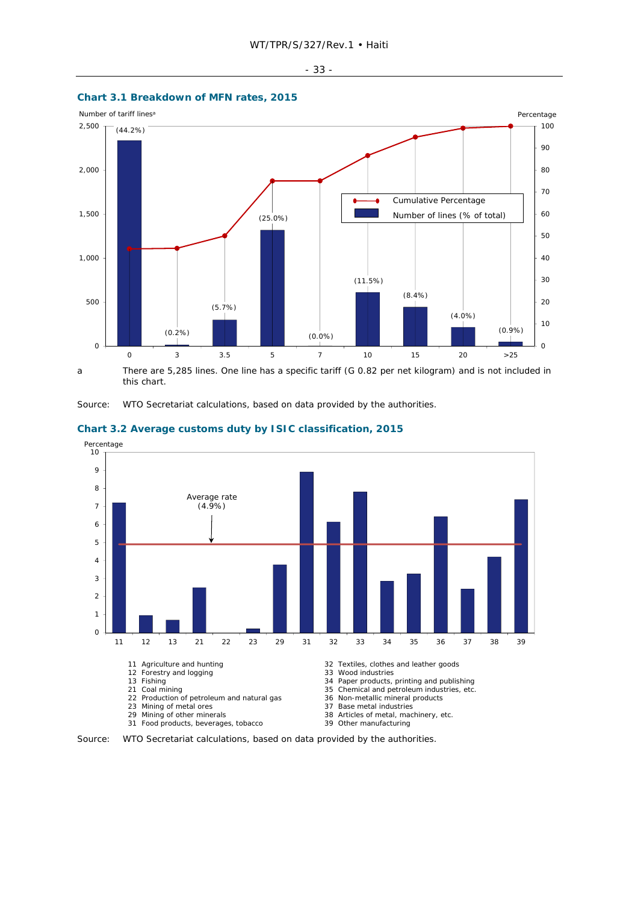## Chart 3.1 Breakdown of MFN rates, 2015

Number of tariff lines[a]

Percentage

| MFN rate | Number of lines (% of total) |
|---|---|
| 0 | (44.2%) |
| 3 | (0.2%) |
| 3.5 | (5.7%) |
| 5 | (25.0%) |
| 7 | (0.0%) |
| 10 | (11.5%) |
| 15 | (8.4%) |
| 20 | (4.0%) |
| >25 | (0.9%) |

Cumulative Percentage

Number of lines (% of total)

a There are 5,285 lines. One line has a specific tariff (G 0.82 per net kilogram) and is not included in this chart.

Source: WTO Secretariat calculations, based on data provided by the authorities.

## Chart 3.2 Average customs duty by ISIC classification, 2015

Percentage

Average rate (4.9%)

- 11 Agriculture and hunting
- 12 Forestry and logging
- 13 Fishing
- 21 Coal mining
- 22 Production of petroleum and natural gas
- 23 Mining of metal ores
- 29 Mining of other minerals
- 31 Food products, beverages, tobacco
- 32 Textiles, clothes and leather goods
- 33 Wood industries
- 34 Paper products, printing and publishing
- 35 Chemical and petroleum industries, etc.
- 36 Non-metallic mineral products
- 37 Base metal industries
- 38 Articles of metal, machinery, etc.
- 39 Other manufacturing

Source: WTO Secretariat calculations, based on data provided by the authorities.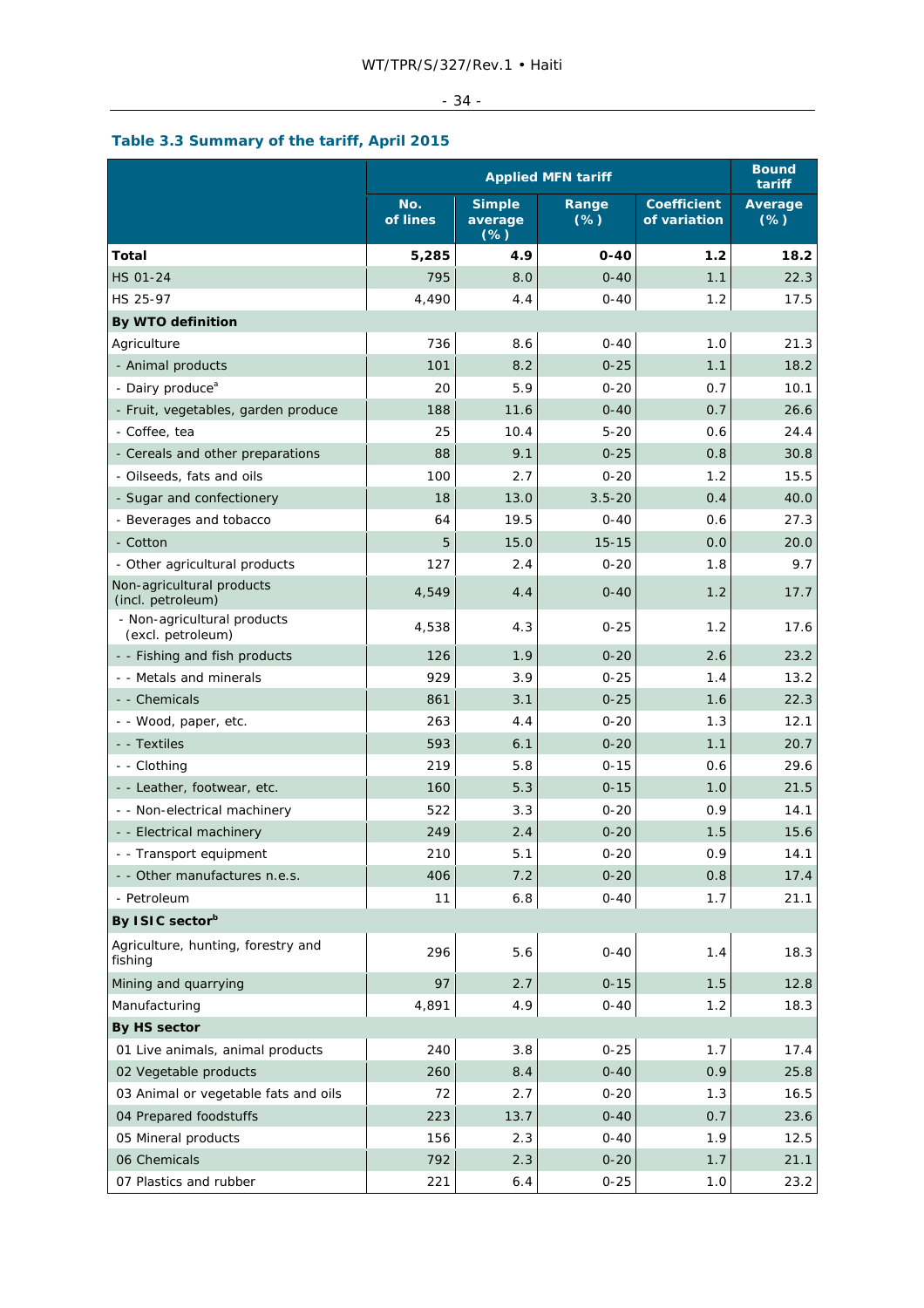### Table 3.3 Summary of the tariff, April 2015

| | Applied MFN tariff | | | | Bound tariff |
|---|---|---|---|---|---|
| | No. of lines | Simple average (%) | Range (%) | Coefficient of variation | Average (%) |
| **Total** | **5,285** | **4.9** | **0-40** | **1.2** | **18.2** |
| HS 01-24 | 795 | 8.0 | 0-40 | 1.1 | 22.3 |
| HS 25-97 | 4,490 | 4.4 | 0-40 | 1.2 | 17.5 |
| **By WTO definition** | | | | | |
| Agriculture | 736 | 8.6 | 0-40 | 1.0 | 21.3 |
| - Animal products | 101 | 8.2 | 0-25 | 1.1 | 18.2 |
| - Dairy produce[a] | 20 | 5.9 | 0-20 | 0.7 | 10.1 |
| - Fruit, vegetables, garden produce | 188 | 11.6 | 0-40 | 0.7 | 26.6 |
| - Coffee, tea | 25 | 10.4 | 5-20 | 0.6 | 24.4 |
| - Cereals and other preparations | 88 | 9.1 | 0-25 | 0.8 | 30.8 |
| - Oilseeds, fats and oils | 100 | 2.7 | 0-20 | 1.2 | 15.5 |
| - Sugar and confectionery | 18 | 13.0 | 3.5-20 | 0.4 | 40.0 |
| - Beverages and tobacco | 64 | 19.5 | 0-40 | 0.6 | 27.3 |
| - Cotton | 5 | 15.0 | 15-15 | 0.0 | 20.0 |
| - Other agricultural products | 127 | 2.4 | 0-20 | 1.8 | 9.7 |
| Non-agricultural products (incl. petroleum) | 4,549 | 4.4 | 0-40 | 1.2 | 17.7 |
| - Non-agricultural products (excl. petroleum) | 4,538 | 4.3 | 0-25 | 1.2 | 17.6 |
| - - Fishing and fish products | 126 | 1.9 | 0-20 | 2.6 | 23.2 |
| - - Metals and minerals | 929 | 3.9 | 0-25 | 1.4 | 13.2 |
| - - Chemicals | 861 | 3.1 | 0-25 | 1.6 | 22.3 |
| - - Wood, paper, etc. | 263 | 4.4 | 0-20 | 1.3 | 12.1 |
| - - Textiles | 593 | 6.1 | 0-20 | 1.1 | 20.7 |
| - - Clothing | 219 | 5.8 | 0-15 | 0.6 | 29.6 |
| - - Leather, footwear, etc. | 160 | 5.3 | 0-15 | 1.0 | 21.5 |
| - - Non-electrical machinery | 522 | 3.3 | 0-20 | 0.9 | 14.1 |
| - - Electrical machinery | 249 | 2.4 | 0-20 | 1.5 | 15.6 |
| - - Transport equipment | 210 | 5.1 | 0-20 | 0.9 | 14.1 |
| - - Other manufactures n.e.s. | 406 | 7.2 | 0-20 | 0.8 | 17.4 |
| - Petroleum | 11 | 6.8 | 0-40 | 1.7 | 21.1 |
| **By ISIC sector[b]** | | | | | |
| Agriculture, hunting, forestry and fishing | 296 | 5.6 | 0-40 | 1.4 | 18.3 |
| Mining and quarrying | 97 | 2.7 | 0-15 | 1.5 | 12.8 |
| Manufacturing | 4,891 | 4.9 | 0-40 | 1.2 | 18.3 |
| **By HS sector** | | | | | |
| 01 Live animals, animal products | 240 | 3.8 | 0-25 | 1.7 | 17.4 |
| 02 Vegetable products | 260 | 8.4 | 0-40 | 0.9 | 25.8 |
| 03 Animal or vegetable fats and oils | 72 | 2.7 | 0-20 | 1.3 | 16.5 |
| 04 Prepared foodstuffs | 223 | 13.7 | 0-40 | 0.7 | 23.6 |
| 05 Mineral products | 156 | 2.3 | 0-40 | 1.9 | 12.5 |
| 06 Chemicals | 792 | 2.3 | 0-20 | 1.7 | 21.1 |
| 07 Plastics and rubber | 221 | 6.4 | 0-25 | 1.0 | 23.2 |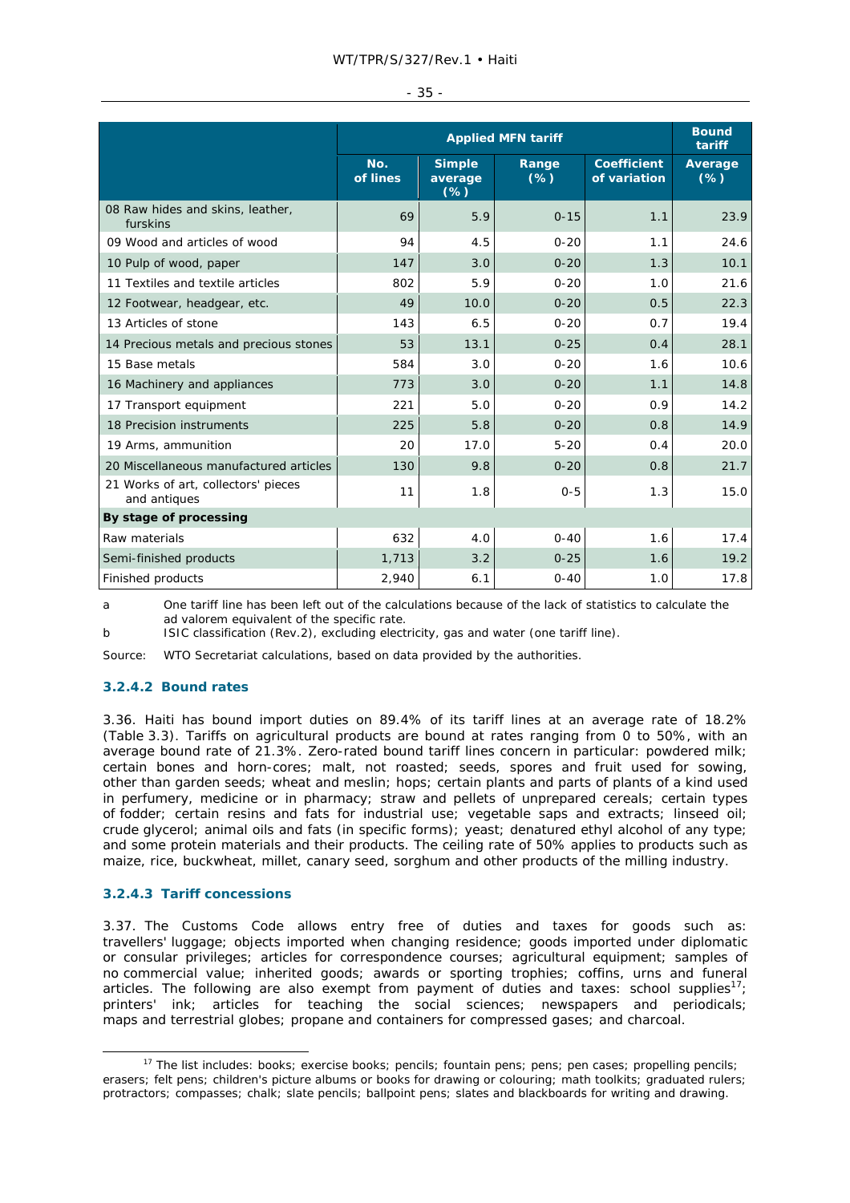| | Applied MFN tariff | | | | Bound tariff |
|---|---|---|---|---|---|
| | No. of lines | Simple average (%) | Range (%) | Coefficient of variation | Average (%) |
| 08 Raw hides and skins, leather, furskins | 69 | 5.9 | 0-15 | 1.1 | 23.9 |
| 09 Wood and articles of wood | 94 | 4.5 | 0-20 | 1.1 | 24.6 |
| 10 Pulp of wood, paper | 147 | 3.0 | 0-20 | 1.3 | 10.1 |
| 11 Textiles and textile articles | 802 | 5.9 | 0-20 | 1.0 | 21.6 |
| 12 Footwear, headgear, etc. | 49 | 10.0 | 0-20 | 0.5 | 22.3 |
| 13 Articles of stone | 143 | 6.5 | 0-20 | 0.7 | 19.4 |
| 14 Precious metals and precious stones | 53 | 13.1 | 0-25 | 0.4 | 28.1 |
| 15 Base metals | 584 | 3.0 | 0-20 | 1.6 | 10.6 |
| 16 Machinery and appliances | 773 | 3.0 | 0-20 | 1.1 | 14.8 |
| 17 Transport equipment | 221 | 5.0 | 0-20 | 0.9 | 14.2 |
| 18 Precision instruments | 225 | 5.8 | 0-20 | 0.8 | 14.9 |
| 19 Arms, ammunition | 20 | 17.0 | 5-20 | 0.4 | 20.0 |
| 20 Miscellaneous manufactured articles | 130 | 9.8 | 0-20 | 0.8 | 21.7 |
| 21 Works of art, collectors' pieces and antiques | 11 | 1.8 | 0-5 | 1.3 | 15.0 |
| **By stage of processing** | | | | | |
| Raw materials | 632 | 4.0 | 0-40 | 1.6 | 17.4 |
| Semi-finished products | 1,713 | 3.2 | 0-25 | 1.6 | 19.2 |
| Finished products | 2,940 | 6.1 | 0-40 | 1.0 | 17.8 |

a One tariff line has been left out of the calculations because of the lack of statistics to calculate the ad valorem equivalent of the specific rate.

b ISIC classification (Rev.2), excluding electricity, gas and water (one tariff line).

Source: WTO Secretariat calculations, based on data provided by the authorities.

#### 3.2.4.2 Bound rates

3.36. Haiti has bound import duties on 89.4% of its tariff lines at an average rate of 18.2% (Table 3.3). Tariffs on agricultural products are bound at rates ranging from 0 to 50%, with an average bound rate of 21.3%. Zero-rated bound tariff lines concern in particular: powdered milk; certain bones and horn-cores; malt, not roasted; seeds, spores and fruit used for sowing, other than garden seeds; wheat and meslin; hops; certain plants and parts of plants of a kind used in perfumery, medicine or in pharmacy; straw and pellets of unprepared cereals; certain types of fodder; certain resins and fats for industrial use; vegetable saps and extracts; linseed oil; crude glycerol; animal oils and fats (in specific forms); yeast; denatured ethyl alcohol of any type; and some protein materials and their products. The ceiling rate of 50% applies to products such as maize, rice, buckwheat, millet, canary seed, sorghum and other products of the milling industry.

#### 3.2.4.3 Tariff concessions

3.37. The Customs Code allows entry free of duties and taxes for goods such as: travellers' luggage; objects imported when changing residence; goods imported under diplomatic or consular privileges; articles for correspondence courses; agricultural equipment; samples of no commercial value; inherited goods; awards or sporting trophies; coffins, urns and funeral articles. The following are also exempt from payment of duties and taxes: school supplies[17]; printers' ink; articles for teaching the social sciences; newspapers and periodicals; maps and terrestrial globes; propane and containers for compressed gases; and charcoal.

[17] The list includes: books; exercise books; pencils; fountain pens; pens; pen cases; propelling pencils; erasers; felt pens; children's picture albums or books for drawing or colouring; math toolkits; graduated rulers; protractors; compasses; chalk; slate pencils; ballpoint pens; slates and blackboards for writing and drawing.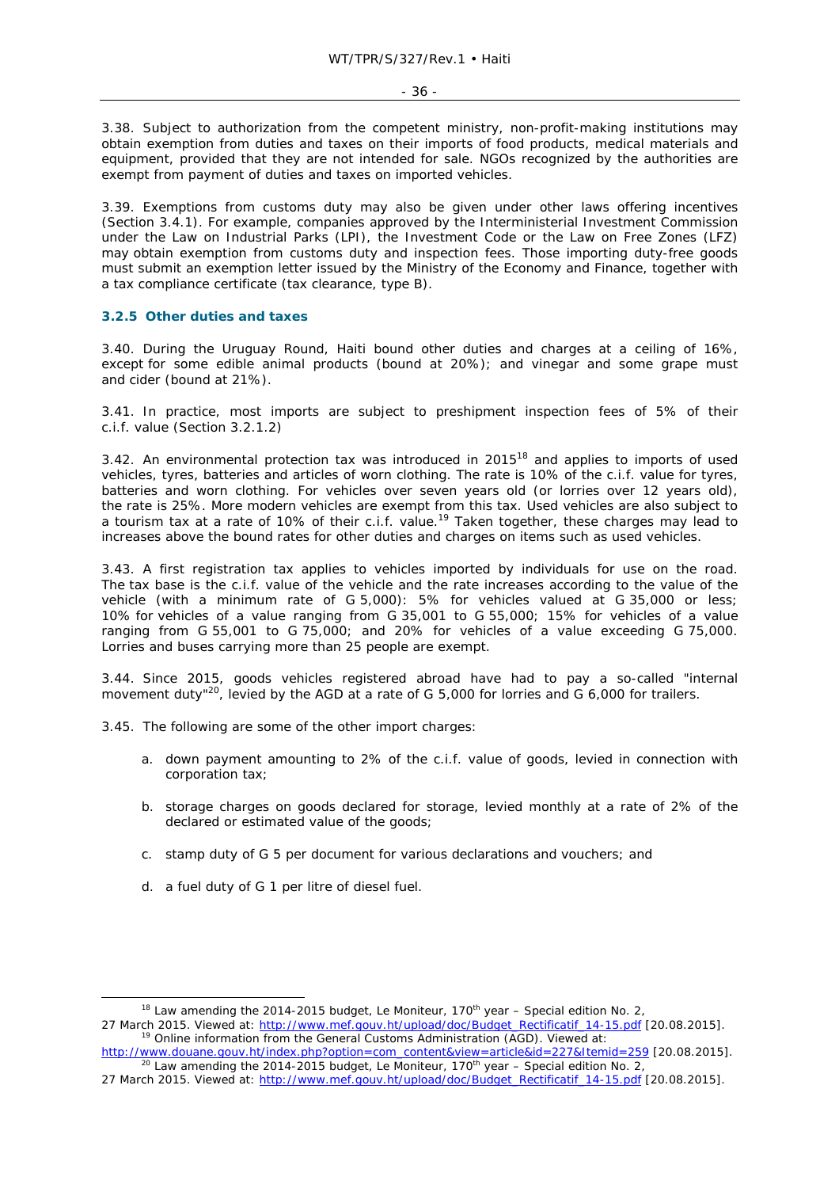3.38. Subject to authorization from the competent ministry, non-profit-making institutions may obtain exemption from duties and taxes on their imports of food products, medical materials and equipment, provided that they are not intended for sale. NGOs recognized by the authorities are exempt from payment of duties and taxes on imported vehicles.

3.39. Exemptions from customs duty may also be given under other laws offering incentives (Section 3.4.1). For example, companies approved by the Interministerial Investment Commission under the Law on Industrial Parks (LPI), the Investment Code or the Law on Free Zones (LFZ) may obtain exemption from customs duty and inspection fees. Those importing duty-free goods must submit an exemption letter issued by the Ministry of the Economy and Finance, together with a tax compliance certificate (tax clearance, type B).

### 3.2.5 Other duties and taxes

3.40. During the Uruguay Round, Haiti bound other duties and charges at a ceiling of 16%, except for some edible animal products (bound at 20%); and vinegar and some grape must and cider (bound at 21%).

3.41. In practice, most imports are subject to preshipment inspection fees of 5% of their c.i.f. value (Section 3.2.1.2)

3.42. An environmental protection tax was introduced in 2015[18] and applies to imports of used vehicles, tyres, batteries and articles of worn clothing. The rate is 10% of the c.i.f. value for tyres, batteries and worn clothing. For vehicles over seven years old (or lorries over 12 years old), the rate is 25%. More modern vehicles are exempt from this tax. Used vehicles are also subject to a tourism tax at a rate of 10% of their c.i.f. value.[19] Taken together, these charges may lead to increases above the bound rates for other duties and charges on items such as used vehicles.

3.43. A first registration tax applies to vehicles imported by individuals for use on the road. The tax base is the c.i.f. value of the vehicle and the rate increases according to the value of the vehicle (with a minimum rate of G 5,000): 5% for vehicles valued at G 35,000 or less; 10% for vehicles of a value ranging from G 35,001 to G 55,000; 15% for vehicles of a value ranging from G 55,001 to G 75,000; and 20% for vehicles of a value exceeding G 75,000. Lorries and buses carrying more than 25 people are exempt.

3.44. Since 2015, goods vehicles registered abroad have had to pay a so-called "internal movement duty"[20], levied by the AGD at a rate of G 5,000 for lorries and G 6,000 for trailers.

3.45. The following are some of the other import charges:

a. down payment amounting to 2% of the c.i.f. value of goods, levied in connection with corporation tax;

b. storage charges on goods declared for storage, levied monthly at a rate of 2% of the declared or estimated value of the goods;

c. stamp duty of G 5 per document for various declarations and vouchers; and

d. a fuel duty of G 1 per litre of diesel fuel.

---

[18] Law amending the 2014-2015 budget, Le Moniteur, 170th year – Special edition No. 2, 27 March 2015. Viewed at: http://www.mef.gouv.ht/upload/doc/Budget_Rectificatif_14-15.pdf [20.08.2015].

[19] Online information from the General Customs Administration (AGD). Viewed at: http://www.douane.gouv.ht/index.php?option=com_content&view=article&id=227&Itemid=259 [20.08.2015].

[20] Law amending the 2014-2015 budget, Le Moniteur, 170th year – Special edition No. 2, 27 March 2015. Viewed at: http://www.mef.gouv.ht/upload/doc/Budget_Rectificatif_14-15.pdf [20.08.2015].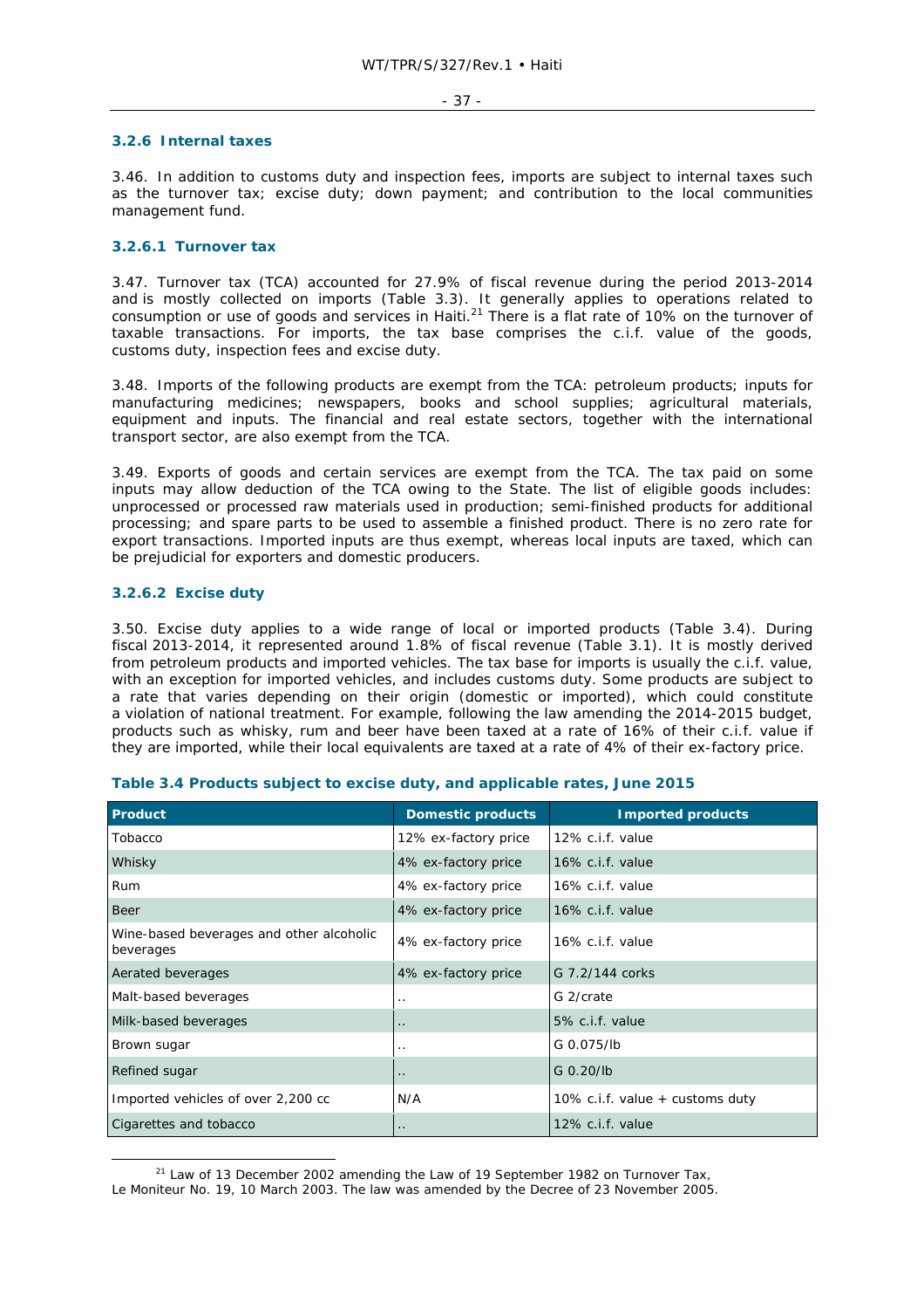### 3.2.6 Internal taxes

3.46. In addition to customs duty and inspection fees, imports are subject to internal taxes such as the turnover tax; excise duty; down payment; and contribution to the local communities management fund.

#### 3.2.6.1 Turnover tax

3.47. Turnover tax (TCA) accounted for 27.9% of fiscal revenue during the period 2013-2014 and is mostly collected on imports (Table 3.3). It generally applies to operations related to consumption or use of goods and services in Haiti.[21] There is a flat rate of 10% on the turnover of taxable transactions. For imports, the tax base comprises the c.i.f. value of the goods, customs duty, inspection fees and excise duty.

3.48. Imports of the following products are exempt from the TCA: petroleum products; inputs for manufacturing medicines; newspapers, books and school supplies; agricultural materials, equipment and inputs. The financial and real estate sectors, together with the international transport sector, are also exempt from the TCA.

3.49. Exports of goods and certain services are exempt from the TCA. The tax paid on some inputs may allow deduction of the TCA owing to the State. The list of eligible goods includes: unprocessed or processed raw materials used in production; semi-finished products for additional processing; and spare parts to be used to assemble a finished product. There is no zero rate for export transactions. Imported inputs are thus exempt, whereas local inputs are taxed, which can be prejudicial for exporters and domestic producers.

#### 3.2.6.2 Excise duty

3.50. Excise duty applies to a wide range of local or imported products (Table 3.4). During fiscal 2013-2014, it represented around 1.8% of fiscal revenue (Table 3.1). It is mostly derived from petroleum products and imported vehicles. The tax base for imports is usually the c.i.f. value, with an exception for imported vehicles, and includes customs duty. Some products are subject to a rate that varies depending on their origin (domestic or imported), which could constitute a violation of national treatment. For example, following the law amending the 2014-2015 budget, products such as whisky, rum and beer have been taxed at a rate of 16% of their c.i.f. value if they are imported, while their local equivalents are taxed at a rate of 4% of their ex-factory price.

**Table 3.4 Products subject to excise duty, and applicable rates, June 2015**

| Product | Domestic products | Imported products |
|---|---|---|
| Tobacco | 12% ex-factory price | 12% c.i.f. value |
| Whisky | 4% ex-factory price | 16% c.i.f. value |
| Rum | 4% ex-factory price | 16% c.i.f. value |
| Beer | 4% ex-factory price | 16% c.i.f. value |
| Wine-based beverages and other alcoholic beverages | 4% ex-factory price | 16% c.i.f. value |
| Aerated beverages | 4% ex-factory price | G 7.2/144 corks |
| Malt-based beverages | .. | G 2/crate |
| Milk-based beverages | .. | 5% c.i.f. value |
| Brown sugar | .. | G 0.075/lb |
| Refined sugar | .. | G 0.20/lb |
| Imported vehicles of over 2,200 cc | N/A | 10% c.i.f. value + customs duty |
| Cigarettes and tobacco | .. | 12% c.i.f. value |

[21] Law of 13 December 2002 amending the Law of 19 September 1982 on Turnover Tax, Le Moniteur No. 19, 10 March 2003. The law was amended by the Decree of 23 November 2005.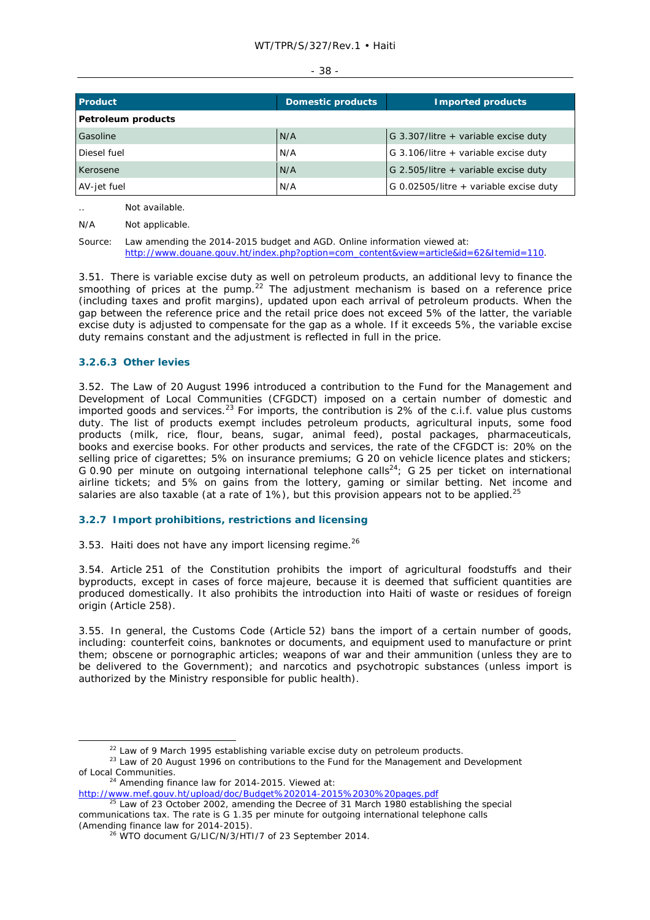| Product | Domestic products | Imported products |
|---|---|---|
| **Petroleum products** | | |
| Gasoline | N/A | G 3.307/litre + variable excise duty |
| Diesel fuel | N/A | G 3.106/litre + variable excise duty |
| Kerosene | N/A | G 2.505/litre + variable excise duty |
| AV-jet fuel | N/A | G 0.02505/litre + variable excise duty |

.. Not available.

N/A Not applicable.

Source: Law amending the 2014-2015 budget and AGD. Online information viewed at: http://www.douane.gouv.ht/index.php?option=com_content&view=article&id=62&Itemid=110.

3.51. There is variable excise duty as well on petroleum products, an additional levy to finance the smoothing of prices at the pump.[22] The adjustment mechanism is based on a reference price (including taxes and profit margins), updated upon each arrival of petroleum products. When the gap between the reference price and the retail price does not exceed 5% of the latter, the variable excise duty is adjusted to compensate for the gap as a whole. If it exceeds 5%, the variable excise duty remains constant and the adjustment is reflected in full in the price.

### 3.2.6.3 Other levies

3.52. The Law of 20 August 1996 introduced a contribution to the Fund for the Management and Development of Local Communities (CFGDCT) imposed on a certain number of domestic and imported goods and services.[23] For imports, the contribution is 2% of the c.i.f. value plus customs duty. The list of products exempt includes petroleum products, agricultural inputs, some food products (milk, rice, flour, beans, sugar, animal feed), postal packages, pharmaceuticals, books and exercise books. For other products and services, the rate of the CFGDCT is: 20% on the selling price of cigarettes; 5% on insurance premiums; G 20 on vehicle licence plates and stickers; G 0.90 per minute on outgoing international telephone calls[24]; G 25 per ticket on international airline tickets; and 5% on gains from the lottery, gaming or similar betting. Net income and salaries are also taxable (at a rate of 1%), but this provision appears not to be applied.[25]

### 3.2.7 Import prohibitions, restrictions and licensing

3.53. Haiti does not have any import licensing regime.[26]

3.54. Article 251 of the Constitution prohibits the import of agricultural foodstuffs and their byproducts, except in cases of force majeure, because it is deemed that sufficient quantities are produced domestically. It also prohibits the introduction into Haiti of waste or residues of foreign origin (Article 258).

3.55. In general, the Customs Code (Article 52) bans the import of a certain number of goods, including: counterfeit coins, banknotes or documents, and equipment used to manufacture or print them; obscene or pornographic articles; weapons of war and their ammunition (unless they are to be delivered to the Government); and narcotics and psychotropic substances (unless import is authorized by the Ministry responsible for public health).

---

[22] Law of 9 March 1995 establishing variable excise duty on petroleum products.

[23] Law of 20 August 1996 on contributions to the Fund for the Management and Development of Local Communities.

[24] Amending finance law for 2014-2015. Viewed at: http://www.mef.gouv.ht/upload/doc/Budget%202014-2015%2030%20pages.pdf

[25] Law of 23 October 2002, amending the Decree of 31 March 1980 establishing the special communications tax. The rate is G 1.35 per minute for outgoing international telephone calls (Amending finance law for 2014-2015).

[26] WTO document G/LIC/N/3/HTI/7 of 23 September 2014.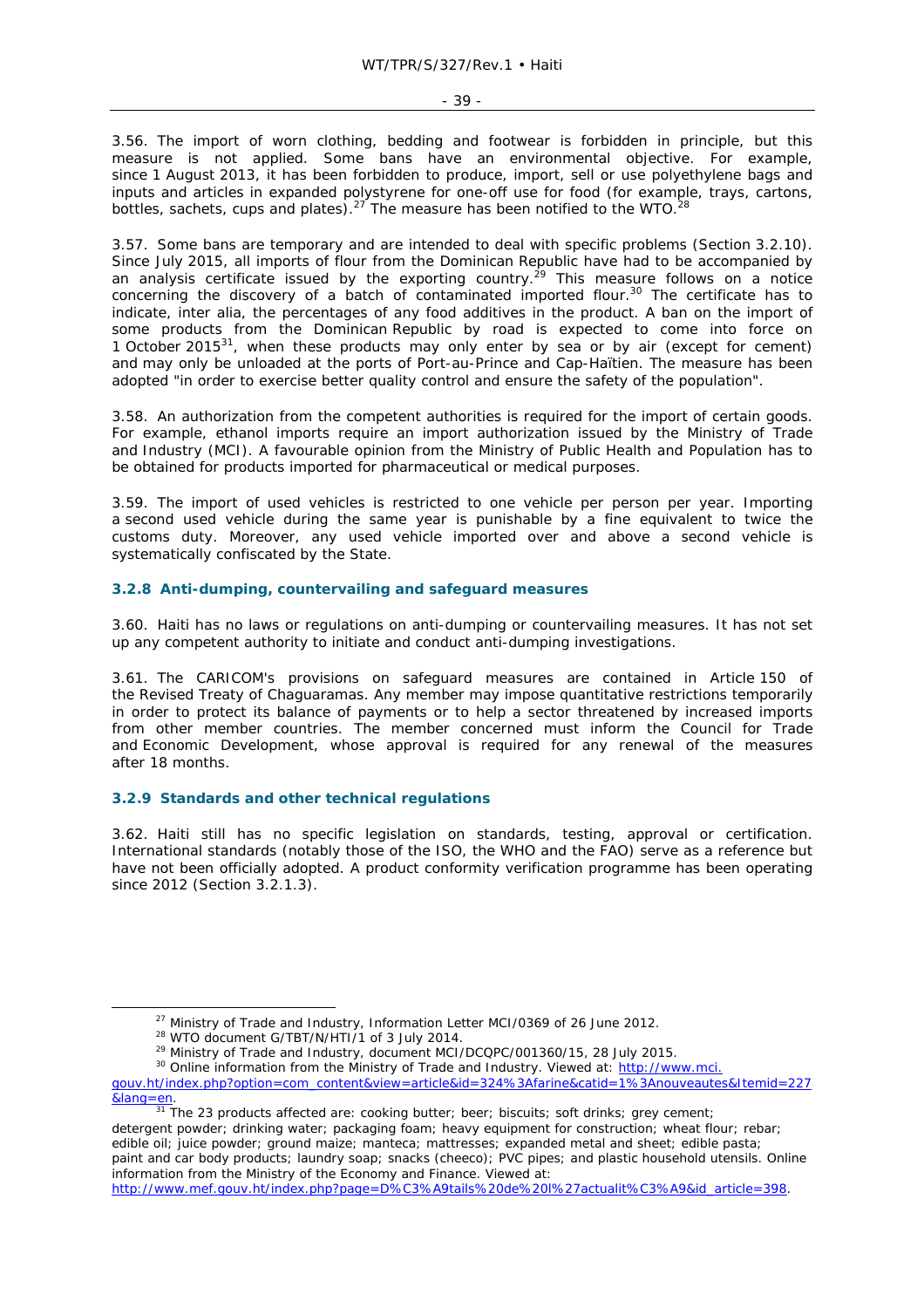3.56. The import of worn clothing, bedding and footwear is forbidden in principle, but this measure is not applied. Some bans have an environmental objective. For example, since 1 August 2013, it has been forbidden to produce, import, sell or use polyethylene bags and inputs and articles in expanded polystyrene for one-off use for food (for example, trays, cartons, bottles, sachets, cups and plates).[27] The measure has been notified to the WTO.[28]

3.57. Some bans are temporary and are intended to deal with specific problems (Section 3.2.10). Since July 2015, all imports of flour from the Dominican Republic have had to be accompanied by an analysis certificate issued by the exporting country.[29] This measure follows on a notice concerning the discovery of a batch of contaminated imported flour.[30] The certificate has to indicate, inter alia, the percentages of any food additives in the product. A ban on the import of some products from the Dominican Republic by road is expected to come into force on 1 October 2015[31], when these products may only enter by sea or by air (except for cement) and may only be unloaded at the ports of Port-au-Prince and Cap-Haïtien. The measure has been adopted "in order to exercise better quality control and ensure the safety of the population".

3.58. An authorization from the competent authorities is required for the import of certain goods. For example, ethanol imports require an import authorization issued by the Ministry of Trade and Industry (MCI). A favourable opinion from the Ministry of Public Health and Population has to be obtained for products imported for pharmaceutical or medical purposes.

3.59. The import of used vehicles is restricted to one vehicle per person per year. Importing a second used vehicle during the same year is punishable by a fine equivalent to twice the customs duty. Moreover, any used vehicle imported over and above a second vehicle is systematically confiscated by the State.

### 3.2.8 Anti-dumping, countervailing and safeguard measures

3.60. Haiti has no laws or regulations on anti-dumping or countervailing measures. It has not set up any competent authority to initiate and conduct anti-dumping investigations.

3.61. The CARICOM's provisions on safeguard measures are contained in Article 150 of the Revised Treaty of Chaguaramas. Any member may impose quantitative restrictions temporarily in order to protect its balance of payments or to help a sector threatened by increased imports from other member countries. The member concerned must inform the Council for Trade and Economic Development, whose approval is required for any renewal of the measures after 18 months.

### 3.2.9 Standards and other technical regulations

3.62. Haiti still has no specific legislation on standards, testing, approval or certification. International standards (notably those of the ISO, the WHO and the FAO) serve as a reference but have not been officially adopted. A product conformity verification programme has been operating since 2012 (Section 3.2.1.3).

---

[27] Ministry of Trade and Industry, Information Letter MCI/0369 of 26 June 2012.

[28] WTO document G/TBT/N/HTI/1 of 3 July 2014.

[29] Ministry of Trade and Industry, document MCI/DCQPC/001360/15, 28 July 2015.

[30] Online information from the Ministry of Trade and Industry. Viewed at: http://www.mci.gouv.ht/index.php?option=com_content&view=article&id=324%3Afarine&catid=1%3Anouveautes&Itemid=227&lang=en.

[31] The 23 products affected are: cooking butter; beer; biscuits; soft drinks; grey cement; detergent powder; drinking water; packaging foam; heavy equipment for construction; wheat flour; rebar; edible oil; juice powder; ground maize; manteca; mattresses; expanded metal and sheet; edible pasta; paint and car body products; laundry soap; snacks (cheeco); PVC pipes; and plastic household utensils. Online information from the Ministry of the Economy and Finance. Viewed at: http://www.mef.gouv.ht/index.php?page=D%C3%A9tails%20de%20l%27actualit%C3%A9&id_article=398.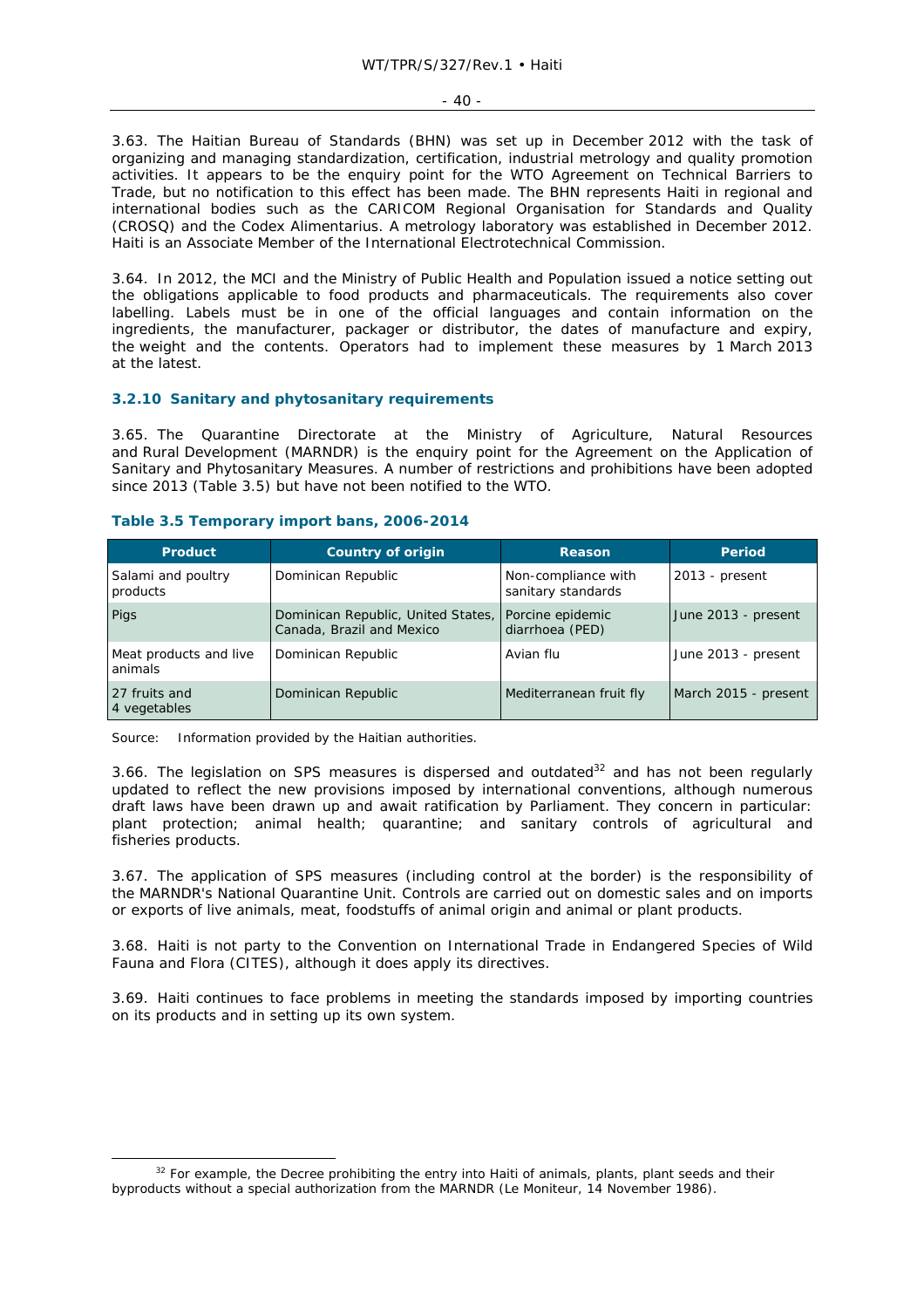3.63. The Haitian Bureau of Standards (BHN) was set up in December 2012 with the task of organizing and managing standardization, certification, industrial metrology and quality promotion activities. It appears to be the enquiry point for the WTO Agreement on Technical Barriers to Trade, but no notification to this effect has been made. The BHN represents Haiti in regional and international bodies such as the CARICOM Regional Organisation for Standards and Quality (CROSQ) and the Codex Alimentarius. A metrology laboratory was established in December 2012. Haiti is an Associate Member of the International Electrotechnical Commission.

3.64. In 2012, the MCI and the Ministry of Public Health and Population issued a notice setting out the obligations applicable to food products and pharmaceuticals. The requirements also cover labelling. Labels must be in one of the official languages and contain information on the ingredients, the manufacturer, packager or distributor, the dates of manufacture and expiry, the weight and the contents. Operators had to implement these measures by 1 March 2013 at the latest.

### 3.2.10 Sanitary and phytosanitary requirements

3.65. The Quarantine Directorate at the Ministry of Agriculture, Natural Resources and Rural Development (MARNDR) is the enquiry point for the Agreement on the Application of Sanitary and Phytosanitary Measures. A number of restrictions and prohibitions have been adopted since 2013 (Table 3.5) but have not been notified to the WTO.

**Table 3.5 Temporary import bans, 2006-2014**

| Product | Country of origin | Reason | Period |
|---|---|---|---|
| Salami and poultry products | Dominican Republic | Non-compliance with sanitary standards | 2013 - present |
| Pigs | Dominican Republic, United States, Canada, Brazil and Mexico | Porcine epidemic diarrhoea (PED) | June 2013 - present |
| Meat products and live animals | Dominican Republic | Avian flu | June 2013 - present |
| 27 fruits and 4 vegetables | Dominican Republic | Mediterranean fruit fly | March 2015 - present |

Source: Information provided by the Haitian authorities.

3.66. The legislation on SPS measures is dispersed and outdated[32] and has not been regularly updated to reflect the new provisions imposed by international conventions, although numerous draft laws have been drawn up and await ratification by Parliament. They concern in particular: plant protection; animal health; quarantine; and sanitary controls of agricultural and fisheries products.

3.67. The application of SPS measures (including control at the border) is the responsibility of the MARNDR's National Quarantine Unit. Controls are carried out on domestic sales and on imports or exports of live animals, meat, foodstuffs of animal origin and animal or plant products.

3.68. Haiti is not party to the Convention on International Trade in Endangered Species of Wild Fauna and Flora (CITES), although it does apply its directives.

3.69. Haiti continues to face problems in meeting the standards imposed by importing countries on its products and in setting up its own system.

[32] For example, the Decree prohibiting the entry into Haiti of animals, plants, plant seeds and their byproducts without a special authorization from the MARNDR (Le Moniteur, 14 November 1986).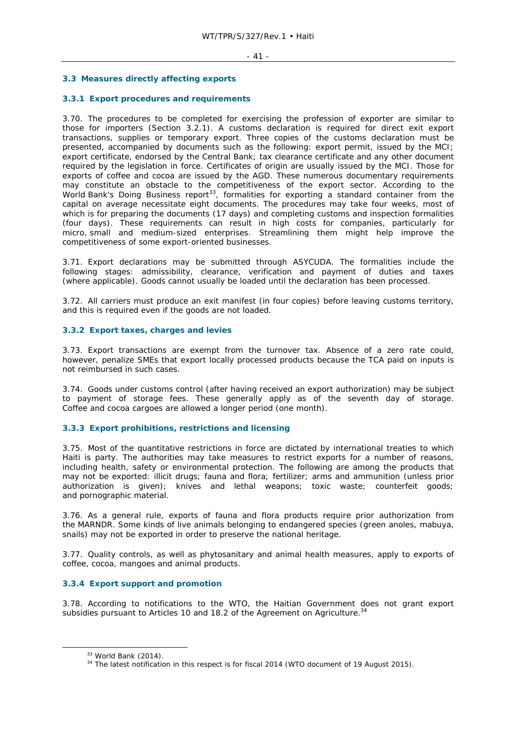## 3.3 Measures directly affecting exports

### 3.3.1 Export procedures and requirements

3.70. The procedures to be completed for exercising the profession of exporter are similar to those for importers (Section 3.2.1). A customs declaration is required for direct exit export transactions, supplies or temporary export. Three copies of the customs declaration must be presented, accompanied by documents such as the following: export permit, issued by the MCI; export certificate, endorsed by the Central Bank; tax clearance certificate and any other document required by the legislation in force. Certificates of origin are usually issued by the MCI. Those for exports of coffee and cocoa are issued by the AGD. These numerous documentary requirements may constitute an obstacle to the competitiveness of the export sector. According to the World Bank's Doing Business report[33], formalities for exporting a standard container from the capital on average necessitate eight documents. The procedures may take four weeks, most of which is for preparing the documents (17 days) and completing customs and inspection formalities (four days). These requirements can result in high costs for companies, particularly for micro, small and medium-sized enterprises. Streamlining them might help improve the competitiveness of some export-oriented businesses.

3.71. Export declarations may be submitted through ASYCUDA. The formalities include the following stages: admissibility, clearance, verification and payment of duties and taxes (where applicable). Goods cannot usually be loaded until the declaration has been processed.

3.72. All carriers must produce an exit manifest (in four copies) before leaving customs territory, and this is required even if the goods are not loaded.

### 3.3.2 Export taxes, charges and levies

3.73. Export transactions are exempt from the turnover tax. Absence of a zero rate could, however, penalize SMEs that export locally processed products because the TCA paid on inputs is not reimbursed in such cases.

3.74. Goods under customs control (after having received an export authorization) may be subject to payment of storage fees. These generally apply as of the seventh day of storage. Coffee and cocoa cargoes are allowed a longer period (one month).

### 3.3.3 Export prohibitions, restrictions and licensing

3.75. Most of the quantitative restrictions in force are dictated by international treaties to which Haiti is party. The authorities may take measures to restrict exports for a number of reasons, including health, safety or environmental protection. The following are among the products that may not be exported: illicit drugs; fauna and flora; fertilizer; arms and ammunition (unless prior authorization is given); knives and lethal weapons; toxic waste; counterfeit goods; and pornographic material.

3.76. As a general rule, exports of fauna and flora products require prior authorization from the MARNDR. Some kinds of live animals belonging to endangered species (green anoles, mabuya, snails) may not be exported in order to preserve the national heritage.

3.77. Quality controls, as well as phytosanitary and animal health measures, apply to exports of coffee, cocoa, mangoes and animal products.

### 3.3.4 Export support and promotion

3.78. According to notifications to the WTO, the Haitian Government does not grant export subsidies pursuant to Articles 10 and 18.2 of the Agreement on Agriculture.[34]

---

[33] World Bank (2014).

[34] The latest notification in this respect is for fiscal 2014 (WTO document of 19 August 2015).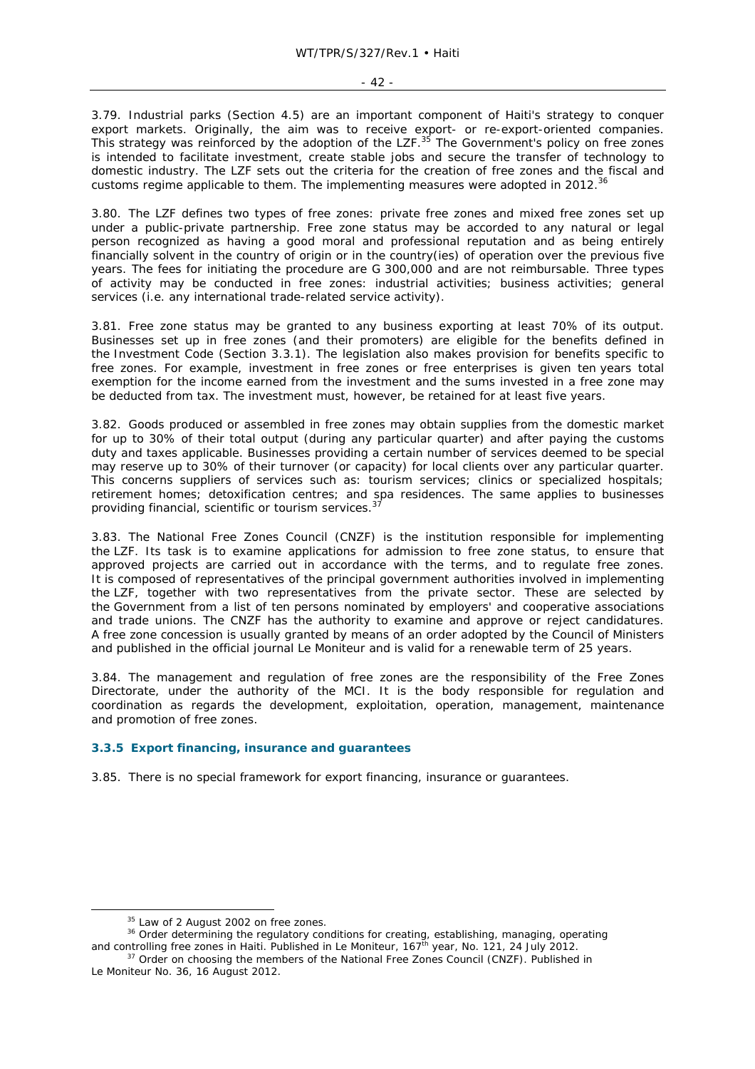3.79. Industrial parks (Section 4.5) are an important component of Haiti's strategy to conquer export markets. Originally, the aim was to receive export- or re-export-oriented companies. This strategy was reinforced by the adoption of the LZF.[35] The Government's policy on free zones is intended to facilitate investment, create stable jobs and secure the transfer of technology to domestic industry. The LZF sets out the criteria for the creation of free zones and the fiscal and customs regime applicable to them. The implementing measures were adopted in 2012.[36]

3.80. The LZF defines two types of free zones: private free zones and mixed free zones set up under a public-private partnership. Free zone status may be accorded to any natural or legal person recognized as having a good moral and professional reputation and as being entirely financially solvent in the country of origin or in the country(ies) of operation over the previous five years. The fees for initiating the procedure are G 300,000 and are not reimbursable. Three types of activity may be conducted in free zones: industrial activities; business activities; general services (i.e. any international trade-related service activity).

3.81. Free zone status may be granted to any business exporting at least 70% of its output. Businesses set up in free zones (and their promoters) are eligible for the benefits defined in the Investment Code (Section 3.3.1). The legislation also makes provision for benefits specific to free zones. For example, investment in free zones or free enterprises is given ten years total exemption for the income earned from the investment and the sums invested in a free zone may be deducted from tax. The investment must, however, be retained for at least five years.

3.82. Goods produced or assembled in free zones may obtain supplies from the domestic market for up to 30% of their total output (during any particular quarter) and after paying the customs duty and taxes applicable. Businesses providing a certain number of services deemed to be special may reserve up to 30% of their turnover (or capacity) for local clients over any particular quarter. This concerns suppliers of services such as: tourism services; clinics or specialized hospitals; retirement homes; detoxification centres; and spa residences. The same applies to businesses providing financial, scientific or tourism services.[37]

3.83. The National Free Zones Council (CNZF) is the institution responsible for implementing the LZF. Its task is to examine applications for admission to free zone status, to ensure that approved projects are carried out in accordance with the terms, and to regulate free zones. It is composed of representatives of the principal government authorities involved in implementing the LZF, together with two representatives from the private sector. These are selected by the Government from a list of ten persons nominated by employers' and cooperative associations and trade unions. The CNZF has the authority to examine and approve or reject candidatures. A free zone concession is usually granted by means of an order adopted by the Council of Ministers and published in the official journal Le Moniteur and is valid for a renewable term of 25 years.

3.84. The management and regulation of free zones are the responsibility of the Free Zones Directorate, under the authority of the MCI. It is the body responsible for regulation and coordination as regards the development, exploitation, operation, management, maintenance and promotion of free zones.

### 3.3.5 Export financing, insurance and guarantees

3.85. There is no special framework for export financing, insurance or guarantees.

---

[35] Law of 2 August 2002 on free zones.

[36] Order determining the regulatory conditions for creating, establishing, managing, operating and controlling free zones in Haiti. Published in Le Moniteur, 167th year, No. 121, 24 July 2012.

[37] Order on choosing the members of the National Free Zones Council (CNZF). Published in Le Moniteur No. 36, 16 August 2012.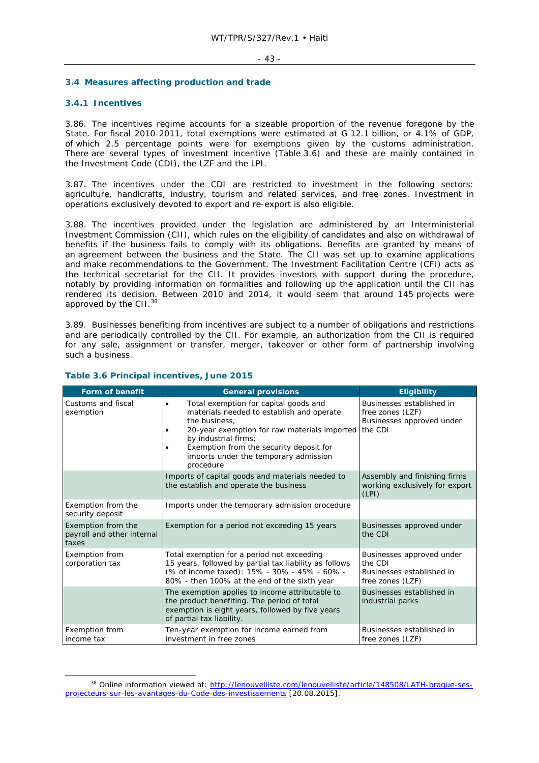### 3.4 Measures affecting production and trade

#### 3.4.1 Incentives

3.86. The incentives regime accounts for a sizeable proportion of the revenue foregone by the State. For fiscal 2010-2011, total exemptions were estimated at G 12.1 billion, or 4.1% of GDP, of which 2.5 percentage points were for exemptions given by the customs administration. There are several types of investment incentive (Table 3.6) and these are mainly contained in the Investment Code (CDI), the LZF and the LPI.

3.87. The incentives under the CDI are restricted to investment in the following sectors: agriculture, handicrafts, industry, tourism and related services, and free zones. Investment in operations exclusively devoted to export and re-export is also eligible.

3.88. The incentives provided under the legislation are administered by an Interministerial Investment Commission (CII), which rules on the eligibility of candidates and also on withdrawal of benefits if the business fails to comply with its obligations. Benefits are granted by means of an agreement between the business and the State. The CII was set up to examine applications and make recommendations to the Government. The Investment Facilitation Centre (CFI) acts as the technical secretariat for the CII. It provides investors with support during the procedure, notably by providing information on formalities and following up the application until the CII has rendered its decision. Between 2010 and 2014, it would seem that around 145 projects were approved by the CII.[38]

3.89. Businesses benefiting from incentives are subject to a number of obligations and restrictions and are periodically controlled by the CII. For example, an authorization from the CII is required for any sale, assignment or transfer, merger, takeover or other form of partnership involving such a business.

**Table 3.6 Principal incentives, June 2015**

| Form of benefit | General provisions | Eligibility |
|---|---|---|
| Customs and fiscal exemption | • Total exemption for capital goods and materials needed to establish and operate the business;<br>• 20-year exemption for raw materials imported by industrial firms;<br>• Exemption from the security deposit for imports under the temporary admission procedure | Businesses established in free zones (LZF)<br>Businesses approved under the CDI |
| | Imports of capital goods and materials needed to the establish and operate the business | Assembly and finishing firms working exclusively for export (LPI) |
| Exemption from the security deposit | Imports under the temporary admission procedure | |
| Exemption from the payroll and other internal taxes | Exemption for a period not exceeding 15 years | Businesses approved under the CDI |
| Exemption from corporation tax | Total exemption for a period not exceeding 15 years, followed by partial tax liability as follows (% of income taxed): 15% - 30% - 45% - 60% - 80% - then 100% at the end of the sixth year | Businesses approved under the CDI<br>Businesses established in free zones (LZF) |
| | The exemption applies to income attributable to the product benefiting. The period of total exemption is eight years, followed by five years of partial tax liability. | Businesses established in industrial parks |
| Exemption from income tax | Ten-year exemption for income earned from investment in free zones | Businesses established in free zones (LZF) |

[38] Online information viewed at: http://lenouvelliste.com/lenouvelliste/article/148508/LATH-braque-ses-projecteurs-sur-les-avantages-du-Code-des-investissements [20.08.2015].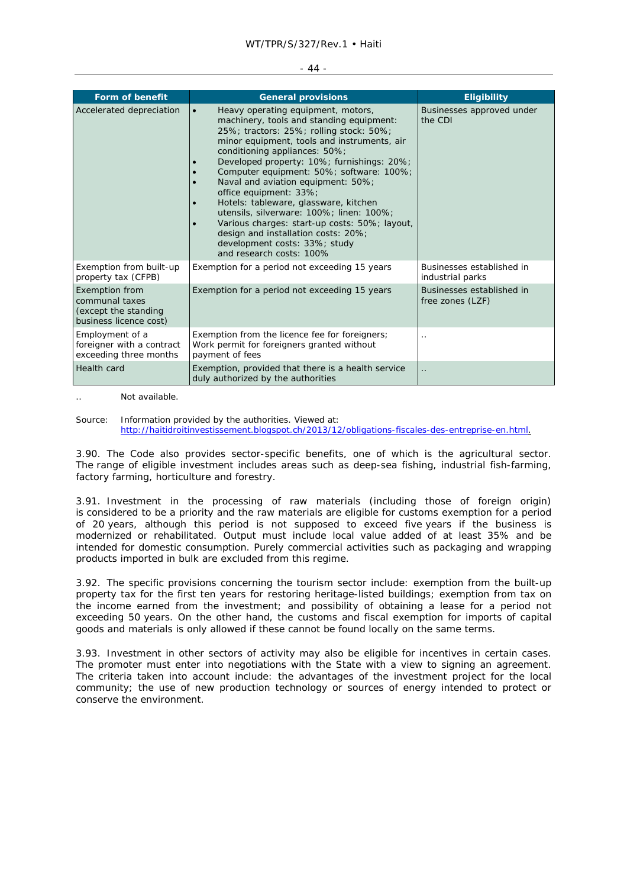| Form of benefit | General provisions | Eligibility |
|---|---|---|
| Accelerated depreciation | • Heavy operating equipment, motors, machinery, tools and standing equipment: 25%; tractors: 25%; rolling stock: 50%; minor equipment, tools and instruments, air conditioning appliances: 50%;<br>• Developed property: 10%; furnishings: 20%;<br>• Computer equipment: 50%; software: 100%;<br>• Naval and aviation equipment: 50%; office equipment: 33%;<br>• Hotels: tableware, glassware, kitchen utensils, silverware: 100%; linen: 100%;<br>• Various charges: start-up costs: 50%; layout, design and installation costs: 20%; development costs: 33%; study and research costs: 100% | Businesses approved under the CDI |
| Exemption from built-up property tax (CFPB) | Exemption for a period not exceeding 15 years | Businesses established in industrial parks |
| Exemption from communal taxes (except the standing business licence cost) | Exemption for a period not exceeding 15 years | Businesses established in free zones (LZF) |
| Employment of a foreigner with a contract exceeding three months | Exemption from the licence fee for foreigners; Work permit for foreigners granted without payment of fees | .. |
| Health card | Exemption, provided that there is a health service duly authorized by the authorities | .. |

.. Not available.

Source: Information provided by the authorities. Viewed at: http://haitidroitinvestissement.blogspot.ch/2013/12/obligations-fiscales-des-entreprise-en.html.

3.90. The Code also provides sector-specific benefits, one of which is the agricultural sector. The range of eligible investment includes areas such as deep-sea fishing, industrial fish-farming, factory farming, horticulture and forestry.

3.91. Investment in the processing of raw materials (including those of foreign origin) is considered to be a priority and the raw materials are eligible for customs exemption for a period of 20 years, although this period is not supposed to exceed five years if the business is modernized or rehabilitated. Output must include local value added of at least 35% and be intended for domestic consumption. Purely commercial activities such as packaging and wrapping products imported in bulk are excluded from this regime.

3.92. The specific provisions concerning the tourism sector include: exemption from the built-up property tax for the first ten years for restoring heritage-listed buildings; exemption from tax on the income earned from the investment; and possibility of obtaining a lease for a period not exceeding 50 years. On the other hand, the customs and fiscal exemption for imports of capital goods and materials is only allowed if these cannot be found locally on the same terms.

3.93. Investment in other sectors of activity may also be eligible for incentives in certain cases. The promoter must enter into negotiations with the State with a view to signing an agreement. The criteria taken into account include: the advantages of the investment project for the local community; the use of new production technology or sources of energy intended to protect or conserve the environment.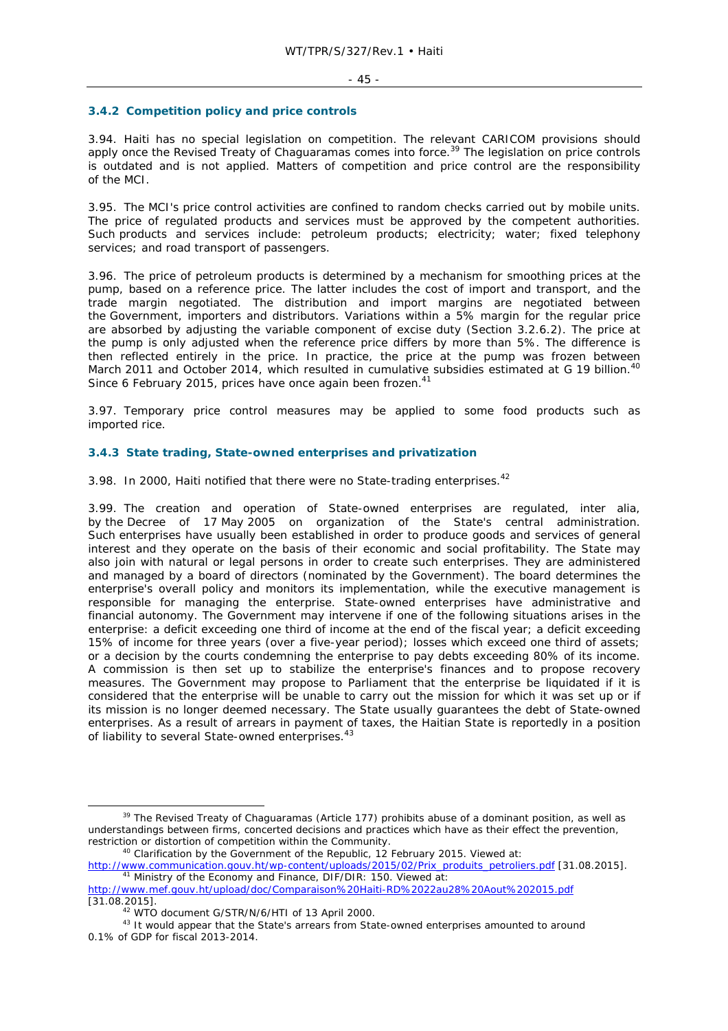### 3.4.2 Competition policy and price controls

3.94. Haiti has no special legislation on competition. The relevant CARICOM provisions should apply once the Revised Treaty of Chaguaramas comes into force.[39] The legislation on price controls is outdated and is not applied. Matters of competition and price control are the responsibility of the MCI.

3.95. The MCI's price control activities are confined to random checks carried out by mobile units. The price of regulated products and services must be approved by the competent authorities. Such products and services include: petroleum products; electricity; water; fixed telephony services; and road transport of passengers.

3.96. The price of petroleum products is determined by a mechanism for smoothing prices at the pump, based on a reference price. The latter includes the cost of import and transport, and the trade margin negotiated. The distribution and import margins are negotiated between the Government, importers and distributors. Variations within a 5% margin for the regular price are absorbed by adjusting the variable component of excise duty (Section 3.2.6.2). The price at the pump is only adjusted when the reference price differs by more than 5%. The difference is then reflected entirely in the price. In practice, the price at the pump was frozen between March 2011 and October 2014, which resulted in cumulative subsidies estimated at G 19 billion.[40] Since 6 February 2015, prices have once again been frozen.[41]

3.97. Temporary price control measures may be applied to some food products such as imported rice.

### 3.4.3 State trading, State-owned enterprises and privatization

3.98. In 2000, Haiti notified that there were no State-trading enterprises.[42]

3.99. The creation and operation of State-owned enterprises are regulated, inter alia, by the Decree of 17 May 2005 on organization of the State's central administration. Such enterprises have usually been established in order to produce goods and services of general interest and they operate on the basis of their economic and social profitability. The State may also join with natural or legal persons in order to create such enterprises. They are administered and managed by a board of directors (nominated by the Government). The board determines the enterprise's overall policy and monitors its implementation, while the executive management is responsible for managing the enterprise. State-owned enterprises have administrative and financial autonomy. The Government may intervene if one of the following situations arises in the enterprise: a deficit exceeding one third of income at the end of the fiscal year; a deficit exceeding 15% of income for three years (over a five-year period); losses which exceed one third of assets; or a decision by the courts condemning the enterprise to pay debts exceeding 80% of its income. A commission is then set up to stabilize the enterprise's finances and to propose recovery measures. The Government may propose to Parliament that the enterprise be liquidated if it is considered that the enterprise will be unable to carry out the mission for which it was set up or if its mission is no longer deemed necessary. The State usually guarantees the debt of State-owned enterprises. As a result of arrears in payment of taxes, the Haitian State is reportedly in a position of liability to several State-owned enterprises.[43]

---

[39] The Revised Treaty of Chaguaramas (Article 177) prohibits abuse of a dominant position, as well as understandings between firms, concerted decisions and practices which have as their effect the prevention, restriction or distortion of competition within the Community.

[40] Clarification by the Government of the Republic, 12 February 2015. Viewed at: http://www.communication.gouv.ht/wp-content/uploads/2015/02/Prix_produits_petroliers.pdf [31.08.2015].

[41] Ministry of the Economy and Finance, DIF/DIR: 150. Viewed at: http://www.mef.gouv.ht/upload/doc/Comparaison%20Haiti-RD%2022au28%20Aout%202015.pdf [31.08.2015].

[42] WTO document G/STR/N/6/HTI of 13 April 2000.

[43] It would appear that the State's arrears from State-owned enterprises amounted to around 0.1% of GDP for fiscal 2013-2014.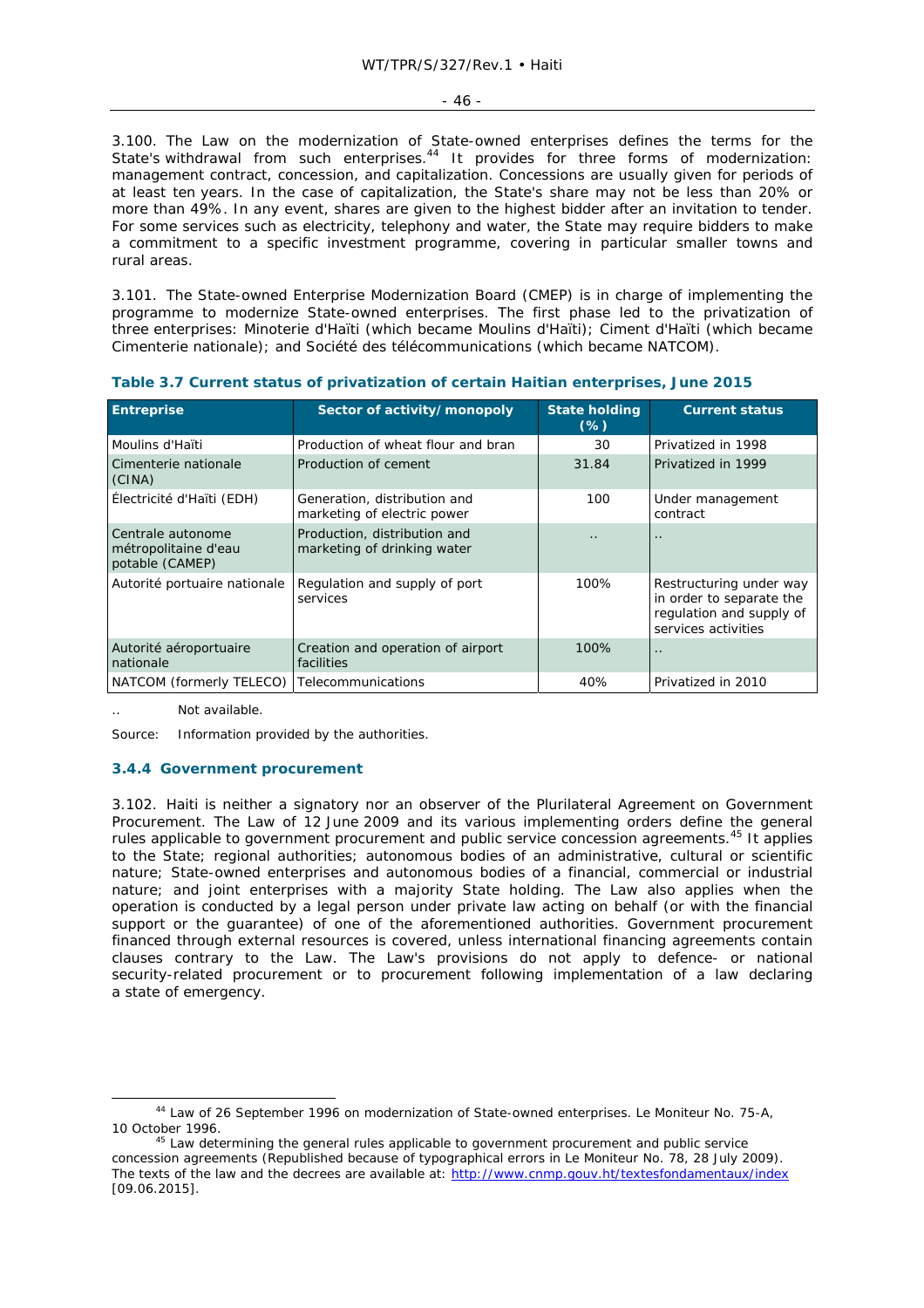3.100. The Law on the modernization of State-owned enterprises defines the terms for the State's withdrawal from such enterprises.[44] It provides for three forms of modernization: management contract, concession, and capitalization. Concessions are usually given for periods of at least ten years. In the case of capitalization, the State's share may not be less than 20% or more than 49%. In any event, shares are given to the highest bidder after an invitation to tender. For some services such as electricity, telephony and water, the State may require bidders to make a commitment to a specific investment programme, covering in particular smaller towns and rural areas.

3.101. The State-owned Enterprise Modernization Board (CMEP) is in charge of implementing the programme to modernize State-owned enterprises. The first phase led to the privatization of three enterprises: Minoterie d'Haïti (which became Moulins d'Haïti); Ciment d'Haïti (which became Cimenterie nationale); and Société des télécommunications (which became NATCOM).

**Table 3.7 Current status of privatization of certain Haitian enterprises, June 2015**

| Entreprise | Sector of activity/monopoly | State holding (%) | Current status |
|---|---|---|---|
| Moulins d'Haïti | Production of wheat flour and bran | 30 | Privatized in 1998 |
| Cimenterie nationale (CINA) | Production of cement | 31.84 | Privatized in 1999 |
| Électricité d'Haïti (EDH) | Generation, distribution and marketing of electric power | 100 | Under management contract |
| Centrale autonome métropolitaine d'eau potable (CAMEP) | Production, distribution and marketing of drinking water | .. | .. |
| Autorité portuaire nationale | Regulation and supply of port services | 100% | Restructuring under way in order to separate the regulation and supply of services activities |
| Autorité aéroportuaire nationale | Creation and operation of airport facilities | 100% | .. |
| NATCOM (formerly TELECO) | Telecommunications | 40% | Privatized in 2010 |

.. Not available.

Source: Information provided by the authorities.

### 3.4.4 Government procurement

3.102. Haiti is neither a signatory nor an observer of the Plurilateral Agreement on Government Procurement. The Law of 12 June 2009 and its various implementing orders define the general rules applicable to government procurement and public service concession agreements.[45] It applies to the State; regional authorities; autonomous bodies of an administrative, cultural or scientific nature; State-owned enterprises and autonomous bodies of a financial, commercial or industrial nature; and joint enterprises with a majority State holding. The Law also applies when the operation is conducted by a legal person under private law acting on behalf (or with the financial support or the guarantee) of one of the aforementioned authorities. Government procurement financed through external resources is covered, unless international financing agreements contain clauses contrary to the Law. The Law's provisions do not apply to defence- or national security-related procurement or to procurement following implementation of a law declaring a state of emergency.

[44] Law of 26 September 1996 on modernization of State-owned enterprises. Le Moniteur No. 75-A, 10 October 1996.

[45] Law determining the general rules applicable to government procurement and public service concession agreements (Republished because of typographical errors in Le Moniteur No. 78, 28 July 2009). The texts of the law and the decrees are available at: http://www.cnmp.gouv.ht/textesfondamentaux/index [09.06.2015].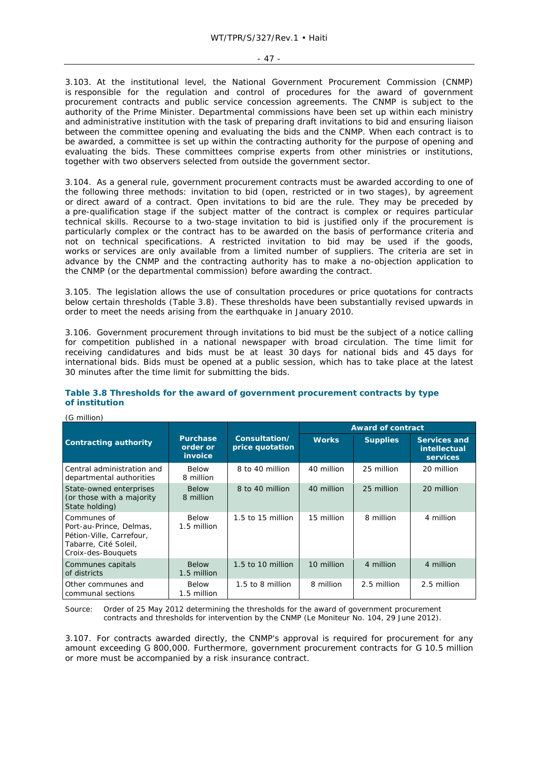3.103. At the institutional level, the National Government Procurement Commission (CNMP) is responsible for the regulation and control of procedures for the award of government procurement contracts and public service concession agreements. The CNMP is subject to the authority of the Prime Minister. Departmental commissions have been set up within each ministry and administrative institution with the task of preparing draft invitations to bid and ensuring liaison between the committee opening and evaluating the bids and the CNMP. When each contract is to be awarded, a committee is set up within the contracting authority for the purpose of opening and evaluating the bids. These committees comprise experts from other ministries or institutions, together with two observers selected from outside the government sector.

3.104. As a general rule, government procurement contracts must be awarded according to one of the following three methods: invitation to bid (open, restricted or in two stages), by agreement or direct award of a contract. Open invitations to bid are the rule. They may be preceded by a pre-qualification stage if the subject matter of the contract is complex or requires particular technical skills. Recourse to a two-stage invitation to bid is justified only if the procurement is particularly complex or the contract has to be awarded on the basis of performance criteria and not on technical specifications. A restricted invitation to bid may be used if the goods, works or services are only available from a limited number of suppliers. The criteria are set in advance by the CNMP and the contracting authority has to make a no-objection application to the CNMP (or the departmental commission) before awarding the contract.

3.105. The legislation allows the use of consultation procedures or price quotations for contracts below certain thresholds (Table 3.8). These thresholds have been substantially revised upwards in order to meet the needs arising from the earthquake in January 2010.

3.106. Government procurement through invitations to bid must be the subject of a notice calling for competition published in a national newspaper with broad circulation. The time limit for receiving candidatures and bids must be at least 30 days for national bids and 45 days for international bids. Bids must be opened at a public session, which has to take place at the latest 30 minutes after the time limit for submitting the bids.

**Table 3.8 Thresholds for the award of government procurement contracts by type of institution**

(G million)

| Contracting authority | Purchase order or invoice | Consultation/ price quotation | Award of contract | | |
|---|---|---|---|---|---|
| | | | Works | Supplies | Services and intellectual services |
| Central administration and departmental authorities | Below 8 million | 8 to 40 million | 40 million | 25 million | 20 million |
| State-owned enterprises (or those with a majority State holding) | Below 8 million | 8 to 40 million | 40 million | 25 million | 20 million |
| Communes of Port-au-Prince, Delmas, Pétion-Ville, Carrefour, Tabarre, Cité Soleil, Croix-des-Bouquets | Below 1.5 million | 1.5 to 15 million | 15 million | 8 million | 4 million |
| Communes capitals of districts | Below 1.5 million | 1.5 to 10 million | 10 million | 4 million | 4 million |
| Other communes and communal sections | Below 1.5 million | 1.5 to 8 million | 8 million | 2.5 million | 2.5 million |

Source: Order of 25 May 2012 determining the thresholds for the award of government procurement contracts and thresholds for intervention by the CNMP (Le Moniteur No. 104, 29 June 2012).

3.107. For contracts awarded directly, the CNMP's approval is required for procurement for any amount exceeding G 800,000. Furthermore, government procurement contracts for G 10.5 million or more must be accompanied by a risk insurance contract.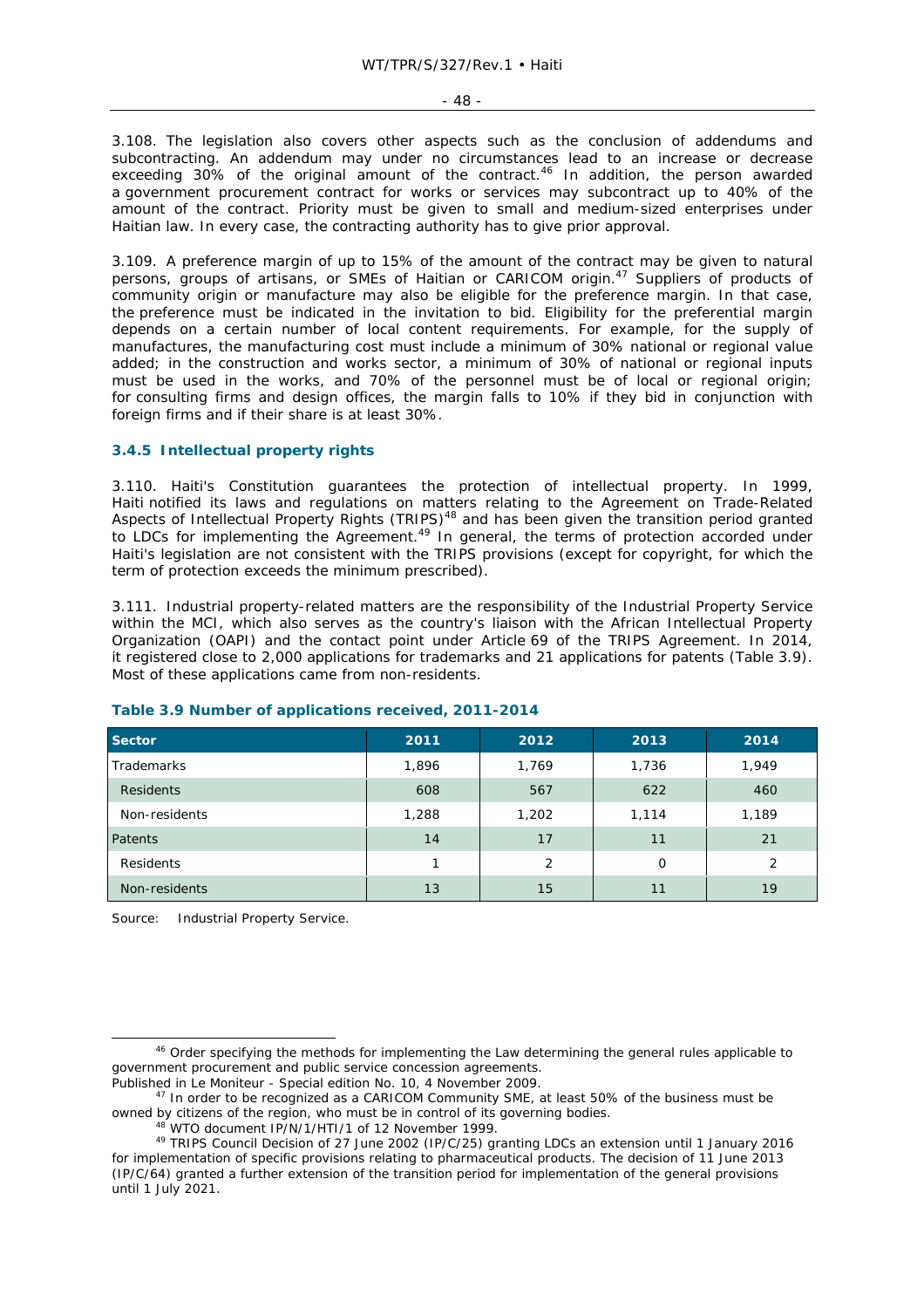3.108. The legislation also covers other aspects such as the conclusion of addendums and subcontracting. An addendum may under no circumstances lead to an increase or decrease exceeding 30% of the original amount of the contract.[46] In addition, the person awarded a government procurement contract for works or services may subcontract up to 40% of the amount of the contract. Priority must be given to small and medium-sized enterprises under Haitian law. In every case, the contracting authority has to give prior approval.

3.109. A preference margin of up to 15% of the amount of the contract may be given to natural persons, groups of artisans, or SMEs of Haitian or CARICOM origin.[47] Suppliers of products of community origin or manufacture may also be eligible for the preference margin. In that case, the preference must be indicated in the invitation to bid. Eligibility for the preferential margin depends on a certain number of local content requirements. For example, for the supply of manufactures, the manufacturing cost must include a minimum of 30% national or regional value added; in the construction and works sector, a minimum of 30% of national or regional inputs must be used in the works, and 70% of the personnel must be of local or regional origin; for consulting firms and design offices, the margin falls to 10% if they bid in conjunction with foreign firms and if their share is at least 30%.

### 3.4.5 Intellectual property rights

3.110. Haiti's Constitution guarantees the protection of intellectual property. In 1999, Haiti notified its laws and regulations on matters relating to the Agreement on Trade-Related Aspects of Intellectual Property Rights (TRIPS)[48] and has been given the transition period granted to LDCs for implementing the Agreement.[49] In general, the terms of protection accorded under Haiti's legislation are not consistent with the TRIPS provisions (except for copyright, for which the term of protection exceeds the minimum prescribed).

3.111. Industrial property-related matters are the responsibility of the Industrial Property Service within the MCI, which also serves as the country's liaison with the African Intellectual Property Organization (OAPI) and the contact point under Article 69 of the TRIPS Agreement. In 2014, it registered close to 2,000 applications for trademarks and 21 applications for patents (Table 3.9). Most of these applications came from non-residents.

**Table 3.9 Number of applications received, 2011-2014**

| Sector | 2011 | 2012 | 2013 | 2014 |
|---|---|---|---|---|
| Trademarks | 1,896 | 1,769 | 1,736 | 1,949 |
| Residents | 608 | 567 | 622 | 460 |
| Non-residents | 1,288 | 1,202 | 1,114 | 1,189 |
| Patents | 14 | 17 | 11 | 21 |
| Residents | 1 | 2 | 0 | 2 |
| Non-residents | 13 | 15 | 11 | 19 |

Source: Industrial Property Service.

---

[46] Order specifying the methods for implementing the Law determining the general rules applicable to government procurement and public service concession agreements. Published in Le Moniteur - Special edition No. 10, 4 November 2009.

[47] In order to be recognized as a CARICOM Community SME, at least 50% of the business must be owned by citizens of the region, who must be in control of its governing bodies.

[48] WTO document IP/N/1/HTI/1 of 12 November 1999.

[49] TRIPS Council Decision of 27 June 2002 (IP/C/25) granting LDCs an extension until 1 January 2016 for implementation of specific provisions relating to pharmaceutical products. The decision of 11 June 2013 (IP/C/64) granted a further extension of the transition period for implementation of the general provisions until 1 July 2021.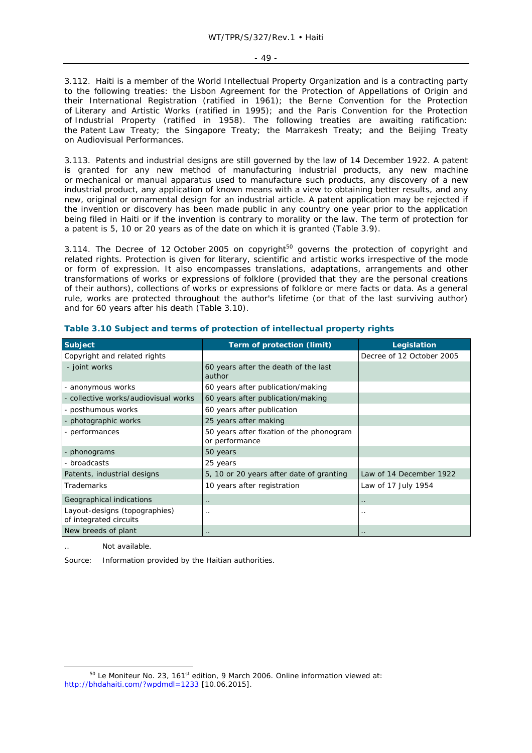3.112. Haiti is a member of the World Intellectual Property Organization and is a contracting party to the following treaties: the Lisbon Agreement for the Protection of Appellations of Origin and their International Registration (ratified in 1961); the Berne Convention for the Protection of Literary and Artistic Works (ratified in 1995); and the Paris Convention for the Protection of Industrial Property (ratified in 1958). The following treaties are awaiting ratification: the Patent Law Treaty; the Singapore Treaty; the Marrakesh Treaty; and the Beijing Treaty on Audiovisual Performances.

3.113. Patents and industrial designs are still governed by the law of 14 December 1922. A patent is granted for any new method of manufacturing industrial products, any new machine or mechanical or manual apparatus used to manufacture such products, any discovery of a new industrial product, any application of known means with a view to obtaining better results, and any new, original or ornamental design for an industrial article. A patent application may be rejected if the invention or discovery has been made public in any country one year prior to the application being filed in Haiti or if the invention is contrary to morality or the law. The term of protection for a patent is 5, 10 or 20 years as of the date on which it is granted (Table 3.9).

3.114. The Decree of 12 October 2005 on copyright[50] governs the protection of copyright and related rights. Protection is given for literary, scientific and artistic works irrespective of the mode or form of expression. It also encompasses translations, adaptations, arrangements and other transformations of works or expressions of folklore (provided that they are the personal creations of their authors), collections of works or expressions of folklore or mere facts or data. As a general rule, works are protected throughout the author's lifetime (or that of the last surviving author) and for 60 years after his death (Table 3.10).

**Table 3.10 Subject and terms of protection of intellectual property rights**

| Subject | Term of protection (limit) | Legislation |
|---|---|---|
| Copyright and related rights | | Decree of 12 October 2005 |
| - joint works | 60 years after the death of the last author | |
| - anonymous works | 60 years after publication/making | |
| - collective works/audiovisual works | 60 years after publication/making | |
| - posthumous works | 60 years after publication | |
| - photographic works | 25 years after making | |
| - performances | 50 years after fixation of the phonogram or performance | |
| - phonograms | 50 years | |
| - broadcasts | 25 years | |
| Patents, industrial designs | 5, 10 or 20 years after date of granting | Law of 14 December 1922 |
| Trademarks | 10 years after registration | Law of 17 July 1954 |
| Geographical indications | .. | .. |
| Layout-designs (topographies) of integrated circuits | .. | .. |
| New breeds of plant | .. | .. |

.. Not available.

Source: Information provided by the Haitian authorities.

[50] Le Moniteur No. 23, 161st edition, 9 March 2006. Online information viewed at: http://bhdahaiti.com/?wpdmdl=1233 [10.06.2015].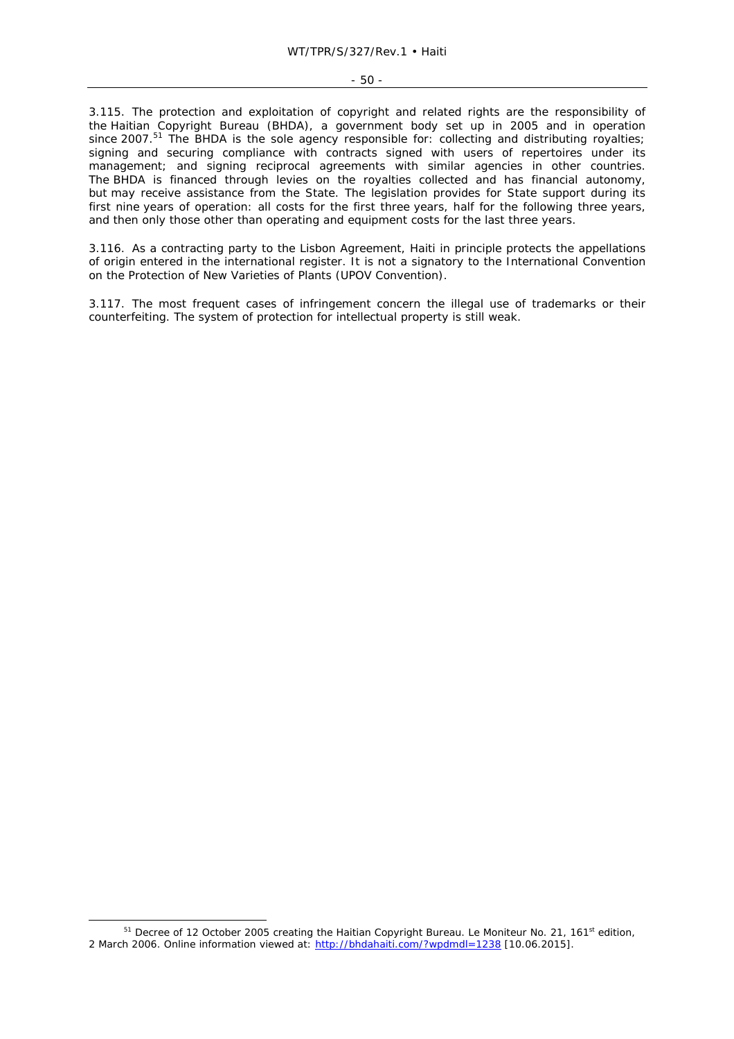3.115. The protection and exploitation of copyright and related rights are the responsibility of the Haitian Copyright Bureau (BHDA), a government body set up in 2005 and in operation since 2007.[51] The BHDA is the sole agency responsible for: collecting and distributing royalties; signing and securing compliance with contracts signed with users of repertoires under its management; and signing reciprocal agreements with similar agencies in other countries. The BHDA is financed through levies on the royalties collected and has financial autonomy, but may receive assistance from the State. The legislation provides for State support during its first nine years of operation: all costs for the first three years, half for the following three years, and then only those other than operating and equipment costs for the last three years.

3.116. As a contracting party to the Lisbon Agreement, Haiti in principle protects the appellations of origin entered in the international register. It is not a signatory to the International Convention on the Protection of New Varieties of Plants (UPOV Convention).

3.117. The most frequent cases of infringement concern the illegal use of trademarks or their counterfeiting. The system of protection for intellectual property is still weak.

---

[51] Decree of 12 October 2005 creating the Haitian Copyright Bureau. Le Moniteur No. 21, 161st edition, 2 March 2006. Online information viewed at: http://bhdahaiti.com/?wpdmdl=1238 [10.06.2015].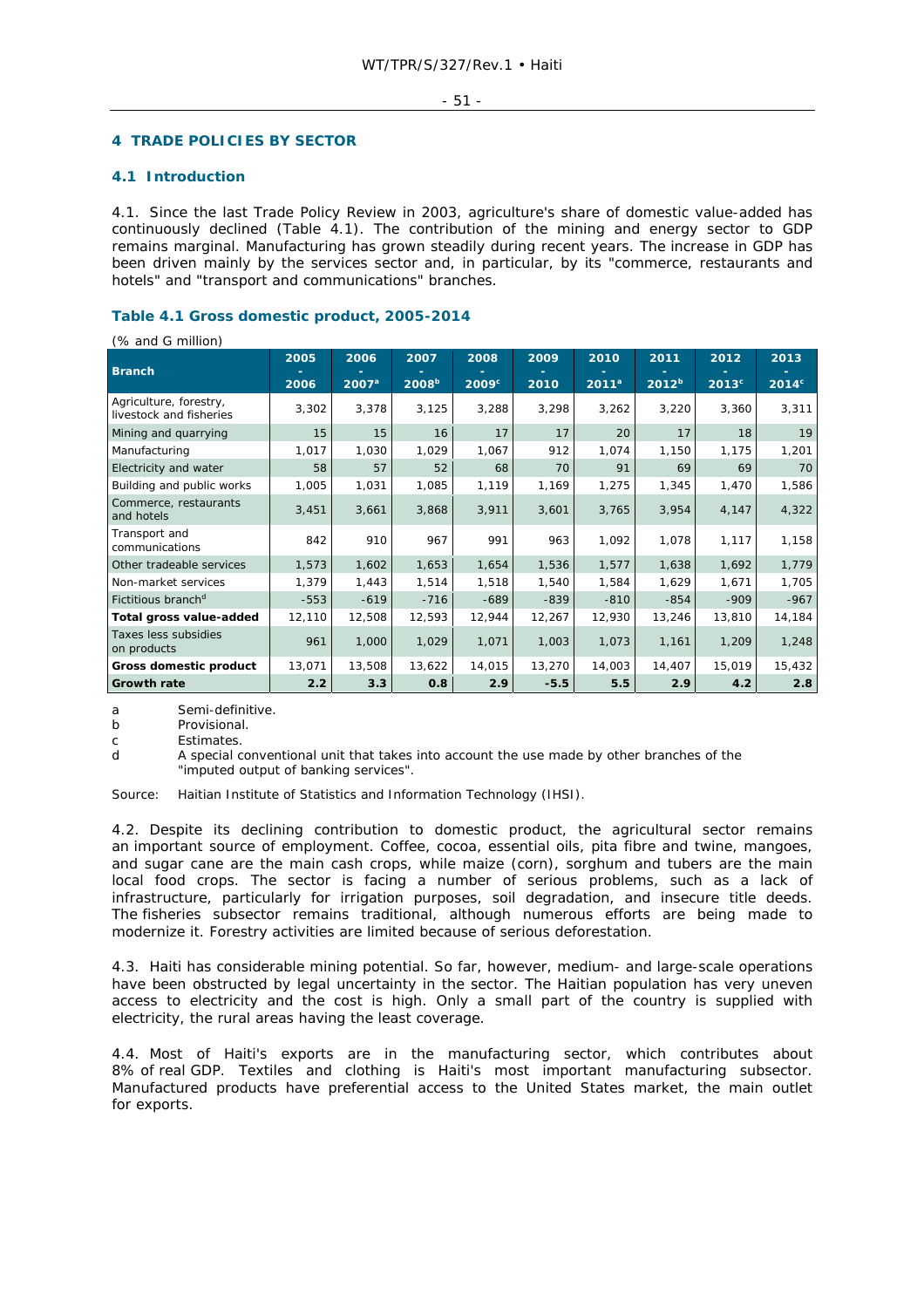## 4 TRADE POLICIES BY SECTOR

### 4.1 Introduction

4.1. Since the last Trade Policy Review in 2003, agriculture's share of domestic value-added has continuously declined (Table 4.1). The contribution of the mining and energy sector to GDP remains marginal. Manufacturing has grown steadily during recent years. The increase in GDP has been driven mainly by the services sector and, in particular, by its "commerce, restaurants and hotels" and "transport and communications" branches.

#### Table 4.1 Gross domestic product, 2005-2014

(% and G million)

| Branch | 2005 - 2006 | 2006 - 2007[a] | 2007 - 2008[b] | 2008 - 2009[c] | 2009 - 2010 | 2010 - 2011[a] | 2011 - 2012[b] | 2012 - 2013[c] | 2013 - 2014[c] |
|---|---|---|---|---|---|---|---|---|---|
| Agriculture, forestry, livestock and fisheries | 3,302 | 3,378 | 3,125 | 3,288 | 3,298 | 3,262 | 3,220 | 3,360 | 3,311 |
| Mining and quarrying | 15 | 15 | 16 | 17 | 17 | 20 | 17 | 18 | 19 |
| Manufacturing | 1,017 | 1,030 | 1,029 | 1,067 | 912 | 1,074 | 1,150 | 1,175 | 1,201 |
| Electricity and water | 58 | 57 | 52 | 68 | 70 | 91 | 69 | 69 | 70 |
| Building and public works | 1,005 | 1,031 | 1,085 | 1,119 | 1,169 | 1,275 | 1,345 | 1,470 | 1,586 |
| Commerce, restaurants and hotels | 3,451 | 3,661 | 3,868 | 3,911 | 3,601 | 3,765 | 3,954 | 4,147 | 4,322 |
| Transport and communications | 842 | 910 | 967 | 991 | 963 | 1,092 | 1,078 | 1,117 | 1,158 |
| Other tradeable services | 1,573 | 1,602 | 1,653 | 1,654 | 1,536 | 1,577 | 1,638 | 1,692 | 1,779 |
| Non-market services | 1,379 | 1,443 | 1,514 | 1,518 | 1,540 | 1,584 | 1,629 | 1,671 | 1,705 |
| Fictitious branch[d] | -553 | -619 | -716 | -689 | -839 | -810 | -854 | -909 | -967 |
| **Total gross value-added** | 12,110 | 12,508 | 12,593 | 12,944 | 12,267 | 12,930 | 13,246 | 13,810 | 14,184 |
| Taxes less subsidies on products | 961 | 1,000 | 1,029 | 1,071 | 1,003 | 1,073 | 1,161 | 1,209 | 1,248 |
| **Gross domestic product** | 13,071 | 13,508 | 13,622 | 14,015 | 13,270 | 14,003 | 14,407 | 15,019 | 15,432 |
| **Growth rate** | **2.2** | **3.3** | **0.8** | **2.9** | **-5.5** | **5.5** | **2.9** | **4.2** | **2.8** |

a Semi-definitive.
b Provisional.
c Estimates.
d A special conventional unit that takes into account the use made by other branches of the "imputed output of banking services".

Source: Haitian Institute of Statistics and Information Technology (IHSI).

4.2. Despite its declining contribution to domestic product, the agricultural sector remains an important source of employment. Coffee, cocoa, essential oils, pita fibre and twine, mangoes, and sugar cane are the main cash crops, while maize (corn), sorghum and tubers are the main local food crops. The sector is facing a number of serious problems, such as a lack of infrastructure, particularly for irrigation purposes, soil degradation, and insecure title deeds. The fisheries subsector remains traditional, although numerous efforts are being made to modernize it. Forestry activities are limited because of serious deforestation.

4.3. Haiti has considerable mining potential. So far, however, medium- and large-scale operations have been obstructed by legal uncertainty in the sector. The Haitian population has very uneven access to electricity and the cost is high. Only a small part of the country is supplied with electricity, the rural areas having the least coverage.

4.4. Most of Haiti's exports are in the manufacturing sector, which contributes about 8% of real GDP. Textiles and clothing is Haiti's most important manufacturing subsector. Manufactured products have preferential access to the United States market, the main outlet for exports.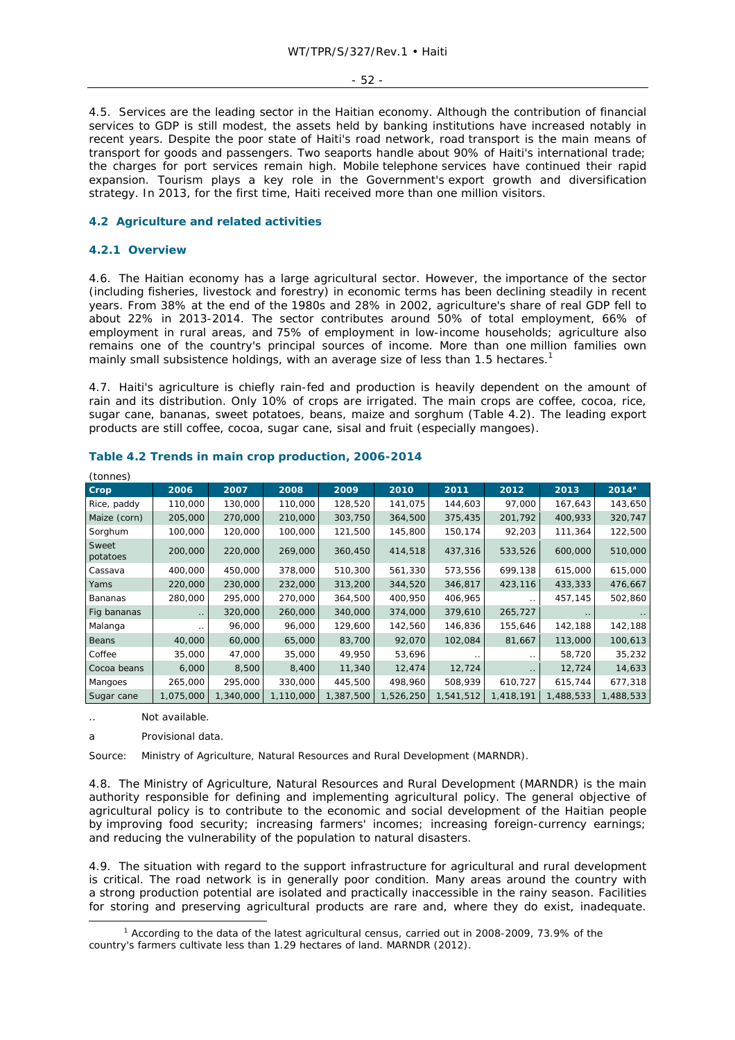4.5. Services are the leading sector in the Haitian economy. Although the contribution of financial services to GDP is still modest, the assets held by banking institutions have increased notably in recent years. Despite the poor state of Haiti's road network, road transport is the main means of transport for goods and passengers. Two seaports handle about 90% of Haiti's international trade; the charges for port services remain high. Mobile telephone services have continued their rapid expansion. Tourism plays a key role in the Government's export growth and diversification strategy. In 2013, for the first time, Haiti received more than one million visitors.

## 4.2 Agriculture and related activities

### 4.2.1 Overview

4.6. The Haitian economy has a large agricultural sector. However, the importance of the sector (including fisheries, livestock and forestry) in economic terms has been declining steadily in recent years. From 38% at the end of the 1980s and 28% in 2002, agriculture's share of real GDP fell to about 22% in 2013-2014. The sector contributes around 50% of total employment, 66% of employment in rural areas, and 75% of employment in low-income households; agriculture also remains one of the country's principal sources of income. More than one million families own mainly small subsistence holdings, with an average size of less than 1.5 hectares.[1]

4.7. Haiti's agriculture is chiefly rain-fed and production is heavily dependent on the amount of rain and its distribution. Only 10% of crops are irrigated. The main crops are coffee, cocoa, rice, sugar cane, bananas, sweet potatoes, beans, maize and sorghum (Table 4.2). The leading export products are still coffee, cocoa, sugar cane, sisal and fruit (especially mangoes).

**Table 4.2 Trends in main crop production, 2006-2014**

(tonnes)

| Crop | 2006 | 2007 | 2008 | 2009 | 2010 | 2011 | 2012 | 2013 | 2014[a] |
|---|---|---|---|---|---|---|---|---|---|
| Rice, paddy | 110,000 | 130,000 | 110,000 | 128,520 | 141,075 | 144,603 | 97,000 | 167,643 | 143,650 |
| Maize (corn) | 205,000 | 270,000 | 210,000 | 303,750 | 364,500 | 375,435 | 201,792 | 400,933 | 320,747 |
| Sorghum | 100,000 | 120,000 | 100,000 | 121,500 | 145,800 | 150,174 | 92,203 | 111,364 | 122,500 |
| Sweet potatoes | 200,000 | 220,000 | 269,000 | 360,450 | 414,518 | 437,316 | 533,526 | 600,000 | 510,000 |
| Cassava | 400,000 | 450,000 | 378,000 | 510,300 | 561,330 | 573,556 | 699,138 | 615,000 | 615,000 |
| Yams | 220,000 | 230,000 | 232,000 | 313,200 | 344,520 | 346,817 | 423,116 | 433,333 | 476,667 |
| Bananas | 280,000 | 295,000 | 270,000 | 364,500 | 400,950 | 406,965 | .. | 457,145 | 502,860 |
| Fig bananas | .. | 320,000 | 260,000 | 340,000 | 374,000 | 379,610 | 265,727 | .. | .. |
| Malanga | .. | 96,000 | 96,000 | 129,600 | 142,560 | 146,836 | 155,646 | 142,188 | 142,188 |
| Beans | 40,000 | 60,000 | 65,000 | 83,700 | 92,070 | 102,084 | 81,667 | 113,000 | 100,613 |
| Coffee | 35,000 | 47,000 | 35,000 | 49,950 | 53,696 | .. | .. | 58,720 | 35,232 |
| Cocoa beans | 6,000 | 8,500 | 8,400 | 11,340 | 12,474 | 12,724 | .. | 12,724 | 14,633 |
| Mangoes | 265,000 | 295,000 | 330,000 | 445,500 | 498,960 | 508,939 | 610,727 | 615,744 | 677,318 |
| Sugar cane | 1,075,000 | 1,340,000 | 1,110,000 | 1,387,500 | 1,526,250 | 1,541,512 | 1,418,191 | 1,488,533 | 1,488,533 |

.. Not available.

a Provisional data.

Source: Ministry of Agriculture, Natural Resources and Rural Development (MARNDR).

4.8. The Ministry of Agriculture, Natural Resources and Rural Development (MARNDR) is the main authority responsible for defining and implementing agricultural policy. The general objective of agricultural policy is to contribute to the economic and social development of the Haitian people by improving food security; increasing farmers' incomes; increasing foreign-currency earnings; and reducing the vulnerability of the population to natural disasters.

4.9. The situation with regard to the support infrastructure for agricultural and rural development is critical. The road network is in generally poor condition. Many areas around the country with a strong production potential are isolated and practically inaccessible in the rainy season. Facilities for storing and preserving agricultural products are rare and, where they do exist, inadequate.

[1] According to the data of the latest agricultural census, carried out in 2008-2009, 73.9% of the country's farmers cultivate less than 1.29 hectares of land. MARNDR (2012).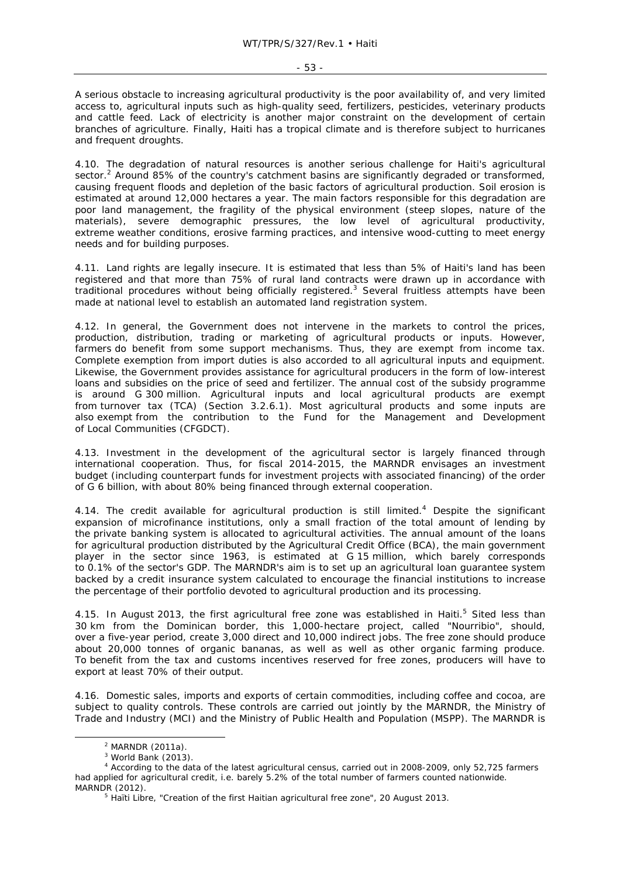A serious obstacle to increasing agricultural productivity is the poor availability of, and very limited access to, agricultural inputs such as high-quality seed, fertilizers, pesticides, veterinary products and cattle feed. Lack of electricity is another major constraint on the development of certain branches of agriculture. Finally, Haiti has a tropical climate and is therefore subject to hurricanes and frequent droughts.

4.10. The degradation of natural resources is another serious challenge for Haiti's agricultural sector.[2] Around 85% of the country's catchment basins are significantly degraded or transformed, causing frequent floods and depletion of the basic factors of agricultural production. Soil erosion is estimated at around 12,000 hectares a year. The main factors responsible for this degradation are poor land management, the fragility of the physical environment (steep slopes, nature of the materials), severe demographic pressures, the low level of agricultural productivity, extreme weather conditions, erosive farming practices, and intensive wood-cutting to meet energy needs and for building purposes.

4.11. Land rights are legally insecure. It is estimated that less than 5% of Haiti's land has been registered and that more than 75% of rural land contracts were drawn up in accordance with traditional procedures without being officially registered.[3] Several fruitless attempts have been made at national level to establish an automated land registration system.

4.12. In general, the Government does not intervene in the markets to control the prices, production, distribution, trading or marketing of agricultural products or inputs. However, farmers do benefit from some support mechanisms. Thus, they are exempt from income tax. Complete exemption from import duties is also accorded to all agricultural inputs and equipment. Likewise, the Government provides assistance for agricultural producers in the form of low-interest loans and subsidies on the price of seed and fertilizer. The annual cost of the subsidy programme is around G 300 million. Agricultural inputs and local agricultural products are exempt from turnover tax (TCA) (Section 3.2.6.1). Most agricultural products and some inputs are also exempt from the contribution to the Fund for the Management and Development of Local Communities (CFGDCT).

4.13. Investment in the development of the agricultural sector is largely financed through international cooperation. Thus, for fiscal 2014-2015, the MARNDR envisages an investment budget (including counterpart funds for investment projects with associated financing) of the order of G 6 billion, with about 80% being financed through external cooperation.

4.14. The credit available for agricultural production is still limited.[4] Despite the significant expansion of microfinance institutions, only a small fraction of the total amount of lending by the private banking system is allocated to agricultural activities. The annual amount of the loans for agricultural production distributed by the Agricultural Credit Office (BCA), the main government player in the sector since 1963, is estimated at G 15 million, which barely corresponds to 0.1% of the sector's GDP. The MARNDR's aim is to set up an agricultural loan guarantee system backed by a credit insurance system calculated to encourage the financial institutions to increase the percentage of their portfolio devoted to agricultural production and its processing.

4.15. In August 2013, the first agricultural free zone was established in Haiti.[5] Sited less than 30 km from the Dominican border, this 1,000-hectare project, called "Nourribio", should, over a five-year period, create 3,000 direct and 10,000 indirect jobs. The free zone should produce about 20,000 tonnes of organic bananas, as well as well as other organic farming produce. To benefit from the tax and customs incentives reserved for free zones, producers will have to export at least 70% of their output.

4.16. Domestic sales, imports and exports of certain commodities, including coffee and cocoa, are subject to quality controls. These controls are carried out jointly by the MARNDR, the Ministry of Trade and Industry (MCI) and the Ministry of Public Health and Population (MSPP). The MARNDR is

---

[2] MARNDR (2011a).

[3] World Bank (2013).

[4] According to the data of the latest agricultural census, carried out in 2008-2009, only 52,725 farmers had applied for agricultural credit, i.e. barely 5.2% of the total number of farmers counted nationwide. MARNDR (2012).

[5] Haïti Libre, "Creation of the first Haitian agricultural free zone", 20 August 2013.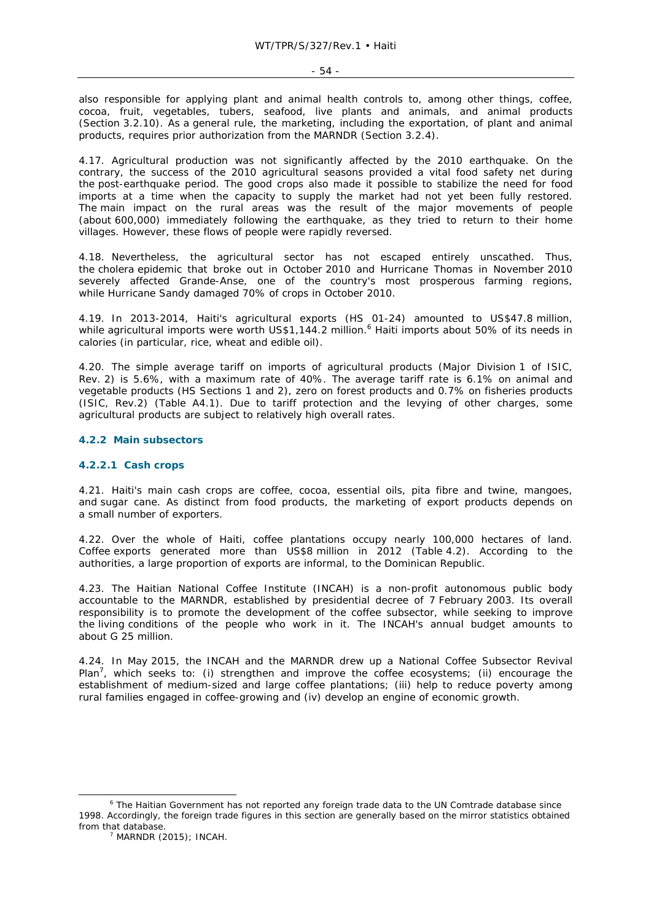also responsible for applying plant and animal health controls to, among other things, coffee, cocoa, fruit, vegetables, tubers, seafood, live plants and animals, and animal products (Section 3.2.10). As a general rule, the marketing, including the exportation, of plant and animal products, requires prior authorization from the MARNDR (Section 3.2.4).

4.17. Agricultural production was not significantly affected by the 2010 earthquake. On the contrary, the success of the 2010 agricultural seasons provided a vital food safety net during the post-earthquake period. The good crops also made it possible to stabilize the need for food imports at a time when the capacity to supply the market had not yet been fully restored. The main impact on the rural areas was the result of the major movements of people (about 600,000) immediately following the earthquake, as they tried to return to their home villages. However, these flows of people were rapidly reversed.

4.18. Nevertheless, the agricultural sector has not escaped entirely unscathed. Thus, the cholera epidemic that broke out in October 2010 and Hurricane Thomas in November 2010 severely affected Grande-Anse, one of the country's most prosperous farming regions, while Hurricane Sandy damaged 70% of crops in October 2010.

4.19. In 2013-2014, Haiti's agricultural exports (HS 01-24) amounted to US$47.8 million, while agricultural imports were worth US$1,144.2 million.[6] Haiti imports about 50% of its needs in calories (in particular, rice, wheat and edible oil).

4.20. The simple average tariff on imports of agricultural products (Major Division 1 of ISIC, Rev. 2) is 5.6%, with a maximum rate of 40%. The average tariff rate is 6.1% on animal and vegetable products (HS Sections 1 and 2), zero on forest products and 0.7% on fisheries products (ISIC, Rev.2) (Table A4.1). Due to tariff protection and the levying of other charges, some agricultural products are subject to relatively high overall rates.

#### 4.2.2 Main subsectors

##### 4.2.2.1 Cash crops

4.21. Haiti's main cash crops are coffee, cocoa, essential oils, pita fibre and twine, mangoes, and sugar cane. As distinct from food products, the marketing of export products depends on a small number of exporters.

4.22. Over the whole of Haiti, coffee plantations occupy nearly 100,000 hectares of land. Coffee exports generated more than US$8 million in 2012 (Table 4.2). According to the authorities, a large proportion of exports are informal, to the Dominican Republic.

4.23. The Haitian National Coffee Institute (INCAH) is a non-profit autonomous public body accountable to the MARNDR, established by presidential decree of 7 February 2003. Its overall responsibility is to promote the development of the coffee subsector, while seeking to improve the living conditions of the people who work in it. The INCAH's annual budget amounts to about G 25 million.

4.24. In May 2015, the INCAH and the MARNDR drew up a National Coffee Subsector Revival Plan[7], which seeks to: (i) strengthen and improve the coffee ecosystems; (ii) encourage the establishment of medium-sized and large coffee plantations; (iii) help to reduce poverty among rural families engaged in coffee-growing and (iv) develop an engine of economic growth.

---

[6] The Haitian Government has not reported any foreign trade data to the UN Comtrade database since 1998. Accordingly, the foreign trade figures in this section are generally based on the mirror statistics obtained from that database.

[7] MARNDR (2015); INCAH.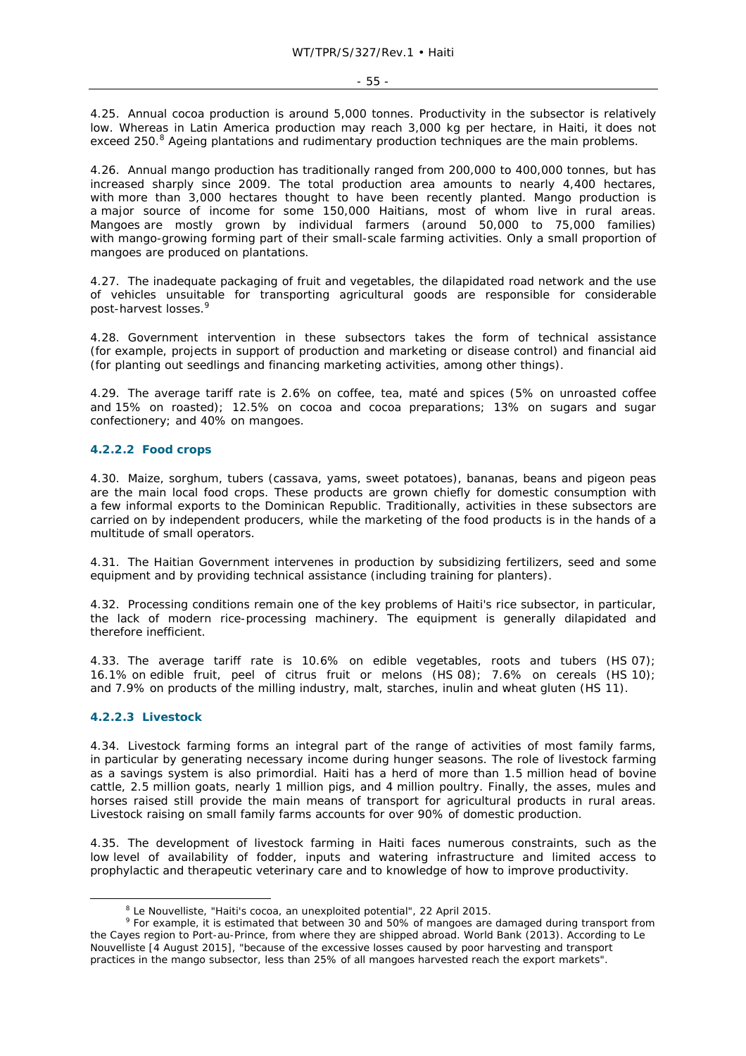4.25. Annual cocoa production is around 5,000 tonnes. Productivity in the subsector is relatively low. Whereas in Latin America production may reach 3,000 kg per hectare, in Haiti, it does not exceed 250.[8] Ageing plantations and rudimentary production techniques are the main problems.

4.26. Annual mango production has traditionally ranged from 200,000 to 400,000 tonnes, but has increased sharply since 2009. The total production area amounts to nearly 4,400 hectares, with more than 3,000 hectares thought to have been recently planted. Mango production is a major source of income for some 150,000 Haitians, most of whom live in rural areas. Mangoes are mostly grown by individual farmers (around 50,000 to 75,000 families) with mango-growing forming part of their small-scale farming activities. Only a small proportion of mangoes are produced on plantations.

4.27. The inadequate packaging of fruit and vegetables, the dilapidated road network and the use of vehicles unsuitable for transporting agricultural goods are responsible for considerable post-harvest losses.[9]

4.28. Government intervention in these subsectors takes the form of technical assistance (for example, projects in support of production and marketing or disease control) and financial aid (for planting out seedlings and financing marketing activities, among other things).

4.29. The average tariff rate is 2.6% on coffee, tea, maté and spices (5% on unroasted coffee and 15% on roasted); 12.5% on cocoa and cocoa preparations; 13% on sugars and sugar confectionery; and 40% on mangoes.

#### 4.2.2.2 Food crops

4.30. Maize, sorghum, tubers (cassava, yams, sweet potatoes), bananas, beans and pigeon peas are the main local food crops. These products are grown chiefly for domestic consumption with a few informal exports to the Dominican Republic. Traditionally, activities in these subsectors are carried on by independent producers, while the marketing of the food products is in the hands of a multitude of small operators.

4.31. The Haitian Government intervenes in production by subsidizing fertilizers, seed and some equipment and by providing technical assistance (including training for planters).

4.32. Processing conditions remain one of the key problems of Haiti's rice subsector, in particular, the lack of modern rice-processing machinery. The equipment is generally dilapidated and therefore inefficient.

4.33. The average tariff rate is 10.6% on edible vegetables, roots and tubers (HS 07); 16.1% on edible fruit, peel of citrus fruit or melons (HS 08); 7.6% on cereals (HS 10); and 7.9% on products of the milling industry, malt, starches, inulin and wheat gluten (HS 11).

#### 4.2.2.3 Livestock

4.34. Livestock farming forms an integral part of the range of activities of most family farms, in particular by generating necessary income during hunger seasons. The role of livestock farming as a savings system is also primordial. Haiti has a herd of more than 1.5 million head of bovine cattle, 2.5 million goats, nearly 1 million pigs, and 4 million poultry. Finally, the asses, mules and horses raised still provide the main means of transport for agricultural products in rural areas. Livestock raising on small family farms accounts for over 90% of domestic production.

4.35. The development of livestock farming in Haiti faces numerous constraints, such as the low level of availability of fodder, inputs and watering infrastructure and limited access to prophylactic and therapeutic veterinary care and to knowledge of how to improve productivity.

---

[8] Le Nouvelliste, "Haiti's cocoa, an unexploited potential", 22 April 2015.

[9] For example, it is estimated that between 30 and 50% of mangoes are damaged during transport from the Cayes region to Port-au-Prince, from where they are shipped abroad. World Bank (2013). According to Le Nouvelliste [4 August 2015], "because of the excessive losses caused by poor harvesting and transport practices in the mango subsector, less than 25% of all mangoes harvested reach the export markets".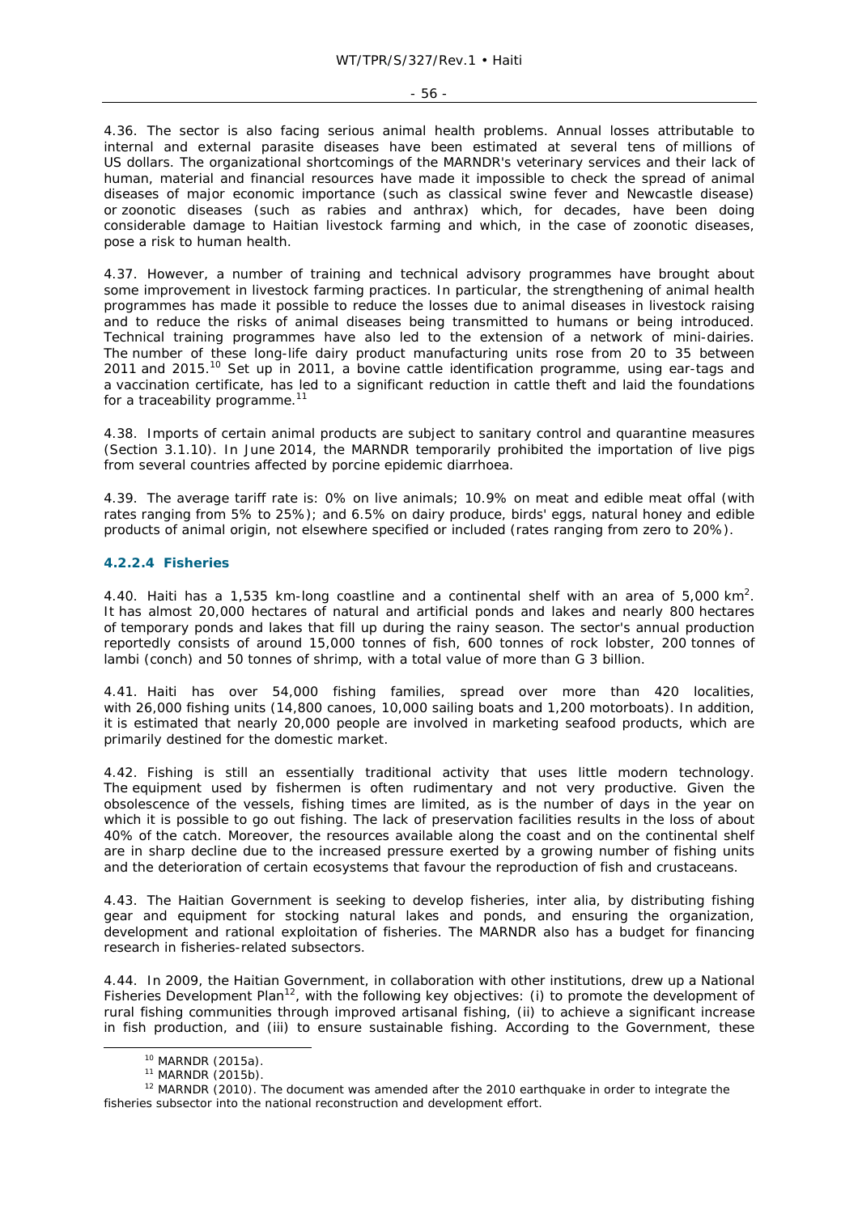4.36. The sector is also facing serious animal health problems. Annual losses attributable to internal and external parasite diseases have been estimated at several tens of millions of US dollars. The organizational shortcomings of the MARNDR's veterinary services and their lack of human, material and financial resources have made it impossible to check the spread of animal diseases of major economic importance (such as classical swine fever and Newcastle disease) or zoonotic diseases (such as rabies and anthrax) which, for decades, have been doing considerable damage to Haitian livestock farming and which, in the case of zoonotic diseases, pose a risk to human health.

4.37. However, a number of training and technical advisory programmes have brought about some improvement in livestock farming practices. In particular, the strengthening of animal health programmes has made it possible to reduce the losses due to animal diseases in livestock raising and to reduce the risks of animal diseases being transmitted to humans or being introduced. Technical training programmes have also led to the extension of a network of mini-dairies. The number of these long-life dairy product manufacturing units rose from 20 to 35 between 2011 and 2015.[10] Set up in 2011, a bovine cattle identification programme, using ear-tags and a vaccination certificate, has led to a significant reduction in cattle theft and laid the foundations for a traceability programme.[11]

4.38. Imports of certain animal products are subject to sanitary control and quarantine measures (Section 3.1.10). In June 2014, the MARNDR temporarily prohibited the importation of live pigs from several countries affected by porcine epidemic diarrhoea.

4.39. The average tariff rate is: 0% on live animals; 10.9% on meat and edible meat offal (with rates ranging from 5% to 25%); and 6.5% on dairy produce, birds' eggs, natural honey and edible products of animal origin, not elsewhere specified or included (rates ranging from zero to 20%).

#### 4.2.2.4 Fisheries

4.40. Haiti has a 1,535 km-long coastline and a continental shelf with an area of 5,000 km$^2$. It has almost 20,000 hectares of natural and artificial ponds and lakes and nearly 800 hectares of temporary ponds and lakes that fill up during the rainy season. The sector's annual production reportedly consists of around 15,000 tonnes of fish, 600 tonnes of rock lobster, 200 tonnes of lambi (conch) and 50 tonnes of shrimp, with a total value of more than G 3 billion.

4.41. Haiti has over 54,000 fishing families, spread over more than 420 localities, with 26,000 fishing units (14,800 canoes, 10,000 sailing boats and 1,200 motorboats). In addition, it is estimated that nearly 20,000 people are involved in marketing seafood products, which are primarily destined for the domestic market.

4.42. Fishing is still an essentially traditional activity that uses little modern technology. The equipment used by fishermen is often rudimentary and not very productive. Given the obsolescence of the vessels, fishing times are limited, as is the number of days in the year on which it is possible to go out fishing. The lack of preservation facilities results in the loss of about 40% of the catch. Moreover, the resources available along the coast and on the continental shelf are in sharp decline due to the increased pressure exerted by a growing number of fishing units and the deterioration of certain ecosystems that favour the reproduction of fish and crustaceans.

4.43. The Haitian Government is seeking to develop fisheries, inter alia, by distributing fishing gear and equipment for stocking natural lakes and ponds, and ensuring the organization, development and rational exploitation of fisheries. The MARNDR also has a budget for financing research in fisheries-related subsectors.

4.44. In 2009, the Haitian Government, in collaboration with other institutions, drew up a National Fisheries Development Plan[12], with the following key objectives: (i) to promote the development of rural fishing communities through improved artisanal fishing, (ii) to achieve a significant increase in fish production, and (iii) to ensure sustainable fishing. According to the Government, these

---

[10] MARNDR (2015a).

[11] MARNDR (2015b).

[12] MARNDR (2010). The document was amended after the 2010 earthquake in order to integrate the fisheries subsector into the national reconstruction and development effort.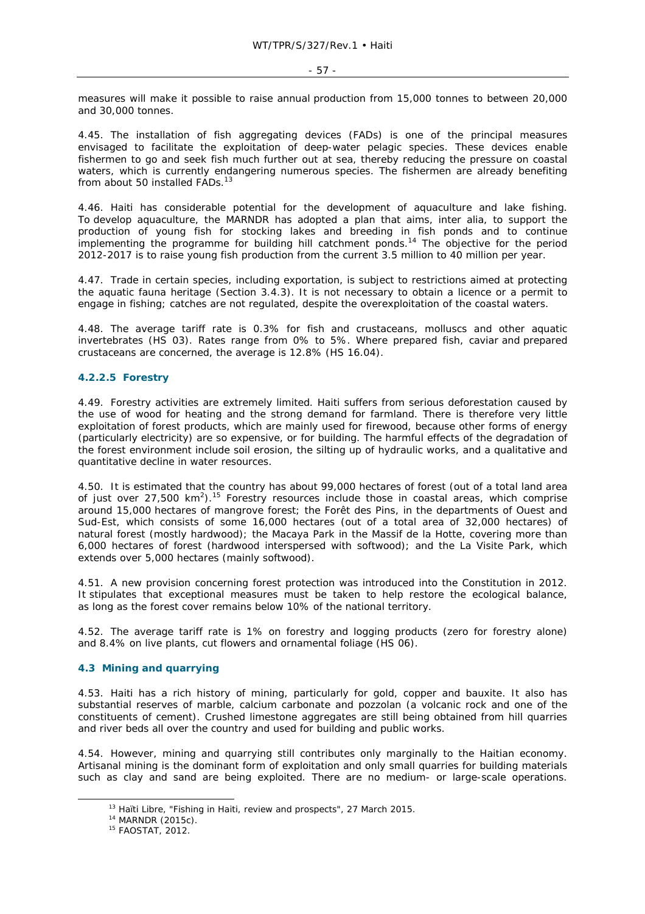measures will make it possible to raise annual production from 15,000 tonnes to between 20,000 and 30,000 tonnes.

4.45. The installation of fish aggregating devices (FADs) is one of the principal measures envisaged to facilitate the exploitation of deep-water pelagic species. These devices enable fishermen to go and seek fish much further out at sea, thereby reducing the pressure on coastal waters, which is currently endangering numerous species. The fishermen are already benefiting from about 50 installed FADs.[13]

4.46. Haiti has considerable potential for the development of aquaculture and lake fishing. To develop aquaculture, the MARNDR has adopted a plan that aims, inter alia, to support the production of young fish for stocking lakes and breeding in fish ponds and to continue implementing the programme for building hill catchment ponds.[14] The objective for the period 2012-2017 is to raise young fish production from the current 3.5 million to 40 million per year.

4.47. Trade in certain species, including exportation, is subject to restrictions aimed at protecting the aquatic fauna heritage (Section 3.4.3). It is not necessary to obtain a licence or a permit to engage in fishing; catches are not regulated, despite the overexploitation of the coastal waters.

4.48. The average tariff rate is 0.3% for fish and crustaceans, molluscs and other aquatic invertebrates (HS 03). Rates range from 0% to 5%. Where prepared fish, caviar and prepared crustaceans are concerned, the average is 12.8% (HS 16.04).

#### 4.2.2.5 Forestry

4.49. Forestry activities are extremely limited. Haiti suffers from serious deforestation caused by the use of wood for heating and the strong demand for farmland. There is therefore very little exploitation of forest products, which are mainly used for firewood, because other forms of energy (particularly electricity) are so expensive, or for building. The harmful effects of the degradation of the forest environment include soil erosion, the silting up of hydraulic works, and a qualitative and quantitative decline in water resources.

4.50. It is estimated that the country has about 99,000 hectares of forest (out of a total land area of just over 27,500 km$^2$).[15] Forestry resources include those in coastal areas, which comprise around 15,000 hectares of mangrove forest; the Forêt des Pins, in the departments of Ouest and Sud-Est, which consists of some 16,000 hectares (out of a total area of 32,000 hectares) of natural forest (mostly hardwood); the Macaya Park in the Massif de la Hotte, covering more than 6,000 hectares of forest (hardwood interspersed with softwood); and the La Visite Park, which extends over 5,000 hectares (mainly softwood).

4.51. A new provision concerning forest protection was introduced into the Constitution in 2012. It stipulates that exceptional measures must be taken to help restore the ecological balance, as long as the forest cover remains below 10% of the national territory.

4.52. The average tariff rate is 1% on forestry and logging products (zero for forestry alone) and 8.4% on live plants, cut flowers and ornamental foliage (HS 06).

### 4.3 Mining and quarrying

4.53. Haiti has a rich history of mining, particularly for gold, copper and bauxite. It also has substantial reserves of marble, calcium carbonate and pozzolan (a volcanic rock and one of the constituents of cement). Crushed limestone aggregates are still being obtained from hill quarries and river beds all over the country and used for building and public works.

4.54. However, mining and quarrying still contributes only marginally to the Haitian economy. Artisanal mining is the dominant form of exploitation and only small quarries for building materials such as clay and sand are being exploited. There are no medium- or large-scale operations.

[13] Haïti Libre, "Fishing in Haiti, review and prospects", 27 March 2015.
[14] MARNDR (2015c).
[15] FAOSTAT, 2012.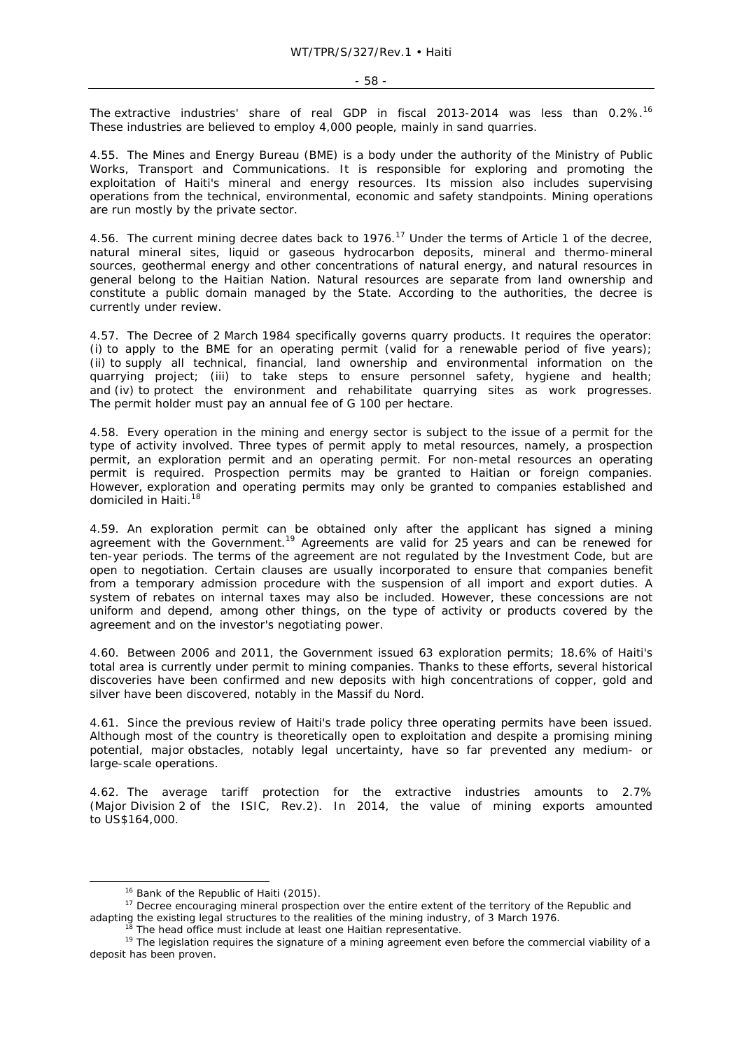The extractive industries' share of real GDP in fiscal 2013-2014 was less than 0.2%.[16] These industries are believed to employ 4,000 people, mainly in sand quarries.

4.55. The Mines and Energy Bureau (BME) is a body under the authority of the Ministry of Public Works, Transport and Communications. It is responsible for exploring and promoting the exploitation of Haiti's mineral and energy resources. Its mission also includes supervising operations from the technical, environmental, economic and safety standpoints. Mining operations are run mostly by the private sector.

4.56. The current mining decree dates back to 1976.[17] Under the terms of Article 1 of the decree, natural mineral sites, liquid or gaseous hydrocarbon deposits, mineral and thermo-mineral sources, geothermal energy and other concentrations of natural energy, and natural resources in general belong to the Haitian Nation. Natural resources are separate from land ownership and constitute a public domain managed by the State. According to the authorities, the decree is currently under review.

4.57. The Decree of 2 March 1984 specifically governs quarry products. It requires the operator: (i) to apply to the BME for an operating permit (valid for a renewable period of five years); (ii) to supply all technical, financial, land ownership and environmental information on the quarrying project; (iii) to take steps to ensure personnel safety, hygiene and health; and (iv) to protect the environment and rehabilitate quarrying sites as work progresses. The permit holder must pay an annual fee of G 100 per hectare.

4.58. Every operation in the mining and energy sector is subject to the issue of a permit for the type of activity involved. Three types of permit apply to metal resources, namely, a prospection permit, an exploration permit and an operating permit. For non-metal resources an operating permit is required. Prospection permits may be granted to Haitian or foreign companies. However, exploration and operating permits may only be granted to companies established and domiciled in Haiti.[18]

4.59. An exploration permit can be obtained only after the applicant has signed a mining agreement with the Government.[19] Agreements are valid for 25 years and can be renewed for ten-year periods. The terms of the agreement are not regulated by the Investment Code, but are open to negotiation. Certain clauses are usually incorporated to ensure that companies benefit from a temporary admission procedure with the suspension of all import and export duties. A system of rebates on internal taxes may also be included. However, these concessions are not uniform and depend, among other things, on the type of activity or products covered by the agreement and on the investor's negotiating power.

4.60. Between 2006 and 2011, the Government issued 63 exploration permits; 18.6% of Haiti's total area is currently under permit to mining companies. Thanks to these efforts, several historical discoveries have been confirmed and new deposits with high concentrations of copper, gold and silver have been discovered, notably in the Massif du Nord.

4.61. Since the previous review of Haiti's trade policy three operating permits have been issued. Although most of the country is theoretically open to exploitation and despite a promising mining potential, major obstacles, notably legal uncertainty, have so far prevented any medium- or large-scale operations.

4.62. The average tariff protection for the extractive industries amounts to 2.7% (Major Division 2 of the ISIC, Rev.2). In 2014, the value of mining exports amounted to US$164,000.

---

[16] Bank of the Republic of Haiti (2015).

[17] Decree encouraging mineral prospection over the entire extent of the territory of the Republic and adapting the existing legal structures to the realities of the mining industry, of 3 March 1976.

[18] The head office must include at least one Haitian representative.

[19] The legislation requires the signature of a mining agreement even before the commercial viability of a deposit has been proven.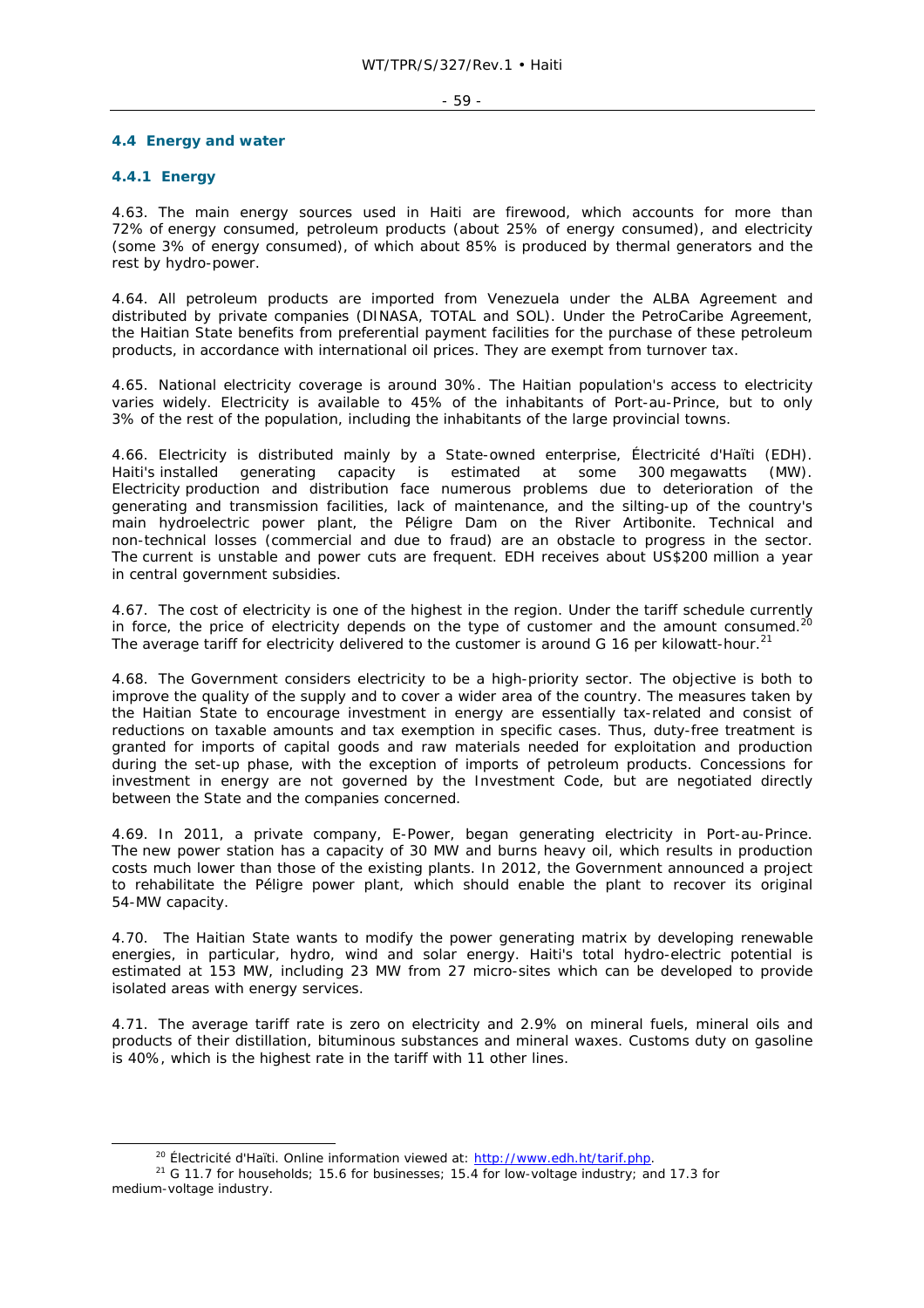## 4.4 Energy and water

### 4.4.1 Energy

4.63. The main energy sources used in Haiti are firewood, which accounts for more than 72% of energy consumed, petroleum products (about 25% of energy consumed), and electricity (some 3% of energy consumed), of which about 85% is produced by thermal generators and the rest by hydro-power.

4.64. All petroleum products are imported from Venezuela under the ALBA Agreement and distributed by private companies (DINASA, TOTAL and SOL). Under the PetroCaribe Agreement, the Haitian State benefits from preferential payment facilities for the purchase of these petroleum products, in accordance with international oil prices. They are exempt from turnover tax.

4.65. National electricity coverage is around 30%. The Haitian population's access to electricity varies widely. Electricity is available to 45% of the inhabitants of Port-au-Prince, but to only 3% of the rest of the population, including the inhabitants of the large provincial towns.

4.66. Electricity is distributed mainly by a State-owned enterprise, Électricité d'Haïti (EDH). Haiti's installed generating capacity is estimated at some 300 megawatts (MW). Electricity production and distribution face numerous problems due to deterioration of the generating and transmission facilities, lack of maintenance, and the silting-up of the country's main hydroelectric power plant, the Péligre Dam on the River Artibonite. Technical and non-technical losses (commercial and due to fraud) are an obstacle to progress in the sector. The current is unstable and power cuts are frequent. EDH receives about US$200 million a year in central government subsidies.

4.67. The cost of electricity is one of the highest in the region. Under the tariff schedule currently in force, the price of electricity depends on the type of customer and the amount consumed.[20] The average tariff for electricity delivered to the customer is around G 16 per kilowatt-hour.[21]

4.68. The Government considers electricity to be a high-priority sector. The objective is both to improve the quality of the supply and to cover a wider area of the country. The measures taken by the Haitian State to encourage investment in energy are essentially tax-related and consist of reductions on taxable amounts and tax exemption in specific cases. Thus, duty-free treatment is granted for imports of capital goods and raw materials needed for exploitation and production during the set-up phase, with the exception of imports of petroleum products. Concessions for investment in energy are not governed by the Investment Code, but are negotiated directly between the State and the companies concerned.

4.69. In 2011, a private company, E-Power, began generating electricity in Port-au-Prince. The new power station has a capacity of 30 MW and burns heavy oil, which results in production costs much lower than those of the existing plants. In 2012, the Government announced a project to rehabilitate the Péligre power plant, which should enable the plant to recover its original 54-MW capacity.

4.70. The Haitian State wants to modify the power generating matrix by developing renewable energies, in particular, hydro, wind and solar energy. Haiti's total hydro-electric potential is estimated at 153 MW, including 23 MW from 27 micro-sites which can be developed to provide isolated areas with energy services.

4.71. The average tariff rate is zero on electricity and 2.9% on mineral fuels, mineral oils and products of their distillation, bituminous substances and mineral waxes. Customs duty on gasoline is 40%, which is the highest rate in the tariff with 11 other lines.

---

[20] Électricité d'Haïti. Online information viewed at: http://www.edh.ht/tarif.php.

[21] G 11.7 for households; 15.6 for businesses; 15.4 for low-voltage industry; and 17.3 for medium-voltage industry.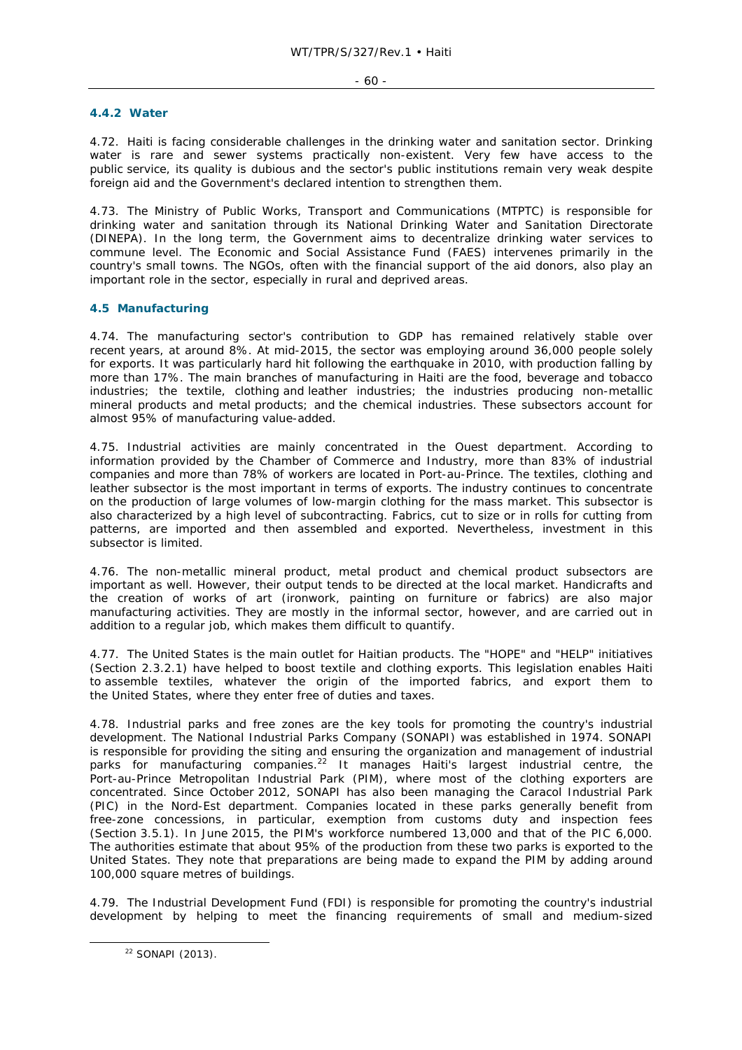### 4.4.2 Water

4.72. Haiti is facing considerable challenges in the drinking water and sanitation sector. Drinking water is rare and sewer systems practically non-existent. Very few have access to the public service, its quality is dubious and the sector's public institutions remain very weak despite foreign aid and the Government's declared intention to strengthen them.

4.73. The Ministry of Public Works, Transport and Communications (MTPTC) is responsible for drinking water and sanitation through its National Drinking Water and Sanitation Directorate (DINEPA). In the long term, the Government aims to decentralize drinking water services to commune level. The Economic and Social Assistance Fund (FAES) intervenes primarily in the country's small towns. The NGOs, often with the financial support of the aid donors, also play an important role in the sector, especially in rural and deprived areas.

## 4.5 Manufacturing

4.74. The manufacturing sector's contribution to GDP has remained relatively stable over recent years, at around 8%. At mid-2015, the sector was employing around 36,000 people solely for exports. It was particularly hard hit following the earthquake in 2010, with production falling by more than 17%. The main branches of manufacturing in Haiti are the food, beverage and tobacco industries; the textile, clothing and leather industries; the industries producing non-metallic mineral products and metal products; and the chemical industries. These subsectors account for almost 95% of manufacturing value-added.

4.75. Industrial activities are mainly concentrated in the Ouest department. According to information provided by the Chamber of Commerce and Industry, more than 83% of industrial companies and more than 78% of workers are located in Port-au-Prince. The textiles, clothing and leather subsector is the most important in terms of exports. The industry continues to concentrate on the production of large volumes of low-margin clothing for the mass market. This subsector is also characterized by a high level of subcontracting. Fabrics, cut to size or in rolls for cutting from patterns, are imported and then assembled and exported. Nevertheless, investment in this subsector is limited.

4.76. The non-metallic mineral product, metal product and chemical product subsectors are important as well. However, their output tends to be directed at the local market. Handicrafts and the creation of works of art (ironwork, painting on furniture or fabrics) are also major manufacturing activities. They are mostly in the informal sector, however, and are carried out in addition to a regular job, which makes them difficult to quantify.

4.77. The United States is the main outlet for Haitian products. The "HOPE" and "HELP" initiatives (Section 2.3.2.1) have helped to boost textile and clothing exports. This legislation enables Haiti to assemble textiles, whatever the origin of the imported fabrics, and export them to the United States, where they enter free of duties and taxes.

4.78. Industrial parks and free zones are the key tools for promoting the country's industrial development. The National Industrial Parks Company (SONAPI) was established in 1974. SONAPI is responsible for providing the siting and ensuring the organization and management of industrial parks for manufacturing companies.[22] It manages Haiti's largest industrial centre, the Port-au-Prince Metropolitan Industrial Park (PIM), where most of the clothing exporters are concentrated. Since October 2012, SONAPI has also been managing the Caracol Industrial Park (PIC) in the Nord-Est department. Companies located in these parks generally benefit from free-zone concessions, in particular, exemption from customs duty and inspection fees (Section 3.5.1). In June 2015, the PIM's workforce numbered 13,000 and that of the PIC 6,000. The authorities estimate that about 95% of the production from these two parks is exported to the United States. They note that preparations are being made to expand the PIM by adding around 100,000 square metres of buildings.

4.79. The Industrial Development Fund (FDI) is responsible for promoting the country's industrial development by helping to meet the financing requirements of small and medium-sized

[22] SONAPI (2013).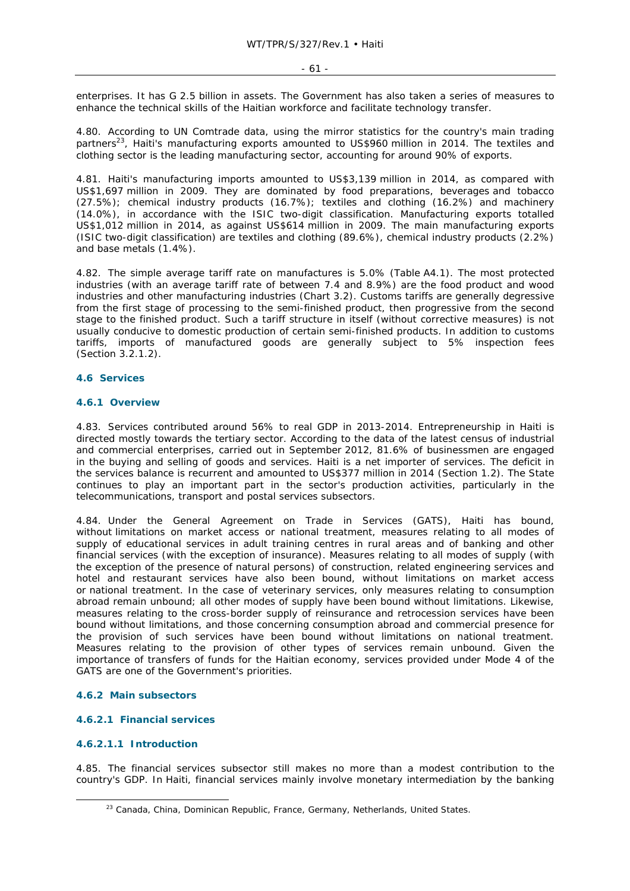enterprises. It has G 2.5 billion in assets. The Government has also taken a series of measures to enhance the technical skills of the Haitian workforce and facilitate technology transfer.

4.80. According to UN Comtrade data, using the mirror statistics for the country's main trading partners[23], Haiti's manufacturing exports amounted to US$960 million in 2014. The textiles and clothing sector is the leading manufacturing sector, accounting for around 90% of exports.

4.81. Haiti's manufacturing imports amounted to US$3,139 million in 2014, as compared with US$1,697 million in 2009. They are dominated by food preparations, beverages and tobacco (27.5%); chemical industry products (16.7%); textiles and clothing (16.2%) and machinery (14.0%), in accordance with the ISIC two-digit classification. Manufacturing exports totalled US$1,012 million in 2014, as against US$614 million in 2009. The main manufacturing exports (ISIC two-digit classification) are textiles and clothing (89.6%), chemical industry products (2.2%) and base metals (1.4%).

4.82. The simple average tariff rate on manufactures is 5.0% (Table A4.1). The most protected industries (with an average tariff rate of between 7.4 and 8.9%) are the food product and wood industries and other manufacturing industries (Chart 3.2). Customs tariffs are generally degressive from the first stage of processing to the semi-finished product, then progressive from the second stage to the finished product. Such a tariff structure in itself (without corrective measures) is not usually conducive to domestic production of certain semi-finished products. In addition to customs tariffs, imports of manufactured goods are generally subject to 5% inspection fees (Section 3.2.1.2).

## 4.6 Services

### 4.6.1 Overview

4.83. Services contributed around 56% to real GDP in 2013-2014. Entrepreneurship in Haiti is directed mostly towards the tertiary sector. According to the data of the latest census of industrial and commercial enterprises, carried out in September 2012, 81.6% of businessmen are engaged in the buying and selling of goods and services. Haiti is a net importer of services. The deficit in the services balance is recurrent and amounted to US$377 million in 2014 (Section 1.2). The State continues to play an important part in the sector's production activities, particularly in the telecommunications, transport and postal services subsectors.

4.84. Under the General Agreement on Trade in Services (GATS), Haiti has bound, without limitations on market access or national treatment, measures relating to all modes of supply of educational services in adult training centres in rural areas and of banking and other financial services (with the exception of insurance). Measures relating to all modes of supply (with the exception of the presence of natural persons) of construction, related engineering services and hotel and restaurant services have also been bound, without limitations on market access or national treatment. In the case of veterinary services, only measures relating to consumption abroad remain unbound; all other modes of supply have been bound without limitations. Likewise, measures relating to the cross-border supply of reinsurance and retrocession services have been bound without limitations, and those concerning consumption abroad and commercial presence for the provision of such services have been bound without limitations on national treatment. Measures relating to the provision of other types of services remain unbound. Given the importance of transfers of funds for the Haitian economy, services provided under Mode 4 of the GATS are one of the Government's priorities.

### 4.6.2 Main subsectors

#### 4.6.2.1 Financial services

##### 4.6.2.1.1 Introduction

4.85. The financial services subsector still makes no more than a modest contribution to the country's GDP. In Haiti, financial services mainly involve monetary intermediation by the banking

[23] Canada, China, Dominican Republic, France, Germany, Netherlands, United States.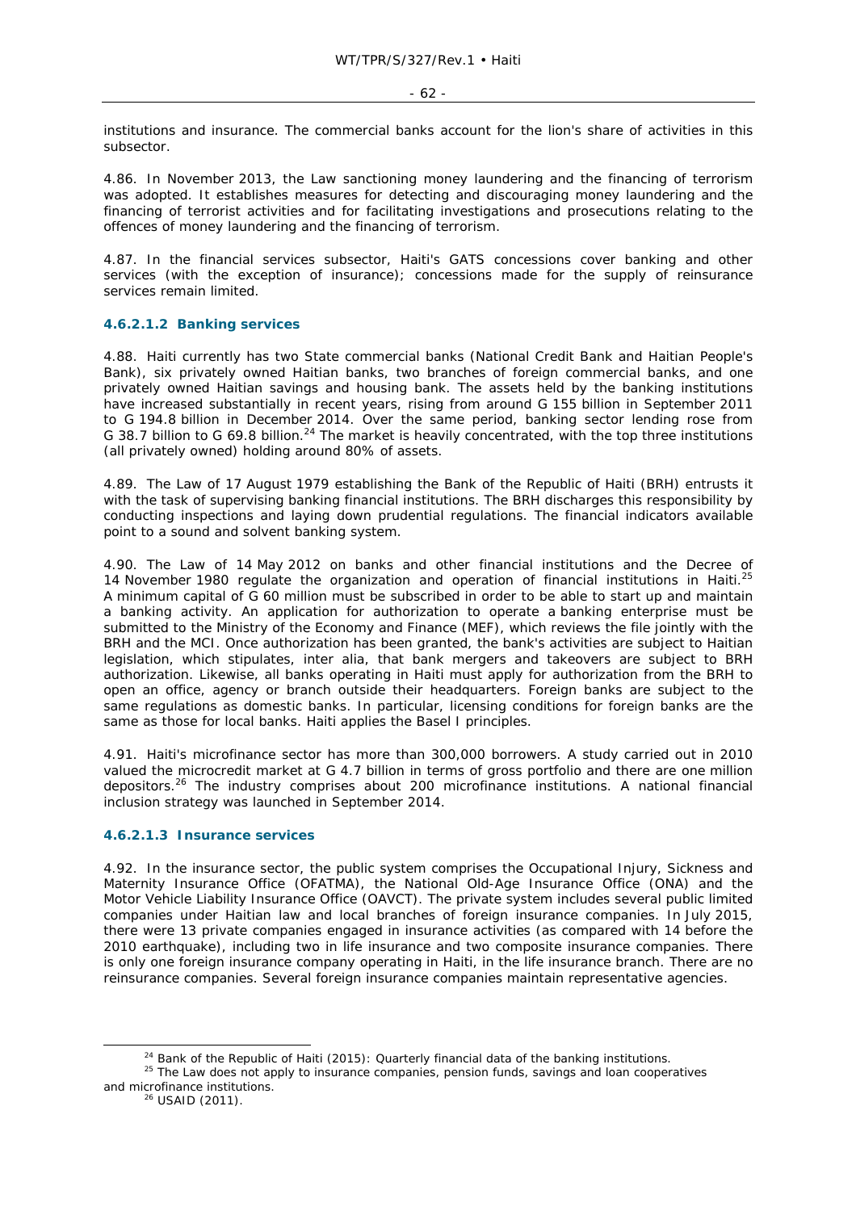institutions and insurance. The commercial banks account for the lion's share of activities in this subsector.

4.86. In November 2013, the Law sanctioning money laundering and the financing of terrorism was adopted. It establishes measures for detecting and discouraging money laundering and the financing of terrorist activities and for facilitating investigations and prosecutions relating to the offences of money laundering and the financing of terrorism.

4.87. In the financial services subsector, Haiti's GATS concessions cover banking and other services (with the exception of insurance); concessions made for the supply of reinsurance services remain limited.

#### 4.6.2.1.2 Banking services

4.88. Haiti currently has two State commercial banks (National Credit Bank and Haitian People's Bank), six privately owned Haitian banks, two branches of foreign commercial banks, and one privately owned Haitian savings and housing bank. The assets held by the banking institutions have increased substantially in recent years, rising from around G 155 billion in September 2011 to G 194.8 billion in December 2014. Over the same period, banking sector lending rose from G 38.7 billion to G 69.8 billion.[24] The market is heavily concentrated, with the top three institutions (all privately owned) holding around 80% of assets.

4.89. The Law of 17 August 1979 establishing the Bank of the Republic of Haiti (BRH) entrusts it with the task of supervising banking financial institutions. The BRH discharges this responsibility by conducting inspections and laying down prudential regulations. The financial indicators available point to a sound and solvent banking system.

4.90. The Law of 14 May 2012 on banks and other financial institutions and the Decree of 14 November 1980 regulate the organization and operation of financial institutions in Haiti.[25] A minimum capital of G 60 million must be subscribed in order to be able to start up and maintain a banking activity. An application for authorization to operate a banking enterprise must be submitted to the Ministry of the Economy and Finance (MEF), which reviews the file jointly with the BRH and the MCI. Once authorization has been granted, the bank's activities are subject to Haitian legislation, which stipulates, inter alia, that bank mergers and takeovers are subject to BRH authorization. Likewise, all banks operating in Haiti must apply for authorization from the BRH to open an office, agency or branch outside their headquarters. Foreign banks are subject to the same regulations as domestic banks. In particular, licensing conditions for foreign banks are the same as those for local banks. Haiti applies the Basel I principles.

4.91. Haiti's microfinance sector has more than 300,000 borrowers. A study carried out in 2010 valued the microcredit market at G 4.7 billion in terms of gross portfolio and there are one million depositors.[26] The industry comprises about 200 microfinance institutions. A national financial inclusion strategy was launched in September 2014.

#### 4.6.2.1.3 Insurance services

4.92. In the insurance sector, the public system comprises the Occupational Injury, Sickness and Maternity Insurance Office (OFATMA), the National Old-Age Insurance Office (ONA) and the Motor Vehicle Liability Insurance Office (OAVCT). The private system includes several public limited companies under Haitian law and local branches of foreign insurance companies. In July 2015, there were 13 private companies engaged in insurance activities (as compared with 14 before the 2010 earthquake), including two in life insurance and two composite insurance companies. There is only one foreign insurance company operating in Haiti, in the life insurance branch. There are no reinsurance companies. Several foreign insurance companies maintain representative agencies.

---

[24] Bank of the Republic of Haiti (2015): Quarterly financial data of the banking institutions.

[25] The Law does not apply to insurance companies, pension funds, savings and loan cooperatives and microfinance institutions.

[26] USAID (2011).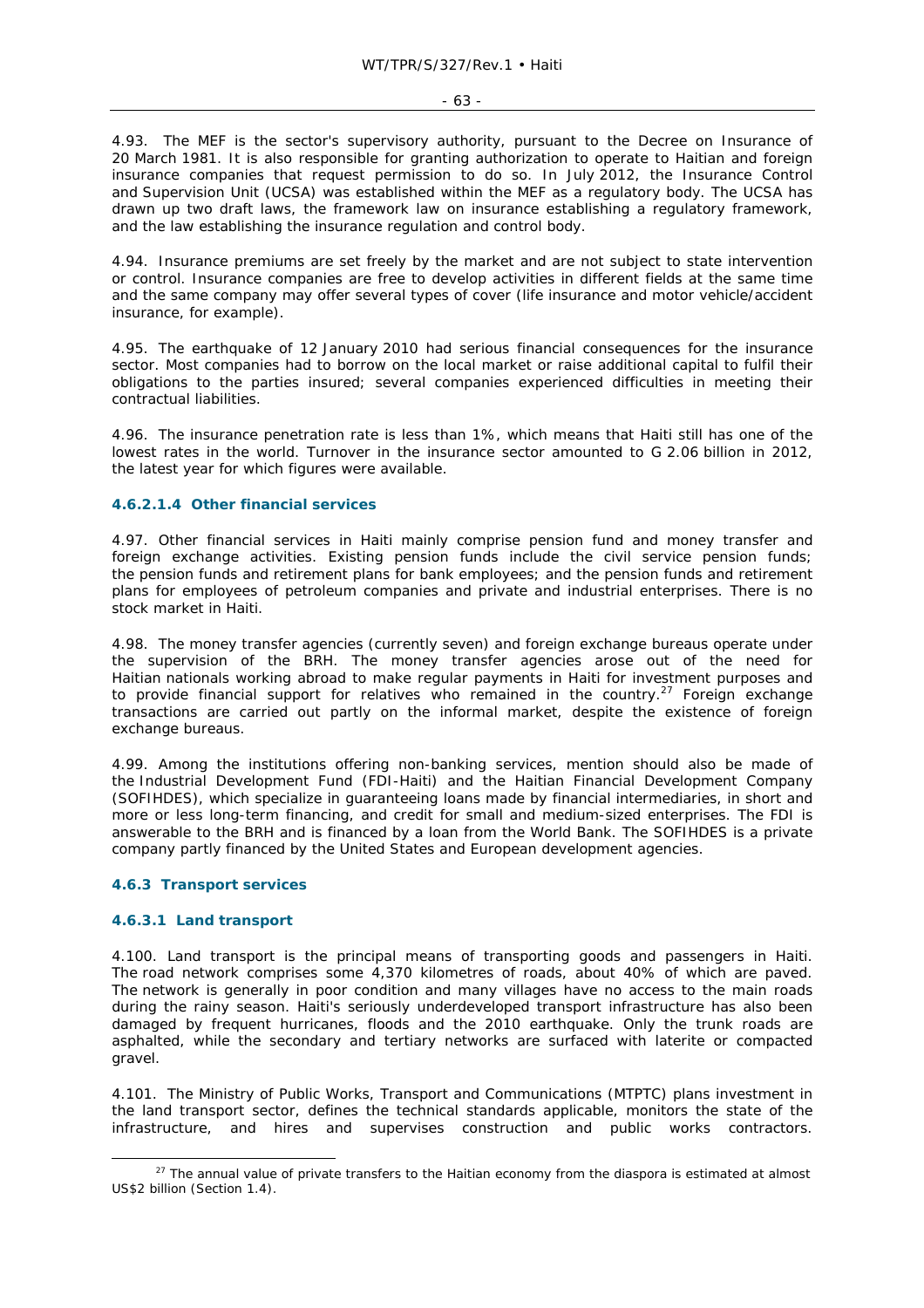4.93. The MEF is the sector's supervisory authority, pursuant to the Decree on Insurance of 20 March 1981. It is also responsible for granting authorization to operate to Haitian and foreign insurance companies that request permission to do so. In July 2012, the Insurance Control and Supervision Unit (UCSA) was established within the MEF as a regulatory body. The UCSA has drawn up two draft laws, the framework law on insurance establishing a regulatory framework, and the law establishing the insurance regulation and control body.

4.94. Insurance premiums are set freely by the market and are not subject to state intervention or control. Insurance companies are free to develop activities in different fields at the same time and the same company may offer several types of cover (life insurance and motor vehicle/accident insurance, for example).

4.95. The earthquake of 12 January 2010 had serious financial consequences for the insurance sector. Most companies had to borrow on the local market or raise additional capital to fulfil their obligations to the parties insured; several companies experienced difficulties in meeting their contractual liabilities.

4.96. The insurance penetration rate is less than 1%, which means that Haiti still has one of the lowest rates in the world. Turnover in the insurance sector amounted to G 2.06 billion in 2012, the latest year for which figures were available.

#### 4.6.2.1.4 Other financial services

4.97. Other financial services in Haiti mainly comprise pension fund and money transfer and foreign exchange activities. Existing pension funds include the civil service pension funds; the pension funds and retirement plans for bank employees; and the pension funds and retirement plans for employees of petroleum companies and private and industrial enterprises. There is no stock market in Haiti.

4.98. The money transfer agencies (currently seven) and foreign exchange bureaus operate under the supervision of the BRH. The money transfer agencies arose out of the need for Haitian nationals working abroad to make regular payments in Haiti for investment purposes and to provide financial support for relatives who remained in the country.[27] Foreign exchange transactions are carried out partly on the informal market, despite the existence of foreign exchange bureaus.

4.99. Among the institutions offering non-banking services, mention should also be made of the Industrial Development Fund (FDI-Haiti) and the Haitian Financial Development Company (SOFIHDES), which specialize in guaranteeing loans made by financial intermediaries, in short and more or less long-term financing, and credit for small and medium-sized enterprises. The FDI is answerable to the BRH and is financed by a loan from the World Bank. The SOFIHDES is a private company partly financed by the United States and European development agencies.

### 4.6.3 Transport services

#### 4.6.3.1 Land transport

4.100. Land transport is the principal means of transporting goods and passengers in Haiti. The road network comprises some 4,370 kilometres of roads, about 40% of which are paved. The network is generally in poor condition and many villages have no access to the main roads during the rainy season. Haiti's seriously underdeveloped transport infrastructure has also been damaged by frequent hurricanes, floods and the 2010 earthquake. Only the trunk roads are asphalted, while the secondary and tertiary networks are surfaced with laterite or compacted gravel.

4.101. The Ministry of Public Works, Transport and Communications (MTPTC) plans investment in the land transport sector, defines the technical standards applicable, monitors the state of the infrastructure, and hires and supervises construction and public works contractors.

---

[27] The annual value of private transfers to the Haitian economy from the diaspora is estimated at almost US$2 billion (Section 1.4).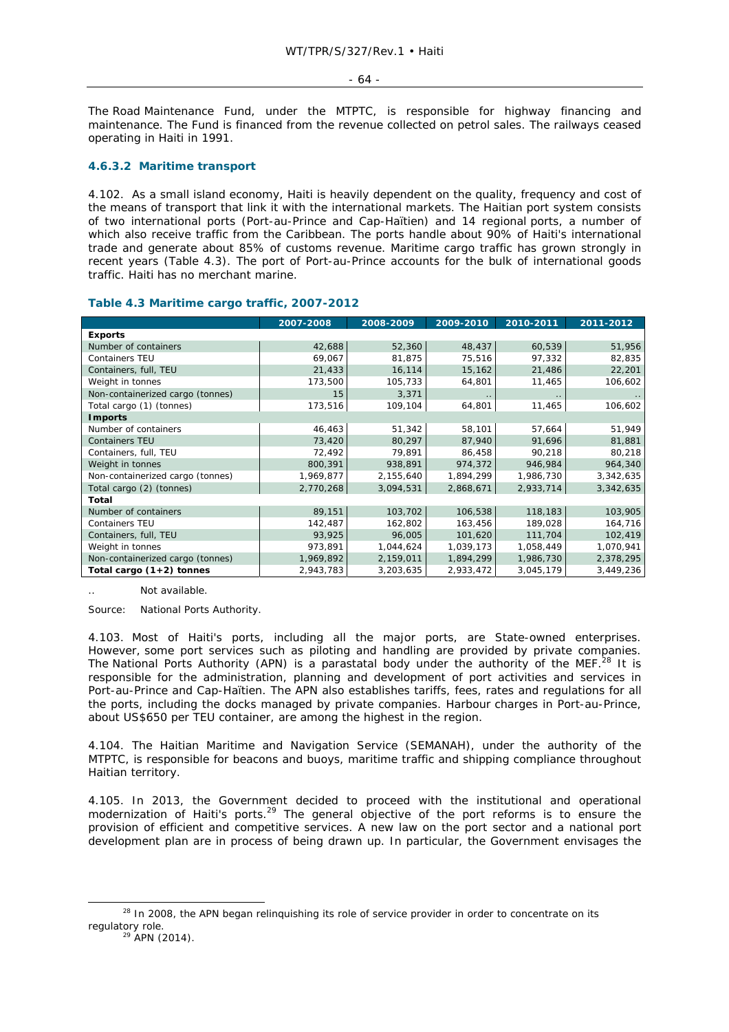The Road Maintenance Fund, under the MTPTC, is responsible for highway financing and maintenance. The Fund is financed from the revenue collected on petrol sales. The railways ceased operating in Haiti in 1991.

#### 4.6.3.2 Maritime transport

4.102. As a small island economy, Haiti is heavily dependent on the quality, frequency and cost of the means of transport that link it with the international markets. The Haitian port system consists of two international ports (Port-au-Prince and Cap-Haïtien) and 14 regional ports, a number of which also receive traffic from the Caribbean. The ports handle about 90% of Haiti's international trade and generate about 85% of customs revenue. Maritime cargo traffic has grown strongly in recent years (Table 4.3). The port of Port-au-Prince accounts for the bulk of international goods traffic. Haiti has no merchant marine.

**Table 4.3 Maritime cargo traffic, 2007-2012**

| | 2007-2008 | 2008-2009 | 2009-2010 | 2010-2011 | 2011-2012 |
|---|---|---|---|---|---|
| **Exports** | | | | | |
| Number of containers | 42,688 | 52,360 | 48,437 | 60,539 | 51,956 |
| Containers TEU | 69,067 | 81,875 | 75,516 | 97,332 | 82,835 |
| Containers, full, TEU | 21,433 | 16,114 | 15,162 | 21,486 | 22,201 |
| Weight in tonnes | 173,500 | 105,733 | 64,801 | 11,465 | 106,602 |
| Non-containerized cargo (tonnes) | 15 | 3,371 | .. | .. | .. |
| Total cargo (1) (tonnes) | 173,516 | 109,104 | 64,801 | 11,465 | 106,602 |
| **Imports** | | | | | |
| Number of containers | 46,463 | 51,342 | 58,101 | 57,664 | 51,949 |
| Containers TEU | 73,420 | 80,297 | 87,940 | 91,696 | 81,881 |
| Containers, full, TEU | 72,492 | 79,891 | 86,458 | 90,218 | 80,218 |
| Weight in tonnes | 800,391 | 938,891 | 974,372 | 946,984 | 964,340 |
| Non-containerized cargo (tonnes) | 1,969,877 | 2,155,640 | 1,894,299 | 1,986,730 | 3,342,635 |
| Total cargo (2) (tonnes) | 2,770,268 | 3,094,531 | 2,868,671 | 2,933,714 | 3,342,635 |
| **Total** | | | | | |
| Number of containers | 89,151 | 103,702 | 106,538 | 118,183 | 103,905 |
| Containers TEU | 142,487 | 162,802 | 163,456 | 189,028 | 164,716 |
| Containers, full, TEU | 93,925 | 96,005 | 101,620 | 111,704 | 102,419 |
| Weight in tonnes | 973,891 | 1,044,624 | 1,039,173 | 1,058,449 | 1,070,941 |
| Non-containerized cargo (tonnes) | 1,969,892 | 2,159,011 | 1,894,299 | 1,986,730 | 2,378,295 |
| **Total cargo (1+2) tonnes** | 2,943,783 | 3,203,635 | 2,933,472 | 3,045,179 | 3,449,236 |

.. Not available.

Source: National Ports Authority.

4.103. Most of Haiti's ports, including all the major ports, are State-owned enterprises. However, some port services such as piloting and handling are provided by private companies. The National Ports Authority (APN) is a parastatal body under the authority of the MEF.[28] It is responsible for the administration, planning and development of port activities and services in Port-au-Prince and Cap-Haïtien. The APN also establishes tariffs, fees, rates and regulations for all the ports, including the docks managed by private companies. Harbour charges in Port-au-Prince, about US$650 per TEU container, are among the highest in the region.

4.104. The Haitian Maritime and Navigation Service (SEMANAH), under the authority of the MTPTC, is responsible for beacons and buoys, maritime traffic and shipping compliance throughout Haitian territory.

4.105. In 2013, the Government decided to proceed with the institutional and operational modernization of Haiti's ports.[29] The general objective of the port reforms is to ensure the provision of efficient and competitive services. A new law on the port sector and a national port development plan are in process of being drawn up. In particular, the Government envisages the

[28] In 2008, the APN began relinquishing its role of service provider in order to concentrate on its regulatory role.

[29] APN (2014).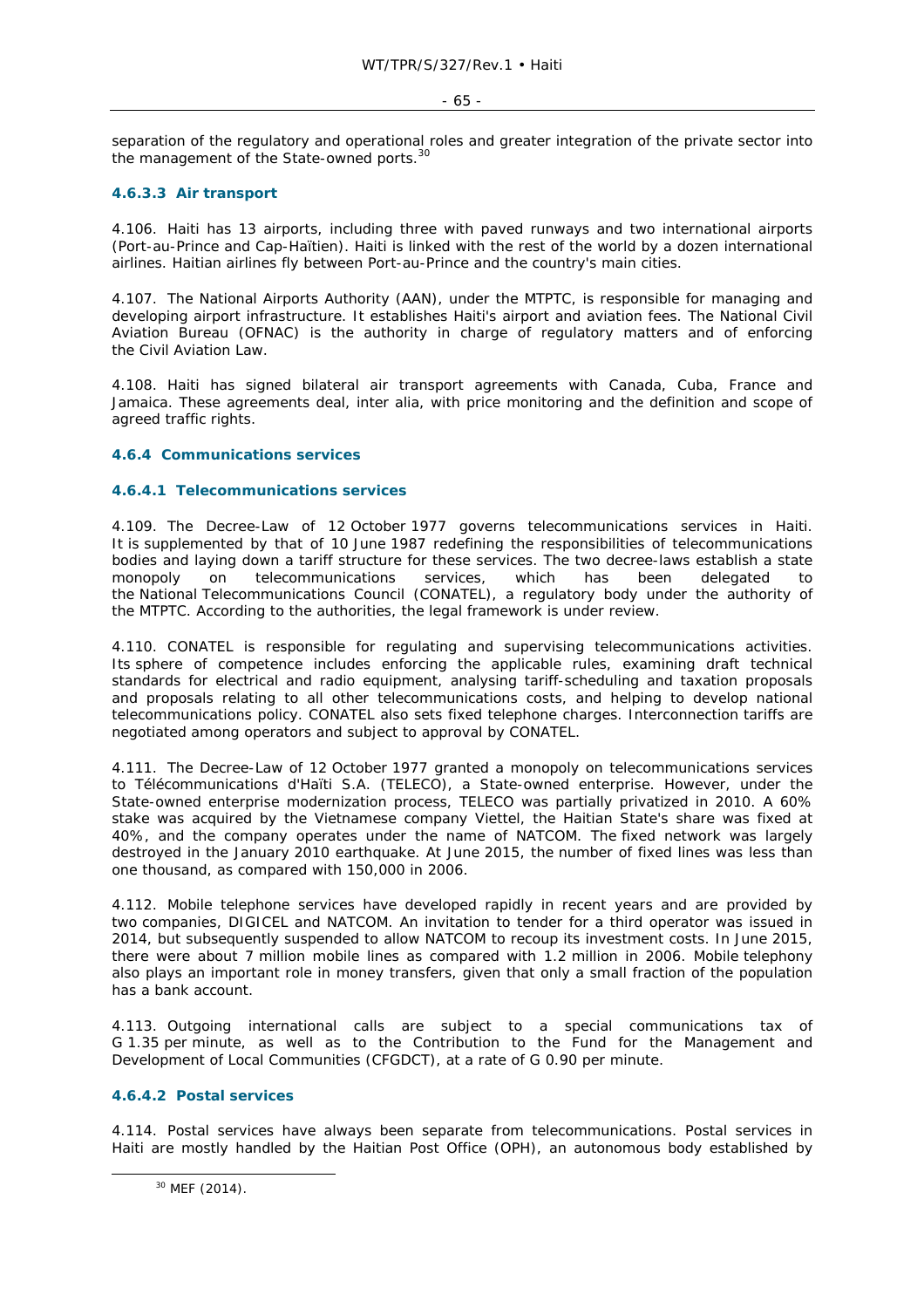separation of the regulatory and operational roles and greater integration of the private sector into the management of the State-owned ports.[30]

#### 4.6.3.3 Air transport

4.106. Haiti has 13 airports, including three with paved runways and two international airports (Port-au-Prince and Cap-Haïtien). Haiti is linked with the rest of the world by a dozen international airlines. Haitian airlines fly between Port-au-Prince and the country's main cities.

4.107. The National Airports Authority (AAN), under the MTPTC, is responsible for managing and developing airport infrastructure. It establishes Haiti's airport and aviation fees. The National Civil Aviation Bureau (OFNAC) is the authority in charge of regulatory matters and of enforcing the Civil Aviation Law.

4.108. Haiti has signed bilateral air transport agreements with Canada, Cuba, France and Jamaica. These agreements deal, inter alia, with price monitoring and the definition and scope of agreed traffic rights.

### 4.6.4 Communications services

#### 4.6.4.1 Telecommunications services

4.109. The Decree-Law of 12 October 1977 governs telecommunications services in Haiti. It is supplemented by that of 10 June 1987 redefining the responsibilities of telecommunications bodies and laying down a tariff structure for these services. The two decree-laws establish a state monopoly on telecommunications services, which has been delegated to the National Telecommunications Council (CONATEL), a regulatory body under the authority of the MTPTC. According to the authorities, the legal framework is under review.

4.110. CONATEL is responsible for regulating and supervising telecommunications activities. Its sphere of competence includes enforcing the applicable rules, examining draft technical standards for electrical and radio equipment, analysing tariff-scheduling and taxation proposals and proposals relating to all other telecommunications costs, and helping to develop national telecommunications policy. CONATEL also sets fixed telephone charges. Interconnection tariffs are negotiated among operators and subject to approval by CONATEL.

4.111. The Decree-Law of 12 October 1977 granted a monopoly on telecommunications services to Télécommunications d'Haïti S.A. (TELECO), a State-owned enterprise. However, under the State-owned enterprise modernization process, TELECO was partially privatized in 2010. A 60% stake was acquired by the Vietnamese company Viettel, the Haitian State's share was fixed at 40%, and the company operates under the name of NATCOM. The fixed network was largely destroyed in the January 2010 earthquake. At June 2015, the number of fixed lines was less than one thousand, as compared with 150,000 in 2006.

4.112. Mobile telephone services have developed rapidly in recent years and are provided by two companies, DIGICEL and NATCOM. An invitation to tender for a third operator was issued in 2014, but subsequently suspended to allow NATCOM to recoup its investment costs. In June 2015, there were about 7 million mobile lines as compared with 1.2 million in 2006. Mobile telephony also plays an important role in money transfers, given that only a small fraction of the population has a bank account.

4.113. Outgoing international calls are subject to a special communications tax of G 1.35 per minute, as well as to the Contribution to the Fund for the Management and Development of Local Communities (CFGDCT), at a rate of G 0.90 per minute.

#### 4.6.4.2 Postal services

4.114. Postal services have always been separate from telecommunications. Postal services in Haiti are mostly handled by the Haitian Post Office (OPH), an autonomous body established by

[30] MEF (2014).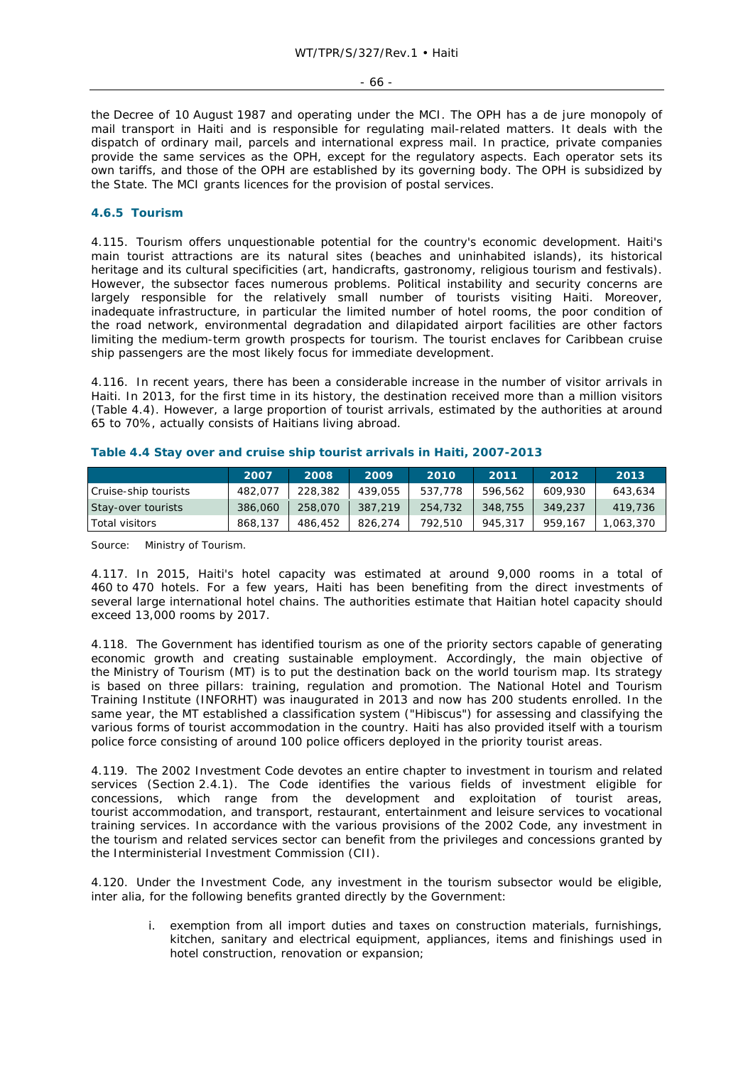the Decree of 10 August 1987 and operating under the MCI. The OPH has a de jure monopoly of mail transport in Haiti and is responsible for regulating mail-related matters. It deals with the dispatch of ordinary mail, parcels and international express mail. In practice, private companies provide the same services as the OPH, except for the regulatory aspects. Each operator sets its own tariffs, and those of the OPH are established by its governing body. The OPH is subsidized by the State. The MCI grants licences for the provision of postal services.

### 4.6.5 Tourism

4.115. Tourism offers unquestionable potential for the country's economic development. Haiti's main tourist attractions are its natural sites (beaches and uninhabited islands), its historical heritage and its cultural specificities (art, handicrafts, gastronomy, religious tourism and festivals). However, the subsector faces numerous problems. Political instability and security concerns are largely responsible for the relatively small number of tourists visiting Haiti. Moreover, inadequate infrastructure, in particular the limited number of hotel rooms, the poor condition of the road network, environmental degradation and dilapidated airport facilities are other factors limiting the medium-term growth prospects for tourism. The tourist enclaves for Caribbean cruise ship passengers are the most likely focus for immediate development.

4.116. In recent years, there has been a considerable increase in the number of visitor arrivals in Haiti. In 2013, for the first time in its history, the destination received more than a million visitors (Table 4.4). However, a large proportion of tourist arrivals, estimated by the authorities at around 65 to 70%, actually consists of Haitians living abroad.

**Table 4.4 Stay over and cruise ship tourist arrivals in Haiti, 2007-2013**

| | 2007 | 2008 | 2009 | 2010 | 2011 | 2012 | 2013 |
|---|---|---|---|---|---|---|---|
| Cruise-ship tourists | 482,077 | 228,382 | 439,055 | 537,778 | 596,562 | 609,930 | 643,634 |
| Stay-over tourists | 386,060 | 258,070 | 387,219 | 254,732 | 348,755 | 349,237 | 419,736 |
| Total visitors | 868,137 | 486,452 | 826,274 | 792,510 | 945,317 | 959,167 | 1,063,370 |

Source: Ministry of Tourism.

4.117. In 2015, Haiti's hotel capacity was estimated at around 9,000 rooms in a total of 460 to 470 hotels. For a few years, Haiti has been benefiting from the direct investments of several large international hotel chains. The authorities estimate that Haitian hotel capacity should exceed 13,000 rooms by 2017.

4.118. The Government has identified tourism as one of the priority sectors capable of generating economic growth and creating sustainable employment. Accordingly, the main objective of the Ministry of Tourism (MT) is to put the destination back on the world tourism map. Its strategy is based on three pillars: training, regulation and promotion. The National Hotel and Tourism Training Institute (INFORHT) was inaugurated in 2013 and now has 200 students enrolled. In the same year, the MT established a classification system ("Hibiscus") for assessing and classifying the various forms of tourist accommodation in the country. Haiti has also provided itself with a tourism police force consisting of around 100 police officers deployed in the priority tourist areas.

4.119. The 2002 Investment Code devotes an entire chapter to investment in tourism and related services (Section 2.4.1). The Code identifies the various fields of investment eligible for concessions, which range from the development and exploitation of tourist areas, tourist accommodation, and transport, restaurant, entertainment and leisure services to vocational training services. In accordance with the various provisions of the 2002 Code, any investment in the tourism and related services sector can benefit from the privileges and concessions granted by the Interministerial Investment Commission (CII).

4.120. Under the Investment Code, any investment in the tourism subsector would be eligible, inter alia, for the following benefits granted directly by the Government:

i. exemption from all import duties and taxes on construction materials, furnishings, kitchen, sanitary and electrical equipment, appliances, items and finishings used in hotel construction, renovation or expansion;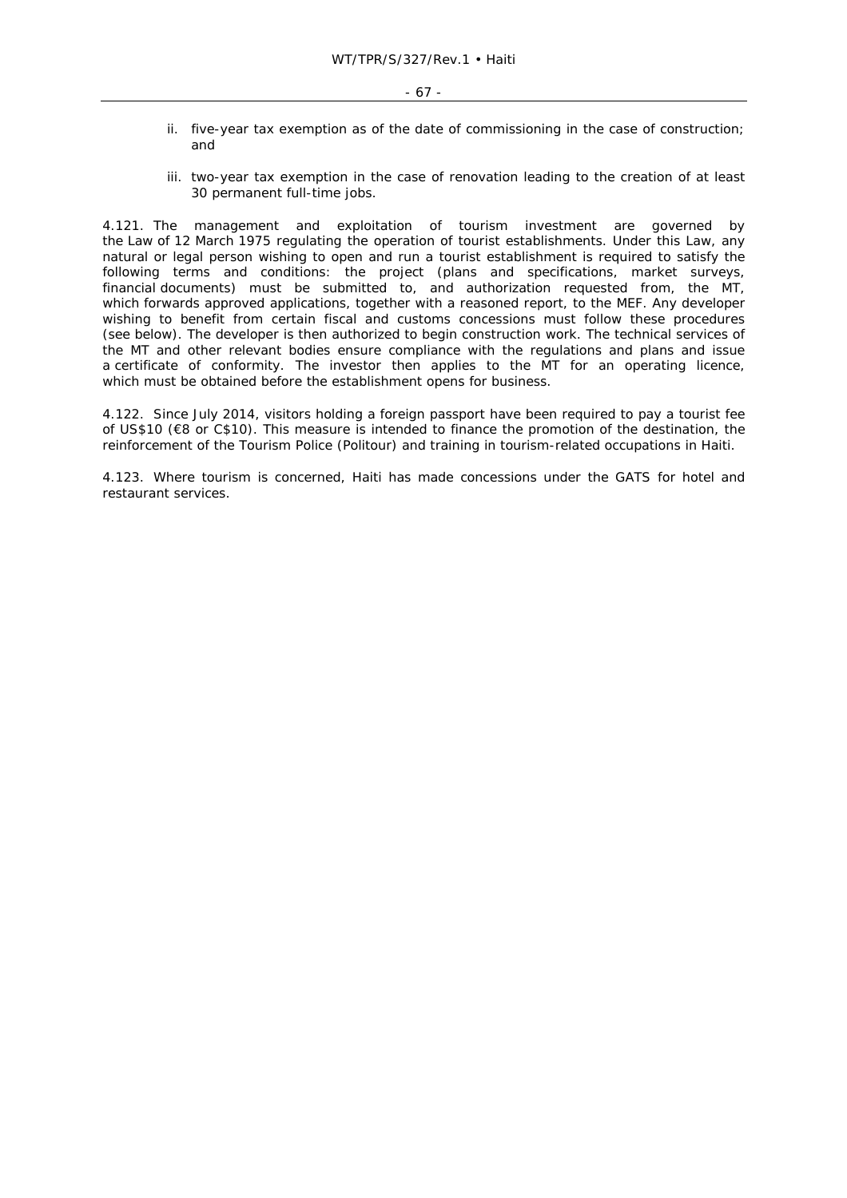ii. five-year tax exemption as of the date of commissioning in the case of construction; and

iii. two-year tax exemption in the case of renovation leading to the creation of at least 30 permanent full-time jobs.

4.121. The management and exploitation of tourism investment are governed by the Law of 12 March 1975 regulating the operation of tourist establishments. Under this Law, any natural or legal person wishing to open and run a tourist establishment is required to satisfy the following terms and conditions: the project (plans and specifications, market surveys, financial documents) must be submitted to, and authorization requested from, the MT, which forwards approved applications, together with a reasoned report, to the MEF. Any developer wishing to benefit from certain fiscal and customs concessions must follow these procedures (see below). The developer is then authorized to begin construction work. The technical services of the MT and other relevant bodies ensure compliance with the regulations and plans and issue a certificate of conformity. The investor then applies to the MT for an operating licence, which must be obtained before the establishment opens for business.

4.122. Since July 2014, visitors holding a foreign passport have been required to pay a tourist fee of US$10 (€8 or C$10). This measure is intended to finance the promotion of the destination, the reinforcement of the Tourism Police (Politour) and training in tourism-related occupations in Haiti.

4.123. Where tourism is concerned, Haiti has made concessions under the GATS for hotel and restaurant services.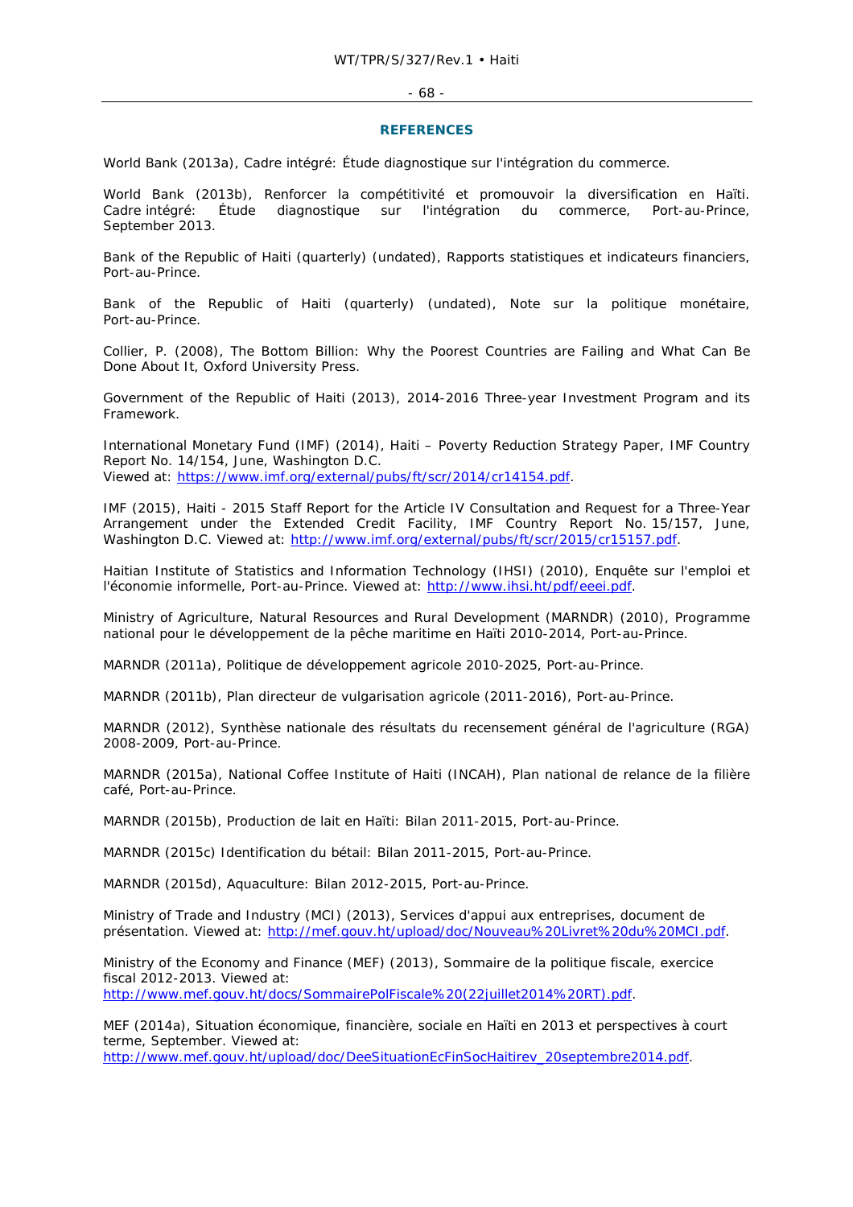## REFERENCES

World Bank (2013a), Cadre intégré: Étude diagnostique sur l'intégration du commerce.

World Bank (2013b), Renforcer la compétitivité et promouvoir la diversification en Haïti. Cadre intégré: Étude diagnostique sur l'intégration du commerce, Port-au-Prince, September 2013.

Bank of the Republic of Haiti (quarterly) (undated), Rapports statistiques et indicateurs financiers, Port-au-Prince.

Bank of the Republic of Haiti (quarterly) (undated), Note sur la politique monétaire, Port-au-Prince.

Collier, P. (2008), The Bottom Billion: Why the Poorest Countries are Failing and What Can Be Done About It, Oxford University Press.

Government of the Republic of Haiti (2013), 2014-2016 Three-year Investment Program and its Framework.

International Monetary Fund (IMF) (2014), Haiti – Poverty Reduction Strategy Paper, IMF Country Report No. 14/154, June, Washington D.C.
Viewed at: https://www.imf.org/external/pubs/ft/scr/2014/cr14154.pdf.

IMF (2015), Haiti - 2015 Staff Report for the Article IV Consultation and Request for a Three-Year Arrangement under the Extended Credit Facility, IMF Country Report No. 15/157, June, Washington D.C. Viewed at: http://www.imf.org/external/pubs/ft/scr/2015/cr15157.pdf.

Haitian Institute of Statistics and Information Technology (IHSI) (2010), Enquête sur l'emploi et l'économie informelle, Port-au-Prince. Viewed at: http://www.ihsi.ht/pdf/eeei.pdf.

Ministry of Agriculture, Natural Resources and Rural Development (MARNDR) (2010), Programme national pour le développement de la pêche maritime en Haïti 2010-2014, Port-au-Prince.

MARNDR (2011a), Politique de développement agricole 2010-2025, Port-au-Prince.

MARNDR (2011b), Plan directeur de vulgarisation agricole (2011-2016), Port-au-Prince.

MARNDR (2012), Synthèse nationale des résultats du recensement général de l'agriculture (RGA) 2008-2009, Port-au-Prince.

MARNDR (2015a), National Coffee Institute of Haiti (INCAH), Plan national de relance de la filière café, Port-au-Prince.

MARNDR (2015b), Production de lait en Haïti: Bilan 2011-2015, Port-au-Prince.

MARNDR (2015c) Identification du bétail: Bilan 2011-2015, Port-au-Prince.

MARNDR (2015d), Aquaculture: Bilan 2012-2015, Port-au-Prince.

Ministry of Trade and Industry (MCI) (2013), Services d'appui aux entreprises, document de présentation. Viewed at: http://mef.gouv.ht/upload/doc/Nouveau%20Livret%20du%20MCI.pdf.

Ministry of the Economy and Finance (MEF) (2013), Sommaire de la politique fiscale, exercice fiscal 2012-2013. Viewed at:
http://www.mef.gouv.ht/docs/SommairePolFiscale%20(22juillet2014%20RT).pdf.

MEF (2014a), Situation économique, financière, sociale en Haïti en 2013 et perspectives à court terme, September. Viewed at:
http://www.mef.gouv.ht/upload/doc/DeeSituationEcFinSocHaitirev_20septembre2014.pdf.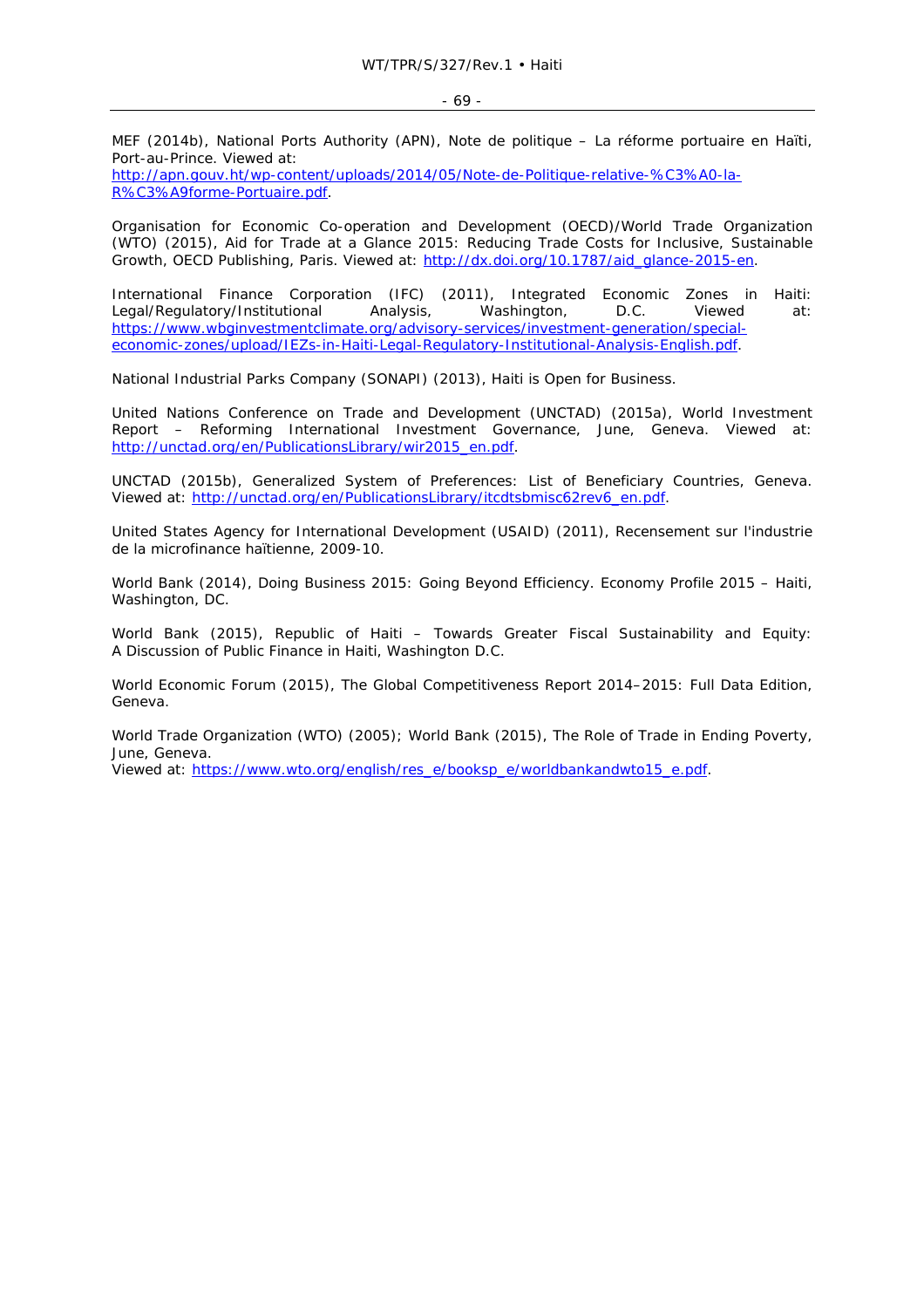MEF (2014b), National Ports Authority (APN), Note de politique – La réforme portuaire en Haïti, Port-au-Prince. Viewed at: http://apn.gouv.ht/wp-content/uploads/2014/05/Note-de-Politique-relative-%C3%A0-la-R%C3%A9forme-Portuaire.pdf.

Organisation for Economic Co-operation and Development (OECD)/World Trade Organization (WTO) (2015), Aid for Trade at a Glance 2015: Reducing Trade Costs for Inclusive, Sustainable Growth, OECD Publishing, Paris. Viewed at: http://dx.doi.org/10.1787/aid_glance-2015-en.

International Finance Corporation (IFC) (2011), Integrated Economic Zones in Haiti: Legal/Regulatory/Institutional Analysis, Washington, D.C. Viewed at: https://www.wbginvestmentclimate.org/advisory-services/investment-generation/special-economic-zones/upload/IEZs-in-Haiti-Legal-Regulatory-Institutional-Analysis-English.pdf.

National Industrial Parks Company (SONAPI) (2013), Haiti is Open for Business.

United Nations Conference on Trade and Development (UNCTAD) (2015a), World Investment Report – Reforming International Investment Governance, June, Geneva. Viewed at: http://unctad.org/en/PublicationsLibrary/wir2015_en.pdf.

UNCTAD (2015b), Generalized System of Preferences: List of Beneficiary Countries, Geneva. Viewed at: http://unctad.org/en/PublicationsLibrary/itcdtsbmisc62rev6_en.pdf.

United States Agency for International Development (USAID) (2011), Recensement sur l'industrie de la microfinance haïtienne, 2009-10.

World Bank (2014), Doing Business 2015: Going Beyond Efficiency. Economy Profile 2015 – Haiti, Washington, DC.

World Bank (2015), Republic of Haiti – Towards Greater Fiscal Sustainability and Equity: A Discussion of Public Finance in Haiti, Washington D.C.

World Economic Forum (2015), The Global Competitiveness Report 2014–2015: Full Data Edition, Geneva.

World Trade Organization (WTO) (2005); World Bank (2015), The Role of Trade in Ending Poverty, June, Geneva.
Viewed at: https://www.wto.org/english/res_e/booksp_e/worldbankandwto15_e.pdf.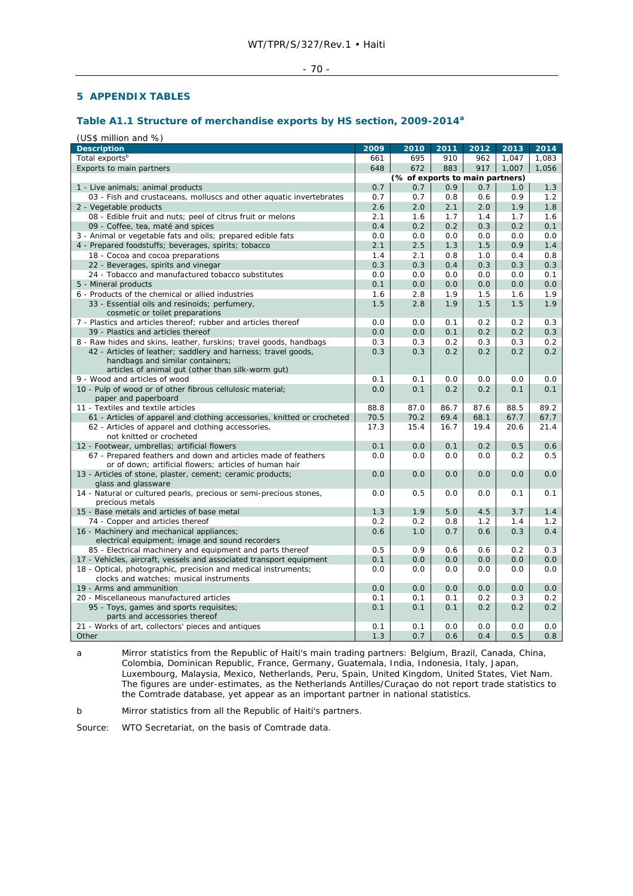## 5 APPENDIX TABLES

### Table A1.1 Structure of merchandise exports by HS section, 2009-2014[a]

(US$ million and %)

| Description | 2009 | 2010 | 2011 | 2012 | 2013 | 2014 |
|---|---|---|---|---|---|---|
| Total exports[b] | 661 | 695 | 910 | 962 | 1,047 | 1,083 |
| Exports to main partners | 648 | 672 | 883 | 917 | 1,007 | 1,056 |
| | (% of exports to main partners) | | | | | |
| 1 - Live animals; animal products | 0.7 | 0.7 | 0.9 | 0.7 | 1.0 | 1.3 |
| 03 - Fish and crustaceans, molluscs and other aquatic invertebrates | 0.7 | 0.7 | 0.8 | 0.6 | 0.9 | 1.2 |
| 2 - Vegetable products | 2.6 | 2.0 | 2.1 | 2.0 | 1.9 | 1.8 |
| 08 - Edible fruit and nuts; peel of citrus fruit or melons | 2.1 | 1.6 | 1.7 | 1.4 | 1.7 | 1.6 |
| 09 - Coffee, tea, maté and spices | 0.4 | 0.2 | 0.2 | 0.3 | 0.2 | 0.1 |
| 3 - Animal or vegetable fats and oils; prepared edible fats | 0.0 | 0.0 | 0.0 | 0.0 | 0.0 | 0.0 |
| 4 - Prepared foodstuffs; beverages, spirits; tobacco | 2.1 | 2.5 | 1.3 | 1.5 | 0.9 | 1.4 |
| 18 - Cocoa and cocoa preparations | 1.4 | 2.1 | 0.8 | 1.0 | 0.4 | 0.8 |
| 22 - Beverages, spirits and vinegar | 0.3 | 0.3 | 0.4 | 0.3 | 0.3 | 0.3 |
| 24 - Tobacco and manufactured tobacco substitutes | 0.0 | 0.0 | 0.0 | 0.0 | 0.0 | 0.1 |
| 5 - Mineral products | 0.1 | 0.0 | 0.0 | 0.0 | 0.0 | 0.0 |
| 6 - Products of the chemical or allied industries | 1.6 | 2.8 | 1.9 | 1.5 | 1.6 | 1.9 |
| 33 - Essential oils and resinoids; perfumery, cosmetic or toilet preparations | 1.5 | 2.8 | 1.9 | 1.5 | 1.5 | 1.9 |
| 7 - Plastics and articles thereof; rubber and articles thereof | 0.0 | 0.0 | 0.1 | 0.2 | 0.2 | 0.3 |
| 39 - Plastics and articles thereof | 0.0 | 0.0 | 0.1 | 0.2 | 0.2 | 0.3 |
| 8 - Raw hides and skins, leather, furskins; travel goods, handbags | 0.3 | 0.3 | 0.2 | 0.3 | 0.3 | 0.2 |
| 42 - Articles of leather; saddlery and harness; travel goods, handbags and similar containers; articles of animal gut (other than silk-worm gut) | 0.3 | 0.3 | 0.2 | 0.2 | 0.2 | 0.2 |
| 9 - Wood and articles of wood | 0.1 | 0.1 | 0.0 | 0.0 | 0.0 | 0.0 |
| 10 - Pulp of wood or of other fibrous cellulosic material; paper and paperboard | 0.0 | 0.1 | 0.2 | 0.2 | 0.1 | 0.1 |
| 11 - Textiles and textile articles | 88.8 | 87.0 | 86.7 | 87.6 | 88.5 | 89.2 |
| 61 - Articles of apparel and clothing accessories, knitted or crocheted | 70.5 | 70.2 | 69.4 | 68.1 | 67.7 | 67.7 |
| 62 - Articles of apparel and clothing accessories, not knitted or crocheted | 17.3 | 15.4 | 16.7 | 19.4 | 20.6 | 21.4 |
| 12 - Footwear, umbrellas; artificial flowers | 0.1 | 0.0 | 0.1 | 0.2 | 0.5 | 0.6 |
| 67 - Prepared feathers and down and articles made of feathers or of down; artificial flowers; articles of human hair | 0.0 | 0.0 | 0.0 | 0.0 | 0.2 | 0.5 |
| 13 - Articles of stone, plaster, cement; ceramic products; glass and glassware | 0.0 | 0.0 | 0.0 | 0.0 | 0.0 | 0.0 |
| 14 - Natural or cultured pearls, precious or semi-precious stones, precious metals | 0.0 | 0.5 | 0.0 | 0.0 | 0.1 | 0.1 |
| 15 - Base metals and articles of base metal | 1.3 | 1.9 | 5.0 | 4.5 | 3.7 | 1.4 |
| 74 - Copper and articles thereof | 0.2 | 0.2 | 0.8 | 1.2 | 1.4 | 1.2 |
| 16 - Machinery and mechanical appliances; electrical equipment; image and sound recorders | 0.6 | 1.0 | 0.7 | 0.6 | 0.3 | 0.4 |
| 85 - Electrical machinery and equipment and parts thereof | 0.5 | 0.9 | 0.6 | 0.6 | 0.2 | 0.3 |
| 17 - Vehicles, aircraft, vessels and associated transport equipment | 0.1 | 0.0 | 0.0 | 0.0 | 0.0 | 0.0 |
| 18 - Optical, photographic, precision and medical instruments; clocks and watches; musical instruments | 0.0 | 0.0 | 0.0 | 0.0 | 0.0 | 0.0 |
| 19 - Arms and ammunition | 0.0 | 0.0 | 0.0 | 0.0 | 0.0 | 0.0 |
| 20 - Miscellaneous manufactured articles | 0.1 | 0.1 | 0.1 | 0.2 | 0.3 | 0.2 |
| 95 - Toys, games and sports requisites; parts and accessories thereof | 0.1 | 0.1 | 0.1 | 0.2 | 0.2 | 0.2 |
| 21 - Works of art, collectors' pieces and antiques | 0.1 | 0.1 | 0.0 | 0.0 | 0.0 | 0.0 |
| Other | 1.3 | 0.7 | 0.6 | 0.4 | 0.5 | 0.8 |

a Mirror statistics from the Republic of Haiti's main trading partners: Belgium, Brazil, Canada, China, Colombia, Dominican Republic, France, Germany, Guatemala, India, Indonesia, Italy, Japan, Luxembourg, Malaysia, Mexico, Netherlands, Peru, Spain, United Kingdom, United States, Viet Nam. The figures are under-estimates, as the Netherlands Antilles/Curaçao do not report trade statistics to the Comtrade database, yet appear as an important partner in national statistics.

b Mirror statistics from all the Republic of Haiti's partners.

Source: WTO Secretariat, on the basis of Comtrade data.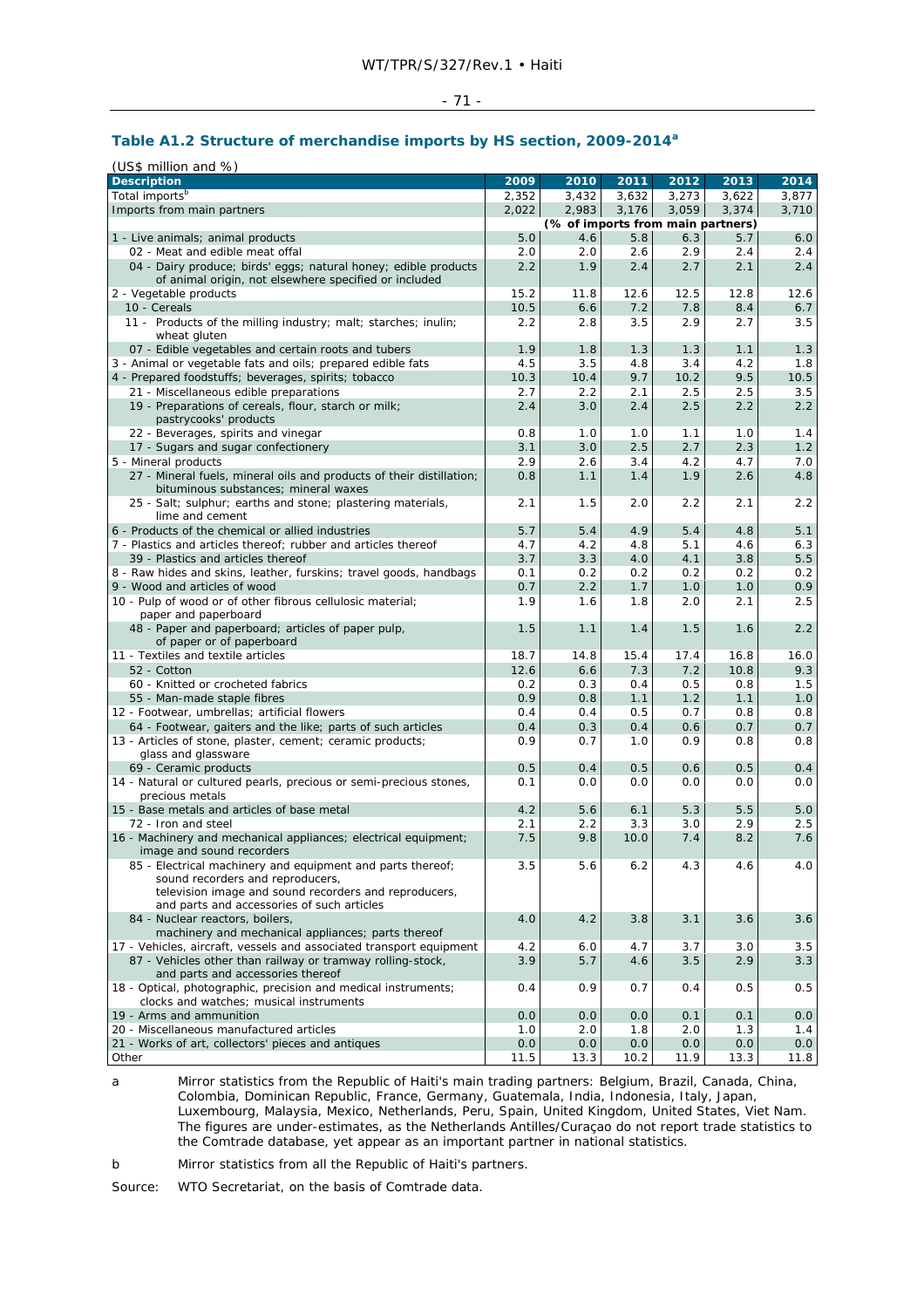## Table A1.2 Structure of merchandise imports by HS section, 2009-2014[a]

(US$ million and %)

| Description | 2009 | 2010 | 2011 | 2012 | 2013 | 2014 |
|---|---|---|---|---|---|---|
| Total imports[b] | 2,352 | 3,432 | 3,632 | 3,273 | 3,622 | 3,877 |
| Imports from main partners | 2,022 | 2,983 | 3,176 | 3,059 | 3,374 | 3,710 |
| | (% of imports from main partners) | | | | | |
| 1 - Live animals; animal products | 5.0 | 4.6 | 5.8 | 6.3 | 5.7 | 6.0 |
| 02 - Meat and edible meat offal | 2.0 | 2.0 | 2.6 | 2.9 | 2.4 | 2.4 |
| 04 - Dairy produce; birds' eggs; natural honey; edible products of animal origin, not elsewhere specified or included | 2.2 | 1.9 | 2.4 | 2.7 | 2.1 | 2.4 |
| 2 - Vegetable products | 15.2 | 11.8 | 12.6 | 12.5 | 12.8 | 12.6 |
| 10 - Cereals | 10.5 | 6.6 | 7.2 | 7.8 | 8.4 | 6.7 |
| 11 - Products of the milling industry; malt; starches; inulin; wheat gluten | 2.2 | 2.8 | 3.5 | 2.9 | 2.7 | 3.5 |
| 07 - Edible vegetables and certain roots and tubers | 1.9 | 1.8 | 1.3 | 1.3 | 1.1 | 1.3 |
| 3 - Animal or vegetable fats and oils; prepared edible fats | 4.5 | 3.5 | 4.8 | 3.4 | 4.2 | 1.8 |
| 4 - Prepared foodstuffs; beverages, spirits; tobacco | 10.3 | 10.4 | 9.7 | 10.2 | 9.5 | 10.5 |
| 21 - Miscellaneous edible preparations | 2.7 | 2.2 | 2.1 | 2.5 | 2.5 | 3.5 |
| 19 - Preparations of cereals, flour, starch or milk; pastrycooks' products | 2.4 | 3.0 | 2.4 | 2.5 | 2.2 | 2.2 |
| 22 - Beverages, spirits and vinegar | 0.8 | 1.0 | 1.0 | 1.1 | 1.0 | 1.4 |
| 17 - Sugars and sugar confectionery | 3.1 | 3.0 | 2.5 | 2.7 | 2.3 | 1.2 |
| 5 - Mineral products | 2.9 | 2.6 | 3.4 | 4.2 | 4.7 | 7.0 |
| 27 - Mineral fuels, mineral oils and products of their distillation; bituminous substances; mineral waxes | 0.8 | 1.1 | 1.4 | 1.9 | 2.6 | 4.8 |
| 25 - Salt; sulphur; earths and stone; plastering materials, lime and cement | 2.1 | 1.5 | 2.0 | 2.2 | 2.1 | 2.2 |
| 6 - Products of the chemical or allied industries | 5.7 | 5.4 | 4.9 | 5.4 | 4.8 | 5.1 |
| 7 - Plastics and articles thereof; rubber and articles thereof | 4.7 | 4.2 | 4.8 | 5.1 | 4.6 | 6.3 |
| 39 - Plastics and articles thereof | 3.7 | 3.3 | 4.0 | 4.1 | 3.8 | 5.5 |
| 8 - Raw hides and skins, leather, furskins; travel goods, handbags | 0.1 | 0.2 | 0.2 | 0.2 | 0.2 | 0.2 |
| 9 - Wood and articles of wood | 0.7 | 2.2 | 1.7 | 1.0 | 1.0 | 0.9 |
| 10 - Pulp of wood or of other fibrous cellulosic material; paper and paperboard | 1.9 | 1.6 | 1.8 | 2.0 | 2.1 | 2.5 |
| 48 - Paper and paperboard; articles of paper pulp, of paper or of paperboard | 1.5 | 1.1 | 1.4 | 1.5 | 1.6 | 2.2 |
| 11 - Textiles and textile articles | 18.7 | 14.8 | 15.4 | 17.4 | 16.8 | 16.0 |
| 52 - Cotton | 12.6 | 6.6 | 7.3 | 7.2 | 10.8 | 9.3 |
| 60 - Knitted or crocheted fabrics | 0.2 | 0.3 | 0.4 | 0.5 | 0.8 | 1.5 |
| 55 - Man-made staple fibres | 0.9 | 0.8 | 1.1 | 1.2 | 1.1 | 1.0 |
| 12 - Footwear, umbrellas; artificial flowers | 0.4 | 0.4 | 0.5 | 0.7 | 0.8 | 0.8 |
| 64 - Footwear, gaiters and the like; parts of such articles | 0.4 | 0.3 | 0.4 | 0.6 | 0.7 | 0.7 |
| 13 - Articles of stone, plaster, cement; ceramic products; glass and glassware | 0.9 | 0.7 | 1.0 | 0.9 | 0.8 | 0.8 |
| 69 - Ceramic products | 0.5 | 0.4 | 0.5 | 0.6 | 0.5 | 0.4 |
| 14 - Natural or cultured pearls, precious or semi-precious stones, precious metals | 0.1 | 0.0 | 0.0 | 0.0 | 0.0 | 0.0 |
| 15 - Base metals and articles of base metal | 4.2 | 5.6 | 6.1 | 5.3 | 5.5 | 5.0 |
| 72 - Iron and steel | 2.1 | 2.2 | 3.3 | 3.0 | 2.9 | 2.5 |
| 16 - Machinery and mechanical appliances; electrical equipment; image and sound recorders | 7.5 | 9.8 | 10.0 | 7.4 | 8.2 | 7.6 |
| 85 - Electrical machinery and equipment and parts thereof; sound recorders and reproducers, television image and sound recorders and reproducers, and parts and accessories of such articles | 3.5 | 5.6 | 6.2 | 4.3 | 4.6 | 4.0 |
| 84 - Nuclear reactors, boilers, machinery and mechanical appliances; parts thereof | 4.0 | 4.2 | 3.8 | 3.1 | 3.6 | 3.6 |
| 17 - Vehicles, aircraft, vessels and associated transport equipment | 4.2 | 6.0 | 4.7 | 3.7 | 3.0 | 3.5 |
| 87 - Vehicles other than railway or tramway rolling-stock, and parts and accessories thereof | 3.9 | 5.7 | 4.6 | 3.5 | 2.9 | 3.3 |
| 18 - Optical, photographic, precision and medical instruments; clocks and watches; musical instruments | 0.4 | 0.9 | 0.7 | 0.4 | 0.5 | 0.5 |
| 19 - Arms and ammunition | 0.0 | 0.0 | 0.0 | 0.1 | 0.1 | 0.0 |
| 20 - Miscellaneous manufactured articles | 1.0 | 2.0 | 1.8 | 2.0 | 1.3 | 1.4 |
| 21 - Works of art, collectors' pieces and antiques | 0.0 | 0.0 | 0.0 | 0.0 | 0.0 | 0.0 |
| Other | 11.5 | 13.3 | 10.2 | 11.9 | 13.3 | 11.8 |

a Mirror statistics from the Republic of Haiti's main trading partners: Belgium, Brazil, Canada, China, Colombia, Dominican Republic, France, Germany, Guatemala, India, Indonesia, Italy, Japan, Luxembourg, Malaysia, Mexico, Netherlands, Peru, Spain, United Kingdom, United States, Viet Nam. The figures are under-estimates, as the Netherlands Antilles/Curaçao do not report trade statistics to the Comtrade database, yet appear as an important partner in national statistics.

b Mirror statistics from all the Republic of Haiti's partners.

Source: WTO Secretariat, on the basis of Comtrade data.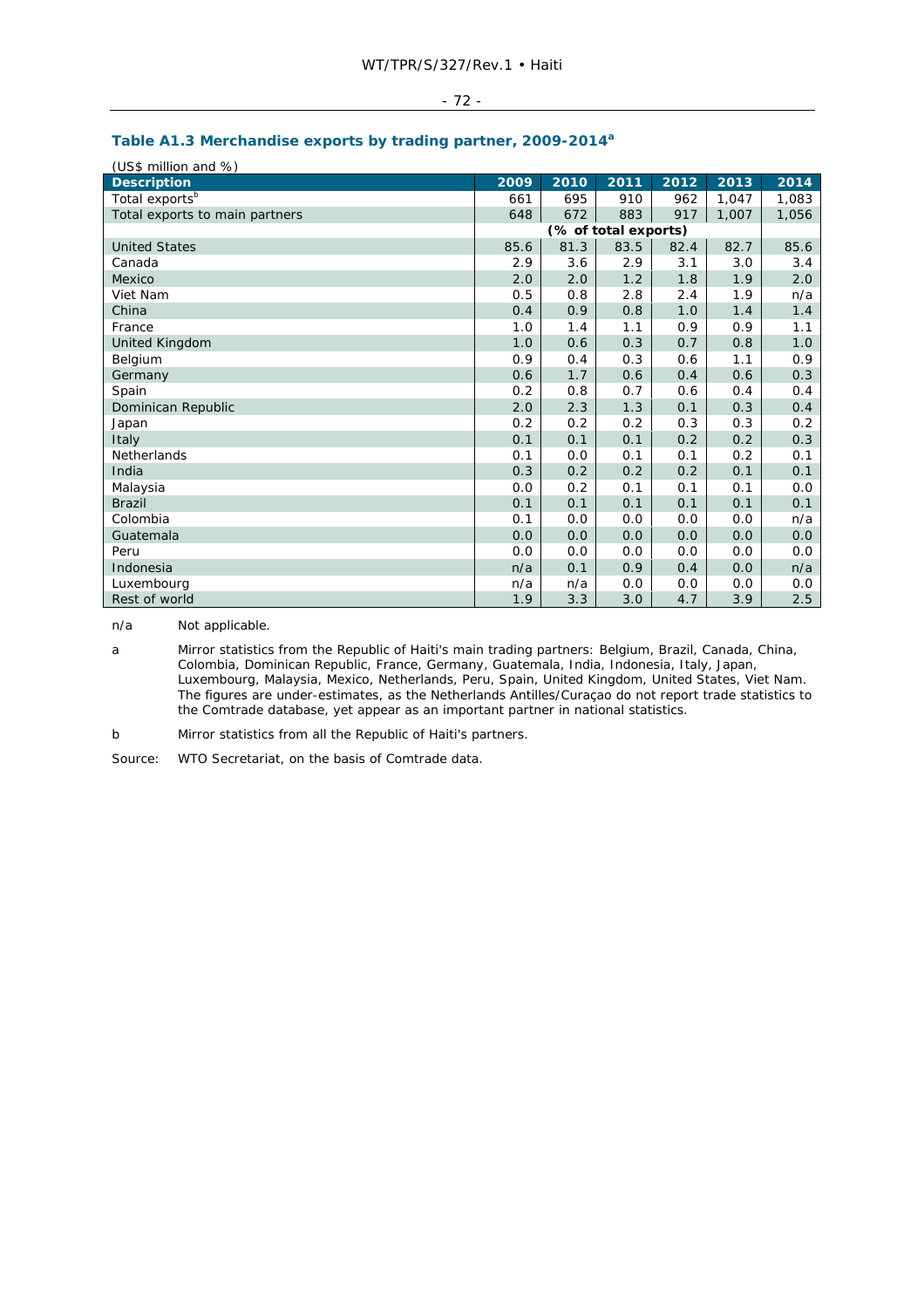### Table A1.3 Merchandise exports by trading partner, 2009-2014[a]

(US$ million and %)

| Description | 2009 | 2010 | 2011 | 2012 | 2013 | 2014 |
|---|---|---|---|---|---|---|
| Total exports[b] | 661 | 695 | 910 | 962 | 1,047 | 1,083 |
| Total exports to main partners | 648 | 672 | 883 | 917 | 1,007 | 1,056 |
| | (% of total exports) | | | | | |
| United States | 85.6 | 81.3 | 83.5 | 82.4 | 82.7 | 85.6 |
| Canada | 2.9 | 3.6 | 2.9 | 3.1 | 3.0 | 3.4 |
| Mexico | 2.0 | 2.0 | 1.2 | 1.8 | 1.9 | 2.0 |
| Viet Nam | 0.5 | 0.8 | 2.8 | 2.4 | 1.9 | n/a |
| China | 0.4 | 0.9 | 0.8 | 1.0 | 1.4 | 1.4 |
| France | 1.0 | 1.4 | 1.1 | 0.9 | 0.9 | 1.1 |
| United Kingdom | 1.0 | 0.6 | 0.3 | 0.7 | 0.8 | 1.0 |
| Belgium | 0.9 | 0.4 | 0.3 | 0.6 | 1.1 | 0.9 |
| Germany | 0.6 | 1.7 | 0.6 | 0.4 | 0.6 | 0.3 |
| Spain | 0.2 | 0.8 | 0.7 | 0.6 | 0.4 | 0.4 |
| Dominican Republic | 2.0 | 2.3 | 1.3 | 0.1 | 0.3 | 0.4 |
| Japan | 0.2 | 0.2 | 0.2 | 0.3 | 0.3 | 0.2 |
| Italy | 0.1 | 0.1 | 0.1 | 0.2 | 0.2 | 0.3 |
| Netherlands | 0.1 | 0.0 | 0.1 | 0.1 | 0.2 | 0.1 |
| India | 0.3 | 0.2 | 0.2 | 0.2 | 0.1 | 0.1 |
| Malaysia | 0.0 | 0.2 | 0.1 | 0.1 | 0.1 | 0.0 |
| Brazil | 0.1 | 0.1 | 0.1 | 0.1 | 0.1 | 0.1 |
| Colombia | 0.1 | 0.0 | 0.0 | 0.0 | 0.0 | n/a |
| Guatemala | 0.0 | 0.0 | 0.0 | 0.0 | 0.0 | 0.0 |
| Peru | 0.0 | 0.0 | 0.0 | 0.0 | 0.0 | 0.0 |
| Indonesia | n/a | 0.1 | 0.9 | 0.4 | 0.0 | n/a |
| Luxembourg | n/a | n/a | 0.0 | 0.0 | 0.0 | 0.0 |
| Rest of world | 1.9 | 3.3 | 3.0 | 4.7 | 3.9 | 2.5 |

n/a Not applicable.

a Mirror statistics from the Republic of Haiti's main trading partners: Belgium, Brazil, Canada, China, Colombia, Dominican Republic, France, Germany, Guatemala, India, Indonesia, Italy, Japan, Luxembourg, Malaysia, Mexico, Netherlands, Peru, Spain, United Kingdom, United States, Viet Nam. The figures are under-estimates, as the Netherlands Antilles/Curaçao do not report trade statistics to the Comtrade database, yet appear as an important partner in national statistics.

b Mirror statistics from all the Republic of Haiti's partners.

Source: WTO Secretariat, on the basis of Comtrade data.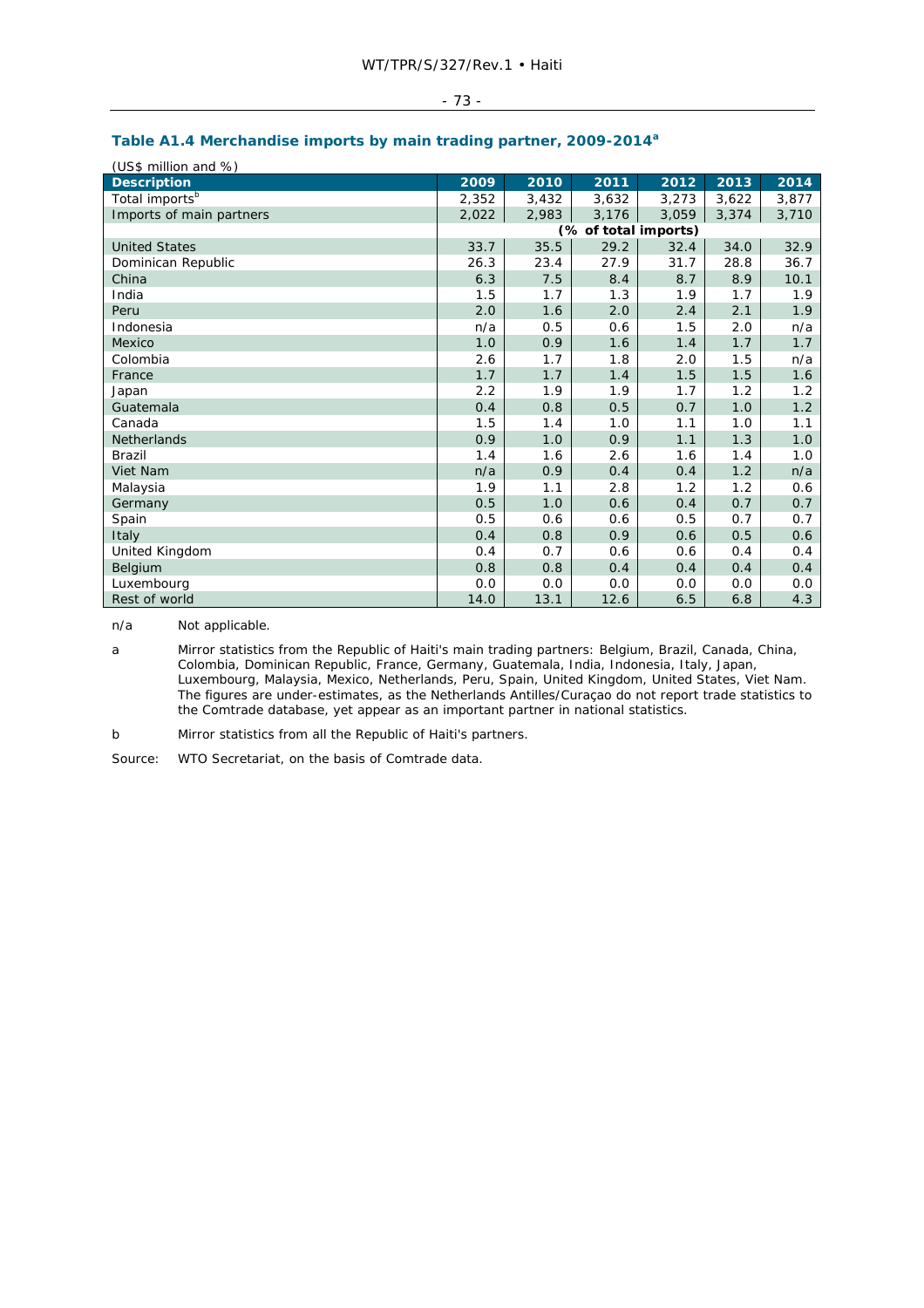**Table A1.4 Merchandise imports by main trading partner, 2009-2014[a]**

(US$ million and %)

| Description | 2009 | 2010 | 2011 | 2012 | 2013 | 2014 |
|---|---|---|---|---|---|---|
| Total imports[b] | 2,352 | 3,432 | 3,632 | 3,273 | 3,622 | 3,877 |
| Imports of main partners | 2,022 | 2,983 | 3,176 | 3,059 | 3,374 | 3,710 |
| | (% of total imports) | | | | | |
| United States | 33.7 | 35.5 | 29.2 | 32.4 | 34.0 | 32.9 |
| Dominican Republic | 26.3 | 23.4 | 27.9 | 31.7 | 28.8 | 36.7 |
| China | 6.3 | 7.5 | 8.4 | 8.7 | 8.9 | 10.1 |
| India | 1.5 | 1.7 | 1.3 | 1.9 | 1.7 | 1.9 |
| Peru | 2.0 | 1.6 | 2.0 | 2.4 | 2.1 | 1.9 |
| Indonesia | n/a | 0.5 | 0.6 | 1.5 | 2.0 | n/a |
| Mexico | 1.0 | 0.9 | 1.6 | 1.4 | 1.7 | 1.7 |
| Colombia | 2.6 | 1.7 | 1.8 | 2.0 | 1.5 | n/a |
| France | 1.7 | 1.7 | 1.4 | 1.5 | 1.5 | 1.6 |
| Japan | 2.2 | 1.9 | 1.9 | 1.7 | 1.2 | 1.2 |
| Guatemala | 0.4 | 0.8 | 0.5 | 0.7 | 1.0 | 1.2 |
| Canada | 1.5 | 1.4 | 1.0 | 1.1 | 1.0 | 1.1 |
| Netherlands | 0.9 | 1.0 | 0.9 | 1.1 | 1.3 | 1.0 |
| Brazil | 1.4 | 1.6 | 2.6 | 1.6 | 1.4 | 1.0 |
| Viet Nam | n/a | 0.9 | 0.4 | 0.4 | 1.2 | n/a |
| Malaysia | 1.9 | 1.1 | 2.8 | 1.2 | 1.2 | 0.6 |
| Germany | 0.5 | 1.0 | 0.6 | 0.4 | 0.7 | 0.7 |
| Spain | 0.5 | 0.6 | 0.6 | 0.5 | 0.7 | 0.7 |
| Italy | 0.4 | 0.8 | 0.9 | 0.6 | 0.5 | 0.6 |
| United Kingdom | 0.4 | 0.7 | 0.6 | 0.6 | 0.4 | 0.4 |
| Belgium | 0.8 | 0.8 | 0.4 | 0.4 | 0.4 | 0.4 |
| Luxembourg | 0.0 | 0.0 | 0.0 | 0.0 | 0.0 | 0.0 |
| Rest of world | 14.0 | 13.1 | 12.6 | 6.5 | 6.8 | 4.3 |

n/a Not applicable.

a Mirror statistics from the Republic of Haiti's main trading partners: Belgium, Brazil, Canada, China, Colombia, Dominican Republic, France, Germany, Guatemala, India, Indonesia, Italy, Japan, Luxembourg, Malaysia, Mexico, Netherlands, Peru, Spain, United Kingdom, United States, Viet Nam. The figures are under-estimates, as the Netherlands Antilles/Curaçao do not report trade statistics to the Comtrade database, yet appear as an important partner in national statistics.

b Mirror statistics from all the Republic of Haiti's partners.

Source: WTO Secretariat, on the basis of Comtrade data.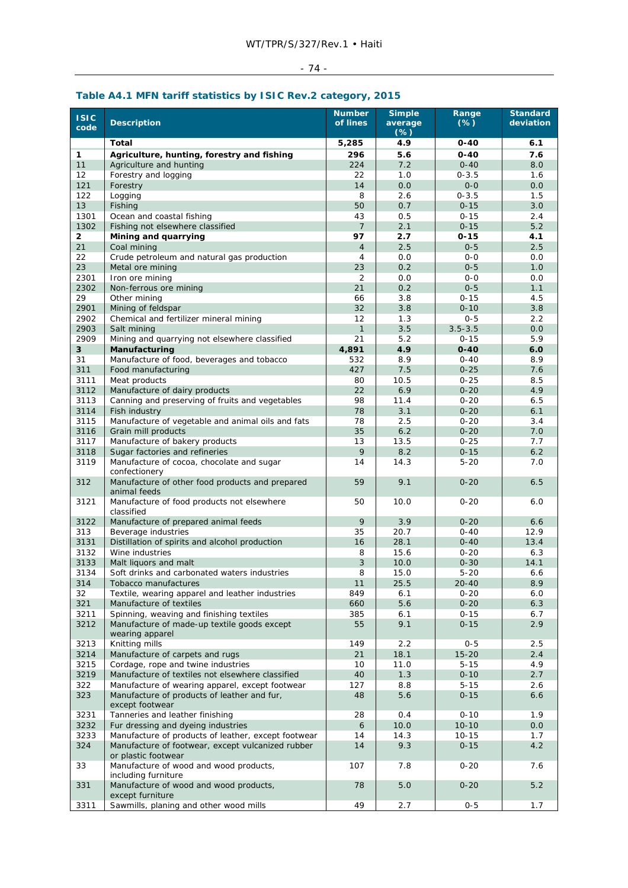### Table A4.1 MFN tariff statistics by ISIC Rev.2 category, 2015

| ISIC code | Description | Number of lines | Simple average (%) | Range (%) | Standard deviation |
|---|---|---|---|---|---|
| | **Total** | **5,285** | **4.9** | **0-40** | **6.1** |
| **1** | **Agriculture, hunting, forestry and fishing** | **296** | **5.6** | **0-40** | **7.6** |
| 11 | Agriculture and hunting | 224 | 7.2 | 0-40 | 8.0 |
| 12 | Forestry and logging | 22 | 1.0 | 0-3.5 | 1.6 |
| 121 | Forestry | 14 | 0.0 | 0-0 | 0.0 |
| 122 | Logging | 8 | 2.6 | 0-3.5 | 1.5 |
| 13 | Fishing | 50 | 0.7 | 0-15 | 3.0 |
| 1301 | Ocean and coastal fishing | 43 | 0.5 | 0-15 | 2.4 |
| 1302 | Fishing not elsewhere classified | 7 | 2.1 | 0-15 | 5.2 |
| **2** | **Mining and quarrying** | **97** | **2.7** | **0-15** | **4.1** |
| 21 | Coal mining | 4 | 2.5 | 0-5 | 2.5 |
| 22 | Crude petroleum and natural gas production | 4 | 0.0 | 0-0 | 0.0 |
| 23 | Metal ore mining | 23 | 0.2 | 0-5 | 1.0 |
| 2301 | Iron ore mining | 2 | 0.0 | 0-0 | 0.0 |
| 2302 | Non-ferrous ore mining | 21 | 0.2 | 0-5 | 1.1 |
| 29 | Other mining | 66 | 3.8 | 0-15 | 4.5 |
| 2901 | Mining of feldspar | 32 | 3.8 | 0-10 | 3.8 |
| 2902 | Chemical and fertilizer mineral mining | 12 | 1.3 | 0-5 | 2.2 |
| 2903 | Salt mining | 1 | 3.5 | 3.5-3.5 | 0.0 |
| 2909 | Mining and quarrying not elsewhere classified | 21 | 5.2 | 0-15 | 5.9 |
| **3** | **Manufacturing** | **4,891** | **4.9** | **0-40** | **6.0** |
| 31 | Manufacture of food, beverages and tobacco | 532 | 8.9 | 0-40 | 8.9 |
| 311 | Food manufacturing | 427 | 7.5 | 0-25 | 7.6 |
| 3111 | Meat products | 80 | 10.5 | 0-25 | 8.5 |
| 3112 | Manufacture of dairy products | 22 | 6.9 | 0-20 | 4.9 |
| 3113 | Canning and preserving of fruits and vegetables | 98 | 11.4 | 0-20 | 6.5 |
| 3114 | Fish industry | 78 | 3.1 | 0-20 | 6.1 |
| 3115 | Manufacture of vegetable and animal oils and fats | 78 | 2.5 | 0-20 | 3.4 |
| 3116 | Grain mill products | 35 | 6.2 | 0-20 | 7.0 |
| 3117 | Manufacture of bakery products | 13 | 13.5 | 0-25 | 7.7 |
| 3118 | Sugar factories and refineries | 9 | 8.2 | 0-15 | 6.2 |
| 3119 | Manufacture of cocoa, chocolate and sugar confectionery | 14 | 14.3 | 5-20 | 7.0 |
| 312 | Manufacture of other food products and prepared animal feeds | 59 | 9.1 | 0-20 | 6.5 |
| 3121 | Manufacture of food products not elsewhere classified | 50 | 10.0 | 0-20 | 6.0 |
| 3122 | Manufacture of prepared animal feeds | 9 | 3.9 | 0-20 | 6.6 |
| 313 | Beverage industries | 35 | 20.7 | 0-40 | 12.9 |
| 3131 | Distillation of spirits and alcohol production | 16 | 28.1 | 0-40 | 13.4 |
| 3132 | Wine industries | 8 | 15.6 | 0-20 | 6.3 |
| 3133 | Malt liquors and malt | 3 | 10.0 | 0-30 | 14.1 |
| 3134 | Soft drinks and carbonated waters industries | 8 | 15.0 | 5-20 | 6.6 |
| 314 | Tobacco manufactures | 11 | 25.5 | 20-40 | 8.9 |
| 32 | Textile, wearing apparel and leather industries | 849 | 6.1 | 0-20 | 6.0 |
| 321 | Manufacture of textiles | 660 | 5.6 | 0-20 | 6.3 |
| 3211 | Spinning, weaving and finishing textiles | 385 | 6.1 | 0-15 | 6.7 |
| 3212 | Manufacture of made-up textile goods except wearing apparel | 55 | 9.1 | 0-15 | 2.9 |
| 3213 | Knitting mills | 149 | 2.2 | 0-5 | 2.5 |
| 3214 | Manufacture of carpets and rugs | 21 | 18.1 | 15-20 | 2.4 |
| 3215 | Cordage, rope and twine industries | 10 | 11.0 | 5-15 | 4.9 |
| 3219 | Manufacture of textiles not elsewhere classified | 40 | 1.3 | 0-10 | 2.7 |
| 322 | Manufacture of wearing apparel, except footwear | 127 | 8.8 | 5-15 | 2.6 |
| 323 | Manufacture of products of leather and fur, except footwear | 48 | 5.6 | 0-15 | 6.6 |
| 3231 | Tanneries and leather finishing | 28 | 0.4 | 0-10 | 1.9 |
| 3232 | Fur dressing and dyeing industries | 6 | 10.0 | 10-10 | 0.0 |
| 3233 | Manufacture of products of leather, except footwear | 14 | 14.3 | 10-15 | 1.7 |
| 324 | Manufacture of footwear, except vulcanized rubber or plastic footwear | 14 | 9.3 | 0-15 | 4.2 |
| 33 | Manufacture of wood and wood products, including furniture | 107 | 7.8 | 0-20 | 7.6 |
| 331 | Manufacture of wood and wood products, except furniture | 78 | 5.0 | 0-20 | 5.2 |
| 3311 | Sawmills, planing and other wood mills | 49 | 2.7 | 0-5 | 1.7 |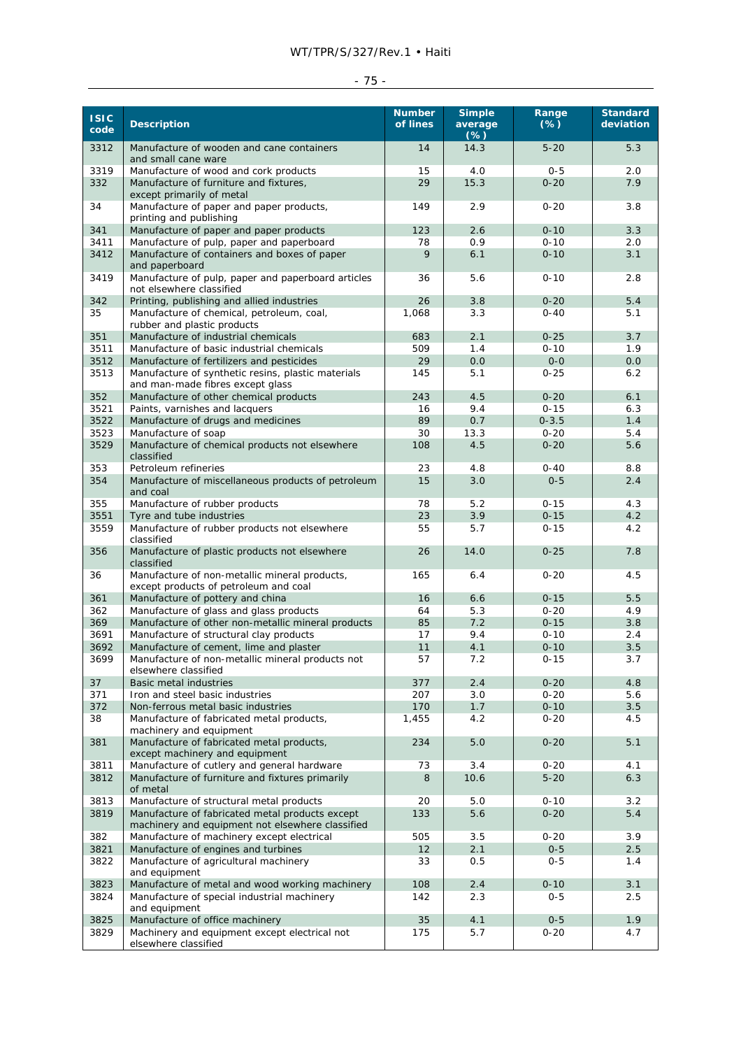| ISIC code | Description | Number of lines | Simple average (%) | Range (%) | Standard deviation |
|---|---|---|---|---|---|
| 3312 | Manufacture of wooden and cane containers and small cane ware | 14 | 14.3 | 5-20 | 5.3 |
| 3319 | Manufacture of wood and cork products | 15 | 4.0 | 0-5 | 2.0 |
| 332 | Manufacture of furniture and fixtures, except primarily of metal | 29 | 15.3 | 0-20 | 7.9 |
| 34 | Manufacture of paper and paper products, printing and publishing | 149 | 2.9 | 0-20 | 3.8 |
| 341 | Manufacture of paper and paper products | 123 | 2.6 | 0-10 | 3.3 |
| 3411 | Manufacture of pulp, paper and paperboard | 78 | 0.9 | 0-10 | 2.0 |
| 3412 | Manufacture of containers and boxes of paper and paperboard | 9 | 6.1 | 0-10 | 3.1 |
| 3419 | Manufacture of pulp, paper and paperboard articles not elsewhere classified | 36 | 5.6 | 0-10 | 2.8 |
| 342 | Printing, publishing and allied industries | 26 | 3.8 | 0-20 | 5.4 |
| 35 | Manufacture of chemical, petroleum, coal, rubber and plastic products | 1,068 | 3.3 | 0-40 | 5.1 |
| 351 | Manufacture of industrial chemicals | 683 | 2.1 | 0-25 | 3.7 |
| 3511 | Manufacture of basic industrial chemicals | 509 | 1.4 | 0-10 | 1.9 |
| 3512 | Manufacture of fertilizers and pesticides | 29 | 0.0 | 0-0 | 0.0 |
| 3513 | Manufacture of synthetic resins, plastic materials and man-made fibres except glass | 145 | 5.1 | 0-25 | 6.2 |
| 352 | Manufacture of other chemical products | 243 | 4.5 | 0-20 | 6.1 |
| 3521 | Paints, varnishes and lacquers | 16 | 9.4 | 0-15 | 6.3 |
| 3522 | Manufacture of drugs and medicines | 89 | 0.7 | 0-3.5 | 1.4 |
| 3523 | Manufacture of soap | 30 | 13.3 | 0-20 | 5.4 |
| 3529 | Manufacture of chemical products not elsewhere classified | 108 | 4.5 | 0-20 | 5.6 |
| 353 | Petroleum refineries | 23 | 4.8 | 0-40 | 8.8 |
| 354 | Manufacture of miscellaneous products of petroleum and coal | 15 | 3.0 | 0-5 | 2.4 |
| 355 | Manufacture of rubber products | 78 | 5.2 | 0-15 | 4.3 |
| 3551 | Tyre and tube industries | 23 | 3.9 | 0-15 | 4.2 |
| 3559 | Manufacture of rubber products not elsewhere classified | 55 | 5.7 | 0-15 | 4.2 |
| 356 | Manufacture of plastic products not elsewhere classified | 26 | 14.0 | 0-25 | 7.8 |
| 36 | Manufacture of non-metallic mineral products, except products of petroleum and coal | 165 | 6.4 | 0-20 | 4.5 |
| 361 | Manufacture of pottery and china | 16 | 6.6 | 0-15 | 5.5 |
| 362 | Manufacture of glass and glass products | 64 | 5.3 | 0-20 | 4.9 |
| 369 | Manufacture of other non-metallic mineral products | 85 | 7.2 | 0-15 | 3.8 |
| 3691 | Manufacture of structural clay products | 17 | 9.4 | 0-10 | 2.4 |
| 3692 | Manufacture of cement, lime and plaster | 11 | 4.1 | 0-10 | 3.5 |
| 3699 | Manufacture of non-metallic mineral products not elsewhere classified | 57 | 7.2 | 0-15 | 3.7 |
| 37 | Basic metal industries | 377 | 2.4 | 0-20 | 4.8 |
| 371 | Iron and steel basic industries | 207 | 3.0 | 0-20 | 5.6 |
| 372 | Non-ferrous metal basic industries | 170 | 1.7 | 0-10 | 3.5 |
| 38 | Manufacture of fabricated metal products, machinery and equipment | 1,455 | 4.2 | 0-20 | 4.5 |
| 381 | Manufacture of fabricated metal products, except machinery and equipment | 234 | 5.0 | 0-20 | 5.1 |
| 3811 | Manufacture of cutlery and general hardware | 73 | 3.4 | 0-20 | 4.1 |
| 3812 | Manufacture of furniture and fixtures primarily of metal | 8 | 10.6 | 5-20 | 6.3 |
| 3813 | Manufacture of structural metal products | 20 | 5.0 | 0-10 | 3.2 |
| 3819 | Manufacture of fabricated metal products except machinery and equipment not elsewhere classified | 133 | 5.6 | 0-20 | 5.4 |
| 382 | Manufacture of machinery except electrical | 505 | 3.5 | 0-20 | 3.9 |
| 3821 | Manufacture of engines and turbines | 12 | 2.1 | 0-5 | 2.5 |
| 3822 | Manufacture of agricultural machinery and equipment | 33 | 0.5 | 0-5 | 1.4 |
| 3823 | Manufacture of metal and wood working machinery | 108 | 2.4 | 0-10 | 3.1 |
| 3824 | Manufacture of special industrial machinery and equipment | 142 | 2.3 | 0-5 | 2.5 |
| 3825 | Manufacture of office machinery | 35 | 4.1 | 0-5 | 1.9 |
| 3829 | Machinery and equipment except electrical not elsewhere classified | 175 | 5.7 | 0-20 | 4.7 |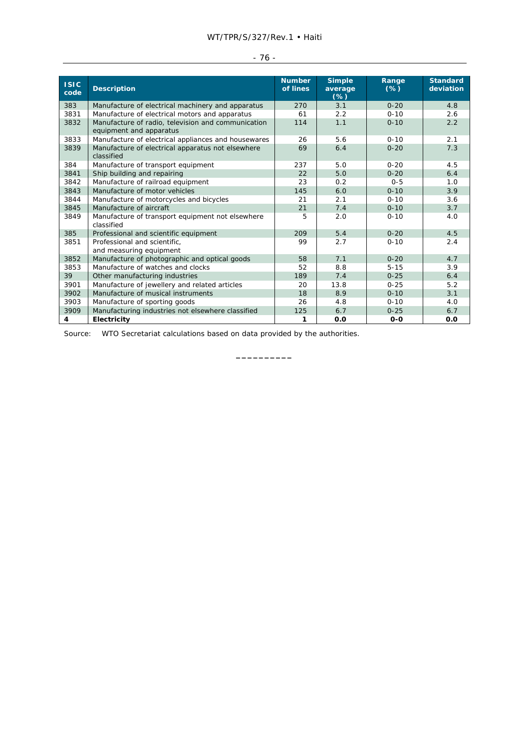| ISIC code | Description | Number of lines | Simple average (%) | Range (%) | Standard deviation |
|---|---|---|---|---|---|
| 383 | Manufacture of electrical machinery and apparatus | 270 | 3.1 | 0-20 | 4.8 |
| 3831 | Manufacture of electrical motors and apparatus | 61 | 2.2 | 0-10 | 2.6 |
| 3832 | Manufacture of radio, television and communication equipment and apparatus | 114 | 1.1 | 0-10 | 2.2 |
| 3833 | Manufacture of electrical appliances and housewares | 26 | 5.6 | 0-10 | 2.1 |
| 3839 | Manufacture of electrical apparatus not elsewhere classified | 69 | 6.4 | 0-20 | 7.3 |
| 384 | Manufacture of transport equipment | 237 | 5.0 | 0-20 | 4.5 |
| 3841 | Ship building and repairing | 22 | 5.0 | 0-20 | 6.4 |
| 3842 | Manufacture of railroad equipment | 23 | 0.2 | 0-5 | 1.0 |
| 3843 | Manufacture of motor vehicles | 145 | 6.0 | 0-10 | 3.9 |
| 3844 | Manufacture of motorcycles and bicycles | 21 | 2.1 | 0-10 | 3.6 |
| 3845 | Manufacture of aircraft | 21 | 7.4 | 0-10 | 3.7 |
| 3849 | Manufacture of transport equipment not elsewhere classified | 5 | 2.0 | 0-10 | 4.0 |
| 385 | Professional and scientific equipment | 209 | 5.4 | 0-20 | 4.5 |
| 3851 | Professional and scientific, and measuring equipment | 99 | 2.7 | 0-10 | 2.4 |
| 3852 | Manufacture of photographic and optical goods | 58 | 7.1 | 0-20 | 4.7 |
| 3853 | Manufacture of watches and clocks | 52 | 8.8 | 5-15 | 3.9 |
| 39 | Other manufacturing industries | 189 | 7.4 | 0-25 | 6.4 |
| 3901 | Manufacture of jewellery and related articles | 20 | 13.8 | 0-25 | 5.2 |
| 3902 | Manufacture of musical instruments | 18 | 8.9 | 0-10 | 3.1 |
| 3903 | Manufacture of sporting goods | 26 | 4.8 | 0-10 | 4.0 |
| 3909 | Manufacturing industries not elsewhere classified | 125 | 6.7 | 0-25 | 6.7 |
| **4** | **Electricity** | **1** | **0.0** | **0-0** | **0.0** |

Source: WTO Secretariat calculations based on data provided by the authorities.

__________